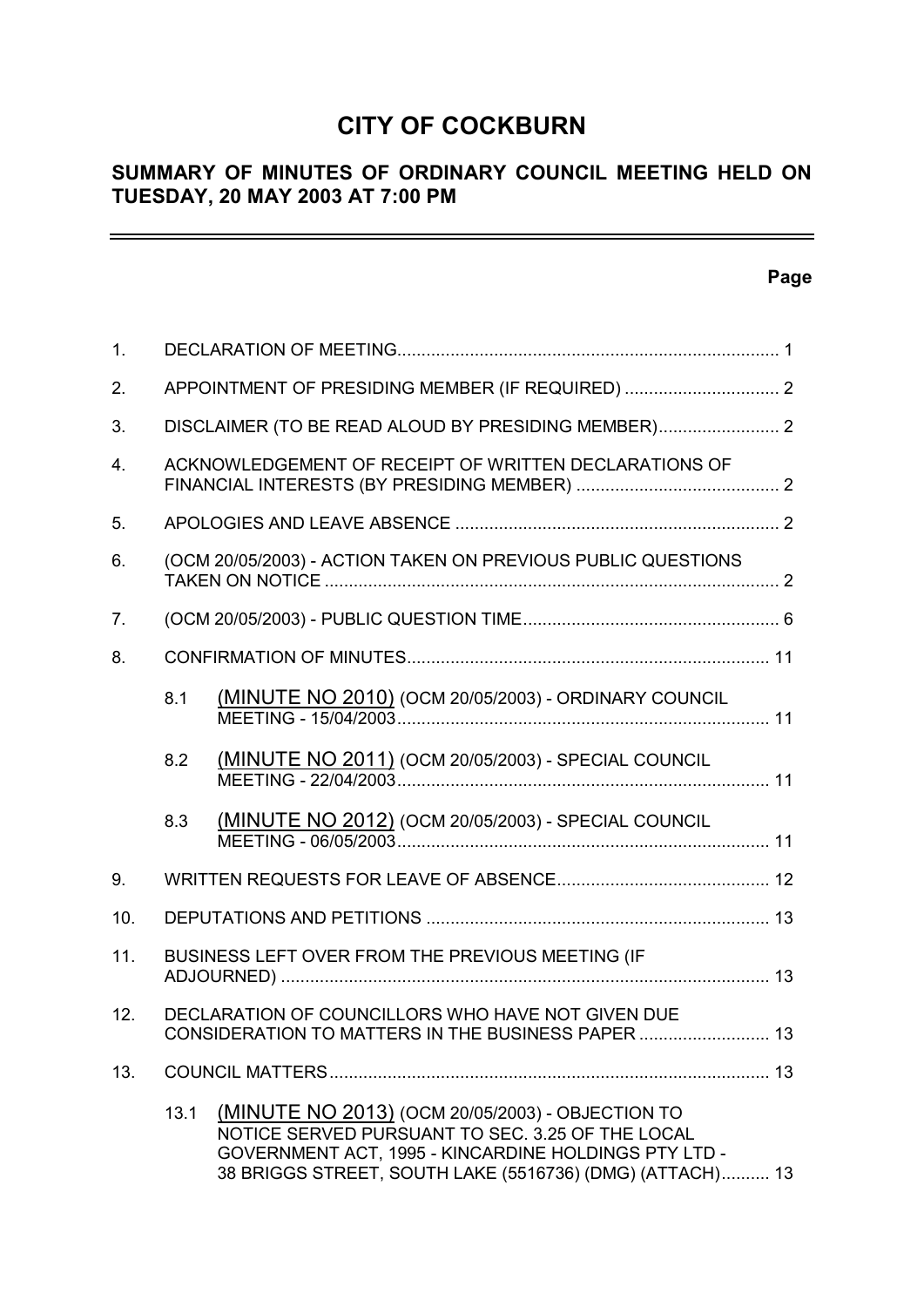# CITY OF COCKBURN

## SUMMARY OF MINUTES OF ORDINARY COUNCIL MEETING HELD ON TUESDAY, 20 MAY 2003 AT 7:00 PM

**Page**

1. DECLARATION OF MEETING ............................................................................. 1
2. APPOINTMENT OF PRESIDING MEMBER (IF REQUIRED) ............................... 2
3. DISCLAIMER (TO BE READ ALOUD BY PRESIDING MEMBER) ........................ 2
4. ACKNOWLEDGEMENT OF RECEIPT OF WRITTEN DECLARATIONS OF FINANCIAL INTERESTS (BY PRESIDING MEMBER) ......................................... 2
5. APOLOGIES AND LEAVE ABSENCE .................................................................. 2
6. (OCM 20/05/2003) - ACTION TAKEN ON PREVIOUS PUBLIC QUESTIONS TAKEN ON NOTICE ............................................................................................ 2
7. (OCM 20/05/2003) - PUBLIC QUESTION TIME .................................................... 6
8. CONFIRMATION OF MINUTES .......................................................................... 11
   - 8.1 (MINUTE NO 2010) (OCM 20/05/2003) - ORDINARY COUNCIL MEETING - 15/04/2003 ............................................................................ 11
   - 8.2 (MINUTE NO 2011) (OCM 20/05/2003) - SPECIAL COUNCIL MEETING - 22/04/2003 ............................................................................ 11
   - 8.3 (MINUTE NO 2012) (OCM 20/05/2003) - SPECIAL COUNCIL MEETING - 06/05/2003 ............................................................................ 11
9. WRITTEN REQUESTS FOR LEAVE OF ABSENCE ........................................... 12
10. DEPUTATIONS AND PETITIONS ...................................................................... 13
11. BUSINESS LEFT OVER FROM THE PREVIOUS MEETING (IF ADJOURNED) .................................................................................................... 13
12. DECLARATION OF COUNCILLORS WHO HAVE NOT GIVEN DUE CONSIDERATION TO MATTERS IN THE BUSINESS PAPER .......................... 13
13. COUNCIL MATTERS .......................................................................................... 13
    - 13.1 (MINUTE NO 2013) (OCM 20/05/2003) - OBJECTION TO NOTICE SERVED PURSUANT TO SEC. 3.25 OF THE LOCAL GOVERNMENT ACT, 1995 - KINCARDINE HOLDINGS PTY LTD - 38 BRIGGS STREET, SOUTH LAKE (5516736) (DMG) (ATTACH) .......... 13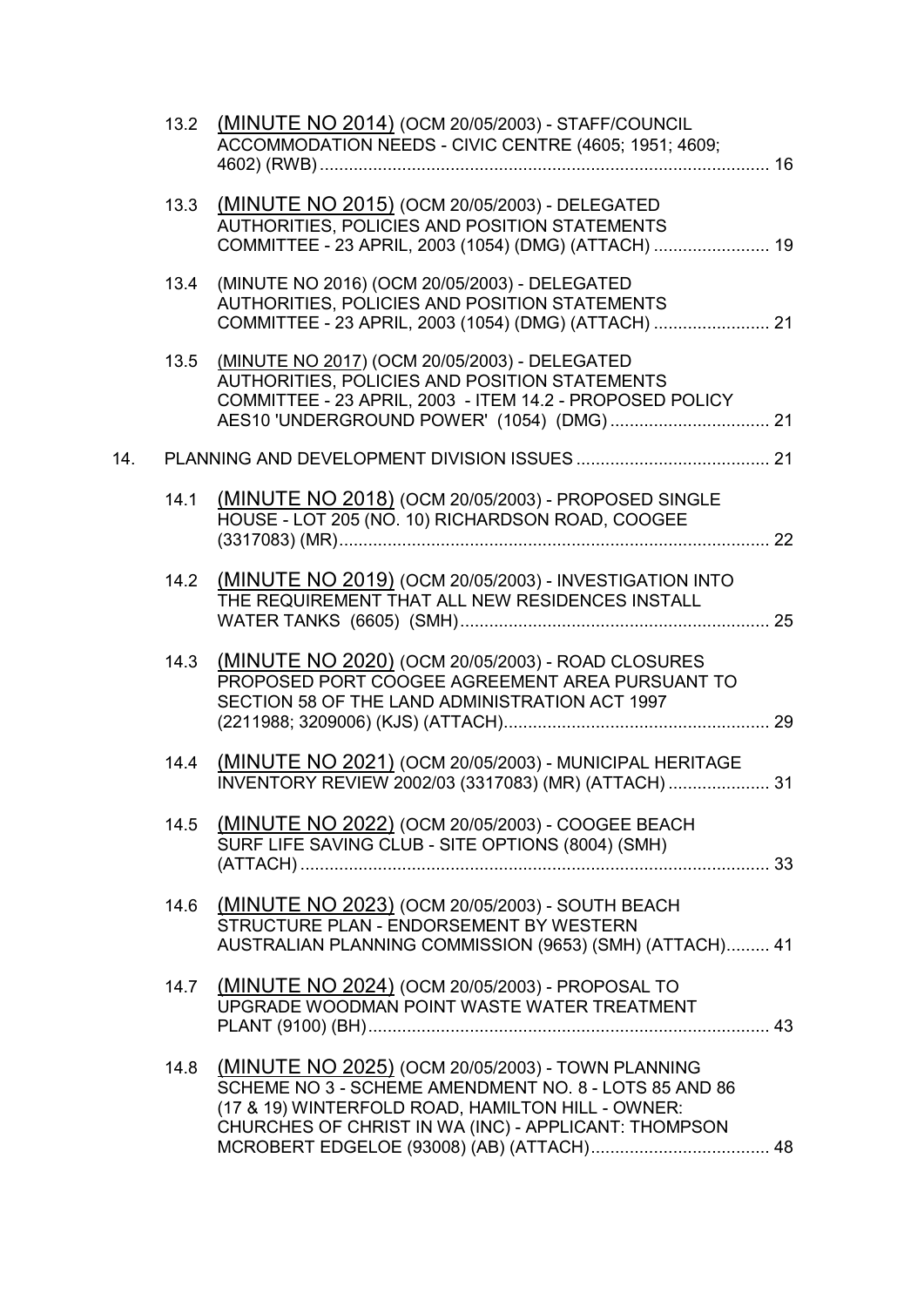13.2 (MINUTE NO 2014) (OCM 20/05/2003) - STAFF/COUNCIL ACCOMMODATION NEEDS - CIVIC CENTRE (4605; 1951; 4609; 4602) (RWB) ..... 16

13.3 (MINUTE NO 2015) (OCM 20/05/2003) - DELEGATED AUTHORITIES, POLICIES AND POSITION STATEMENTS COMMITTEE - 23 APRIL, 2003 (1054) (DMG) (ATTACH) ..... 19

13.4 (MINUTE NO 2016) (OCM 20/05/2003) - DELEGATED AUTHORITIES, POLICIES AND POSITION STATEMENTS COMMITTEE - 23 APRIL, 2003 (1054) (DMG) (ATTACH) ..... 21

13.5 (MINUTE NO 2017) (OCM 20/05/2003) - DELEGATED AUTHORITIES, POLICIES AND POSITION STATEMENTS COMMITTEE - 23 APRIL, 2003 - ITEM 14.2 - PROPOSED POLICY AES10 'UNDERGROUND POWER' (1054) (DMG) ..... 21

14. PLANNING AND DEVELOPMENT DIVISION ISSUES ..... 21

14.1 (MINUTE NO 2018) (OCM 20/05/2003) - PROPOSED SINGLE HOUSE - LOT 205 (NO. 10) RICHARDSON ROAD, COOGEE (3317083) (MR) ..... 22

14.2 (MINUTE NO 2019) (OCM 20/05/2003) - INVESTIGATION INTO THE REQUIREMENT THAT ALL NEW RESIDENCES INSTALL WATER TANKS (6605) (SMH) ..... 25

14.3 (MINUTE NO 2020) (OCM 20/05/2003) - ROAD CLOSURES PROPOSED PORT COOGEE AGREEMENT AREA PURSUANT TO SECTION 58 OF THE LAND ADMINISTRATION ACT 1997 (2211988; 3209006) (KJS) (ATTACH) ..... 29

14.4 (MINUTE NO 2021) (OCM 20/05/2003) - MUNICIPAL HERITAGE INVENTORY REVIEW 2002/03 (3317083) (MR) (ATTACH) ..... 31

14.5 (MINUTE NO 2022) (OCM 20/05/2003) - COOGEE BEACH SURF LIFE SAVING CLUB - SITE OPTIONS (8004) (SMH) (ATTACH) ..... 33

14.6 (MINUTE NO 2023) (OCM 20/05/2003) - SOUTH BEACH STRUCTURE PLAN - ENDORSEMENT BY WESTERN AUSTRALIAN PLANNING COMMISSION (9653) (SMH) (ATTACH) ..... 41

14.7 (MINUTE NO 2024) (OCM 20/05/2003) - PROPOSAL TO UPGRADE WOODMAN POINT WASTE WATER TREATMENT PLANT (9100) (BH) ..... 43

14.8 (MINUTE NO 2025) (OCM 20/05/2003) - TOWN PLANNING SCHEME NO 3 - SCHEME AMENDMENT NO. 8 - LOTS 85 AND 86 (17 & 19) WINTERFOLD ROAD, HAMILTON HILL - OWNER: CHURCHES OF CHRIST IN WA (INC) - APPLICANT: THOMPSON MCROBERT EDGELOE (93008) (AB) (ATTACH) ..... 48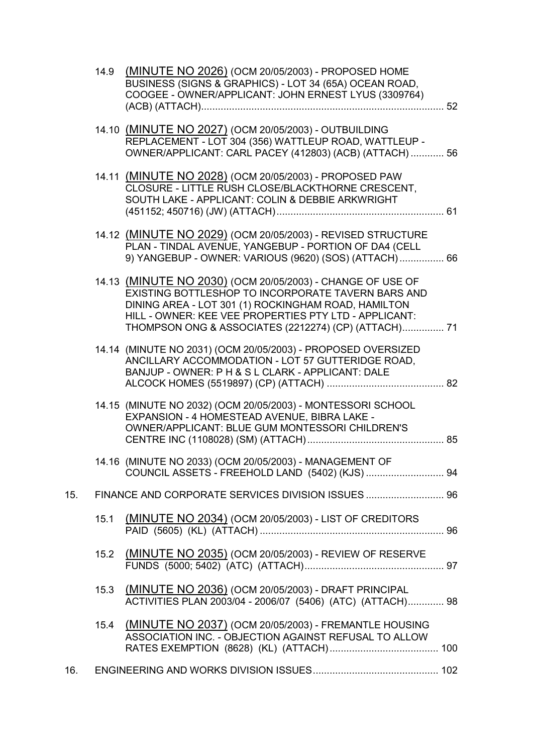14.9 (MINUTE NO 2026) (OCM 20/05/2003) - PROPOSED HOME BUSINESS (SIGNS & GRAPHICS) - LOT 34 (65A) OCEAN ROAD, COOGEE - OWNER/APPLICANT: JOHN ERNEST LYUS (3309764) (ACB) (ATTACH) ........................................................................................ 52

14.10 (MINUTE NO 2027) (OCM 20/05/2003) - OUTBUILDING REPLACEMENT - LOT 304 (356) WATTLEUP ROAD, WATTLEUP - OWNER/APPLICANT: CARL PACEY (412803) (ACB) (ATTACH) ............ 56

14.11 (MINUTE NO 2028) (OCM 20/05/2003) - PROPOSED PAW CLOSURE - LITTLE RUSH CLOSE/BLACKTHORNE CRESCENT, SOUTH LAKE - APPLICANT: COLIN & DEBBIE ARKWRIGHT (451152; 450716) (JW) (ATTACH) ............................................................ 61

14.12 (MINUTE NO 2029) (OCM 20/05/2003) - REVISED STRUCTURE PLAN - TINDAL AVENUE, YANGEBUP - PORTION OF DA4 (CELL 9) YANGEBUP - OWNER: VARIOUS (9620) (SOS) (ATTACH) ................ 66

14.13 (MINUTE NO 2030) (OCM 20/05/2003) - CHANGE OF USE OF EXISTING BOTTLESHOP TO INCORPORATE TAVERN BARS AND DINING AREA - LOT 301 (1) ROCKINGHAM ROAD, HAMILTON HILL - OWNER: KEE VEE PROPERTIES PTY LTD - APPLICANT: THOMPSON ONG & ASSOCIATES (2212274) (CP) (ATTACH) ............... 71

14.14 (MINUTE NO 2031) (OCM 20/05/2003) - PROPOSED OVERSIZED ANCILLARY ACCOMMODATION - LOT 57 GUTTERIDGE ROAD, BANJUP - OWNER: P H & S L CLARK - APPLICANT: DALE ALCOCK HOMES (5519897) (CP) (ATTACH) .......................................... 82

14.15 (MINUTE NO 2032) (OCM 20/05/2003) - MONTESSORI SCHOOL EXPANSION - 4 HOMESTEAD AVENUE, BIBRA LAKE - OWNER/APPLICANT: BLUE GUM MONTESSORI CHILDREN'S CENTRE INC (1108028) (SM) (ATTACH) ................................................. 85

14.16 (MINUTE NO 2033) (OCM 20/05/2003) - MANAGEMENT OF COUNCIL ASSETS - FREEHOLD LAND (5402) (KJS) ............................ 94

15. FINANCE AND CORPORATE SERVICES DIVISION ISSUES ............................ 96

15.1 (MINUTE NO 2034) (OCM 20/05/2003) - LIST OF CREDITORS PAID (5605) (KL) (ATTACH) .................................................................. 96

15.2 (MINUTE NO 2035) (OCM 20/05/2003) - REVIEW OF RESERVE FUNDS (5000; 5402) (ATC) (ATTACH) .................................................. 97

15.3 (MINUTE NO 2036) (OCM 20/05/2003) - DRAFT PRINCIPAL ACTIVITIES PLAN 2003/04 - 2006/07 (5406) (ATC) (ATTACH) ............. 98

15.4 (MINUTE NO 2037) (OCM 20/05/2003) - FREMANTLE HOUSING ASSOCIATION INC. - OBJECTION AGAINST REFUSAL TO ALLOW RATES EXEMPTION (8628) (KL) (ATTACH) ....................................... 100

16. ENGINEERING AND WORKS DIVISION ISSUES ............................................. 102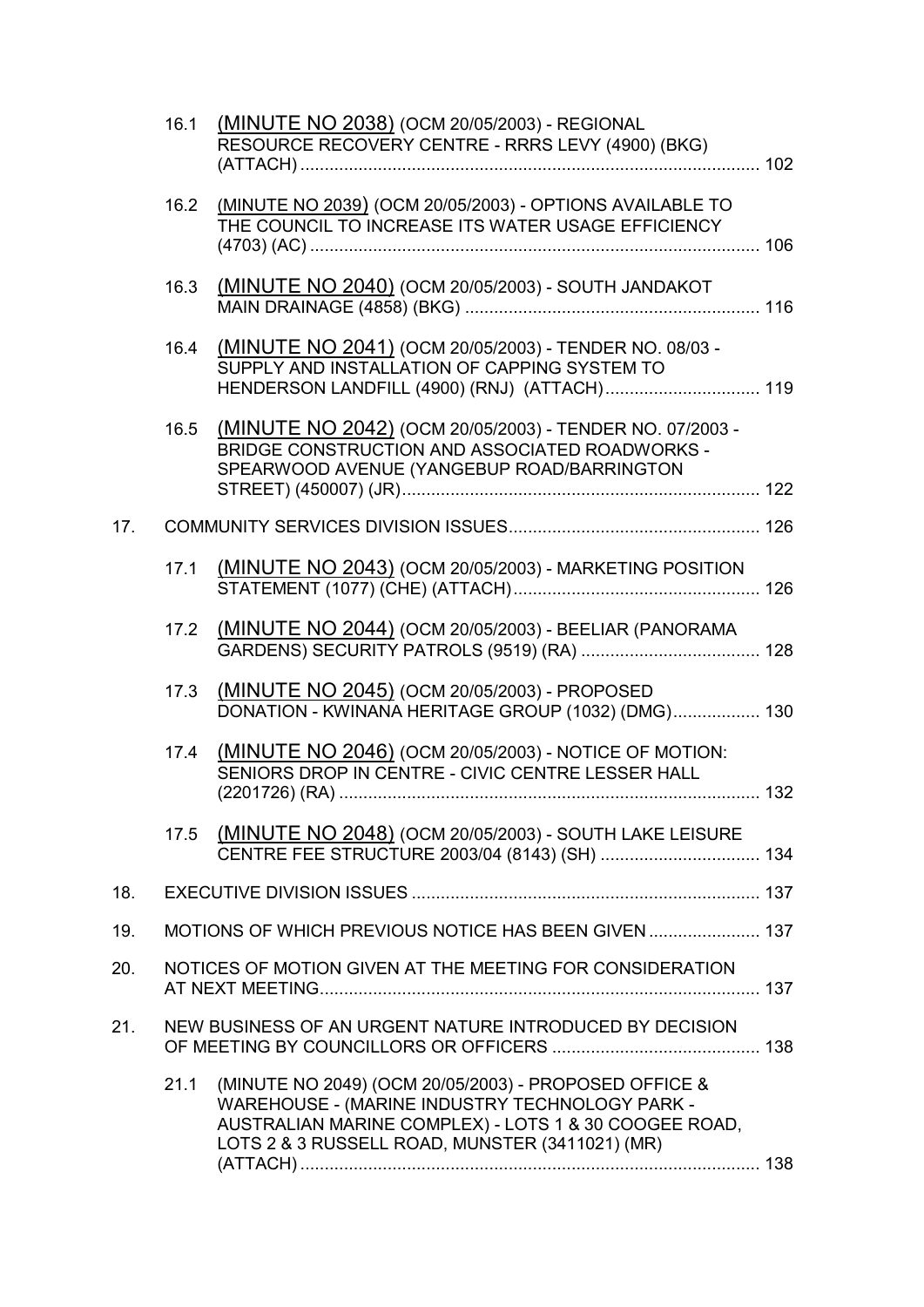16.1 (MINUTE NO 2038) (OCM 20/05/2003) - REGIONAL RESOURCE RECOVERY CENTRE - RRRS LEVY (4900) (BKG) (ATTACH) ................................................................................................ 102

16.2 (MINUTE NO 2039) (OCM 20/05/2003) - OPTIONS AVAILABLE TO THE COUNCIL TO INCREASE ITS WATER USAGE EFFICIENCY (4703) (AC) ............................................................................................. 106

16.3 (MINUTE NO 2040) (OCM 20/05/2003) - SOUTH JANDAKOT MAIN DRAINAGE (4858) (BKG) ............................................................. 116

16.4 (MINUTE NO 2041) (OCM 20/05/2003) - TENDER NO. 08/03 - SUPPLY AND INSTALLATION OF CAPPING SYSTEM TO HENDERSON LANDFILL (4900) (RNJ) (ATTACH)................................ 119

16.5 (MINUTE NO 2042) (OCM 20/05/2003) - TENDER NO. 07/2003 - BRIDGE CONSTRUCTION AND ASSOCIATED ROADWORKS - SPEARWOOD AVENUE (YANGEBUP ROAD/BARRINGTON STREET) (450007) (JR)......................................................................... 122

17. COMMUNITY SERVICES DIVISION ISSUES.................................................... 126

17.1 (MINUTE NO 2043) (OCM 20/05/2003) - MARKETING POSITION STATEMENT (1077) (CHE) (ATTACH)................................................... 126

17.2 (MINUTE NO 2044) (OCM 20/05/2003) - BEELIAR (PANORAMA GARDENS) SECURITY PATROLS (9519) (RA) ..................................... 128

17.3 (MINUTE NO 2045) (OCM 20/05/2003) - PROPOSED DONATION - KWINANA HERITAGE GROUP (1032) (DMG).................. 130

17.4 (MINUTE NO 2046) (OCM 20/05/2003) - NOTICE OF MOTION: SENIORS DROP IN CENTRE - CIVIC CENTRE LESSER HALL (2201726) (RA) ....................................................................................... 132

17.5 (MINUTE NO 2048) (OCM 20/05/2003) - SOUTH LAKE LEISURE CENTRE FEE STRUCTURE 2003/04 (8143) (SH) ................................. 134

18. EXECUTIVE DIVISION ISSUES ........................................................................ 137

19. MOTIONS OF WHICH PREVIOUS NOTICE HAS BEEN GIVEN ....................... 137

20. NOTICES OF MOTION GIVEN AT THE MEETING FOR CONSIDERATION AT NEXT MEETING........................................................................................... 137

21. NEW BUSINESS OF AN URGENT NATURE INTRODUCED BY DECISION OF MEETING BY COUNCILLORS OR OFFICERS ........................................... 138

21.1 (MINUTE NO 2049) (OCM 20/05/2003) - PROPOSED OFFICE & WAREHOUSE - (MARINE INDUSTRY TECHNOLOGY PARK - AUSTRALIAN MARINE COMPLEX) - LOTS 1 & 30 COOGEE ROAD, LOTS 2 & 3 RUSSELL ROAD, MUNSTER (3411021) (MR) (ATTACH) ............................................................................................... 138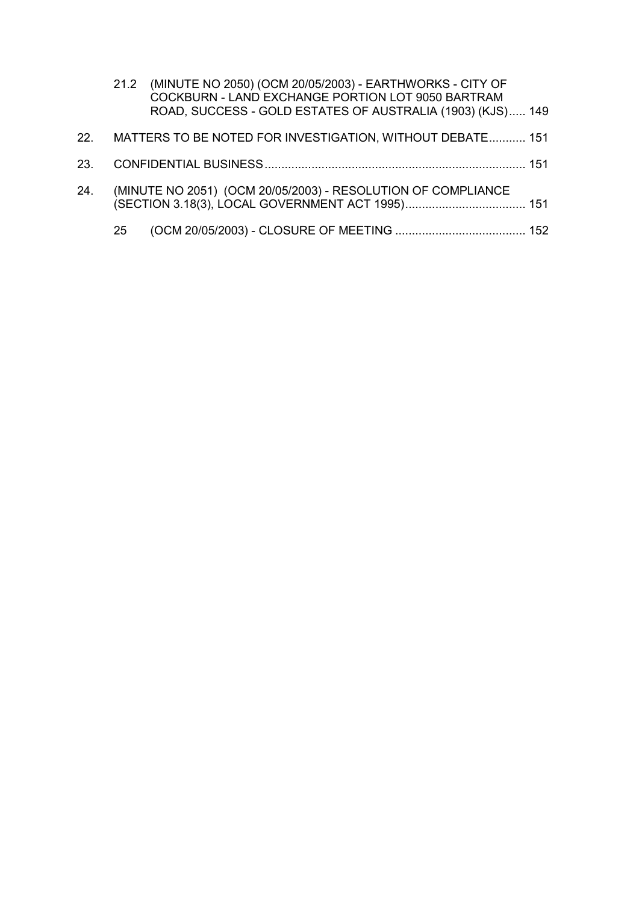21.2 (MINUTE NO 2050) (OCM 20/05/2003) - EARTHWORKS - CITY OF COCKBURN - LAND EXCHANGE PORTION LOT 9050 BARTRAM ROAD, SUCCESS - GOLD ESTATES OF AUSTRALIA (1903) (KJS)..... 149

22. MATTERS TO BE NOTED FOR INVESTIGATION, WITHOUT DEBATE........... 151

23. CONFIDENTIAL BUSINESS.............................................................................. 151

24. (MINUTE NO 2051) (OCM 20/05/2003) - RESOLUTION OF COMPLIANCE (SECTION 3.18(3), LOCAL GOVERNMENT ACT 1995).................................... 151

25 (OCM 20/05/2003) - CLOSURE OF MEETING ....................................... 152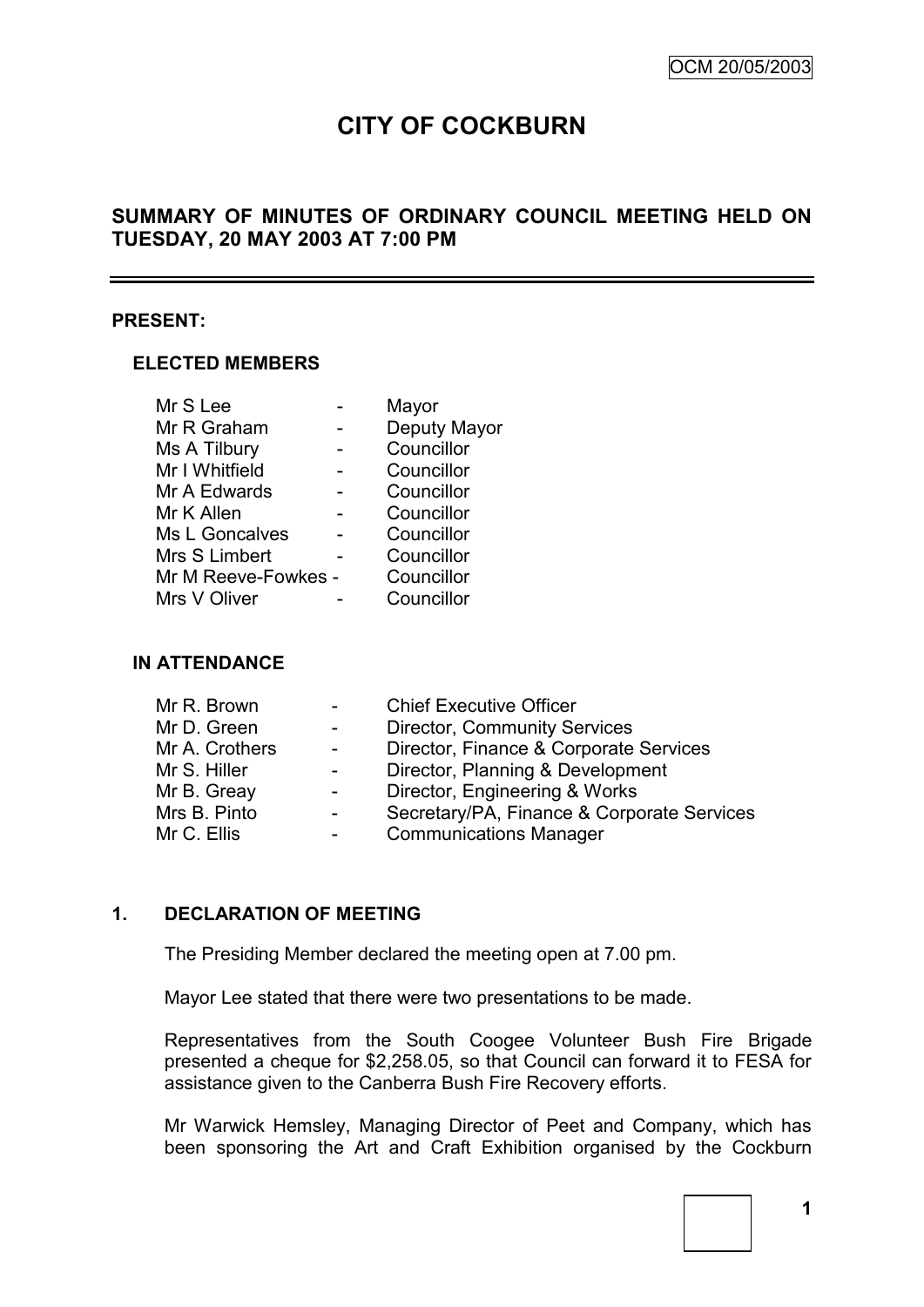OCM 20/05/2003

# CITY OF COCKBURN

## SUMMARY OF MINUTES OF ORDINARY COUNCIL MEETING HELD ON TUESDAY, 20 MAY 2003 AT 7:00 PM

---

### PRESENT:

#### ELECTED MEMBERS

| | | |
|---|---|---|
| Mr S Lee | - | Mayor |
| Mr R Graham | - | Deputy Mayor |
| Ms A Tilbury | - | Councillor |
| Mr I Whitfield | - | Councillor |
| Mr A Edwards | - | Councillor |
| Mr K Allen | - | Councillor |
| Ms L Goncalves | - | Councillor |
| Mrs S Limbert | - | Councillor |
| Mr M Reeve-Fowkes | - | Councillor |
| Mrs V Oliver | - | Councillor |

#### IN ATTENDANCE

| | | |
|---|---|---|
| Mr R. Brown | - | Chief Executive Officer |
| Mr D. Green | - | Director, Community Services |
| Mr A. Crothers | - | Director, Finance & Corporate Services |
| Mr S. Hiller | - | Director, Planning & Development |
| Mr B. Greay | - | Director, Engineering & Works |
| Mrs B. Pinto | - | Secretary/PA, Finance & Corporate Services |
| Mr C. Ellis | - | Communications Manager |

### 1. DECLARATION OF MEETING

The Presiding Member declared the meeting open at 7.00 pm.

Mayor Lee stated that there were two presentations to be made.

Representatives from the South Coogee Volunteer Bush Fire Brigade presented a cheque for $2,258.05, so that Council can forward it to FESA for assistance given to the Canberra Bush Fire Recovery efforts.

Mr Warwick Hemsley, Managing Director of Peet and Company, which has been sponsoring the Art and Craft Exhibition organised by the Cockburn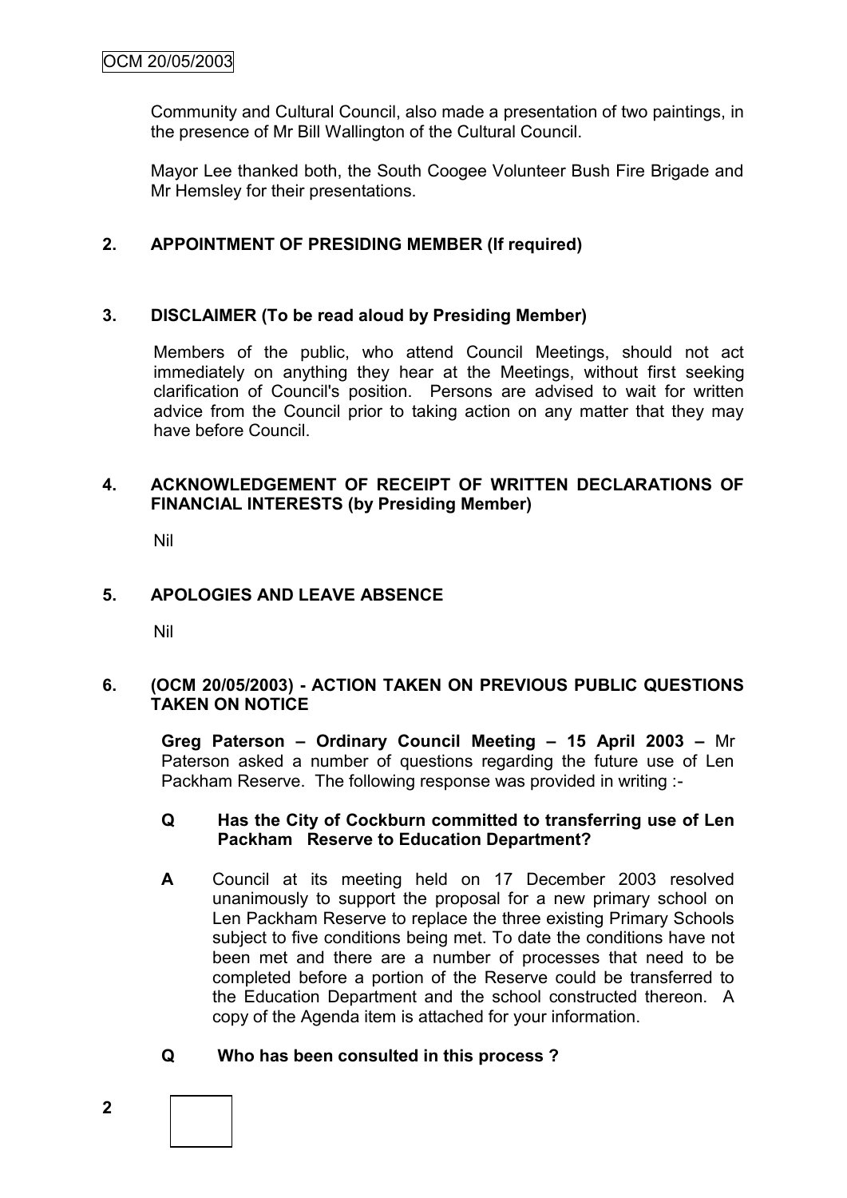Community and Cultural Council, also made a presentation of two paintings, in the presence of Mr Bill Wallington of the Cultural Council.

Mayor Lee thanked both, the South Coogee Volunteer Bush Fire Brigade and Mr Hemsley for their presentations.

## 2. APPOINTMENT OF PRESIDING MEMBER (If required)

## 3. DISCLAIMER (To be read aloud by Presiding Member)

Members of the public, who attend Council Meetings, should not act immediately on anything they hear at the Meetings, without first seeking clarification of Council's position. Persons are advised to wait for written advice from the Council prior to taking action on any matter that they may have before Council.

## 4. ACKNOWLEDGEMENT OF RECEIPT OF WRITTEN DECLARATIONS OF FINANCIAL INTERESTS (by Presiding Member)

Nil

## 5. APOLOGIES AND LEAVE ABSENCE

Nil

## 6. (OCM 20/05/2003) - ACTION TAKEN ON PREVIOUS PUBLIC QUESTIONS TAKEN ON NOTICE

**Greg Paterson – Ordinary Council Meeting – 15 April 2003 –** Mr Paterson asked a number of questions regarding the future use of Len Packham Reserve. The following response was provided in writing :-

**Q Has the City of Cockburn committed to transferring use of Len Packham Reserve to Education Department?**

**A** Council at its meeting held on 17 December 2003 resolved unanimously to support the proposal for a new primary school on Len Packham Reserve to replace the three existing Primary Schools subject to five conditions being met. To date the conditions have not been met and there are a number of processes that need to be completed before a portion of the Reserve could be transferred to the Education Department and the school constructed thereon. A copy of the Agenda item is attached for your information.

**Q Who has been consulted in this process ?**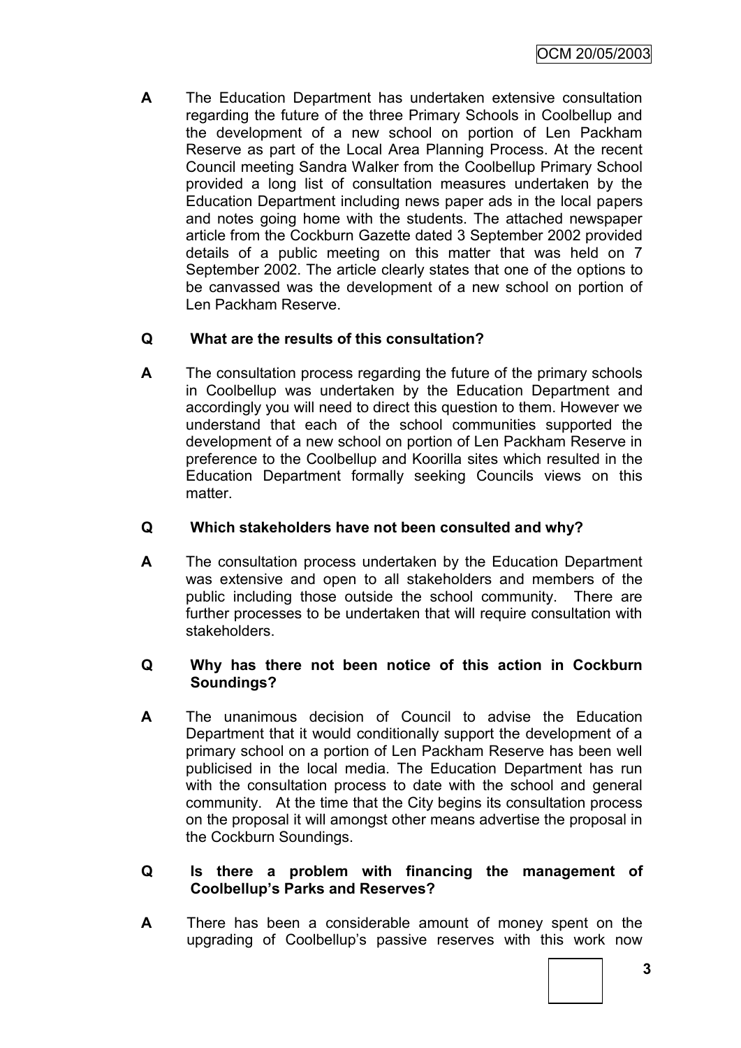**A** The Education Department has undertaken extensive consultation regarding the future of the three Primary Schools in Coolbellup and the development of a new school on portion of Len Packham Reserve as part of the Local Area Planning Process. At the recent Council meeting Sandra Walker from the Coolbellup Primary School provided a long list of consultation measures undertaken by the Education Department including news paper ads in the local papers and notes going home with the students. The attached newspaper article from the Cockburn Gazette dated 3 September 2002 provided details of a public meeting on this matter that was held on 7 September 2002. The article clearly states that one of the options to be canvassed was the development of a new school on portion of Len Packham Reserve.

**Q** **What are the results of this consultation?**

**A** The consultation process regarding the future of the primary schools in Coolbellup was undertaken by the Education Department and accordingly you will need to direct this question to them. However we understand that each of the school communities supported the development of a new school on portion of Len Packham Reserve in preference to the Coolbellup and Koorilla sites which resulted in the Education Department formally seeking Councils views on this matter.

**Q** **Which stakeholders have not been consulted and why?**

**A** The consultation process undertaken by the Education Department was extensive and open to all stakeholders and members of the public including those outside the school community. There are further processes to be undertaken that will require consultation with stakeholders.

**Q** **Why has there not been notice of this action in Cockburn Soundings?**

**A** The unanimous decision of Council to advise the Education Department that it would conditionally support the development of a primary school on a portion of Len Packham Reserve has been well publicised in the local media. The Education Department has run with the consultation process to date with the school and general community. At the time that the City begins its consultation process on the proposal it will amongst other means advertise the proposal in the Cockburn Soundings.

**Q** **Is there a problem with financing the management of Coolbellup's Parks and Reserves?**

**A** There has been a considerable amount of money spent on the upgrading of Coolbellup's passive reserves with this work now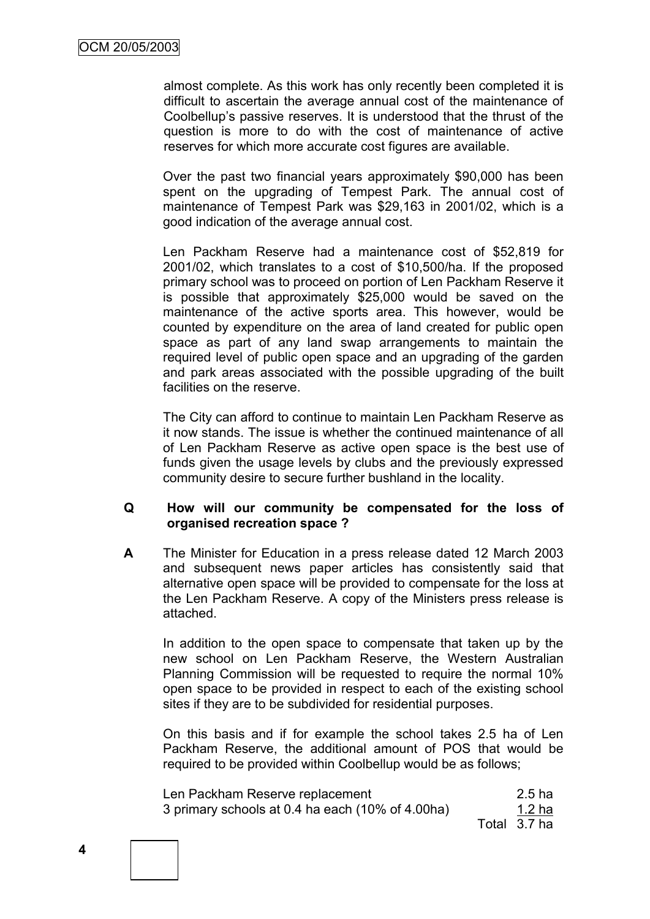almost complete. As this work has only recently been completed it is difficult to ascertain the average annual cost of the maintenance of Coolbellup's passive reserves. It is understood that the thrust of the question is more to do with the cost of maintenance of active reserves for which more accurate cost figures are available.

Over the past two financial years approximately $90,000 has been spent on the upgrading of Tempest Park. The annual cost of maintenance of Tempest Park was $29,163 in 2001/02, which is a good indication of the average annual cost.

Len Packham Reserve had a maintenance cost of $52,819 for 2001/02, which translates to a cost of $10,500/ha. If the proposed primary school was to proceed on portion of Len Packham Reserve it is possible that approximately $25,000 would be saved on the maintenance of the active sports area. This however, would be counted by expenditure on the area of land created for public open space as part of any land swap arrangements to maintain the required level of public open space and an upgrading of the garden and park areas associated with the possible upgrading of the built facilities on the reserve.

The City can afford to continue to maintain Len Packham Reserve as it now stands. The issue is whether the continued maintenance of all of Len Packham Reserve as active open space is the best use of funds given the usage levels by clubs and the previously expressed community desire to secure further bushland in the locality.

**Q How will our community be compensated for the loss of organised recreation space ?**

**A** The Minister for Education in a press release dated 12 March 2003 and subsequent news paper articles has consistently said that alternative open space will be provided to compensate for the loss at the Len Packham Reserve. A copy of the Ministers press release is attached.

In addition to the open space to compensate that taken up by the new school on Len Packham Reserve, the Western Australian Planning Commission will be requested to require the normal 10% open space to be provided in respect to each of the existing school sites if they are to be subdivided for residential purposes.

On this basis and if for example the school takes 2.5 ha of Len Packham Reserve, the additional amount of POS that would be required to be provided within Coolbellup would be as follows;

| | |
|---|---|
| Len Packham Reserve replacement | 2.5 ha |
| 3 primary schools at 0.4 ha each (10% of 4.00ha) | 1.2 ha |
| Total | 3.7 ha |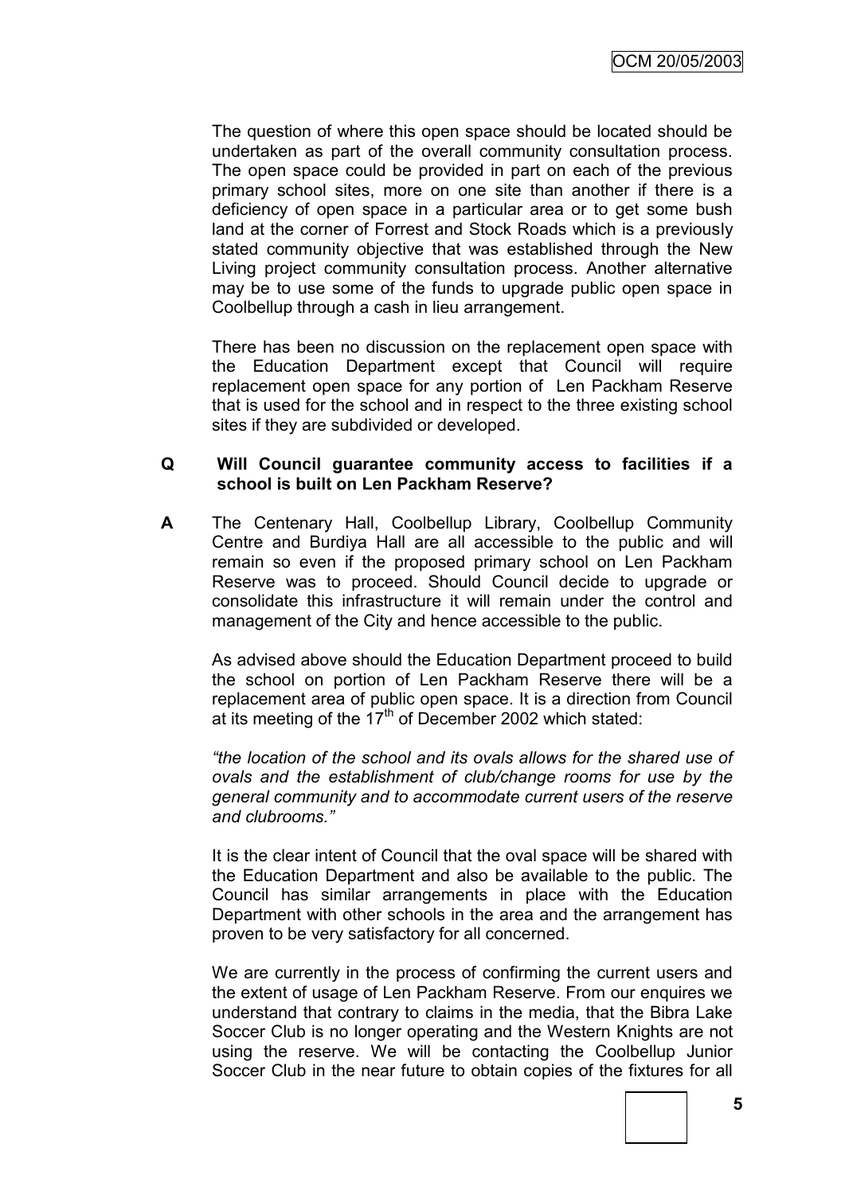The question of where this open space should be located should be undertaken as part of the overall community consultation process. The open space could be provided in part on each of the previous primary school sites, more on one site than another if there is a deficiency of open space in a particular area or to get some bush land at the corner of Forrest and Stock Roads which is a previously stated community objective that was established through the New Living project community consultation process. Another alternative may be to use some of the funds to upgrade public open space in Coolbellup through a cash in lieu arrangement.

There has been no discussion on the replacement open space with the Education Department except that Council will require replacement open space for any portion of Len Packham Reserve that is used for the school and in respect to the three existing school sites if they are subdivided or developed.

**Q Will Council guarantee community access to facilities if a school is built on Len Packham Reserve?**

**A** The Centenary Hall, Coolbellup Library, Coolbellup Community Centre and Burdiya Hall are all accessible to the public and will remain so even if the proposed primary school on Len Packham Reserve was to proceed. Should Council decide to upgrade or consolidate this infrastructure it will remain under the control and management of the City and hence accessible to the public.

As advised above should the Education Department proceed to build the school on portion of Len Packham Reserve there will be a replacement area of public open space. It is a direction from Council at its meeting of the 17th of December 2002 which stated:

*"the location of the school and its ovals allows for the shared use of ovals and the establishment of club/change rooms for use by the general community and to accommodate current users of the reserve and clubrooms."*

It is the clear intent of Council that the oval space will be shared with the Education Department and also be available to the public. The Council has similar arrangements in place with the Education Department with other schools in the area and the arrangement has proven to be very satisfactory for all concerned.

We are currently in the process of confirming the current users and the extent of usage of Len Packham Reserve. From our enquires we understand that contrary to claims in the media, that the Bibra Lake Soccer Club is no longer operating and the Western Knights are not using the reserve. We will be contacting the Coolbellup Junior Soccer Club in the near future to obtain copies of the fixtures for all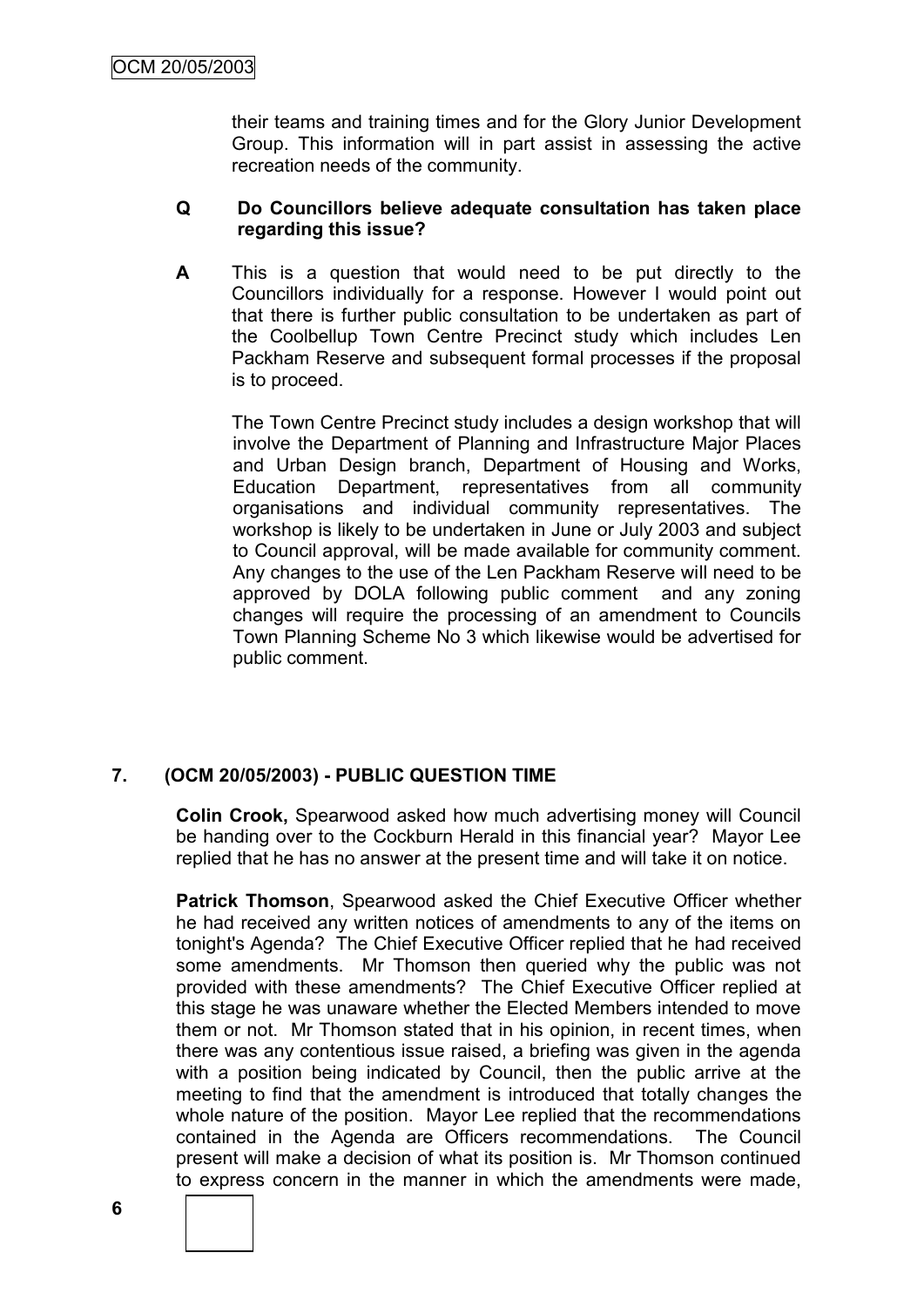their teams and training times and for the Glory Junior Development Group. This information will in part assist in assessing the active recreation needs of the community.

**Q Do Councillors believe adequate consultation has taken place regarding this issue?**

**A** This is a question that would need to be put directly to the Councillors individually for a response. However I would point out that there is further public consultation to be undertaken as part of the Coolbellup Town Centre Precinct study which includes Len Packham Reserve and subsequent formal processes if the proposal is to proceed.

The Town Centre Precinct study includes a design workshop that will involve the Department of Planning and Infrastructure Major Places and Urban Design branch, Department of Housing and Works, Education Department, representatives from all community organisations and individual community representatives. The workshop is likely to be undertaken in June or July 2003 and subject to Council approval, will be made available for community comment. Any changes to the use of the Len Packham Reserve will need to be approved by DOLA following public comment and any zoning changes will require the processing of an amendment to Councils Town Planning Scheme No 3 which likewise would be advertised for public comment.

## 7. (OCM 20/05/2003) - PUBLIC QUESTION TIME

**Colin Crook,** Spearwood asked how much advertising money will Council be handing over to the Cockburn Herald in this financial year? Mayor Lee replied that he has no answer at the present time and will take it on notice.

**Patrick Thomson**, Spearwood asked the Chief Executive Officer whether he had received any written notices of amendments to any of the items on tonight's Agenda? The Chief Executive Officer replied that he had received some amendments. Mr Thomson then queried why the public was not provided with these amendments? The Chief Executive Officer replied at this stage he was unaware whether the Elected Members intended to move them or not. Mr Thomson stated that in his opinion, in recent times, when there was any contentious issue raised, a briefing was given in the agenda with a position being indicated by Council, then the public arrive at the meeting to find that the amendment is introduced that totally changes the whole nature of the position. Mayor Lee replied that the recommendations contained in the Agenda are Officers recommendations. The Council present will make a decision of what its position is. Mr Thomson continued to express concern in the manner in which the amendments were made,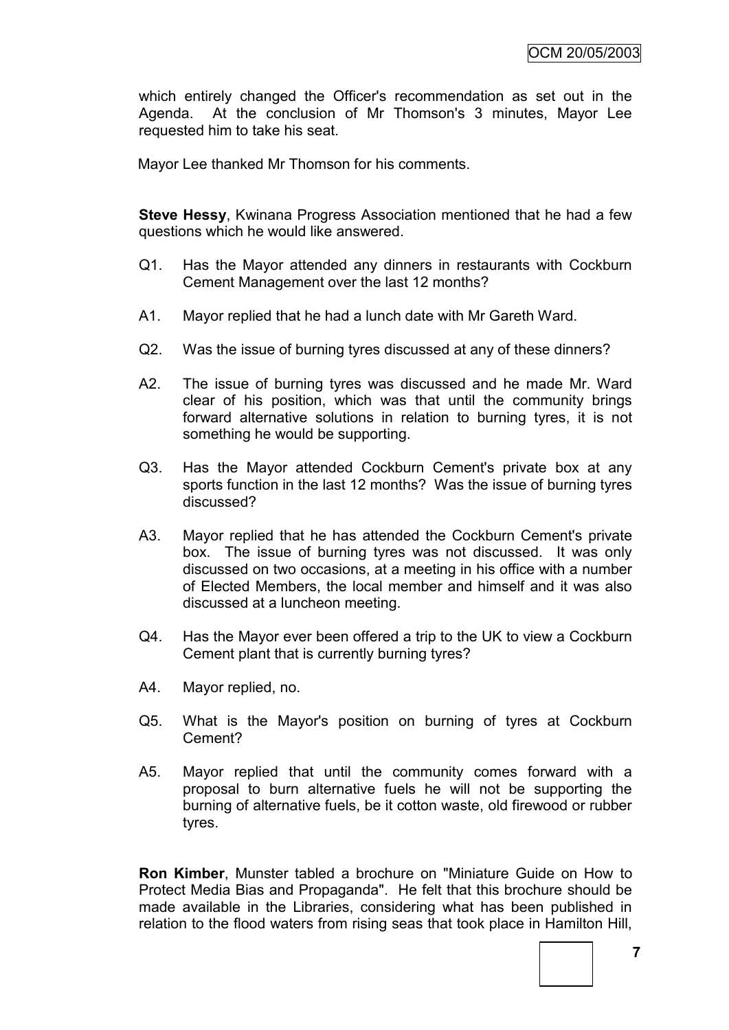which entirely changed the Officer's recommendation as set out in the Agenda. At the conclusion of Mr Thomson's 3 minutes, Mayor Lee requested him to take his seat.

Mayor Lee thanked Mr Thomson for his comments.

**Steve Hessy**, Kwinana Progress Association mentioned that he had a few questions which he would like answered.

Q1. Has the Mayor attended any dinners in restaurants with Cockburn Cement Management over the last 12 months?

A1. Mayor replied that he had a lunch date with Mr Gareth Ward.

Q2. Was the issue of burning tyres discussed at any of these dinners?

A2. The issue of burning tyres was discussed and he made Mr. Ward clear of his position, which was that until the community brings forward alternative solutions in relation to burning tyres, it is not something he would be supporting.

Q3. Has the Mayor attended Cockburn Cement's private box at any sports function in the last 12 months? Was the issue of burning tyres discussed?

A3. Mayor replied that he has attended the Cockburn Cement's private box. The issue of burning tyres was not discussed. It was only discussed on two occasions, at a meeting in his office with a number of Elected Members, the local member and himself and it was also discussed at a luncheon meeting.

Q4. Has the Mayor ever been offered a trip to the UK to view a Cockburn Cement plant that is currently burning tyres?

A4. Mayor replied, no.

Q5. What is the Mayor's position on burning of tyres at Cockburn Cement?

A5. Mayor replied that until the community comes forward with a proposal to burn alternative fuels he will not be supporting the burning of alternative fuels, be it cotton waste, old firewood or rubber tyres.

**Ron Kimber**, Munster tabled a brochure on "Miniature Guide on How to Protect Media Bias and Propaganda". He felt that this brochure should be made available in the Libraries, considering what has been published in relation to the flood waters from rising seas that took place in Hamilton Hill,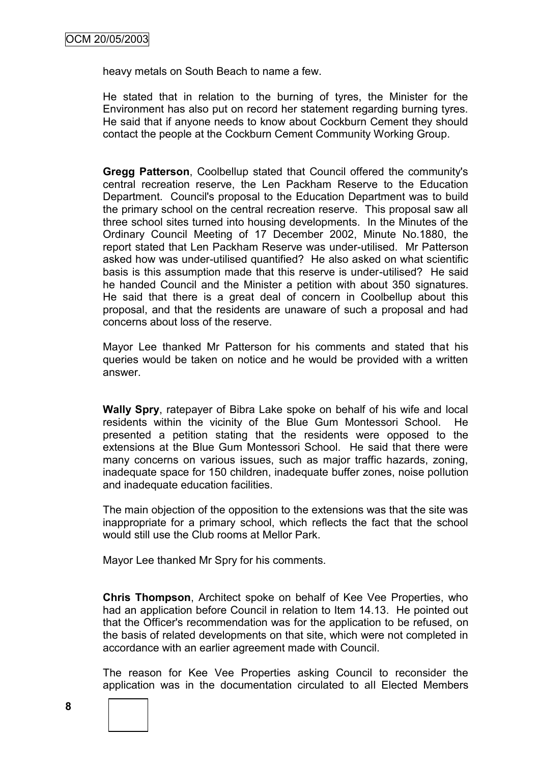heavy metals on South Beach to name a few.

He stated that in relation to the burning of tyres, the Minister for the Environment has also put on record her statement regarding burning tyres. He said that if anyone needs to know about Cockburn Cement they should contact the people at the Cockburn Cement Community Working Group.

**Gregg Patterson**, Coolbellup stated that Council offered the community's central recreation reserve, the Len Packham Reserve to the Education Department. Council's proposal to the Education Department was to build the primary school on the central recreation reserve. This proposal saw all three school sites turned into housing developments. In the Minutes of the Ordinary Council Meeting of 17 December 2002, Minute No.1880, the report stated that Len Packham Reserve was under-utilised. Mr Patterson asked how was under-utilised quantified? He also asked on what scientific basis is this assumption made that this reserve is under-utilised? He said he handed Council and the Minister a petition with about 350 signatures. He said that there is a great deal of concern in Coolbellup about this proposal, and that the residents are unaware of such a proposal and had concerns about loss of the reserve.

Mayor Lee thanked Mr Patterson for his comments and stated that his queries would be taken on notice and he would be provided with a written answer.

**Wally Spry**, ratepayer of Bibra Lake spoke on behalf of his wife and local residents within the vicinity of the Blue Gum Montessori School. He presented a petition stating that the residents were opposed to the extensions at the Blue Gum Montessori School. He said that there were many concerns on various issues, such as major traffic hazards, zoning, inadequate space for 150 children, inadequate buffer zones, noise pollution and inadequate education facilities.

The main objection of the opposition to the extensions was that the site was inappropriate for a primary school, which reflects the fact that the school would still use the Club rooms at Mellor Park.

Mayor Lee thanked Mr Spry for his comments.

**Chris Thompson**, Architect spoke on behalf of Kee Vee Properties, who had an application before Council in relation to Item 14.13. He pointed out that the Officer's recommendation was for the application to be refused, on the basis of related developments on that site, which were not completed in accordance with an earlier agreement made with Council.

The reason for Kee Vee Properties asking Council to reconsider the application was in the documentation circulated to all Elected Members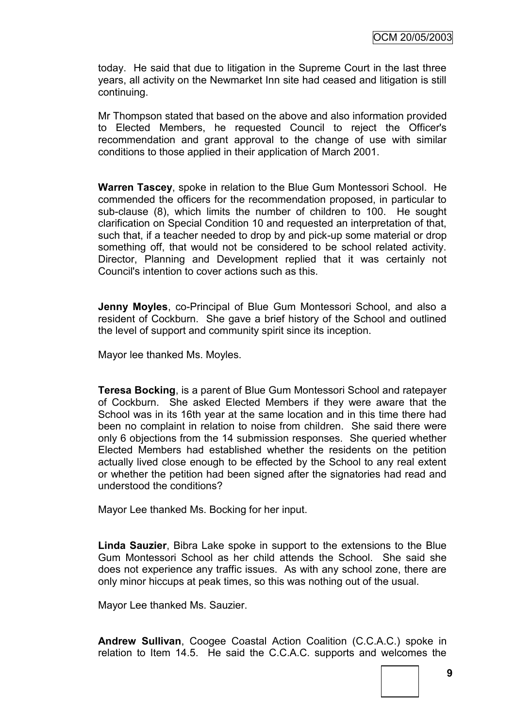today. He said that due to litigation in the Supreme Court in the last three years, all activity on the Newmarket Inn site had ceased and litigation is still continuing.

Mr Thompson stated that based on the above and also information provided to Elected Members, he requested Council to reject the Officer's recommendation and grant approval to the change of use with similar conditions to those applied in their application of March 2001.

**Warren Tascey**, spoke in relation to the Blue Gum Montessori School. He commended the officers for the recommendation proposed, in particular to sub-clause (8), which limits the number of children to 100. He sought clarification on Special Condition 10 and requested an interpretation of that, such that, if a teacher needed to drop by and pick-up some material or drop something off, that would not be considered to be school related activity. Director, Planning and Development replied that it was certainly not Council's intention to cover actions such as this.

**Jenny Moyles**, co-Principal of Blue Gum Montessori School, and also a resident of Cockburn. She gave a brief history of the School and outlined the level of support and community spirit since its inception.

Mayor lee thanked Ms. Moyles.

**Teresa Bocking**, is a parent of Blue Gum Montessori School and ratepayer of Cockburn. She asked Elected Members if they were aware that the School was in its 16th year at the same location and in this time there had been no complaint in relation to noise from children. She said there were only 6 objections from the 14 submission responses. She queried whether Elected Members had established whether the residents on the petition actually lived close enough to be effected by the School to any real extent or whether the petition had been signed after the signatories had read and understood the conditions?

Mayor Lee thanked Ms. Bocking for her input.

**Linda Sauzier**, Bibra Lake spoke in support to the extensions to the Blue Gum Montessori School as her child attends the School. She said she does not experience any traffic issues. As with any school zone, there are only minor hiccups at peak times, so this was nothing out of the usual.

Mayor Lee thanked Ms. Sauzier.

**Andrew Sullivan**, Coogee Coastal Action Coalition (C.C.A.C.) spoke in relation to Item 14.5. He said the C.C.A.C. supports and welcomes the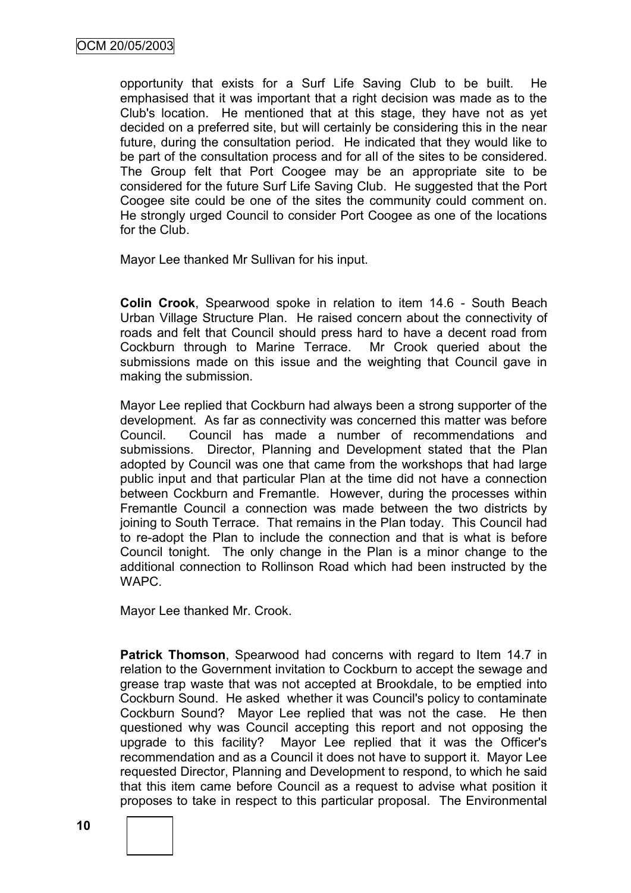opportunity that exists for a Surf Life Saving Club to be built. He emphasised that it was important that a right decision was made as to the Club's location. He mentioned that at this stage, they have not as yet decided on a preferred site, but will certainly be considering this in the near future, during the consultation period. He indicated that they would like to be part of the consultation process and for all of the sites to be considered. The Group felt that Port Coogee may be an appropriate site to be considered for the future Surf Life Saving Club. He suggested that the Port Coogee site could be one of the sites the community could comment on. He strongly urged Council to consider Port Coogee as one of the locations for the Club.

Mayor Lee thanked Mr Sullivan for his input.

**Colin Crook**, Spearwood spoke in relation to item 14.6 - South Beach Urban Village Structure Plan. He raised concern about the connectivity of roads and felt that Council should press hard to have a decent road from Cockburn through to Marine Terrace. Mr Crook queried about the submissions made on this issue and the weighting that Council gave in making the submission.

Mayor Lee replied that Cockburn had always been a strong supporter of the development. As far as connectivity was concerned this matter was before Council. Council has made a number of recommendations and submissions. Director, Planning and Development stated that the Plan adopted by Council was one that came from the workshops that had large public input and that particular Plan at the time did not have a connection between Cockburn and Fremantle. However, during the processes within Fremantle Council a connection was made between the two districts by joining to South Terrace. That remains in the Plan today. This Council had to re-adopt the Plan to include the connection and that is what is before Council tonight. The only change in the Plan is a minor change to the additional connection to Rollinson Road which had been instructed by the WAPC.

Mayor Lee thanked Mr. Crook.

**Patrick Thomson**, Spearwood had concerns with regard to Item 14.7 in relation to the Government invitation to Cockburn to accept the sewage and grease trap waste that was not accepted at Brookdale, to be emptied into Cockburn Sound. He asked whether it was Council's policy to contaminate Cockburn Sound? Mayor Lee replied that was not the case. He then questioned why was Council accepting this report and not opposing the upgrade to this facility? Mayor Lee replied that it was the Officer's recommendation and as a Council it does not have to support it. Mayor Lee requested Director, Planning and Development to respond, to which he said that this item came before Council as a request to advise what position it proposes to take in respect to this particular proposal. The Environmental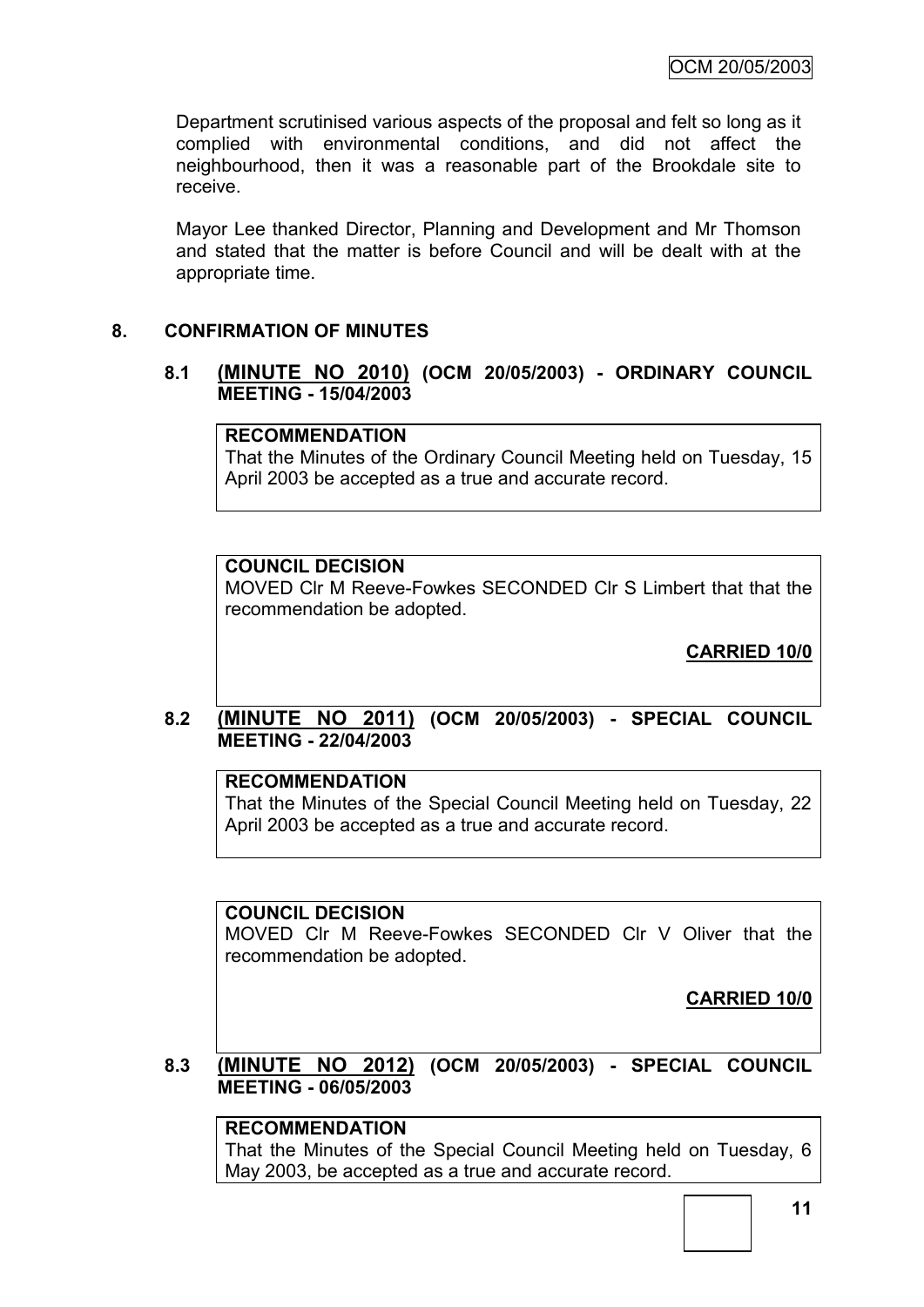Department scrutinised various aspects of the proposal and felt so long as it complied with environmental conditions, and did not affect the neighbourhood, then it was a reasonable part of the Brookdale site to receive.

Mayor Lee thanked Director, Planning and Development and Mr Thomson and stated that the matter is before Council and will be dealt with at the appropriate time.

## 8. CONFIRMATION OF MINUTES

### 8.1 (MINUTE NO 2010) (OCM 20/05/2003) - ORDINARY COUNCIL MEETING - 15/04/2003

**RECOMMENDATION**
That the Minutes of the Ordinary Council Meeting held on Tuesday, 15 April 2003 be accepted as a true and accurate record.

**COUNCIL DECISION**
MOVED Clr M Reeve-Fowkes SECONDED Clr S Limbert that that the recommendation be adopted.

**CARRIED 10/0**

### 8.2 (MINUTE NO 2011) (OCM 20/05/2003) - SPECIAL COUNCIL MEETING - 22/04/2003

**RECOMMENDATION**
That the Minutes of the Special Council Meeting held on Tuesday, 22 April 2003 be accepted as a true and accurate record.

**COUNCIL DECISION**
MOVED Clr M Reeve-Fowkes SECONDED Clr V Oliver that the recommendation be adopted.

**CARRIED 10/0**

### 8.3 (MINUTE NO 2012) (OCM 20/05/2003) - SPECIAL COUNCIL MEETING - 06/05/2003

**RECOMMENDATION**
That the Minutes of the Special Council Meeting held on Tuesday, 6 May 2003, be accepted as a true and accurate record.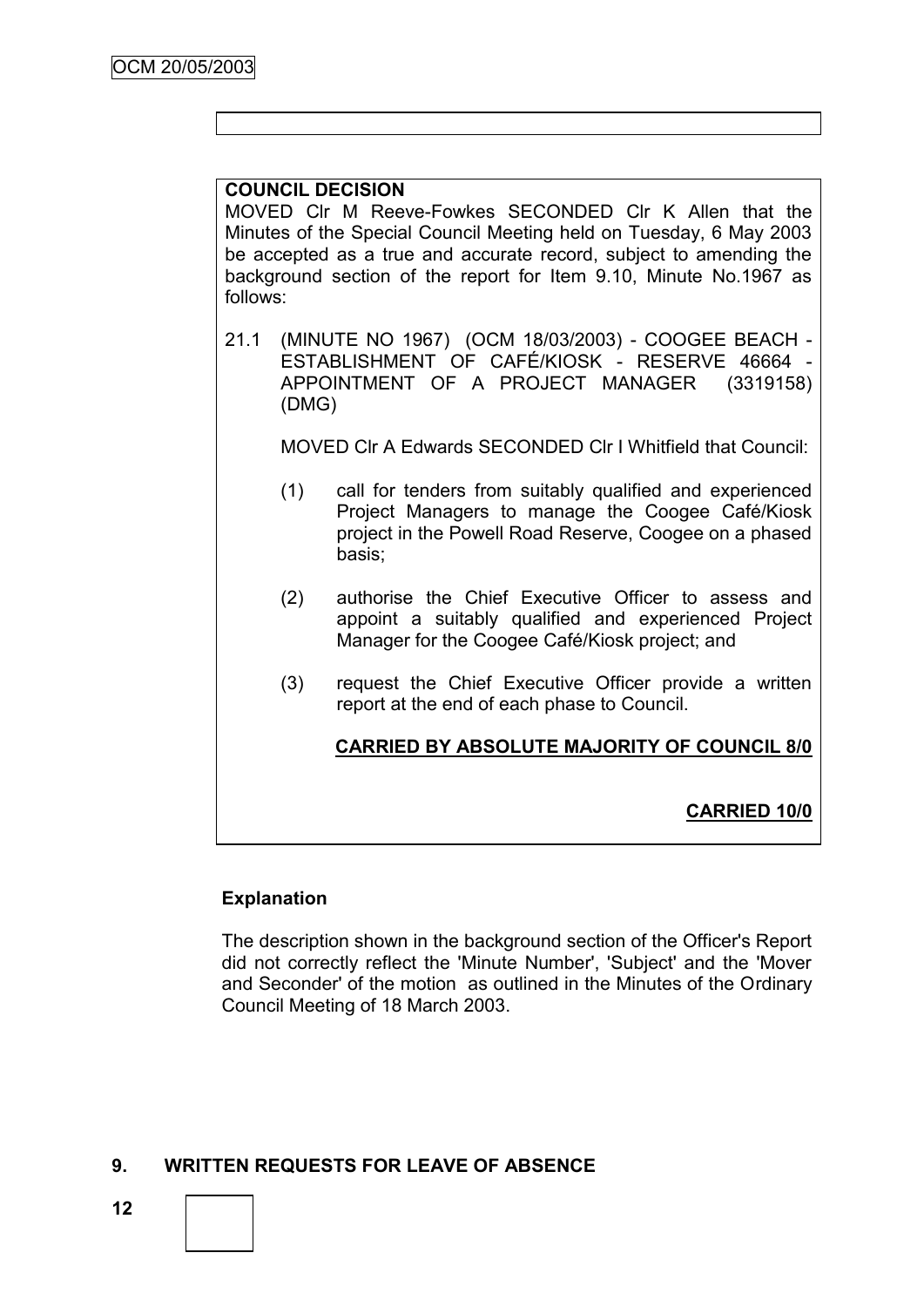**COUNCIL DECISION**

MOVED Clr M Reeve-Fowkes SECONDED Clr K Allen that the Minutes of the Special Council Meeting held on Tuesday, 6 May 2003 be accepted as a true and accurate record, subject to amending the background section of the report for Item 9.10, Minute No.1967 as follows:

21.1 (MINUTE NO 1967) (OCM 18/03/2003) - COOGEE BEACH - ESTABLISHMENT OF CAFÉ/KIOSK - RESERVE 46664 - APPOINTMENT OF A PROJECT MANAGER (3319158) (DMG)

MOVED Clr A Edwards SECONDED Clr I Whitfield that Council:

(1) call for tenders from suitably qualified and experienced Project Managers to manage the Coogee Café/Kiosk project in the Powell Road Reserve, Coogee on a phased basis;

(2) authorise the Chief Executive Officer to assess and appoint a suitably qualified and experienced Project Manager for the Coogee Café/Kiosk project; and

(3) request the Chief Executive Officer provide a written report at the end of each phase to Council.

**CARRIED BY ABSOLUTE MAJORITY OF COUNCIL 8/0**

**CARRIED 10/0**

**Explanation**

The description shown in the background section of the Officer's Report did not correctly reflect the 'Minute Number', 'Subject' and the 'Mover and Seconder' of the motion as outlined in the Minutes of the Ordinary Council Meeting of 18 March 2003.

## 9. WRITTEN REQUESTS FOR LEAVE OF ABSENCE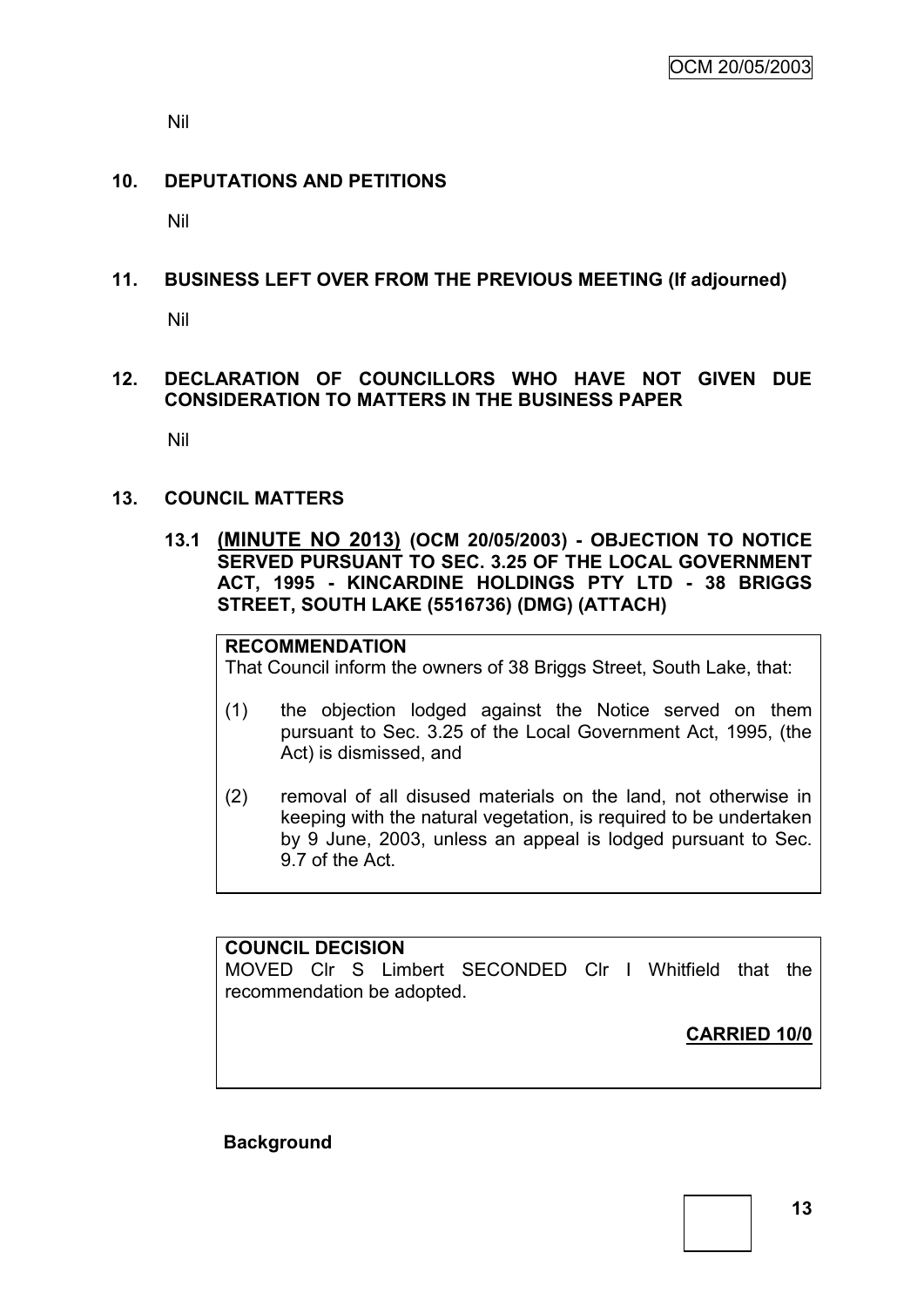Nil

## 10. DEPUTATIONS AND PETITIONS

Nil

## 11. BUSINESS LEFT OVER FROM THE PREVIOUS MEETING (If adjourned)

Nil

## 12. DECLARATION OF COUNCILLORS WHO HAVE NOT GIVEN DUE CONSIDERATION TO MATTERS IN THE BUSINESS PAPER

Nil

## 13. COUNCIL MATTERS

### 13.1 (MINUTE NO 2013) (OCM 20/05/2003) - OBJECTION TO NOTICE SERVED PURSUANT TO SEC. 3.25 OF THE LOCAL GOVERNMENT ACT, 1995 - KINCARDINE HOLDINGS PTY LTD - 38 BRIGGS STREET, SOUTH LAKE (5516736) (DMG) (ATTACH)

**RECOMMENDATION**

That Council inform the owners of 38 Briggs Street, South Lake, that:

(1) the objection lodged against the Notice served on them pursuant to Sec. 3.25 of the Local Government Act, 1995, (the Act) is dismissed, and

(2) removal of all disused materials on the land, not otherwise in keeping with the natural vegetation, is required to be undertaken by 9 June, 2003, unless an appeal is lodged pursuant to Sec. 9.7 of the Act.

**COUNCIL DECISION**

MOVED Clr S Limbert SECONDED Clr I Whitfield that the recommendation be adopted.

**CARRIED 10/0**

**Background**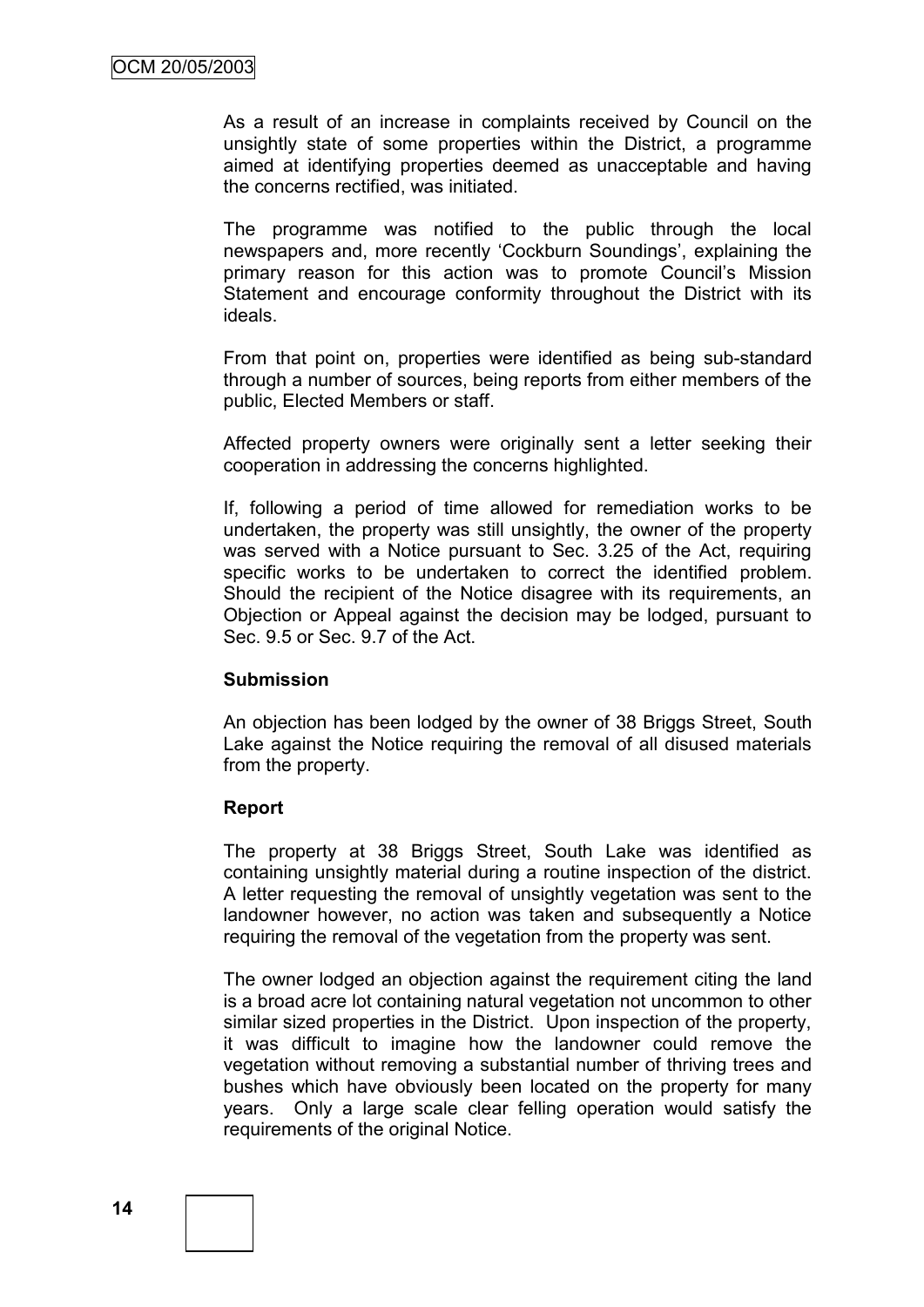As a result of an increase in complaints received by Council on the unsightly state of some properties within the District, a programme aimed at identifying properties deemed as unacceptable and having the concerns rectified, was initiated.

The programme was notified to the public through the local newspapers and, more recently 'Cockburn Soundings', explaining the primary reason for this action was to promote Council's Mission Statement and encourage conformity throughout the District with its ideals.

From that point on, properties were identified as being sub-standard through a number of sources, being reports from either members of the public, Elected Members or staff.

Affected property owners were originally sent a letter seeking their cooperation in addressing the concerns highlighted.

If, following a period of time allowed for remediation works to be undertaken, the property was still unsightly, the owner of the property was served with a Notice pursuant to Sec. 3.25 of the Act, requiring specific works to be undertaken to correct the identified problem. Should the recipient of the Notice disagree with its requirements, an Objection or Appeal against the decision may be lodged, pursuant to Sec. 9.5 or Sec. 9.7 of the Act.

**Submission**

An objection has been lodged by the owner of 38 Briggs Street, South Lake against the Notice requiring the removal of all disused materials from the property.

**Report**

The property at 38 Briggs Street, South Lake was identified as containing unsightly material during a routine inspection of the district. A letter requesting the removal of unsightly vegetation was sent to the landowner however, no action was taken and subsequently a Notice requiring the removal of the vegetation from the property was sent.

The owner lodged an objection against the requirement citing the land is a broad acre lot containing natural vegetation not uncommon to other similar sized properties in the District. Upon inspection of the property, it was difficult to imagine how the landowner could remove the vegetation without removing a substantial number of thriving trees and bushes which have obviously been located on the property for many years. Only a large scale clear felling operation would satisfy the requirements of the original Notice.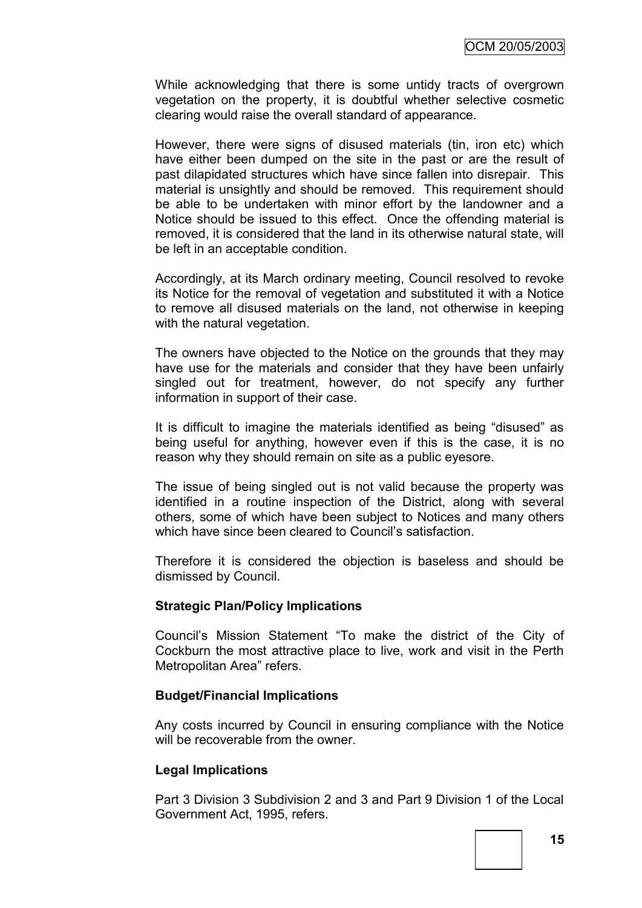While acknowledging that there is some untidy tracts of overgrown vegetation on the property, it is doubtful whether selective cosmetic clearing would raise the overall standard of appearance.

However, there were signs of disused materials (tin, iron etc) which have either been dumped on the site in the past or are the result of past dilapidated structures which have since fallen into disrepair. This material is unsightly and should be removed. This requirement should be able to be undertaken with minor effort by the landowner and a Notice should be issued to this effect. Once the offending material is removed, it is considered that the land in its otherwise natural state, will be left in an acceptable condition.

Accordingly, at its March ordinary meeting, Council resolved to revoke its Notice for the removal of vegetation and substituted it with a Notice to remove all disused materials on the land, not otherwise in keeping with the natural vegetation.

The owners have objected to the Notice on the grounds that they may have use for the materials and consider that they have been unfairly singled out for treatment, however, do not specify any further information in support of their case.

It is difficult to imagine the materials identified as being "disused" as being useful for anything, however even if this is the case, it is no reason why they should remain on site as a public eyesore.

The issue of being singled out is not valid because the property was identified in a routine inspection of the District, along with several others, some of which have been subject to Notices and many others which have since been cleared to Council's satisfaction.

Therefore it is considered the objection is baseless and should be dismissed by Council.

**Strategic Plan/Policy Implications**

Council's Mission Statement "To make the district of the City of Cockburn the most attractive place to live, work and visit in the Perth Metropolitan Area" refers.

**Budget/Financial Implications**

Any costs incurred by Council in ensuring compliance with the Notice will be recoverable from the owner.

**Legal Implications**

Part 3 Division 3 Subdivision 2 and 3 and Part 9 Division 1 of the Local Government Act, 1995, refers.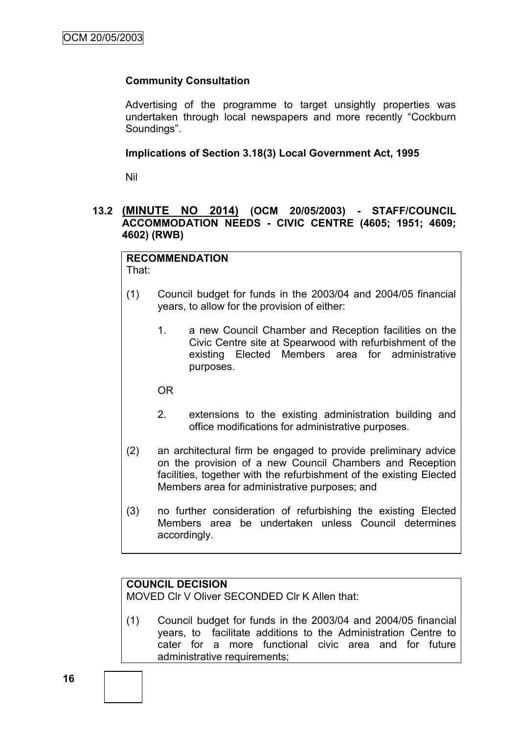**Community Consultation**

Advertising of the programme to target unsightly properties was undertaken through local newspapers and more recently "Cockburn Soundings".

**Implications of Section 3.18(3) Local Government Act, 1995**

Nil

### 13.2 (MINUTE NO 2014) (OCM 20/05/2003) - STAFF/COUNCIL ACCOMMODATION NEEDS - CIVIC CENTRE (4605; 1951; 4609; 4602) (RWB)

**RECOMMENDATION**
That:

(1) Council budget for funds in the 2003/04 and 2004/05 financial years, to allow for the provision of either:

1. a new Council Chamber and Reception facilities on the Civic Centre site at Spearwood with refurbishment of the existing Elected Members area for administrative purposes.

OR

2. extensions to the existing administration building and office modifications for administrative purposes.

(2) an architectural firm be engaged to provide preliminary advice on the provision of a new Council Chambers and Reception facilities, together with the refurbishment of the existing Elected Members area for administrative purposes; and

(3) no further consideration of refurbishing the existing Elected Members area be undertaken unless Council determines accordingly.

**COUNCIL DECISION**
MOVED Clr V Oliver SECONDED Clr K Allen that:

(1) Council budget for funds in the 2003/04 and 2004/05 financial years, to facilitate additions to the Administration Centre to cater for a more functional civic area and for future administrative requirements;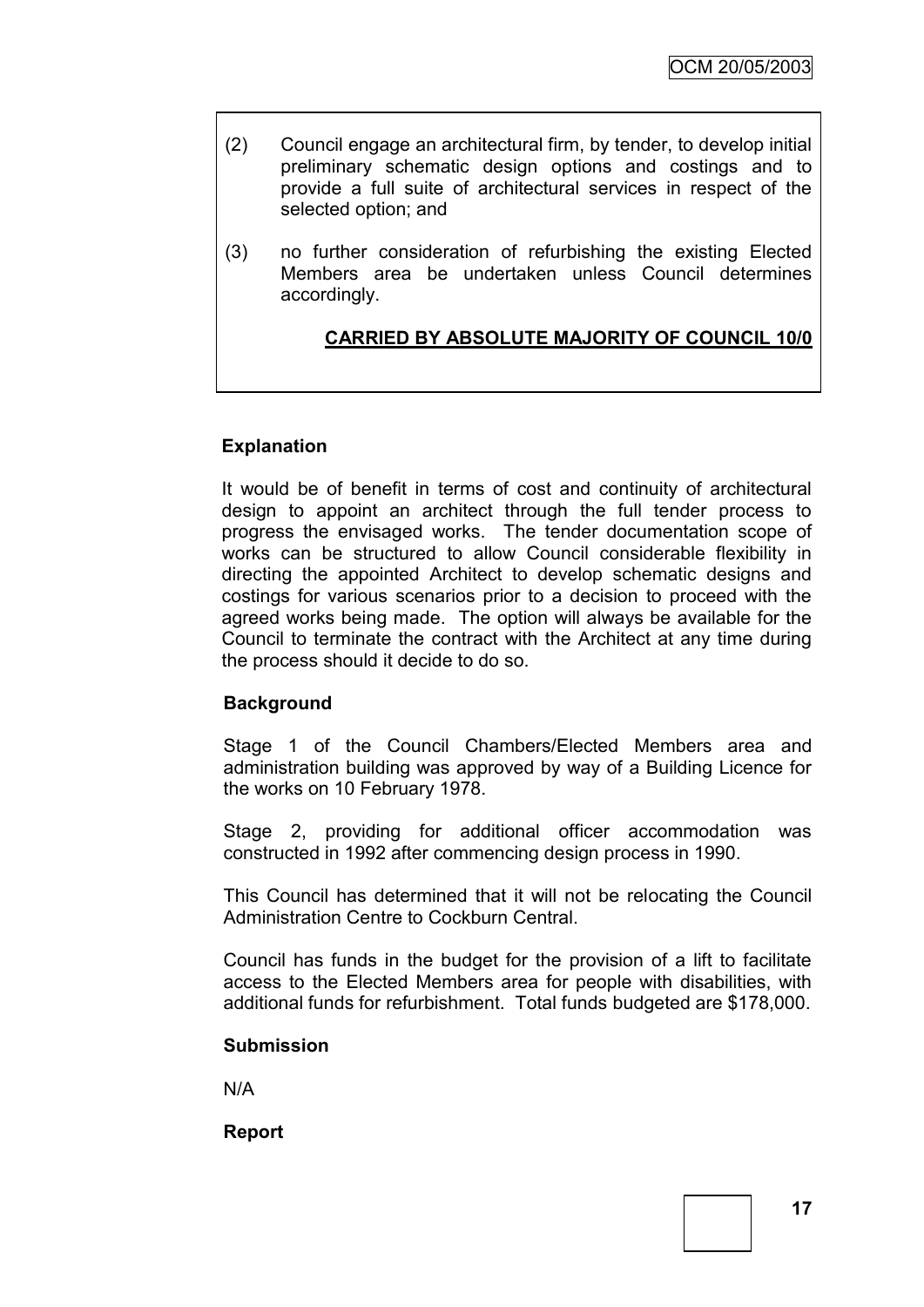(2) Council engage an architectural firm, by tender, to develop initial preliminary schematic design options and costings and to provide a full suite of architectural services in respect of the selected option; and

(3) no further consideration of refurbishing the existing Elected Members area be undertaken unless Council determines accordingly.

**CARRIED BY ABSOLUTE MAJORITY OF COUNCIL 10/0**

**Explanation**

It would be of benefit in terms of cost and continuity of architectural design to appoint an architect through the full tender process to progress the envisaged works. The tender documentation scope of works can be structured to allow Council considerable flexibility in directing the appointed Architect to develop schematic designs and costings for various scenarios prior to a decision to proceed with the agreed works being made. The option will always be available for the Council to terminate the contract with the Architect at any time during the process should it decide to do so.

**Background**

Stage 1 of the Council Chambers/Elected Members area and administration building was approved by way of a Building Licence for the works on 10 February 1978.

Stage 2, providing for additional officer accommodation was constructed in 1992 after commencing design process in 1990.

This Council has determined that it will not be relocating the Council Administration Centre to Cockburn Central.

Council has funds in the budget for the provision of a lift to facilitate access to the Elected Members area for people with disabilities, with additional funds for refurbishment. Total funds budgeted are $178,000.

**Submission**

N/A

**Report**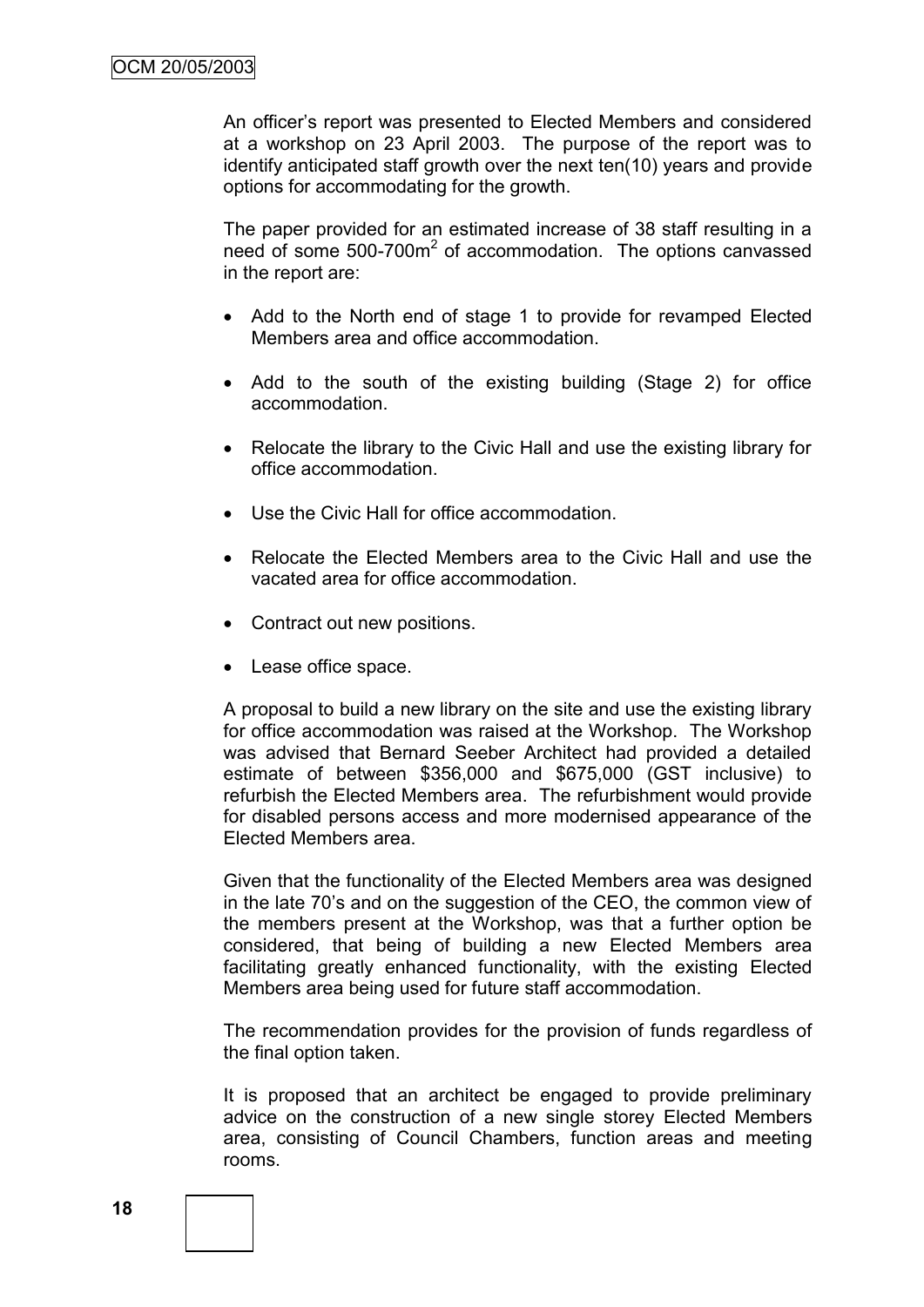An officer's report was presented to Elected Members and considered at a workshop on 23 April 2003. The purpose of the report was to identify anticipated staff growth over the next ten(10) years and provide options for accommodating for the growth.

The paper provided for an estimated increase of 38 staff resulting in a need of some 500-700m$^2$ of accommodation. The options canvassed in the report are:

- Add to the North end of stage 1 to provide for revamped Elected Members area and office accommodation.
- Add to the south of the existing building (Stage 2) for office accommodation.
- Relocate the library to the Civic Hall and use the existing library for office accommodation.
- Use the Civic Hall for office accommodation.
- Relocate the Elected Members area to the Civic Hall and use the vacated area for office accommodation.
- Contract out new positions.
- Lease office space.

A proposal to build a new library on the site and use the existing library for office accommodation was raised at the Workshop. The Workshop was advised that Bernard Seeber Architect had provided a detailed estimate of between $356,000 and $675,000 (GST inclusive) to refurbish the Elected Members area. The refurbishment would provide for disabled persons access and more modernised appearance of the Elected Members area.

Given that the functionality of the Elected Members area was designed in the late 70's and on the suggestion of the CEO, the common view of the members present at the Workshop, was that a further option be considered, that being of building a new Elected Members area facilitating greatly enhanced functionality, with the existing Elected Members area being used for future staff accommodation.

The recommendation provides for the provision of funds regardless of the final option taken.

It is proposed that an architect be engaged to provide preliminary advice on the construction of a new single storey Elected Members area, consisting of Council Chambers, function areas and meeting rooms.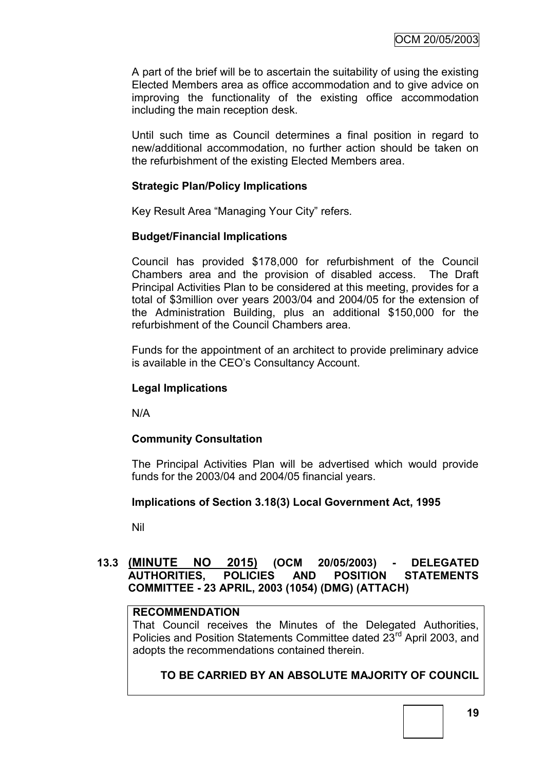A part of the brief will be to ascertain the suitability of using the existing Elected Members area as office accommodation and to give advice on improving the functionality of the existing office accommodation including the main reception desk.

Until such time as Council determines a final position in regard to new/additional accommodation, no further action should be taken on the refurbishment of the existing Elected Members area.

**Strategic Plan/Policy Implications**

Key Result Area "Managing Your City" refers.

**Budget/Financial Implications**

Council has provided $178,000 for refurbishment of the Council Chambers area and the provision of disabled access. The Draft Principal Activities Plan to be considered at this meeting, provides for a total of $3million over years 2003/04 and 2004/05 for the extension of the Administration Building, plus an additional $150,000 for the refurbishment of the Council Chambers area.

Funds for the appointment of an architect to provide preliminary advice is available in the CEO's Consultancy Account.

**Legal Implications**

N/A

**Community Consultation**

The Principal Activities Plan will be advertised which would provide funds for the 2003/04 and 2004/05 financial years.

**Implications of Section 3.18(3) Local Government Act, 1995**

Nil

### 13.3 <u>(MINUTE NO 2015)</u> (OCM 20/05/2003) - DELEGATED AUTHORITIES, POLICIES AND POSITION STATEMENTS COMMITTEE - 23 APRIL, 2003 (1054) (DMG) (ATTACH)

**RECOMMENDATION**

That Council receives the Minutes of the Delegated Authorities, Policies and Position Statements Committee dated 23rd April 2003, and adopts the recommendations contained therein.

**TO BE CARRIED BY AN ABSOLUTE MAJORITY OF COUNCIL**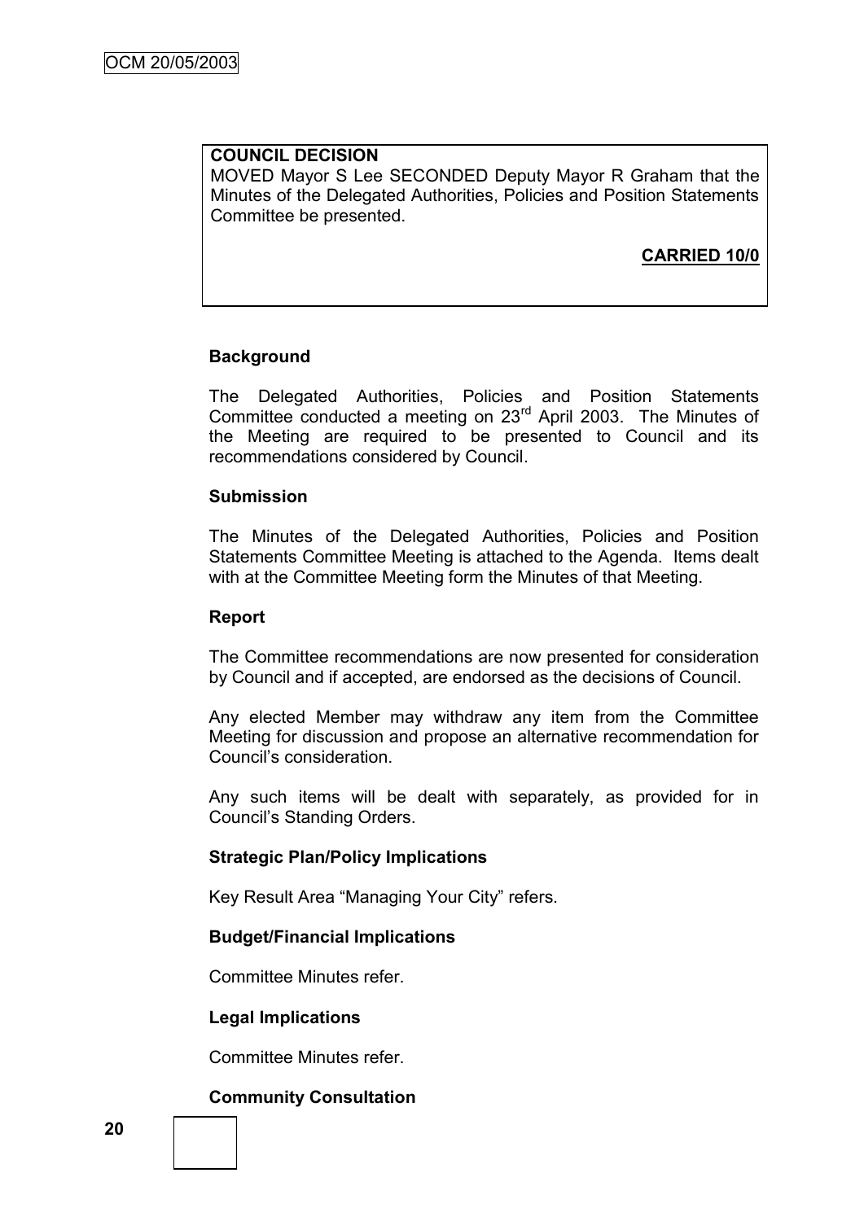**COUNCIL DECISION**

MOVED Mayor S Lee SECONDED Deputy Mayor R Graham that the Minutes of the Delegated Authorities, Policies and Position Statements Committee be presented.

**CARRIED 10/0**

**Background**

The Delegated Authorities, Policies and Position Statements Committee conducted a meeting on 23rd April 2003. The Minutes of the Meeting are required to be presented to Council and its recommendations considered by Council.

**Submission**

The Minutes of the Delegated Authorities, Policies and Position Statements Committee Meeting is attached to the Agenda. Items dealt with at the Committee Meeting form the Minutes of that Meeting.

**Report**

The Committee recommendations are now presented for consideration by Council and if accepted, are endorsed as the decisions of Council.

Any elected Member may withdraw any item from the Committee Meeting for discussion and propose an alternative recommendation for Council's consideration.

Any such items will be dealt with separately, as provided for in Council's Standing Orders.

**Strategic Plan/Policy Implications**

Key Result Area "Managing Your City" refers.

**Budget/Financial Implications**

Committee Minutes refer.

**Legal Implications**

Committee Minutes refer.

**Community Consultation**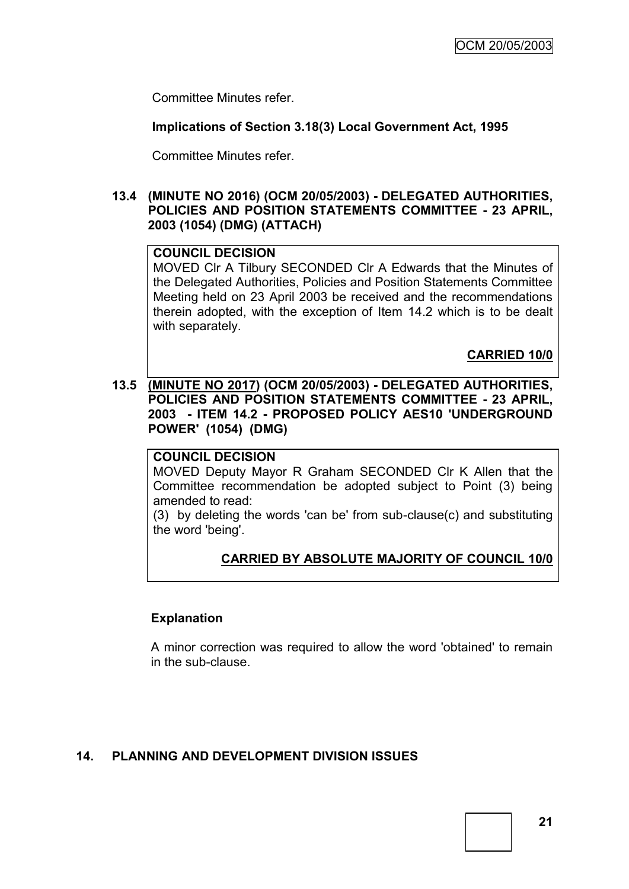Committee Minutes refer.

**Implications of Section 3.18(3) Local Government Act, 1995**

Committee Minutes refer.

### 13.4 (MINUTE NO 2016) (OCM 20/05/2003) - DELEGATED AUTHORITIES, POLICIES AND POSITION STATEMENTS COMMITTEE - 23 APRIL, 2003 (1054) (DMG) (ATTACH)

**COUNCIL DECISION**

MOVED Clr A Tilbury SECONDED Clr A Edwards that the Minutes of the Delegated Authorities, Policies and Position Statements Committee Meeting held on 23 April 2003 be received and the recommendations therein adopted, with the exception of Item 14.2 which is to be dealt with separately.

**CARRIED 10/0**

### 13.5 (MINUTE NO 2017) (OCM 20/05/2003) - DELEGATED AUTHORITIES, POLICIES AND POSITION STATEMENTS COMMITTEE - 23 APRIL, 2003 - ITEM 14.2 - PROPOSED POLICY AES10 'UNDERGROUND POWER' (1054) (DMG)

**COUNCIL DECISION**

MOVED Deputy Mayor R Graham SECONDED Clr K Allen that the Committee recommendation be adopted subject to Point (3) being amended to read:

(3) by deleting the words 'can be' from sub-clause(c) and substituting the word 'being'.

**CARRIED BY ABSOLUTE MAJORITY OF COUNCIL 10/0**

**Explanation**

A minor correction was required to allow the word 'obtained' to remain in the sub-clause.

## 14. PLANNING AND DEVELOPMENT DIVISION ISSUES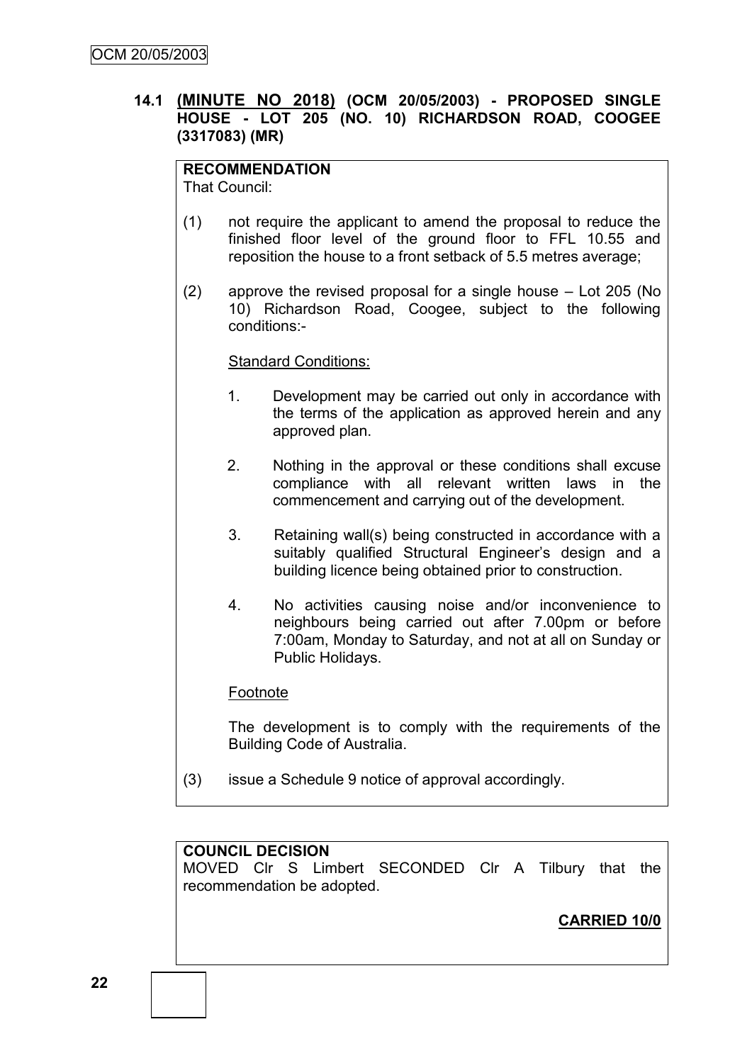## 14.1 **(MINUTE NO 2018)** (OCM 20/05/2003) - PROPOSED SINGLE HOUSE - LOT 205 (NO. 10) RICHARDSON ROAD, COOGEE (3317083) (MR)

**RECOMMENDATION**

That Council:

(1) not require the applicant to amend the proposal to reduce the finished floor level of the ground floor to FFL 10.55 and reposition the house to a front setback of 5.5 metres average;

(2) approve the revised proposal for a single house – Lot 205 (No 10) Richardson Road, Coogee, subject to the following conditions:-

Standard Conditions:

1. Development may be carried out only in accordance with the terms of the application as approved herein and any approved plan.

2. Nothing in the approval or these conditions shall excuse compliance with all relevant written laws in the commencement and carrying out of the development.

3. Retaining wall(s) being constructed in accordance with a suitably qualified Structural Engineer's design and a building licence being obtained prior to construction.

4. No activities causing noise and/or inconvenience to neighbours being carried out after 7.00pm or before 7:00am, Monday to Saturday, and not at all on Sunday or Public Holidays.

Footnote

The development is to comply with the requirements of the Building Code of Australia.

(3) issue a Schedule 9 notice of approval accordingly.

**COUNCIL DECISION**

MOVED Clr S Limbert SECONDED Clr A Tilbury that the recommendation be adopted.

**CARRIED 10/0**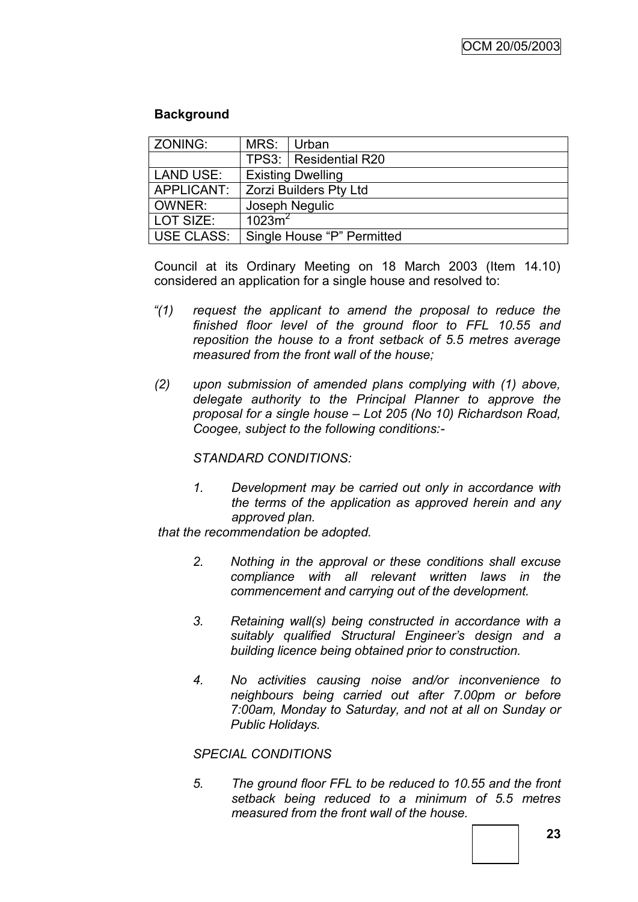**Background**

| ZONING: | MRS: | Urban |
|---|---|---|
| | TPS3: | Residential R20 |
| LAND USE: | Existing Dwelling | |
| APPLICANT: | Zorzi Builders Pty Ltd | |
| OWNER: | Joseph Negulic | |
| LOT SIZE: | $1023m^2$ | |
| USE CLASS: | Single House "P" Permitted | |

Council at its Ordinary Meeting on 18 March 2003 (Item 14.10) considered an application for a single house and resolved to:

*"(1) request the applicant to amend the proposal to reduce the finished floor level of the ground floor to FFL 10.55 and reposition the house to a front setback of 5.5 metres average measured from the front wall of the house;*

*(2) upon submission of amended plans complying with (1) above, delegate authority to the Principal Planner to approve the proposal for a single house – Lot 205 (No 10) Richardson Road, Coogee, subject to the following conditions:-*

*STANDARD CONDITIONS:*

*1. Development may be carried out only in accordance with the terms of the application as approved herein and any approved plan.*

*that the recommendation be adopted.*

*2. Nothing in the approval or these conditions shall excuse compliance with all relevant written laws in the commencement and carrying out of the development.*

*3. Retaining wall(s) being constructed in accordance with a suitably qualified Structural Engineer's design and a building licence being obtained prior to construction.*

*4. No activities causing noise and/or inconvenience to neighbours being carried out after 7.00pm or before 7:00am, Monday to Saturday, and not at all on Sunday or Public Holidays.*

*SPECIAL CONDITIONS*

*5. The ground floor FFL to be reduced to 10.55 and the front setback being reduced to a minimum of 5.5 metres measured from the front wall of the house.*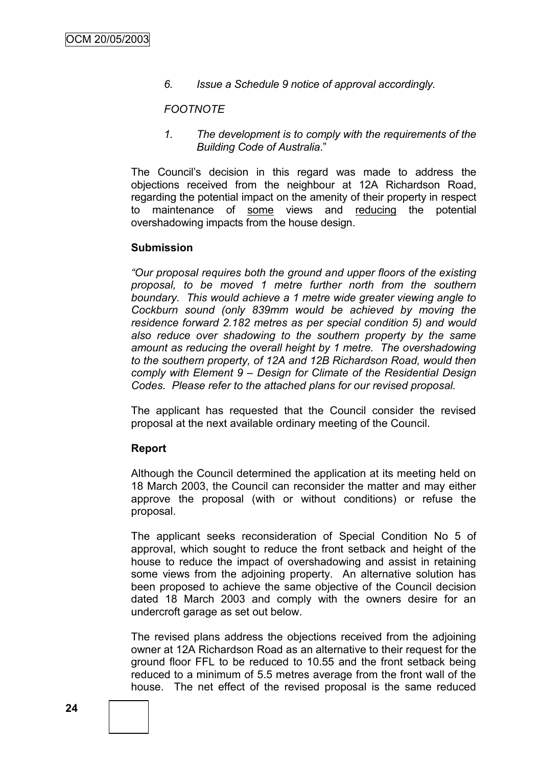*6. Issue a Schedule 9 notice of approval accordingly.*

*FOOTNOTE*

*1. The development is to comply with the requirements of the Building Code of Australia.*"

The Council's decision in this regard was made to address the objections received from the neighbour at 12A Richardson Road, regarding the potential impact on the amenity of their property in respect to maintenance of <u>some</u> views and <u>reducing</u> the potential overshadowing impacts from the house design.

**Submission**

*"Our proposal requires both the ground and upper floors of the existing proposal, to be moved 1 metre further north from the southern boundary. This would achieve a 1 metre wide greater viewing angle to Cockburn sound (only 839mm would be achieved by moving the residence forward 2.182 metres as per special condition 5) and would also reduce over shadowing to the southern property by the same amount as reducing the overall height by 1 metre. The overshadowing to the southern property, of 12A and 12B Richardson Road, would then comply with Element 9 – Design for Climate of the Residential Design Codes. Please refer to the attached plans for our revised proposal.*

The applicant has requested that the Council consider the revised proposal at the next available ordinary meeting of the Council.

**Report**

Although the Council determined the application at its meeting held on 18 March 2003, the Council can reconsider the matter and may either approve the proposal (with or without conditions) or refuse the proposal.

The applicant seeks reconsideration of Special Condition No 5 of approval, which sought to reduce the front setback and height of the house to reduce the impact of overshadowing and assist in retaining some views from the adjoining property. An alternative solution has been proposed to achieve the same objective of the Council decision dated 18 March 2003 and comply with the owners desire for an undercroft garage as set out below.

The revised plans address the objections received from the adjoining owner at 12A Richardson Road as an alternative to their request for the ground floor FFL to be reduced to 10.55 and the front setback being reduced to a minimum of 5.5 metres average from the front wall of the house. The net effect of the revised proposal is the same reduced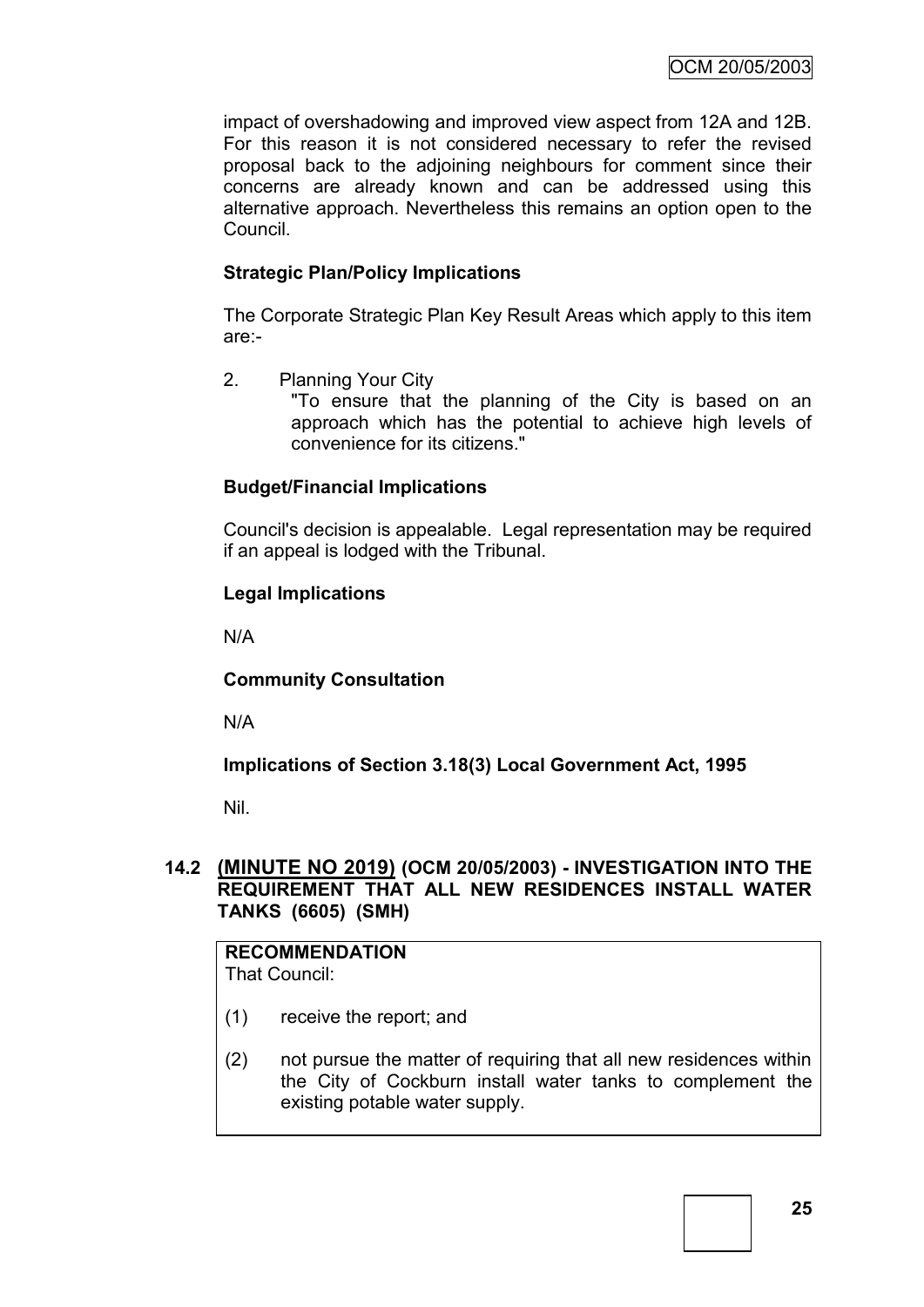impact of overshadowing and improved view aspect from 12A and 12B. For this reason it is not considered necessary to refer the revised proposal back to the adjoining neighbours for comment since their concerns are already known and can be addressed using this alternative approach. Nevertheless this remains an option open to the Council.

**Strategic Plan/Policy Implications**

The Corporate Strategic Plan Key Result Areas which apply to this item are:-

2. Planning Your City
   "To ensure that the planning of the City is based on an approach which has the potential to achieve high levels of convenience for its citizens."

**Budget/Financial Implications**

Council's decision is appealable. Legal representation may be required if an appeal is lodged with the Tribunal.

**Legal Implications**

N/A

**Community Consultation**

N/A

**Implications of Section 3.18(3) Local Government Act, 1995**

Nil.

## 14.2 (MINUTE NO 2019) (OCM 20/05/2003) - INVESTIGATION INTO THE REQUIREMENT THAT ALL NEW RESIDENCES INSTALL WATER TANKS (6605) (SMH)

**RECOMMENDATION**
That Council:

(1) receive the report; and

(2) not pursue the matter of requiring that all new residences within the City of Cockburn install water tanks to complement the existing potable water supply.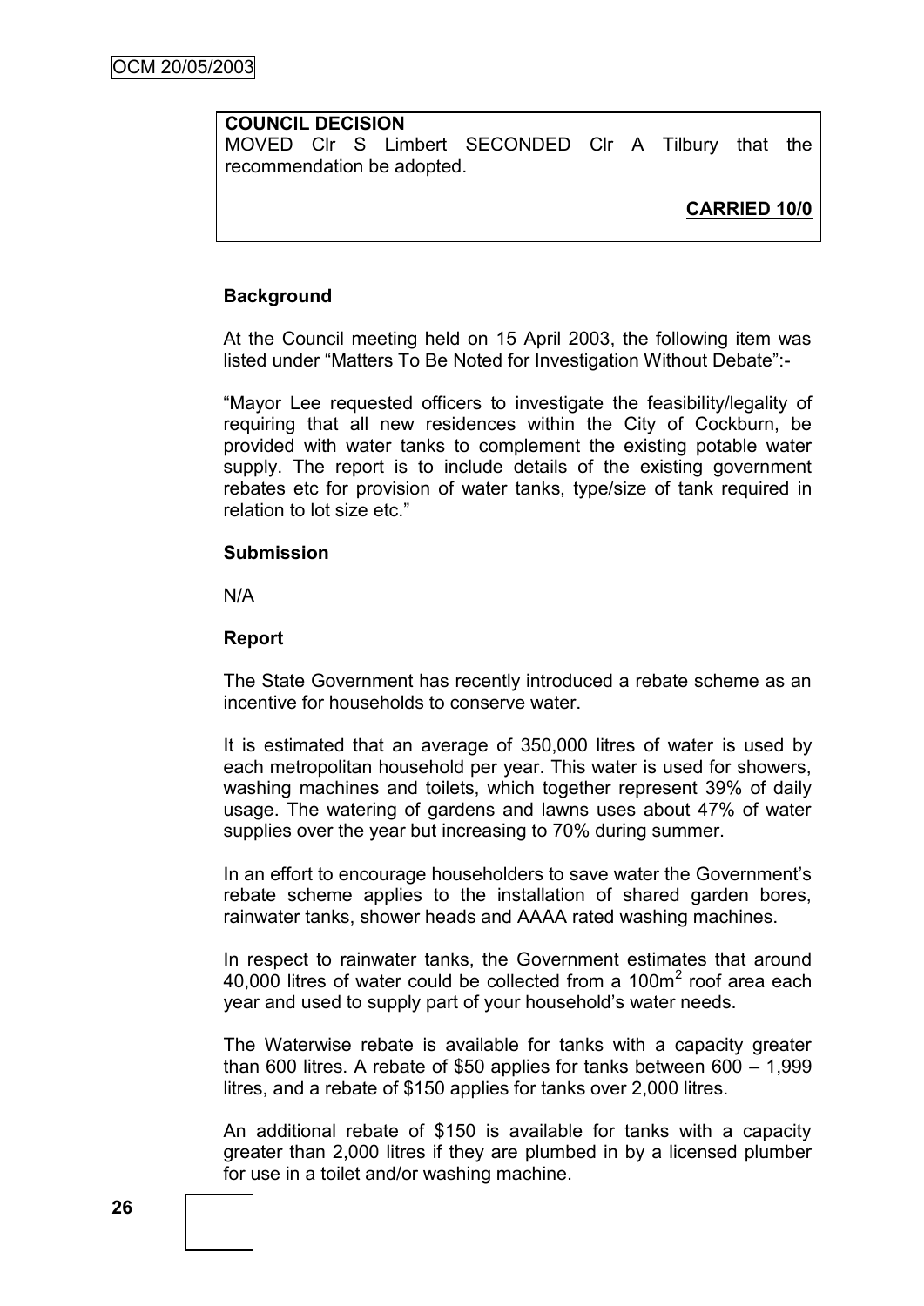**COUNCIL DECISION**

MOVED Clr S Limbert SECONDED Clr A Tilbury that the recommendation be adopted.

**CARRIED 10/0**

**Background**

At the Council meeting held on 15 April 2003, the following item was listed under "Matters To Be Noted for Investigation Without Debate":-

"Mayor Lee requested officers to investigate the feasibility/legality of requiring that all new residences within the City of Cockburn, be provided with water tanks to complement the existing potable water supply. The report is to include details of the existing government rebates etc for provision of water tanks, type/size of tank required in relation to lot size etc."

**Submission**

N/A

**Report**

The State Government has recently introduced a rebate scheme as an incentive for households to conserve water.

It is estimated that an average of 350,000 litres of water is used by each metropolitan household per year. This water is used for showers, washing machines and toilets, which together represent 39% of daily usage. The watering of gardens and lawns uses about 47% of water supplies over the year but increasing to 70% during summer.

In an effort to encourage householders to save water the Government's rebate scheme applies to the installation of shared garden bores, rainwater tanks, shower heads and AAAA rated washing machines.

In respect to rainwater tanks, the Government estimates that around 40,000 litres of water could be collected from a 100m$^2$ roof area each year and used to supply part of your household's water needs.

The Waterwise rebate is available for tanks with a capacity greater than 600 litres. A rebate of $50 applies for tanks between 600 – 1,999 litres, and a rebate of $150 applies for tanks over 2,000 litres.

An additional rebate of $150 is available for tanks with a capacity greater than 2,000 litres if they are plumbed in by a licensed plumber for use in a toilet and/or washing machine.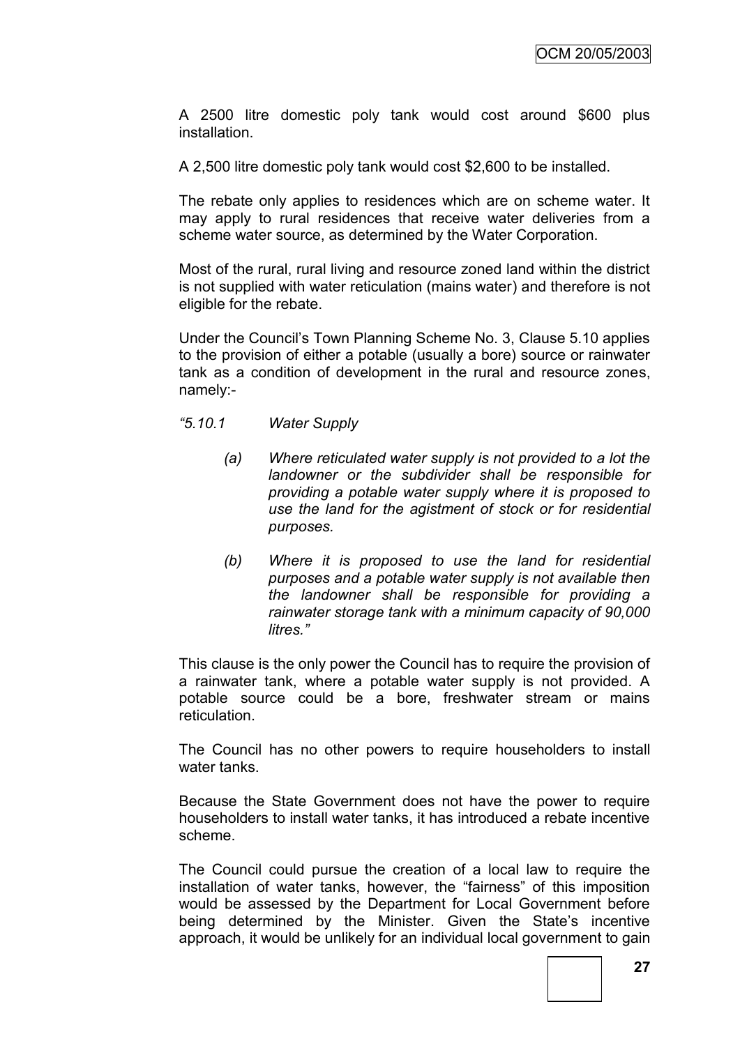A 2500 litre domestic poly tank would cost around $600 plus installation.

A 2,500 litre domestic poly tank would cost $2,600 to be installed.

The rebate only applies to residences which are on scheme water. It may apply to rural residences that receive water deliveries from a scheme water source, as determined by the Water Corporation.

Most of the rural, rural living and resource zoned land within the district is not supplied with water reticulation (mains water) and therefore is not eligible for the rebate.

Under the Council's Town Planning Scheme No. 3, Clause 5.10 applies to the provision of either a potable (usually a bore) source or rainwater tank as a condition of development in the rural and resource zones, namely:-

*"5.10.1 Water Supply*

> *(a) Where reticulated water supply is not provided to a lot the landowner or the subdivider shall be responsible for providing a potable water supply where it is proposed to use the land for the agistment of stock or for residential purposes.*
>
> *(b) Where it is proposed to use the land for residential purposes and a potable water supply is not available then the landowner shall be responsible for providing a rainwater storage tank with a minimum capacity of 90,000 litres."*

This clause is the only power the Council has to require the provision of a rainwater tank, where a potable water supply is not provided. A potable source could be a bore, freshwater stream or mains reticulation.

The Council has no other powers to require householders to install water tanks.

Because the State Government does not have the power to require householders to install water tanks, it has introduced a rebate incentive scheme.

The Council could pursue the creation of a local law to require the installation of water tanks, however, the "fairness" of this imposition would be assessed by the Department for Local Government before being determined by the Minister. Given the State's incentive approach, it would be unlikely for an individual local government to gain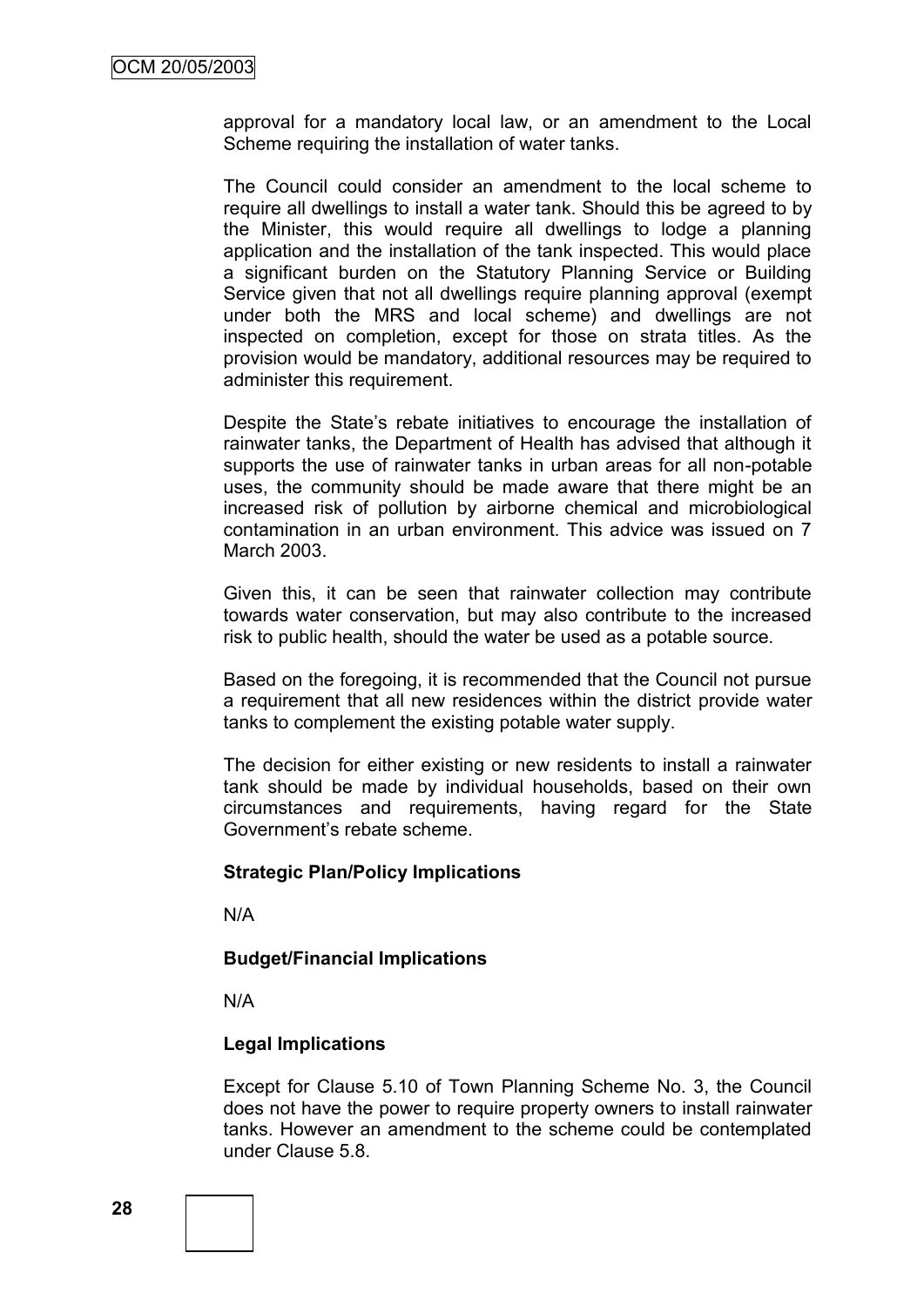approval for a mandatory local law, or an amendment to the Local Scheme requiring the installation of water tanks.

The Council could consider an amendment to the local scheme to require all dwellings to install a water tank. Should this be agreed to by the Minister, this would require all dwellings to lodge a planning application and the installation of the tank inspected. This would place a significant burden on the Statutory Planning Service or Building Service given that not all dwellings require planning approval (exempt under both the MRS and local scheme) and dwellings are not inspected on completion, except for those on strata titles. As the provision would be mandatory, additional resources may be required to administer this requirement.

Despite the State's rebate initiatives to encourage the installation of rainwater tanks, the Department of Health has advised that although it supports the use of rainwater tanks in urban areas for all non-potable uses, the community should be made aware that there might be an increased risk of pollution by airborne chemical and microbiological contamination in an urban environment. This advice was issued on 7 March 2003.

Given this, it can be seen that rainwater collection may contribute towards water conservation, but may also contribute to the increased risk to public health, should the water be used as a potable source.

Based on the foregoing, it is recommended that the Council not pursue a requirement that all new residences within the district provide water tanks to complement the existing potable water supply.

The decision for either existing or new residents to install a rainwater tank should be made by individual households, based on their own circumstances and requirements, having regard for the State Government's rebate scheme.

**Strategic Plan/Policy Implications**

N/A

**Budget/Financial Implications**

N/A

**Legal Implications**

Except for Clause 5.10 of Town Planning Scheme No. 3, the Council does not have the power to require property owners to install rainwater tanks. However an amendment to the scheme could be contemplated under Clause 5.8.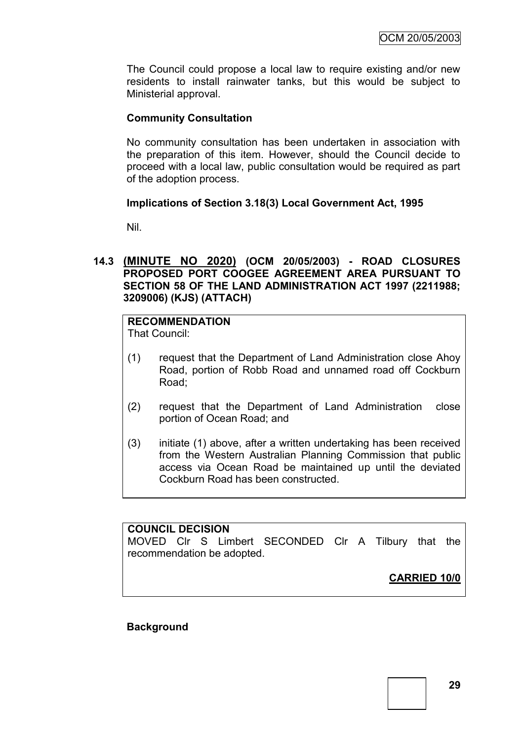The Council could propose a local law to require existing and/or new residents to install rainwater tanks, but this would be subject to Ministerial approval.

**Community Consultation**

No community consultation has been undertaken in association with the preparation of this item. However, should the Council decide to proceed with a local law, public consultation would be required as part of the adoption process.

**Implications of Section 3.18(3) Local Government Act, 1995**

Nil.

### 14.3 (MINUTE NO 2020) (OCM 20/05/2003) - ROAD CLOSURES PROPOSED PORT COOGEE AGREEMENT AREA PURSUANT TO SECTION 58 OF THE LAND ADMINISTRATION ACT 1997 (2211988; 3209006) (KJS) (ATTACH)

**RECOMMENDATION**
That Council:

(1) request that the Department of Land Administration close Ahoy Road, portion of Robb Road and unnamed road off Cockburn Road;

(2) request that the Department of Land Administration close portion of Ocean Road; and

(3) initiate (1) above, after a written undertaking has been received from the Western Australian Planning Commission that public access via Ocean Road be maintained up until the deviated Cockburn Road has been constructed.

**COUNCIL DECISION**
MOVED Clr S Limbert SECONDED Clr A Tilbury that the recommendation be adopted.

**CARRIED 10/0**

**Background**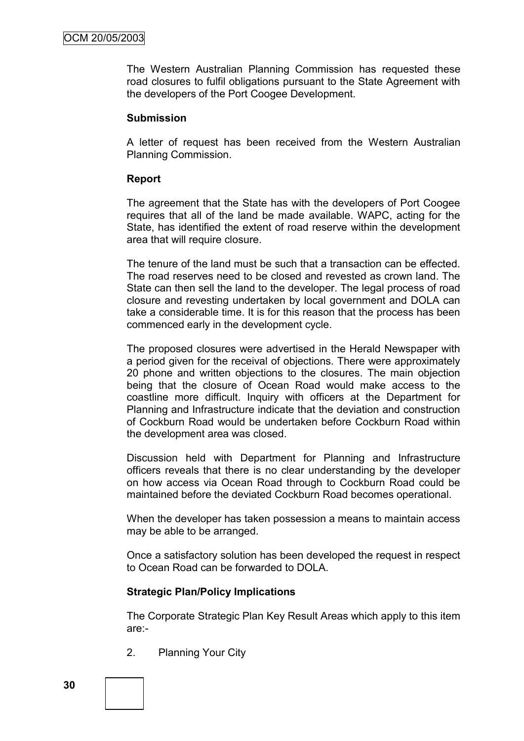The Western Australian Planning Commission has requested these road closures to fulfil obligations pursuant to the State Agreement with the developers of the Port Coogee Development.

**Submission**

A letter of request has been received from the Western Australian Planning Commission.

**Report**

The agreement that the State has with the developers of Port Coogee requires that all of the land be made available. WAPC, acting for the State, has identified the extent of road reserve within the development area that will require closure.

The tenure of the land must be such that a transaction can be effected. The road reserves need to be closed and revested as crown land. The State can then sell the land to the developer. The legal process of road closure and revesting undertaken by local government and DOLA can take a considerable time. It is for this reason that the process has been commenced early in the development cycle.

The proposed closures were advertised in the Herald Newspaper with a period given for the receival of objections. There were approximately 20 phone and written objections to the closures. The main objection being that the closure of Ocean Road would make access to the coastline more difficult. Inquiry with officers at the Department for Planning and Infrastructure indicate that the deviation and construction of Cockburn Road would be undertaken before Cockburn Road within the development area was closed.

Discussion held with Department for Planning and Infrastructure officers reveals that there is no clear understanding by the developer on how access via Ocean Road through to Cockburn Road could be maintained before the deviated Cockburn Road becomes operational.

When the developer has taken possession a means to maintain access may be able to be arranged.

Once a satisfactory solution has been developed the request in respect to Ocean Road can be forwarded to DOLA.

**Strategic Plan/Policy Implications**

The Corporate Strategic Plan Key Result Areas which apply to this item are:-

2. Planning Your City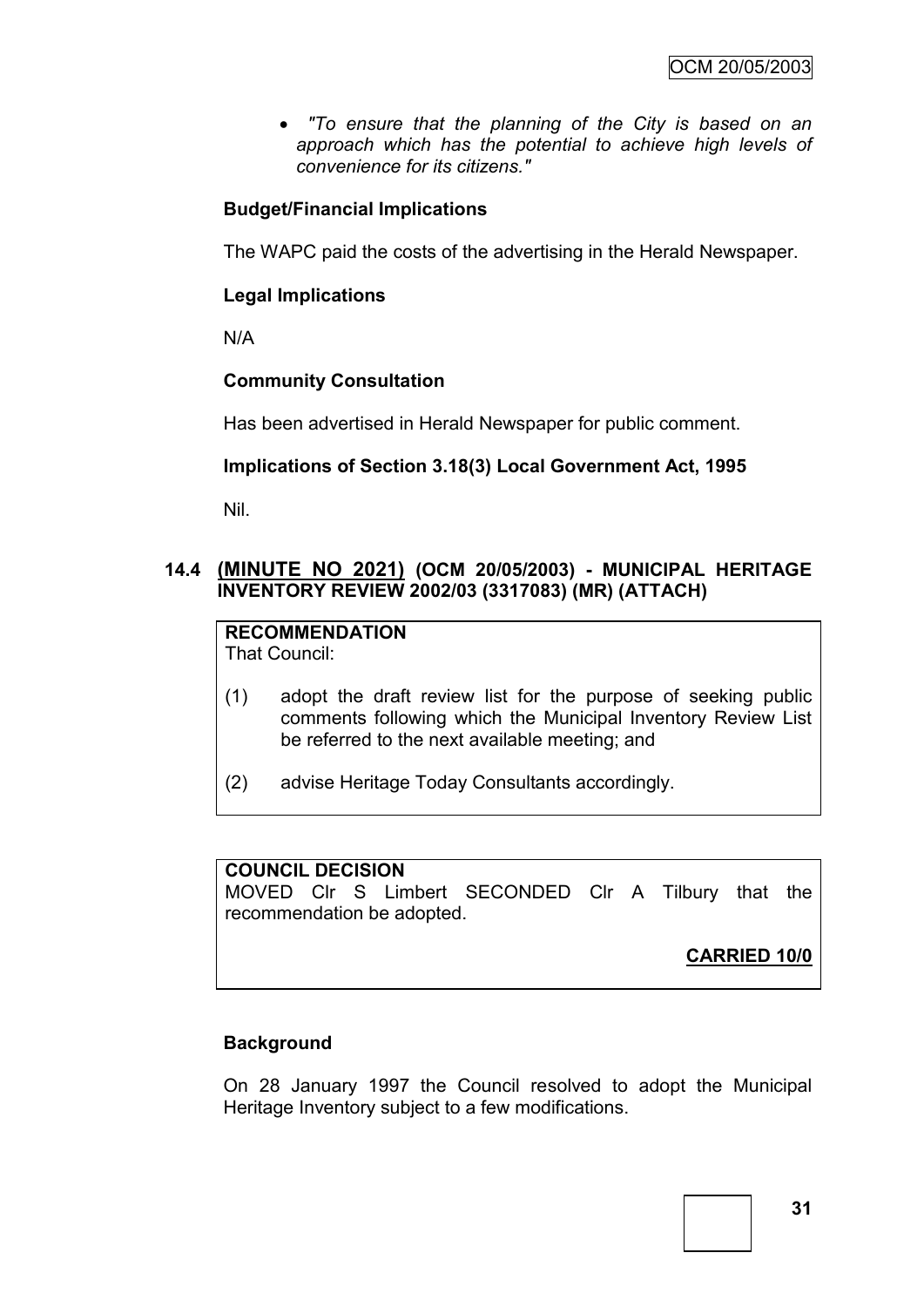- *"To ensure that the planning of the City is based on an approach which has the potential to achieve high levels of convenience for its citizens."*

**Budget/Financial Implications**

The WAPC paid the costs of the advertising in the Herald Newspaper.

**Legal Implications**

N/A

**Community Consultation**

Has been advertised in Herald Newspaper for public comment.

**Implications of Section 3.18(3) Local Government Act, 1995**

Nil.

### 14.4 (MINUTE NO 2021) (OCM 20/05/2003) - MUNICIPAL HERITAGE INVENTORY REVIEW 2002/03 (3317083) (MR) (ATTACH)

**RECOMMENDATION**

That Council:

(1) adopt the draft review list for the purpose of seeking public comments following which the Municipal Inventory Review List be referred to the next available meeting; and

(2) advise Heritage Today Consultants accordingly.

**COUNCIL DECISION**

MOVED Clr S Limbert SECONDED Clr A Tilbury that the recommendation be adopted.

**CARRIED 10/0**

**Background**

On 28 January 1997 the Council resolved to adopt the Municipal Heritage Inventory subject to a few modifications.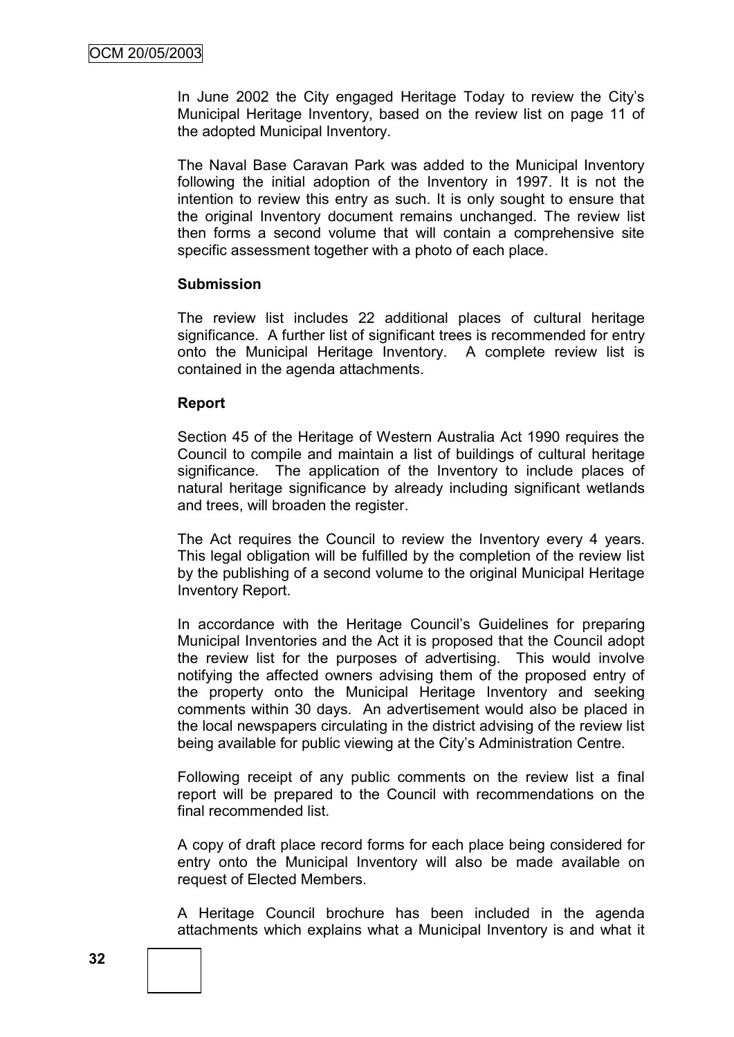In June 2002 the City engaged Heritage Today to review the City's Municipal Heritage Inventory, based on the review list on page 11 of the adopted Municipal Inventory.

The Naval Base Caravan Park was added to the Municipal Inventory following the initial adoption of the Inventory in 1997. It is not the intention to review this entry as such. It is only sought to ensure that the original Inventory document remains unchanged. The review list then forms a second volume that will contain a comprehensive site specific assessment together with a photo of each place.

**Submission**

The review list includes 22 additional places of cultural heritage significance. A further list of significant trees is recommended for entry onto the Municipal Heritage Inventory. A complete review list is contained in the agenda attachments.

**Report**

Section 45 of the Heritage of Western Australia Act 1990 requires the Council to compile and maintain a list of buildings of cultural heritage significance. The application of the Inventory to include places of natural heritage significance by already including significant wetlands and trees, will broaden the register.

The Act requires the Council to review the Inventory every 4 years. This legal obligation will be fulfilled by the completion of the review list by the publishing of a second volume to the original Municipal Heritage Inventory Report.

In accordance with the Heritage Council's Guidelines for preparing Municipal Inventories and the Act it is proposed that the Council adopt the review list for the purposes of advertising. This would involve notifying the affected owners advising them of the proposed entry of the property onto the Municipal Heritage Inventory and seeking comments within 30 days. An advertisement would also be placed in the local newspapers circulating in the district advising of the review list being available for public viewing at the City's Administration Centre.

Following receipt of any public comments on the review list a final report will be prepared to the Council with recommendations on the final recommended list.

A copy of draft place record forms for each place being considered for entry onto the Municipal Inventory will also be made available on request of Elected Members.

A Heritage Council brochure has been included in the agenda attachments which explains what a Municipal Inventory is and what it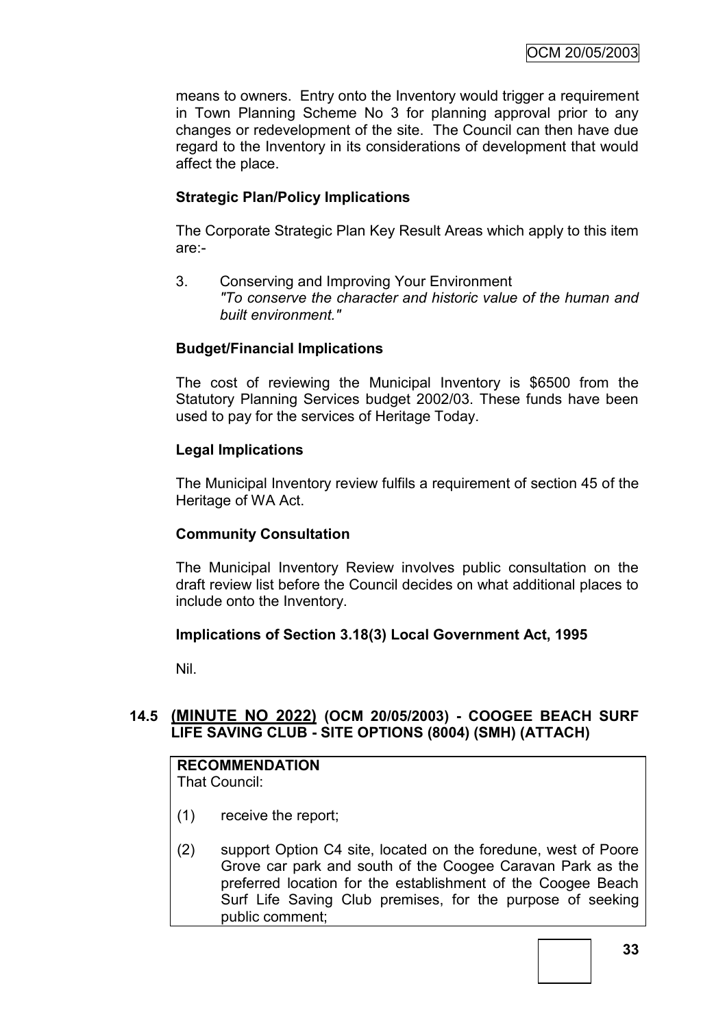means to owners. Entry onto the Inventory would trigger a requirement in Town Planning Scheme No 3 for planning approval prior to any changes or redevelopment of the site. The Council can then have due regard to the Inventory in its considerations of development that would affect the place.

**Strategic Plan/Policy Implications**

The Corporate Strategic Plan Key Result Areas which apply to this item are:-

3. Conserving and Improving Your Environment
   *"To conserve the character and historic value of the human and built environment."*

**Budget/Financial Implications**

The cost of reviewing the Municipal Inventory is $6500 from the Statutory Planning Services budget 2002/03. These funds have been used to pay for the services of Heritage Today.

**Legal Implications**

The Municipal Inventory review fulfils a requirement of section 45 of the Heritage of WA Act.

**Community Consultation**

The Municipal Inventory Review involves public consultation on the draft review list before the Council decides on what additional places to include onto the Inventory.

**Implications of Section 3.18(3) Local Government Act, 1995**

Nil.

## 14.5 (MINUTE NO 2022) (OCM 20/05/2003) - COOGEE BEACH SURF LIFE SAVING CLUB - SITE OPTIONS (8004) (SMH) (ATTACH)

**RECOMMENDATION**
That Council:

(1) receive the report;

(2) support Option C4 site, located on the foredune, west of Poore Grove car park and south of the Coogee Caravan Park as the preferred location for the establishment of the Coogee Beach Surf Life Saving Club premises, for the purpose of seeking public comment;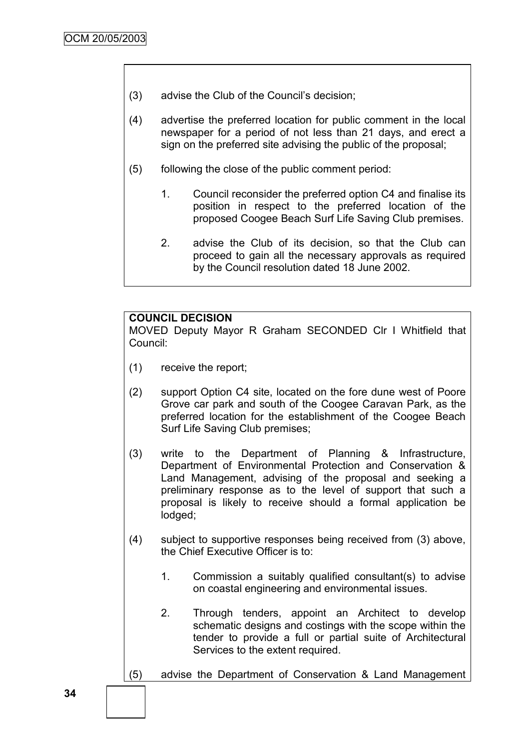(3) advise the Club of the Council's decision;

(4) advertise the preferred location for public comment in the local newspaper for a period of not less than 21 days, and erect a sign on the preferred site advising the public of the proposal;

(5) following the close of the public comment period:

   1. Council reconsider the preferred option C4 and finalise its position in respect to the preferred location of the proposed Coogee Beach Surf Life Saving Club premises.

   2. advise the Club of its decision, so that the Club can proceed to gain all the necessary approvals as required by the Council resolution dated 18 June 2002.

**COUNCIL DECISION**

MOVED Deputy Mayor R Graham SECONDED Clr I Whitfield that Council:

(1) receive the report;

(2) support Option C4 site, located on the fore dune west of Poore Grove car park and south of the Coogee Caravan Park, as the preferred location for the establishment of the Coogee Beach Surf Life Saving Club premises;

(3) write to the Department of Planning & Infrastructure, Department of Environmental Protection and Conservation & Land Management, advising of the proposal and seeking a preliminary response as to the level of support that such a proposal is likely to receive should a formal application be lodged;

(4) subject to supportive responses being received from (3) above, the Chief Executive Officer is to:

   1. Commission a suitably qualified consultant(s) to advise on coastal engineering and environmental issues.

   2. Through tenders, appoint an Architect to develop schematic designs and costings with the scope within the tender to provide a full or partial suite of Architectural Services to the extent required.

(5) advise the Department of Conservation & Land Management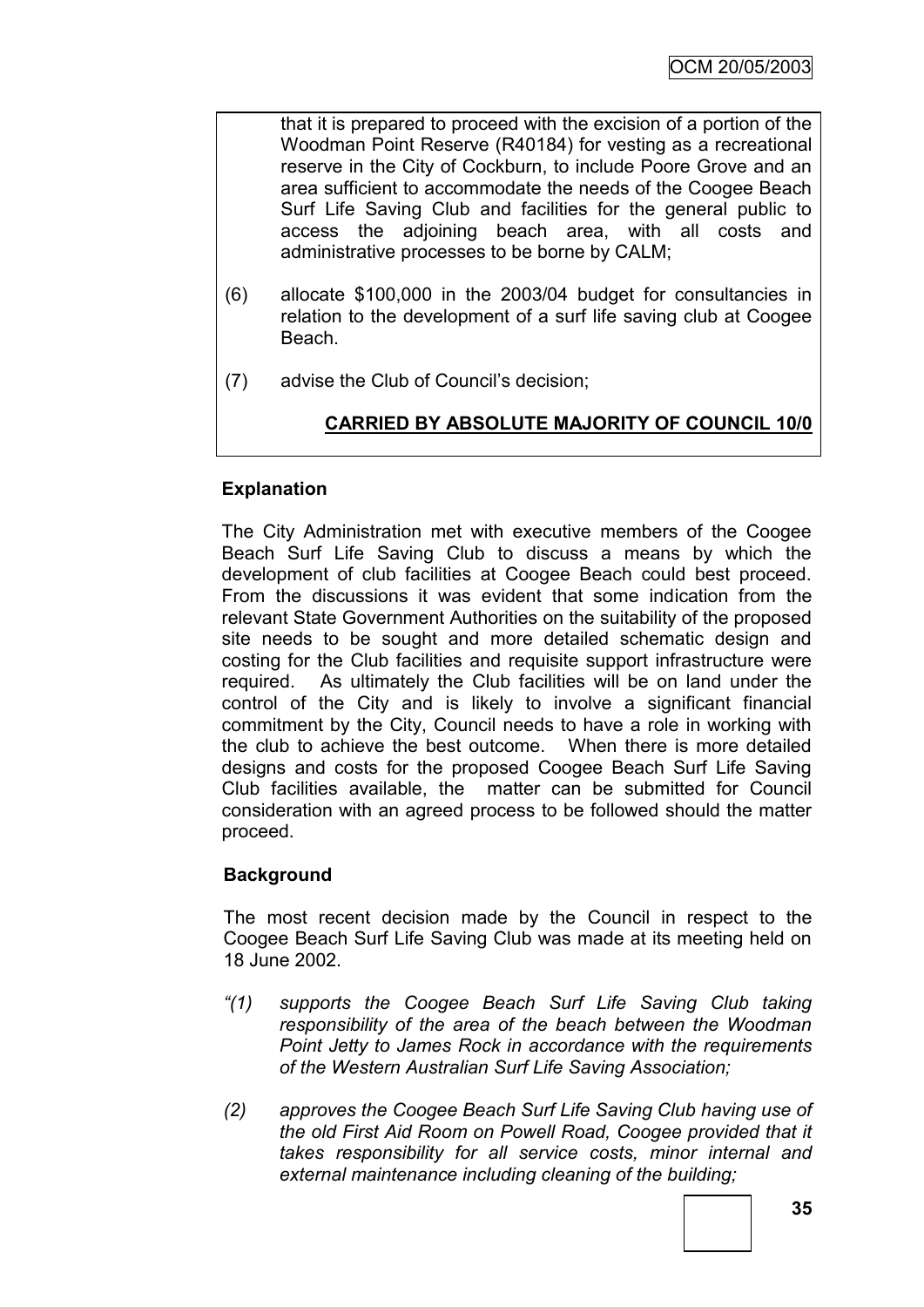that it is prepared to proceed with the excision of a portion of the Woodman Point Reserve (R40184) for vesting as a recreational reserve in the City of Cockburn, to include Poore Grove and an area sufficient to accommodate the needs of the Coogee Beach Surf Life Saving Club and facilities for the general public to access the adjoining beach area, with all costs and administrative processes to be borne by CALM;

(6) allocate $100,000 in the 2003/04 budget for consultancies in relation to the development of a surf life saving club at Coogee Beach.

(7) advise the Club of Council's decision;

**CARRIED BY ABSOLUTE MAJORITY OF COUNCIL 10/0**

**Explanation**

The City Administration met with executive members of the Coogee Beach Surf Life Saving Club to discuss a means by which the development of club facilities at Coogee Beach could best proceed. From the discussions it was evident that some indication from the relevant State Government Authorities on the suitability of the proposed site needs to be sought and more detailed schematic design and costing for the Club facilities and requisite support infrastructure were required. As ultimately the Club facilities will be on land under the control of the City and is likely to involve a significant financial commitment by the City, Council needs to have a role in working with the club to achieve the best outcome. When there is more detailed designs and costs for the proposed Coogee Beach Surf Life Saving Club facilities available, the matter can be submitted for Council consideration with an agreed process to be followed should the matter proceed.

**Background**

The most recent decision made by the Council in respect to the Coogee Beach Surf Life Saving Club was made at its meeting held on 18 June 2002.

*"(1) supports the Coogee Beach Surf Life Saving Club taking responsibility of the area of the beach between the Woodman Point Jetty to James Rock in accordance with the requirements of the Western Australian Surf Life Saving Association;*

*(2) approves the Coogee Beach Surf Life Saving Club having use of the old First Aid Room on Powell Road, Coogee provided that it takes responsibility for all service costs, minor internal and external maintenance including cleaning of the building;*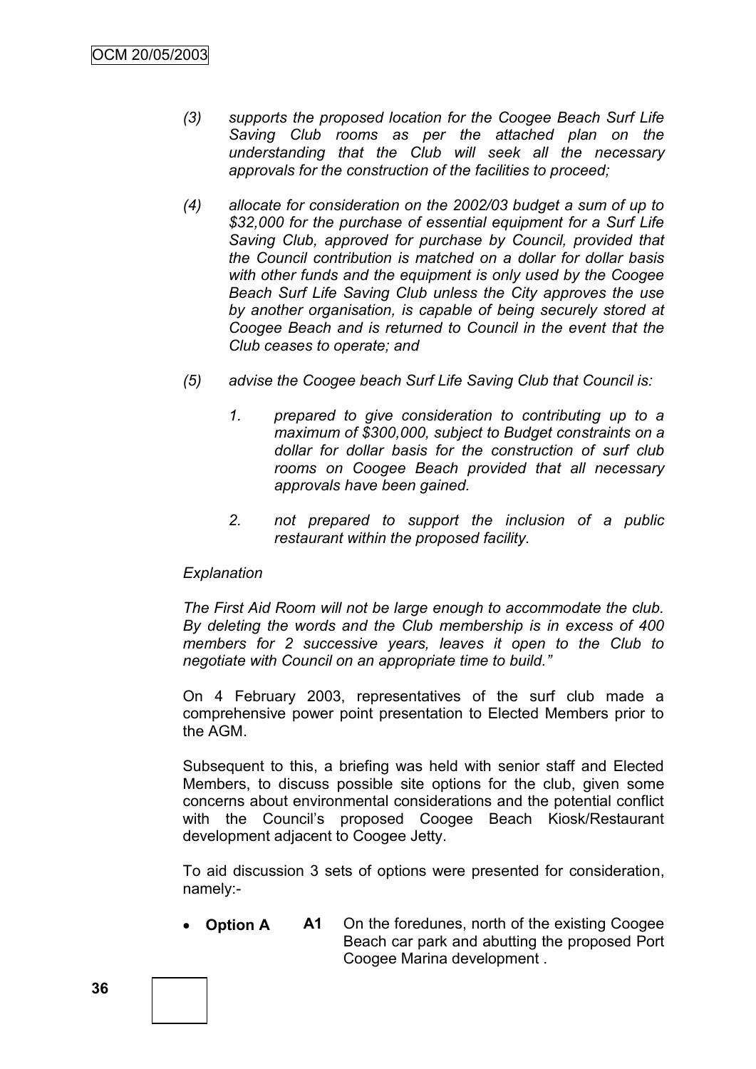*(3) supports the proposed location for the Coogee Beach Surf Life Saving Club rooms as per the attached plan on the understanding that the Club will seek all the necessary approvals for the construction of the facilities to proceed;*

*(4) allocate for consideration on the 2002/03 budget a sum of up to $32,000 for the purchase of essential equipment for a Surf Life Saving Club, approved for purchase by Council, provided that the Council contribution is matched on a dollar for dollar basis with other funds and the equipment is only used by the Coogee Beach Surf Life Saving Club unless the City approves the use by another organisation, is capable of being securely stored at Coogee Beach and is returned to Council in the event that the Club ceases to operate; and*

*(5) advise the Coogee beach Surf Life Saving Club that Council is:*

*1. prepared to give consideration to contributing up to a maximum of $300,000, subject to Budget constraints on a dollar for dollar basis for the construction of surf club rooms on Coogee Beach provided that all necessary approvals have been gained.*

*2. not prepared to support the inclusion of a public restaurant within the proposed facility.*

*Explanation*

*The First Aid Room will not be large enough to accommodate the club. By deleting the words and the Club membership is in excess of 400 members for 2 successive years, leaves it open to the Club to negotiate with Council on an appropriate time to build."*

On 4 February 2003, representatives of the surf club made a comprehensive power point presentation to Elected Members prior to the AGM.

Subsequent to this, a briefing was held with senior staff and Elected Members, to discuss possible site options for the club, given some concerns about environmental considerations and the potential conflict with the Council's proposed Coogee Beach Kiosk/Restaurant development adjacent to Coogee Jetty.

To aid discussion 3 sets of options were presented for consideration, namely:-

- **Option A** **A1** On the foredunes, north of the existing Coogee Beach car park and abutting the proposed Port Coogee Marina development .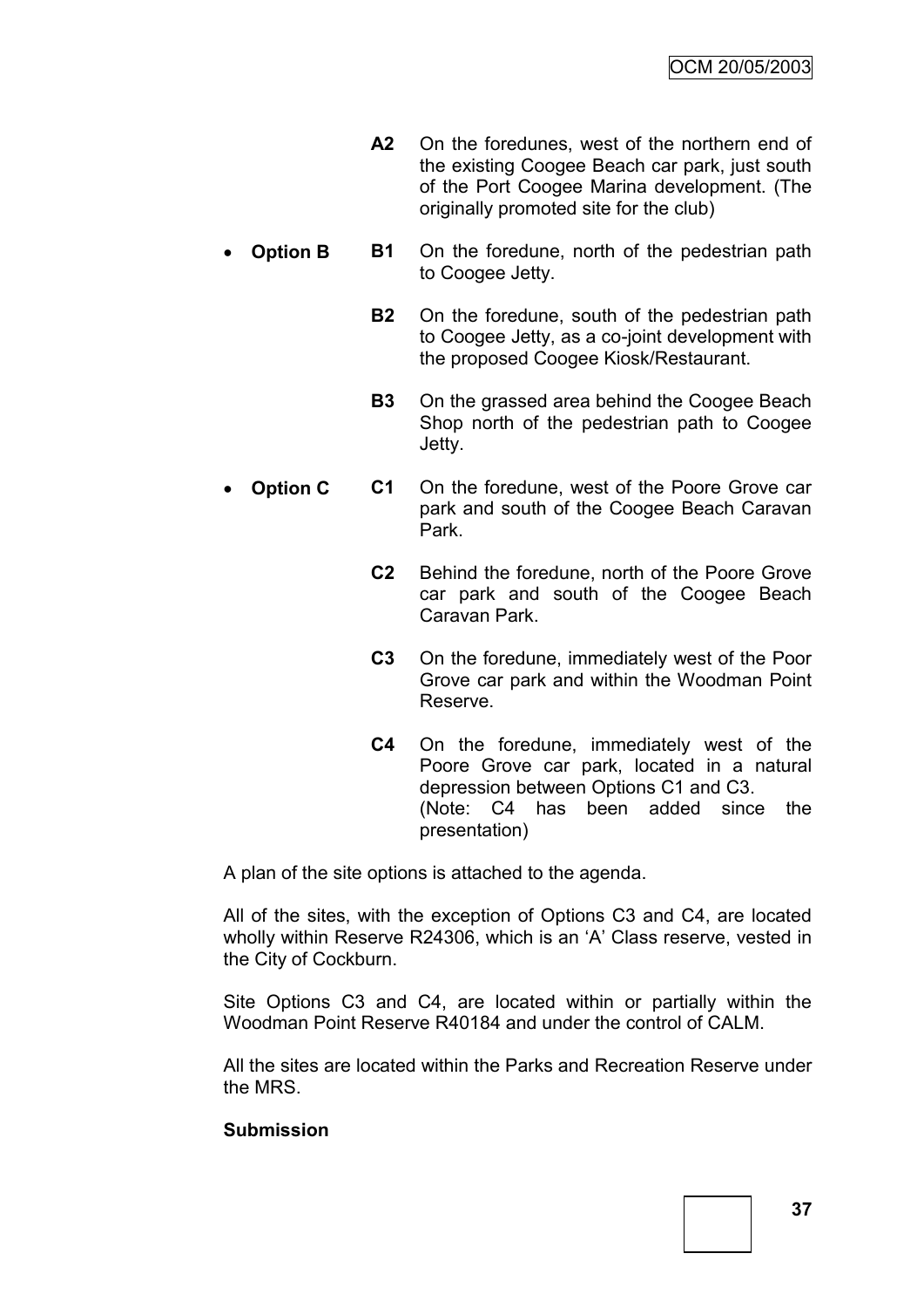**A2** On the foredunes, west of the northern end of the existing Coogee Beach car park, just south of the Port Coogee Marina development. (The originally promoted site for the club)

- **Option B**

  **B1** On the foredune, north of the pedestrian path to Coogee Jetty.

  **B2** On the foredune, south of the pedestrian path to Coogee Jetty, as a co-joint development with the proposed Coogee Kiosk/Restaurant.

  **B3** On the grassed area behind the Coogee Beach Shop north of the pedestrian path to Coogee Jetty.

- **Option C**

  **C1** On the foredune, west of the Poore Grove car park and south of the Coogee Beach Caravan Park.

  **C2** Behind the foredune, north of the Poore Grove car park and south of the Coogee Beach Caravan Park.

  **C3** On the foredune, immediately west of the Poor Grove car park and within the Woodman Point Reserve.

  **C4** On the foredune, immediately west of the Poore Grove car park, located in a natural depression between Options C1 and C3. (Note: C4 has been added since the presentation)

A plan of the site options is attached to the agenda.

All of the sites, with the exception of Options C3 and C4, are located wholly within Reserve R24306, which is an 'A' Class reserve, vested in the City of Cockburn.

Site Options C3 and C4, are located within or partially within the Woodman Point Reserve R40184 and under the control of CALM.

All the sites are located within the Parks and Recreation Reserve under the MRS.

**Submission**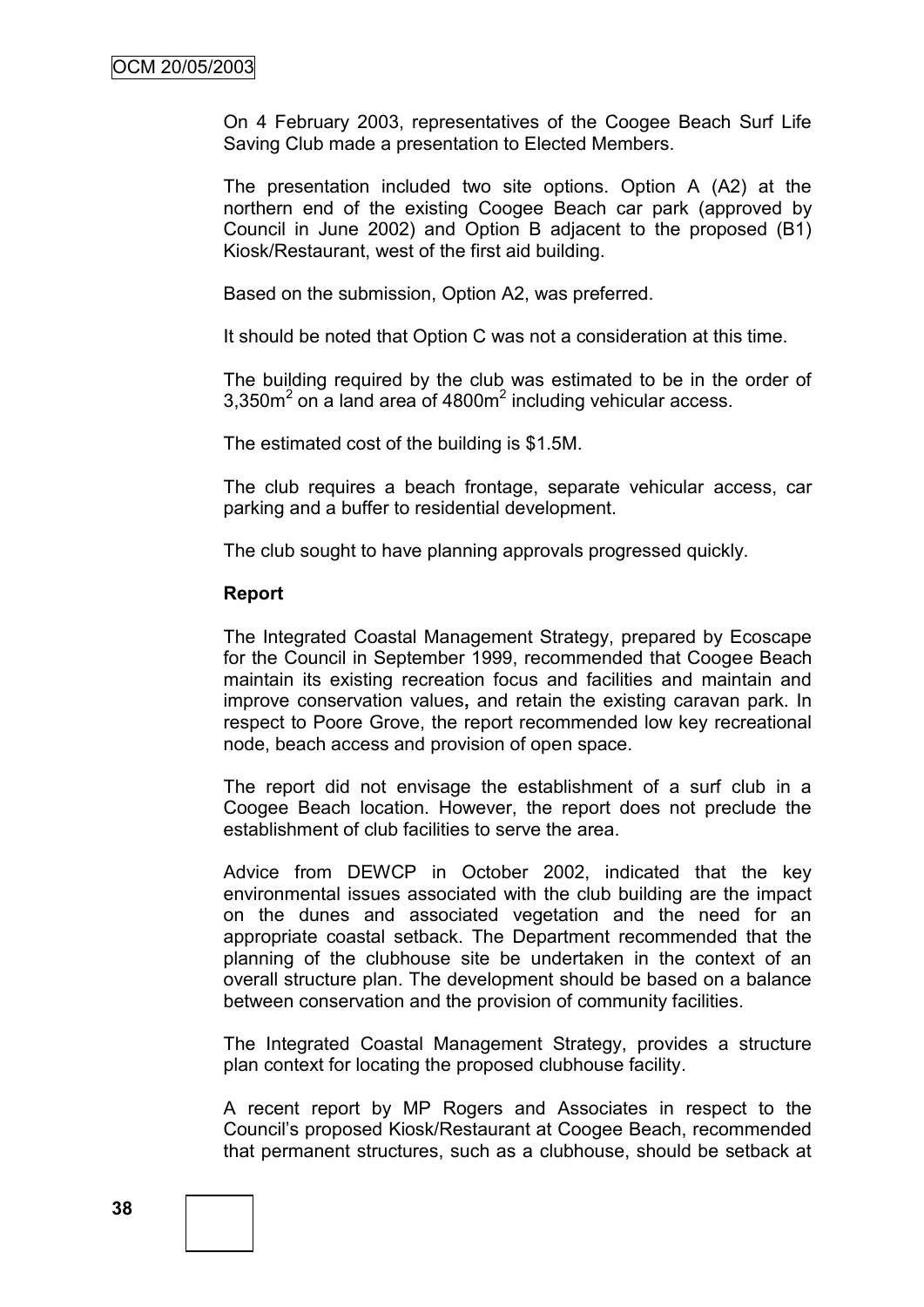On 4 February 2003, representatives of the Coogee Beach Surf Life Saving Club made a presentation to Elected Members.

The presentation included two site options. Option A (A2) at the northern end of the existing Coogee Beach car park (approved by Council in June 2002) and Option B adjacent to the proposed (B1) Kiosk/Restaurant, west of the first aid building.

Based on the submission, Option A2, was preferred.

It should be noted that Option C was not a consideration at this time.

The building required by the club was estimated to be in the order of 3,350m$^2$ on a land area of 4800m$^2$ including vehicular access.

The estimated cost of the building is $1.5M.

The club requires a beach frontage, separate vehicular access, car parking and a buffer to residential development.

The club sought to have planning approvals progressed quickly.

**Report**

The Integrated Coastal Management Strategy, prepared by Ecoscape for the Council in September 1999, recommended that Coogee Beach maintain its existing recreation focus and facilities and maintain and improve conservation values**,** and retain the existing caravan park. In respect to Poore Grove, the report recommended low key recreational node, beach access and provision of open space.

The report did not envisage the establishment of a surf club in a Coogee Beach location. However, the report does not preclude the establishment of club facilities to serve the area.

Advice from DEWCP in October 2002, indicated that the key environmental issues associated with the club building are the impact on the dunes and associated vegetation and the need for an appropriate coastal setback. The Department recommended that the planning of the clubhouse site be undertaken in the context of an overall structure plan. The development should be based on a balance between conservation and the provision of community facilities.

The Integrated Coastal Management Strategy, provides a structure plan context for locating the proposed clubhouse facility.

A recent report by MP Rogers and Associates in respect to the Council's proposed Kiosk/Restaurant at Coogee Beach, recommended that permanent structures, such as a clubhouse, should be setback at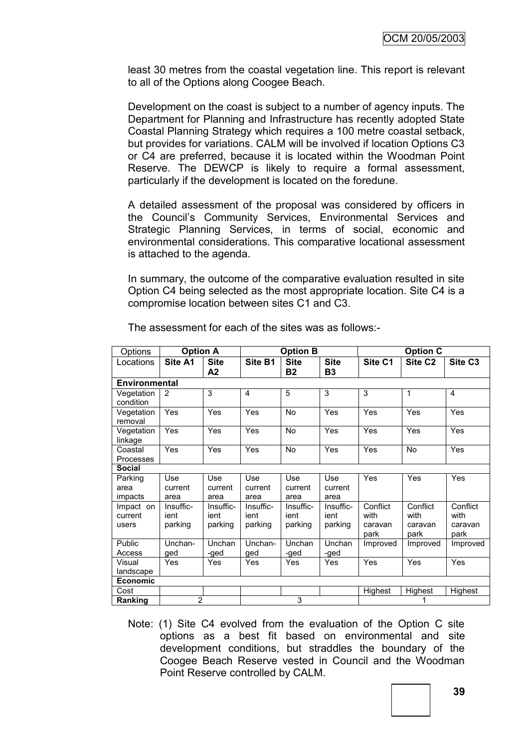least 30 metres from the coastal vegetation line. This report is relevant to all of the Options along Coogee Beach.

Development on the coast is subject to a number of agency inputs. The Department for Planning and Infrastructure has recently adopted State Coastal Planning Strategy which requires a 100 metre coastal setback, but provides for variations. CALM will be involved if location Options C3 or C4 are preferred, because it is located within the Woodman Point Reserve. The DEWCP is likely to require a formal assessment, particularly if the development is located on the foredune.

A detailed assessment of the proposal was considered by officers in the Council's Community Services, Environmental Services and Strategic Planning Services, in terms of social, economic and environmental considerations. This comparative locational assessment is attached to the agenda.

In summary, the outcome of the comparative evaluation resulted in site Option C4 being selected as the most appropriate location. Site C4 is a compromise location between sites C1 and C3.

The assessment for each of the sites was as follows:-

| Options | **Option A** | | **Option B** | | | **Option C** | | |
|---|---|---|---|---|---|---|---|---|
| Locations | **Site A1** | **Site A2** | **Site B1** | **Site B2** | **Site B3** | **Site C1** | **Site C2** | **Site C3** |
| **Environmental** | | | | | | | | |
| Vegetation condition | 2 | 3 | 4 | 5 | 3 | 3 | 1 | 4 |
| Vegetation removal | Yes | Yes | Yes | No | Yes | Yes | Yes | Yes |
| Vegetation linkage | Yes | Yes | Yes | No | Yes | Yes | Yes | Yes |
| Coastal Processes | Yes | Yes | Yes | No | Yes | Yes | No | Yes |
| **Social** | | | | | | | | |
| Parking area impacts | Use current area | Use current area | Use current area | Use current area | Use current area | Yes | Yes | Yes |
| Impact on current users | Insufficient parking | Insufficient parking | Insufficient parking | Insufficient parking | Insufficient parking | Conflict with caravan park | Conflict with caravan park | Conflict with caravan park |
| Public Access | Unchanged | Unchanged | Unchanged | Unchanged | Unchanged | Improved | Improved | Improved |
| Visual landscape | Yes | Yes | Yes | Yes | Yes | Yes | Yes | Yes |
| **Economic** | | | | | | | | |
| Cost | | | | | | Highest | Highest | Highest |
| **Ranking** | 2 | | 3 | | | 1 | | |

Note: (1) Site C4 evolved from the evaluation of the Option C site options as a best fit based on environmental and site development conditions, but straddles the boundary of the Coogee Beach Reserve vested in Council and the Woodman Point Reserve controlled by CALM.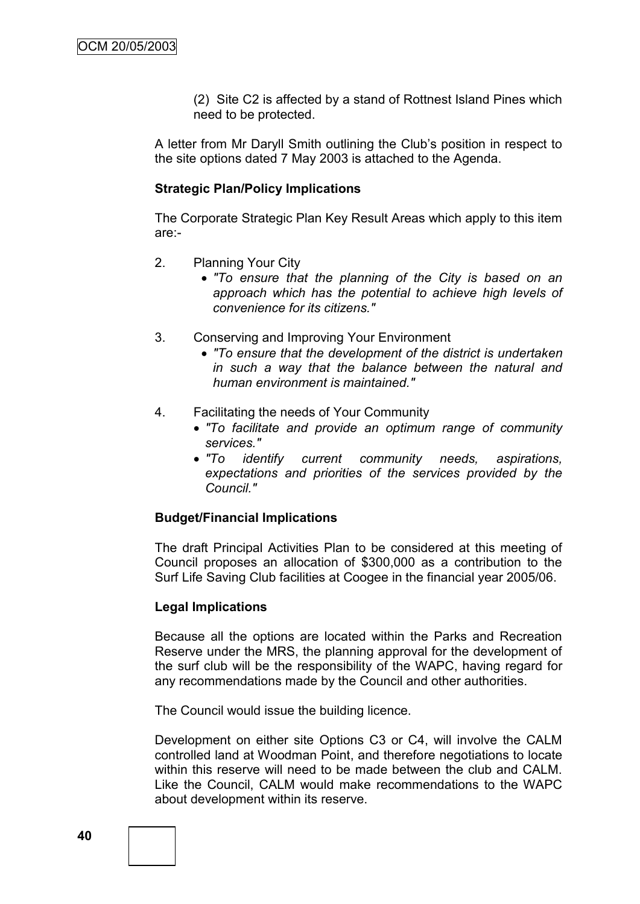(2) Site C2 is affected by a stand of Rottnest Island Pines which need to be protected.

A letter from Mr Daryll Smith outlining the Club's position in respect to the site options dated 7 May 2003 is attached to the Agenda.

**Strategic Plan/Policy Implications**

The Corporate Strategic Plan Key Result Areas which apply to this item are:-

2. Planning Your City
   - *"To ensure that the planning of the City is based on an approach which has the potential to achieve high levels of convenience for its citizens."*

3. Conserving and Improving Your Environment
   - *"To ensure that the development of the district is undertaken in such a way that the balance between the natural and human environment is maintained."*

4. Facilitating the needs of Your Community
   - *"To facilitate and provide an optimum range of community services."*
   - *"To identify current community needs, aspirations, expectations and priorities of the services provided by the Council."*

**Budget/Financial Implications**

The draft Principal Activities Plan to be considered at this meeting of Council proposes an allocation of $300,000 as a contribution to the Surf Life Saving Club facilities at Coogee in the financial year 2005/06.

**Legal Implications**

Because all the options are located within the Parks and Recreation Reserve under the MRS, the planning approval for the development of the surf club will be the responsibility of the WAPC, having regard for any recommendations made by the Council and other authorities.

The Council would issue the building licence.

Development on either site Options C3 or C4, will involve the CALM controlled land at Woodman Point, and therefore negotiations to locate within this reserve will need to be made between the club and CALM. Like the Council, CALM would make recommendations to the WAPC about development within its reserve.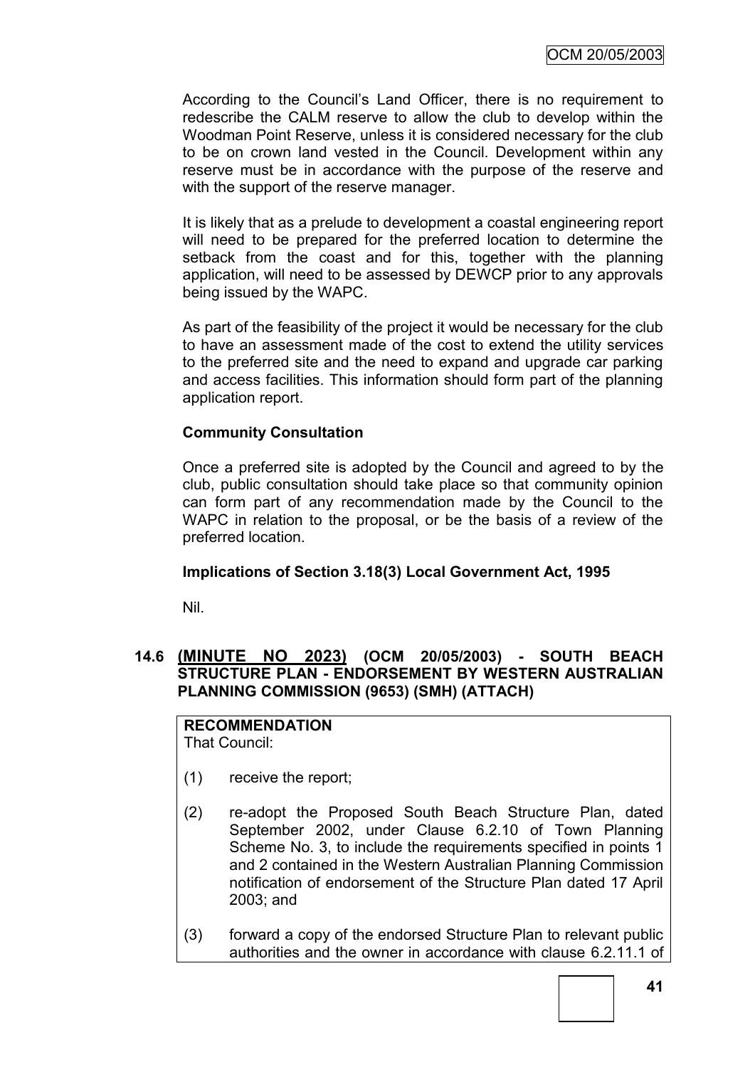According to the Council's Land Officer, there is no requirement to redescribe the CALM reserve to allow the club to develop within the Woodman Point Reserve, unless it is considered necessary for the club to be on crown land vested in the Council. Development within any reserve must be in accordance with the purpose of the reserve and with the support of the reserve manager.

It is likely that as a prelude to development a coastal engineering report will need to be prepared for the preferred location to determine the setback from the coast and for this, together with the planning application, will need to be assessed by DEWCP prior to any approvals being issued by the WAPC.

As part of the feasibility of the project it would be necessary for the club to have an assessment made of the cost to extend the utility services to the preferred site and the need to expand and upgrade car parking and access facilities. This information should form part of the planning application report.

**Community Consultation**

Once a preferred site is adopted by the Council and agreed to by the club, public consultation should take place so that community opinion can form part of any recommendation made by the Council to the WAPC in relation to the proposal, or be the basis of a review of the preferred location.

**Implications of Section 3.18(3) Local Government Act, 1995**

Nil.

## 14.6 (MINUTE NO 2023) (OCM 20/05/2003) - SOUTH BEACH STRUCTURE PLAN - ENDORSEMENT BY WESTERN AUSTRALIAN PLANNING COMMISSION (9653) (SMH) (ATTACH)

**RECOMMENDATION**
That Council:

(1) receive the report;

(2) re-adopt the Proposed South Beach Structure Plan, dated September 2002, under Clause 6.2.10 of Town Planning Scheme No. 3, to include the requirements specified in points 1 and 2 contained in the Western Australian Planning Commission notification of endorsement of the Structure Plan dated 17 April 2003; and

(3) forward a copy of the endorsed Structure Plan to relevant public authorities and the owner in accordance with clause 6.2.11.1 of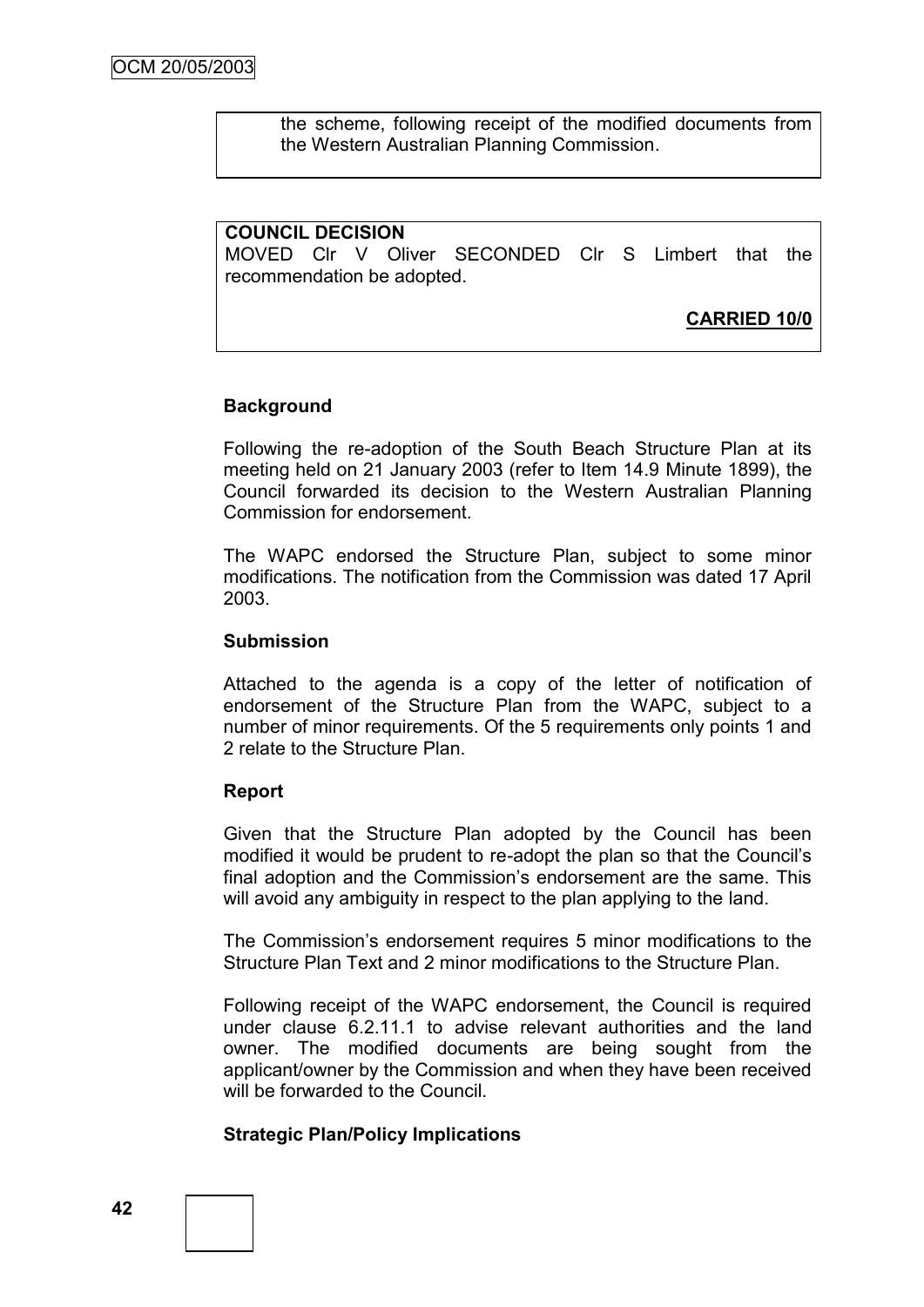the scheme, following receipt of the modified documents from the Western Australian Planning Commission.

**COUNCIL DECISION**

MOVED Clr V Oliver SECONDED Clr S Limbert that the recommendation be adopted.

**CARRIED 10/0**

**Background**

Following the re-adoption of the South Beach Structure Plan at its meeting held on 21 January 2003 (refer to Item 14.9 Minute 1899), the Council forwarded its decision to the Western Australian Planning Commission for endorsement.

The WAPC endorsed the Structure Plan, subject to some minor modifications. The notification from the Commission was dated 17 April 2003.

**Submission**

Attached to the agenda is a copy of the letter of notification of endorsement of the Structure Plan from the WAPC, subject to a number of minor requirements. Of the 5 requirements only points 1 and 2 relate to the Structure Plan.

**Report**

Given that the Structure Plan adopted by the Council has been modified it would be prudent to re-adopt the plan so that the Council's final adoption and the Commission's endorsement are the same. This will avoid any ambiguity in respect to the plan applying to the land.

The Commission's endorsement requires 5 minor modifications to the Structure Plan Text and 2 minor modifications to the Structure Plan.

Following receipt of the WAPC endorsement, the Council is required under clause 6.2.11.1 to advise relevant authorities and the land owner. The modified documents are being sought from the applicant/owner by the Commission and when they have been received will be forwarded to the Council.

**Strategic Plan/Policy Implications**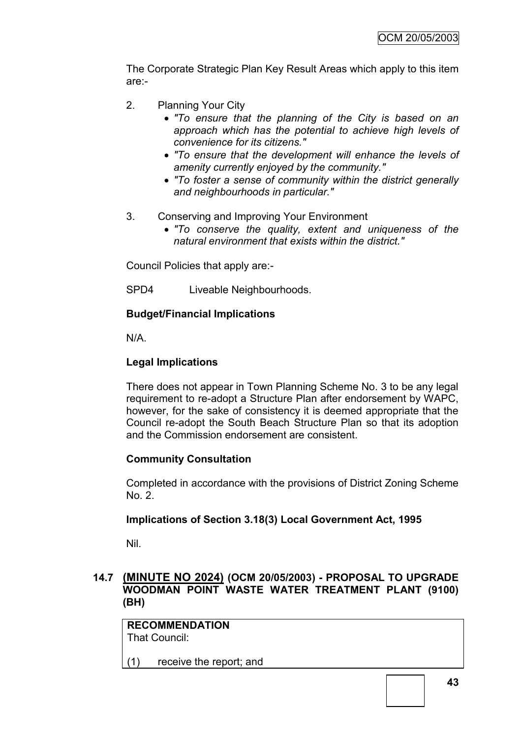The Corporate Strategic Plan Key Result Areas which apply to this item are:-

2. Planning Your City
   - *"To ensure that the planning of the City is based on an approach which has the potential to achieve high levels of convenience for its citizens."*
   - *"To ensure that the development will enhance the levels of amenity currently enjoyed by the community."*
   - *"To foster a sense of community within the district generally and neighbourhoods in particular."*

3. Conserving and Improving Your Environment
   - *"To conserve the quality, extent and uniqueness of the natural environment that exists within the district."*

Council Policies that apply are:-

SPD4 Liveable Neighbourhoods.

**Budget/Financial Implications**

N/A.

**Legal Implications**

There does not appear in Town Planning Scheme No. 3 to be any legal requirement to re-adopt a Structure Plan after endorsement by WAPC, however, for the sake of consistency it is deemed appropriate that the Council re-adopt the South Beach Structure Plan so that its adoption and the Commission endorsement are consistent.

**Community Consultation**

Completed in accordance with the provisions of District Zoning Scheme No. 2.

**Implications of Section 3.18(3) Local Government Act, 1995**

Nil.

## 14.7 (MINUTE NO 2024) (OCM 20/05/2003) - PROPOSAL TO UPGRADE WOODMAN POINT WASTE WATER TREATMENT PLANT (9100) (BH)

**RECOMMENDATION**
That Council:

(1) receive the report; and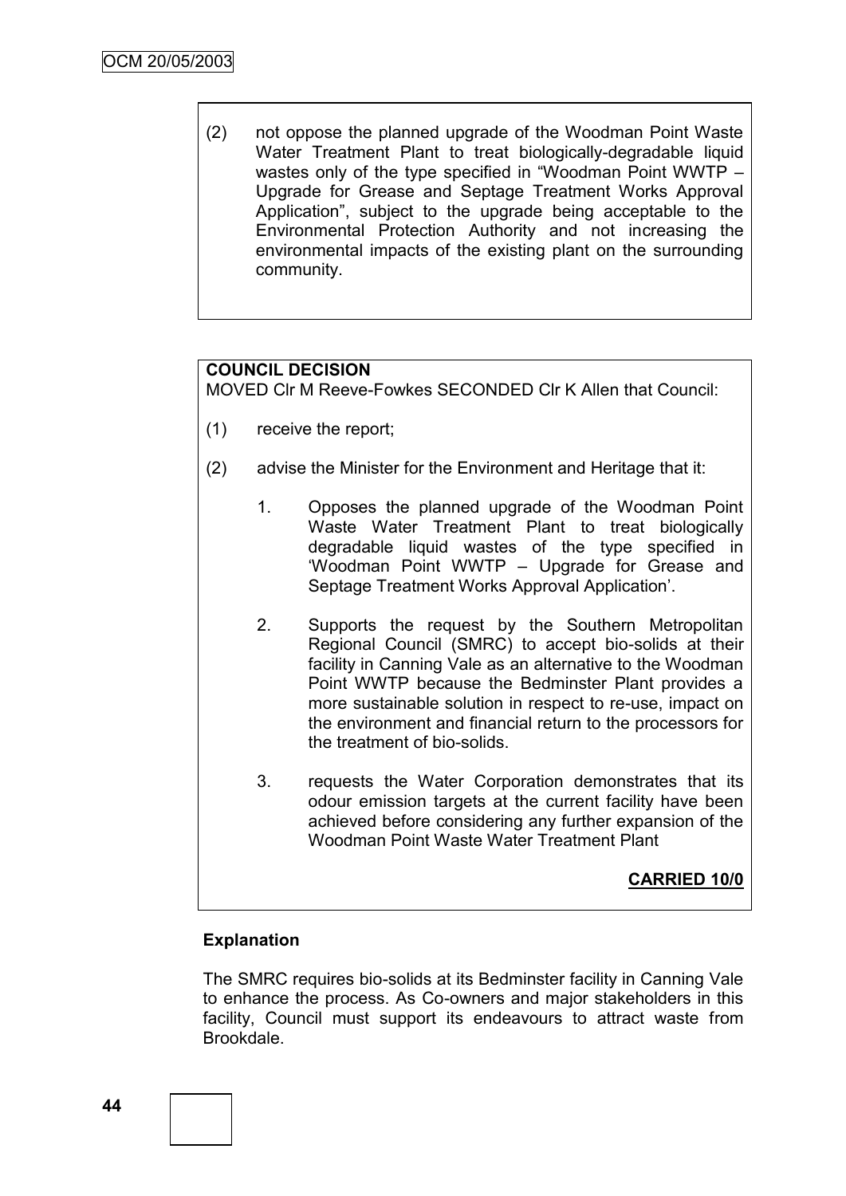(2) not oppose the planned upgrade of the Woodman Point Waste Water Treatment Plant to treat biologically-degradable liquid wastes only of the type specified in "Woodman Point WWTP – Upgrade for Grease and Septage Treatment Works Approval Application", subject to the upgrade being acceptable to the Environmental Protection Authority and not increasing the environmental impacts of the existing plant on the surrounding community.

**COUNCIL DECISION**

MOVED Clr M Reeve-Fowkes SECONDED Clr K Allen that Council:

(1) receive the report;

(2) advise the Minister for the Environment and Heritage that it:

1. Opposes the planned upgrade of the Woodman Point Waste Water Treatment Plant to treat biologically degradable liquid wastes of the type specified in 'Woodman Point WWTP – Upgrade for Grease and Septage Treatment Works Approval Application'.

2. Supports the request by the Southern Metropolitan Regional Council (SMRC) to accept bio-solids at their facility in Canning Vale as an alternative to the Woodman Point WWTP because the Bedminster Plant provides a more sustainable solution in respect to re-use, impact on the environment and financial return to the processors for the treatment of bio-solids.

3. requests the Water Corporation demonstrates that its odour emission targets at the current facility have been achieved before considering any further expansion of the Woodman Point Waste Water Treatment Plant

**CARRIED 10/0**

**Explanation**

The SMRC requires bio-solids at its Bedminster facility in Canning Vale to enhance the process. As Co-owners and major stakeholders in this facility, Council must support its endeavours to attract waste from Brookdale.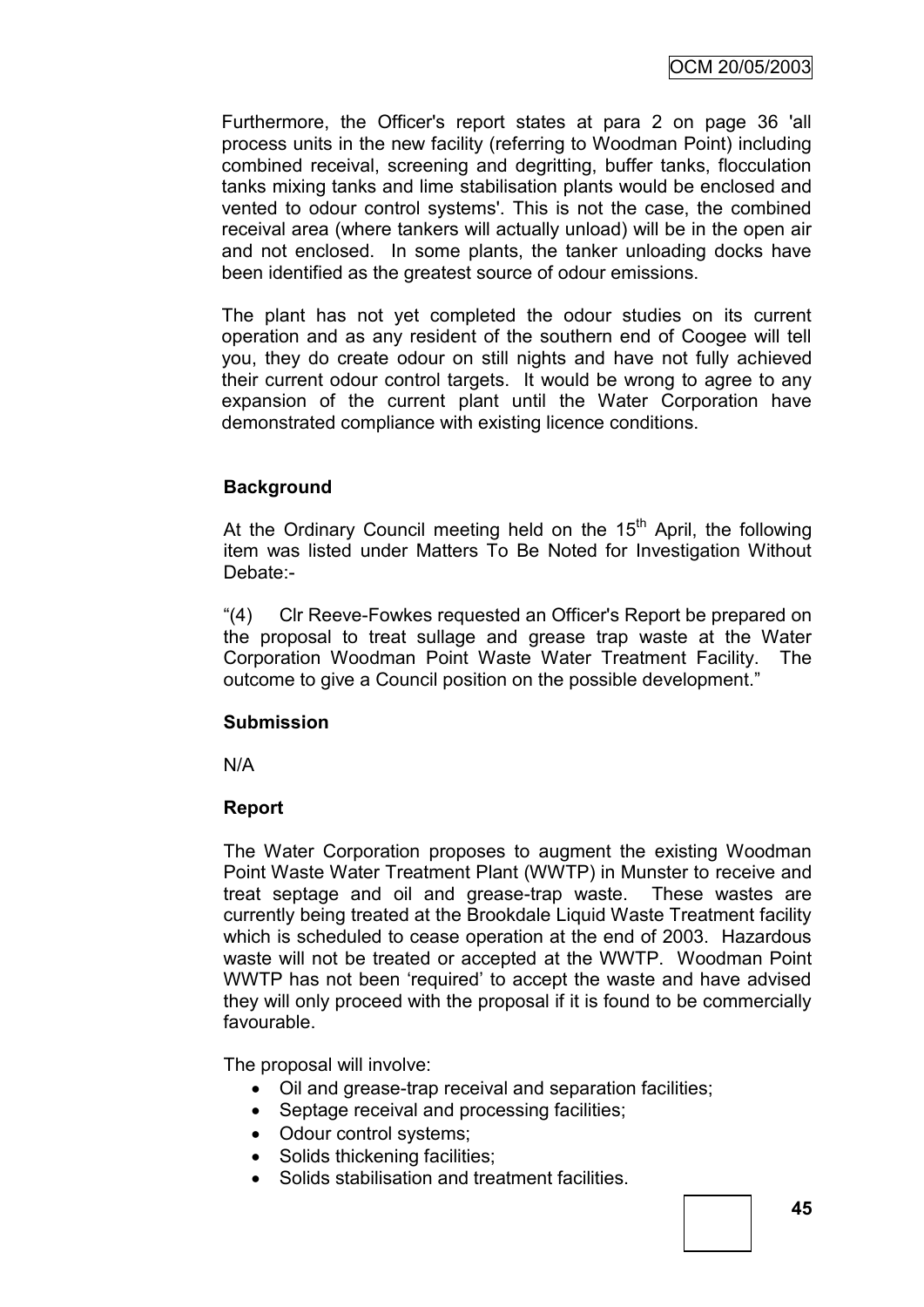Furthermore, the Officer's report states at para 2 on page 36 'all process units in the new facility (referring to Woodman Point) including combined receival, screening and degritting, buffer tanks, flocculation tanks mixing tanks and lime stabilisation plants would be enclosed and vented to odour control systems'. This is not the case, the combined receival area (where tankers will actually unload) will be in the open air and not enclosed. In some plants, the tanker unloading docks have been identified as the greatest source of odour emissions.

The plant has not yet completed the odour studies on its current operation and as any resident of the southern end of Coogee will tell you, they do create odour on still nights and have not fully achieved their current odour control targets. It would be wrong to agree to any expansion of the current plant until the Water Corporation have demonstrated compliance with existing licence conditions.

**Background**

At the Ordinary Council meeting held on the 15th April, the following item was listed under Matters To Be Noted for Investigation Without Debate:-

"(4) Clr Reeve-Fowkes requested an Officer's Report be prepared on the proposal to treat sullage and grease trap waste at the Water Corporation Woodman Point Waste Water Treatment Facility. The outcome to give a Council position on the possible development."

**Submission**

N/A

**Report**

The Water Corporation proposes to augment the existing Woodman Point Waste Water Treatment Plant (WWTP) in Munster to receive and treat septage and oil and grease-trap waste. These wastes are currently being treated at the Brookdale Liquid Waste Treatment facility which is scheduled to cease operation at the end of 2003. Hazardous waste will not be treated or accepted at the WWTP. Woodman Point WWTP has not been 'required' to accept the waste and have advised they will only proceed with the proposal if it is found to be commercially favourable.

The proposal will involve:

- Oil and grease-trap receival and separation facilities;
- Septage receival and processing facilities;
- Odour control systems;
- Solids thickening facilities;
- Solids stabilisation and treatment facilities.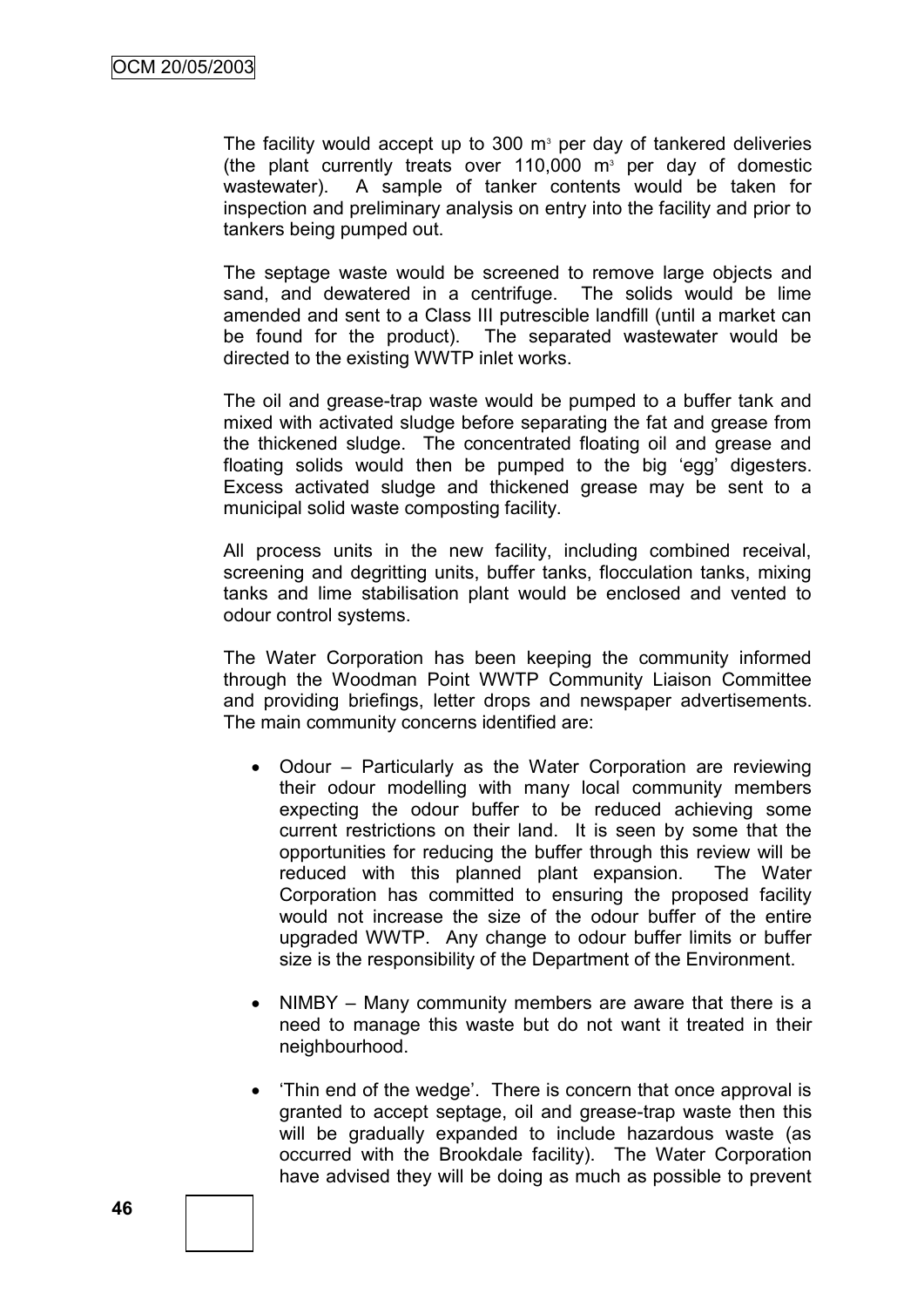The facility would accept up to 300 $m^3$ per day of tankered deliveries (the plant currently treats over 110,000 $m^3$ per day of domestic wastewater). A sample of tanker contents would be taken for inspection and preliminary analysis on entry into the facility and prior to tankers being pumped out.

The septage waste would be screened to remove large objects and sand, and dewatered in a centrifuge. The solids would be lime amended and sent to a Class III putrescible landfill (until a market can be found for the product). The separated wastewater would be directed to the existing WWTP inlet works.

The oil and grease-trap waste would be pumped to a buffer tank and mixed with activated sludge before separating the fat and grease from the thickened sludge. The concentrated floating oil and grease and floating solids would then be pumped to the big 'egg' digesters. Excess activated sludge and thickened grease may be sent to a municipal solid waste composting facility.

All process units in the new facility, including combined receival, screening and degritting units, buffer tanks, flocculation tanks, mixing tanks and lime stabilisation plant would be enclosed and vented to odour control systems.

The Water Corporation has been keeping the community informed through the Woodman Point WWTP Community Liaison Committee and providing briefings, letter drops and newspaper advertisements. The main community concerns identified are:

- Odour – Particularly as the Water Corporation are reviewing their odour modelling with many local community members expecting the odour buffer to be reduced achieving some current restrictions on their land. It is seen by some that the opportunities for reducing the buffer through this review will be reduced with this planned plant expansion. The Water Corporation has committed to ensuring the proposed facility would not increase the size of the odour buffer of the entire upgraded WWTP. Any change to odour buffer limits or buffer size is the responsibility of the Department of the Environment.

- NIMBY – Many community members are aware that there is a need to manage this waste but do not want it treated in their neighbourhood.

- 'Thin end of the wedge'. There is concern that once approval is granted to accept septage, oil and grease-trap waste then this will be gradually expanded to include hazardous waste (as occurred with the Brookdale facility). The Water Corporation have advised they will be doing as much as possible to prevent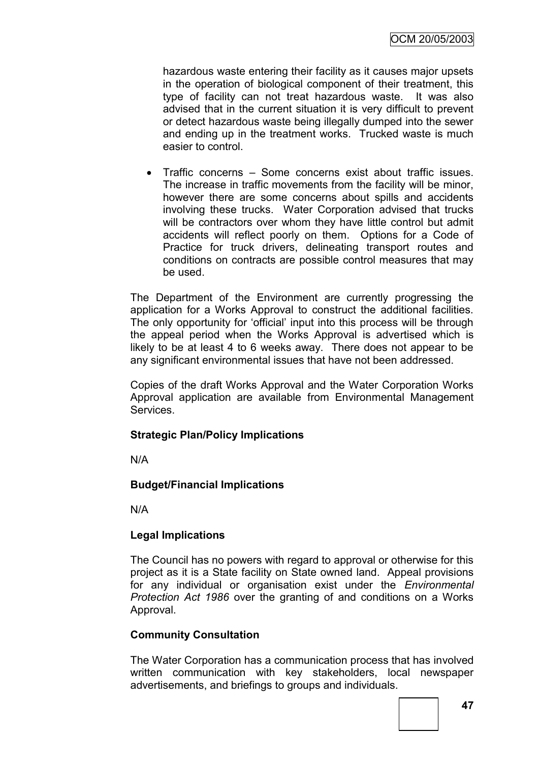hazardous waste entering their facility as it causes major upsets in the operation of biological component of their treatment, this type of facility can not treat hazardous waste. It was also advised that in the current situation it is very difficult to prevent or detect hazardous waste being illegally dumped into the sewer and ending up in the treatment works. Trucked waste is much easier to control.

- Traffic concerns – Some concerns exist about traffic issues. The increase in traffic movements from the facility will be minor, however there are some concerns about spills and accidents involving these trucks. Water Corporation advised that trucks will be contractors over whom they have little control but admit accidents will reflect poorly on them. Options for a Code of Practice for truck drivers, delineating transport routes and conditions on contracts are possible control measures that may be used.

The Department of the Environment are currently progressing the application for a Works Approval to construct the additional facilities. The only opportunity for 'official' input into this process will be through the appeal period when the Works Approval is advertised which is likely to be at least 4 to 6 weeks away. There does not appear to be any significant environmental issues that have not been addressed.

Copies of the draft Works Approval and the Water Corporation Works Approval application are available from Environmental Management Services.

**Strategic Plan/Policy Implications**

N/A

**Budget/Financial Implications**

N/A

**Legal Implications**

The Council has no powers with regard to approval or otherwise for this project as it is a State facility on State owned land. Appeal provisions for any individual or organisation exist under the *Environmental Protection Act 1986* over the granting of and conditions on a Works Approval.

**Community Consultation**

The Water Corporation has a communication process that has involved written communication with key stakeholders, local newspaper advertisements, and briefings to groups and individuals.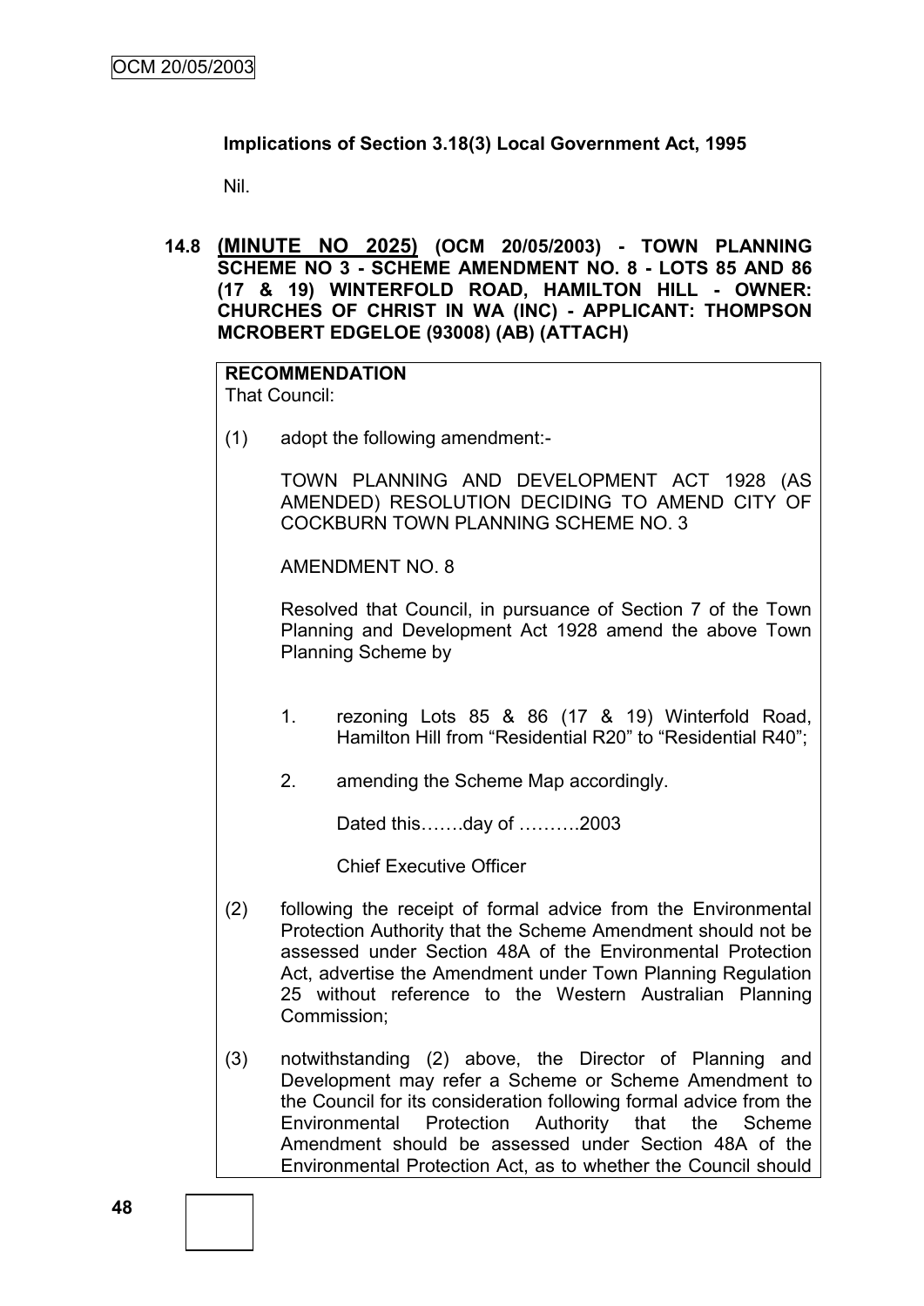**Implications of Section 3.18(3) Local Government Act, 1995**

Nil.

## 14.8 (MINUTE NO 2025) (OCM 20/05/2003) - TOWN PLANNING SCHEME NO 3 - SCHEME AMENDMENT NO. 8 - LOTS 85 AND 86 (17 & 19) WINTERFOLD ROAD, HAMILTON HILL - OWNER: CHURCHES OF CHRIST IN WA (INC) - APPLICANT: THOMPSON MCROBERT EDGELOE (93008) (AB) (ATTACH)

**RECOMMENDATION**

That Council:

(1) adopt the following amendment:-

TOWN PLANNING AND DEVELOPMENT ACT 1928 (AS AMENDED) RESOLUTION DECIDING TO AMEND CITY OF COCKBURN TOWN PLANNING SCHEME NO. 3

AMENDMENT NO. 8

Resolved that Council, in pursuance of Section 7 of the Town Planning and Development Act 1928 amend the above Town Planning Scheme by

1. rezoning Lots 85 & 86 (17 & 19) Winterfold Road, Hamilton Hill from "Residential R20" to "Residential R40";

2. amending the Scheme Map accordingly.

Dated this…….day of ……….2003

Chief Executive Officer

(2) following the receipt of formal advice from the Environmental Protection Authority that the Scheme Amendment should not be assessed under Section 48A of the Environmental Protection Act, advertise the Amendment under Town Planning Regulation 25 without reference to the Western Australian Planning Commission;

(3) notwithstanding (2) above, the Director of Planning and Development may refer a Scheme or Scheme Amendment to the Council for its consideration following formal advice from the Environmental Protection Authority that the Scheme Amendment should be assessed under Section 48A of the Environmental Protection Act, as to whether the Council should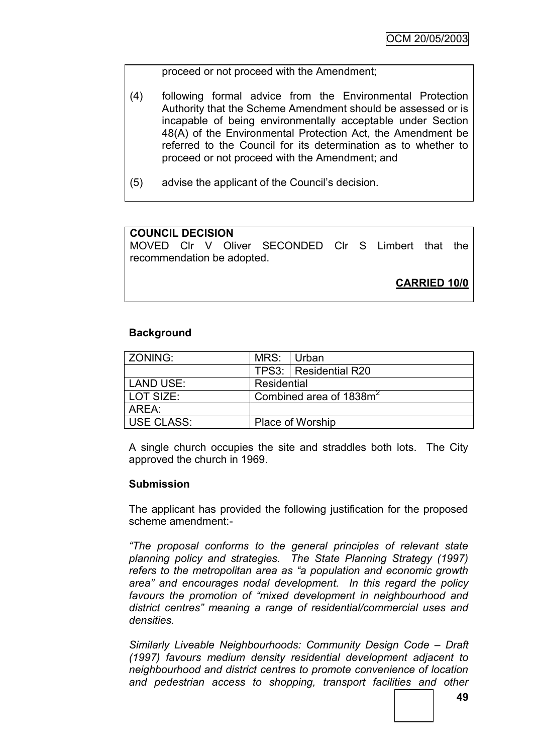proceed or not proceed with the Amendment;

(4) following formal advice from the Environmental Protection Authority that the Scheme Amendment should be assessed or is incapable of being environmentally acceptable under Section 48(A) of the Environmental Protection Act, the Amendment be referred to the Council for its determination as to whether to proceed or not proceed with the Amendment; and

(5) advise the applicant of the Council's decision.

**COUNCIL DECISION**
MOVED Clr V Oliver SECONDED Clr S Limbert that the recommendation be adopted.

**CARRIED 10/0**

**Background**

| ZONING: | MRS: | Urban |
|---|---|---|
| | TPS3: | Residential R20 |
| LAND USE: | Residential | |
| LOT SIZE: | Combined area of 1838m$^2$ | |
| AREA: | | |
| USE CLASS: | Place of Worship | |

A single church occupies the site and straddles both lots. The City approved the church in 1969.

**Submission**

The applicant has provided the following justification for the proposed scheme amendment:-

*"The proposal conforms to the general principles of relevant state planning policy and strategies. The State Planning Strategy (1997) refers to the metropolitan area as "a population and economic growth area" and encourages nodal development. In this regard the policy favours the promotion of "mixed development in neighbourhood and district centres" meaning a range of residential/commercial uses and densities.*

*Similarly Liveable Neighbourhoods: Community Design Code – Draft (1997) favours medium density residential development adjacent to neighbourhood and district centres to promote convenience of location and pedestrian access to shopping, transport facilities and other*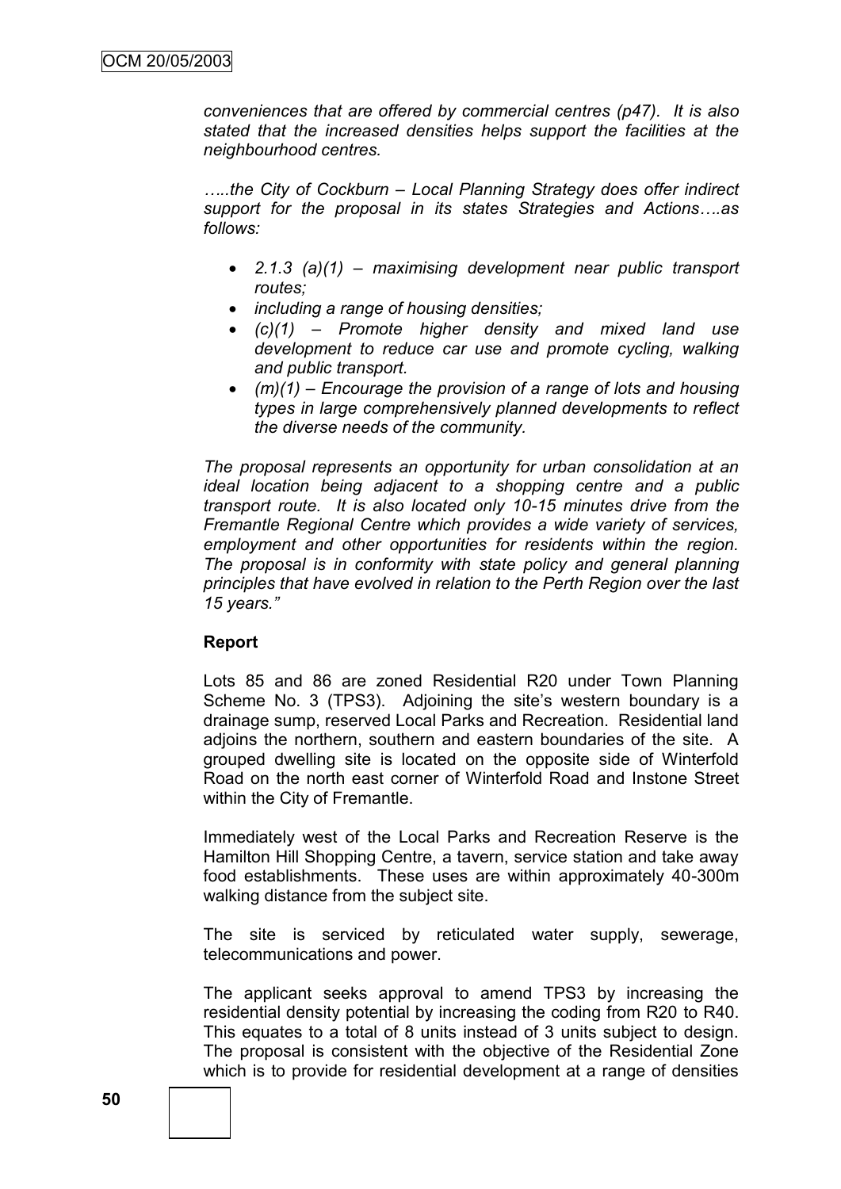*conveniences that are offered by commercial centres (p47). It is also stated that the increased densities helps support the facilities at the neighbourhood centres.*

*…..the City of Cockburn – Local Planning Strategy does offer indirect support for the proposal in its states Strategies and Actions….as follows:*

- *2.1.3 (a)(1) – maximising development near public transport routes;*
- *including a range of housing densities;*
- *(c)(1) – Promote higher density and mixed land use development to reduce car use and promote cycling, walking and public transport.*
- *(m)(1) – Encourage the provision of a range of lots and housing types in large comprehensively planned developments to reflect the diverse needs of the community.*

*The proposal represents an opportunity for urban consolidation at an ideal location being adjacent to a shopping centre and a public transport route. It is also located only 10-15 minutes drive from the Fremantle Regional Centre which provides a wide variety of services, employment and other opportunities for residents within the region. The proposal is in conformity with state policy and general planning principles that have evolved in relation to the Perth Region over the last 15 years."*

**Report**

Lots 85 and 86 are zoned Residential R20 under Town Planning Scheme No. 3 (TPS3). Adjoining the site's western boundary is a drainage sump, reserved Local Parks and Recreation. Residential land adjoins the northern, southern and eastern boundaries of the site. A grouped dwelling site is located on the opposite side of Winterfold Road on the north east corner of Winterfold Road and Instone Street within the City of Fremantle.

Immediately west of the Local Parks and Recreation Reserve is the Hamilton Hill Shopping Centre, a tavern, service station and take away food establishments. These uses are within approximately 40-300m walking distance from the subject site.

The site is serviced by reticulated water supply, sewerage, telecommunications and power.

The applicant seeks approval to amend TPS3 by increasing the residential density potential by increasing the coding from R20 to R40. This equates to a total of 8 units instead of 3 units subject to design. The proposal is consistent with the objective of the Residential Zone which is to provide for residential development at a range of densities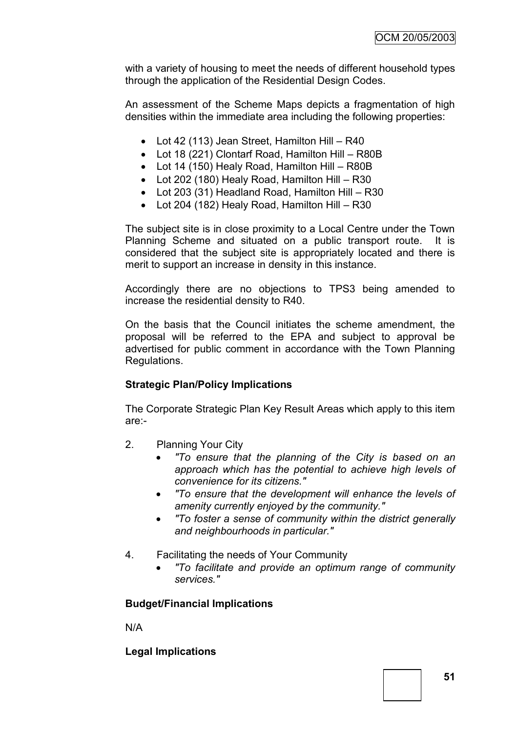with a variety of housing to meet the needs of different household types through the application of the Residential Design Codes.

An assessment of the Scheme Maps depicts a fragmentation of high densities within the immediate area including the following properties:

- Lot 42 (113) Jean Street, Hamilton Hill – R40
- Lot 18 (221) Clontarf Road, Hamilton Hill – R80B
- Lot 14 (150) Healy Road, Hamilton Hill – R80B
- Lot 202 (180) Healy Road, Hamilton Hill – R30
- Lot 203 (31) Headland Road, Hamilton Hill – R30
- Lot 204 (182) Healy Road, Hamilton Hill – R30

The subject site is in close proximity to a Local Centre under the Town Planning Scheme and situated on a public transport route. It is considered that the subject site is appropriately located and there is merit to support an increase in density in this instance.

Accordingly there are no objections to TPS3 being amended to increase the residential density to R40.

On the basis that the Council initiates the scheme amendment, the proposal will be referred to the EPA and subject to approval be advertised for public comment in accordance with the Town Planning Regulations.

**Strategic Plan/Policy Implications**

The Corporate Strategic Plan Key Result Areas which apply to this item are:-

2. Planning Your City
    - *"To ensure that the planning of the City is based on an approach which has the potential to achieve high levels of convenience for its citizens."*
    - *"To ensure that the development will enhance the levels of amenity currently enjoyed by the community."*
    - *"To foster a sense of community within the district generally and neighbourhoods in particular."*

4. Facilitating the needs of Your Community
    - *"To facilitate and provide an optimum range of community services."*

**Budget/Financial Implications**

N/A

**Legal Implications**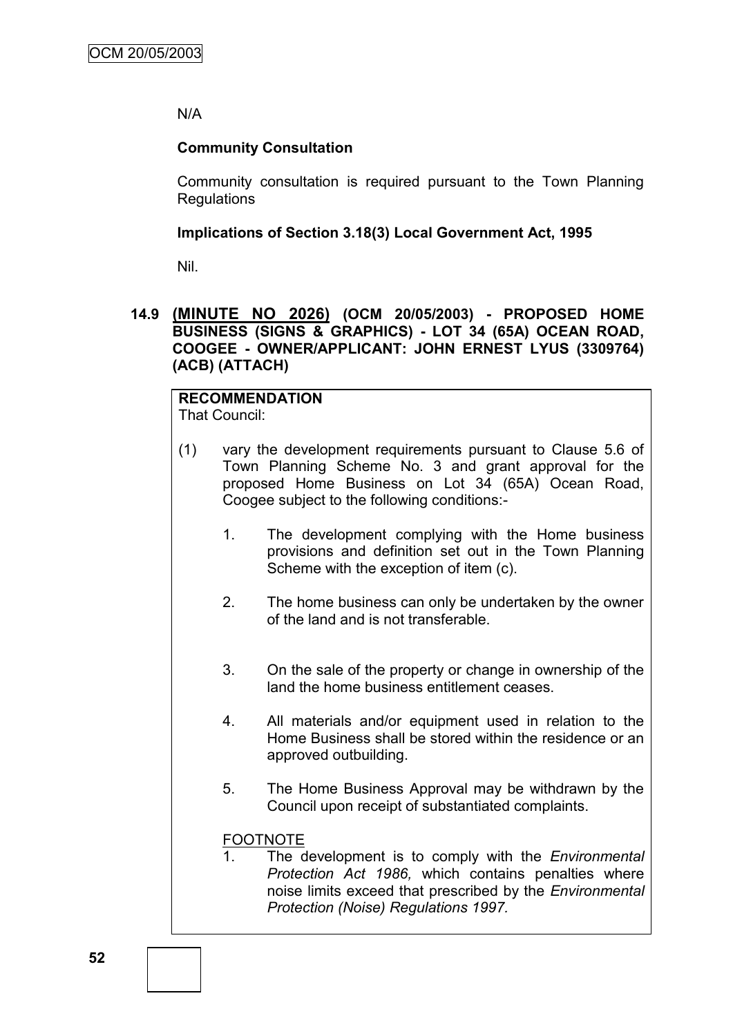N/A

**Community Consultation**

Community consultation is required pursuant to the Town Planning Regulations

**Implications of Section 3.18(3) Local Government Act, 1995**

Nil.

### 14.9 **(MINUTE NO 2026)** (OCM 20/05/2003) - PROPOSED HOME BUSINESS (SIGNS & GRAPHICS) - LOT 34 (65A) OCEAN ROAD, COOGEE - OWNER/APPLICANT: JOHN ERNEST LYUS (3309764) (ACB) (ATTACH)

**RECOMMENDATION**
That Council:

(1) vary the development requirements pursuant to Clause 5.6 of Town Planning Scheme No. 3 and grant approval for the proposed Home Business on Lot 34 (65A) Ocean Road, Coogee subject to the following conditions:-

1. The development complying with the Home business provisions and definition set out in the Town Planning Scheme with the exception of item (c).
2. The home business can only be undertaken by the owner of the land and is not transferable.
3. On the sale of the property or change in ownership of the land the home business entitlement ceases.
4. All materials and/or equipment used in relation to the Home Business shall be stored within the residence or an approved outbuilding.
5. The Home Business Approval may be withdrawn by the Council upon receipt of substantiated complaints.

FOOTNOTE
1. The development is to comply with the *Environmental Protection Act 1986,* which contains penalties where noise limits exceed that prescribed by the *Environmental Protection (Noise) Regulations 1997.*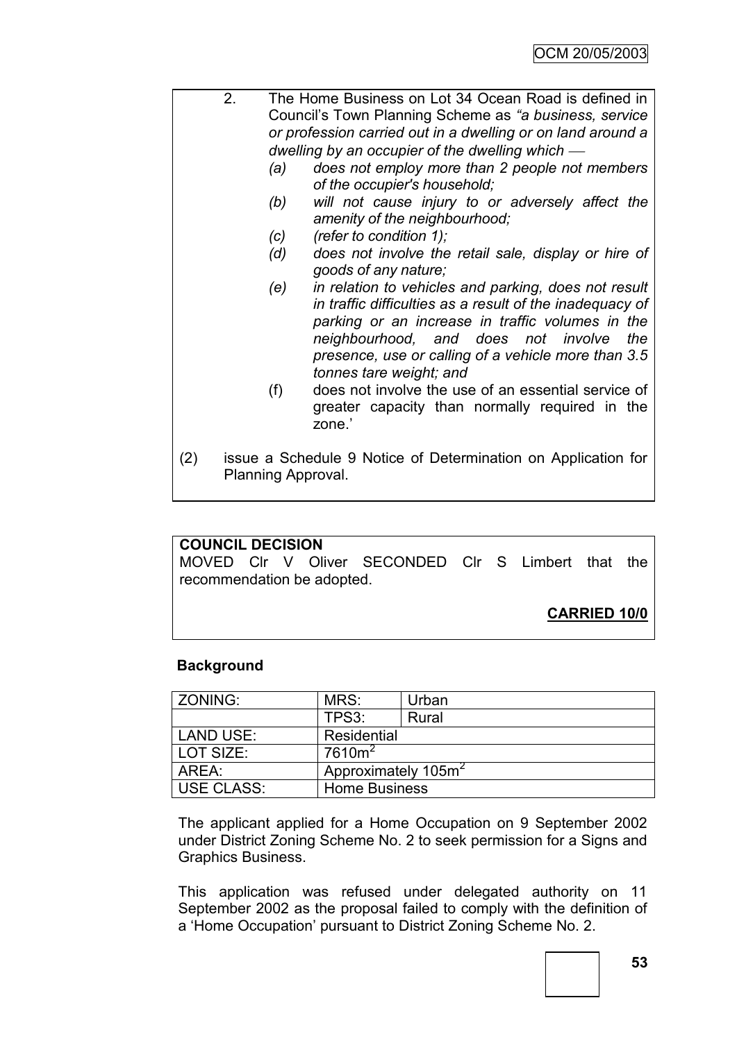2. The Home Business on Lot 34 Ocean Road is defined in Council's Town Planning Scheme as *"a business, service or profession carried out in a dwelling or on land around a dwelling by an occupier of the dwelling which —*
   - *(a) does not employ more than 2 people not members of the occupier's household;*
   - *(b) will not cause injury to or adversely affect the amenity of the neighbourhood;*
   - *(c) (refer to condition 1);*
   - *(d) does not involve the retail sale, display or hire of goods of any nature;*
   - *(e) in relation to vehicles and parking, does not result in traffic difficulties as a result of the inadequacy of parking or an increase in traffic volumes in the neighbourhood, and does not involve the presence, use or calling of a vehicle more than 3.5 tonnes tare weight; and*
   - (f) does not involve the use of an essential service of greater capacity than normally required in the zone.'

(2) issue a Schedule 9 Notice of Determination on Application for Planning Approval.

**COUNCIL DECISION**

MOVED Clr V Oliver SECONDED Clr S Limbert that the recommendation be adopted.

**CARRIED 10/0**

**Background**

| ZONING: | MRS: | Urban |
|---|---|---|
| | TPS3: | Rural |
| LAND USE: | Residential | |
| LOT SIZE: | 7610m$^2$ | |
| AREA: | Approximately 105m$^2$ | |
| USE CLASS: | Home Business | |

The applicant applied for a Home Occupation on 9 September 2002 under District Zoning Scheme No. 2 to seek permission for a Signs and Graphics Business.

This application was refused under delegated authority on 11 September 2002 as the proposal failed to comply with the definition of a 'Home Occupation' pursuant to District Zoning Scheme No. 2.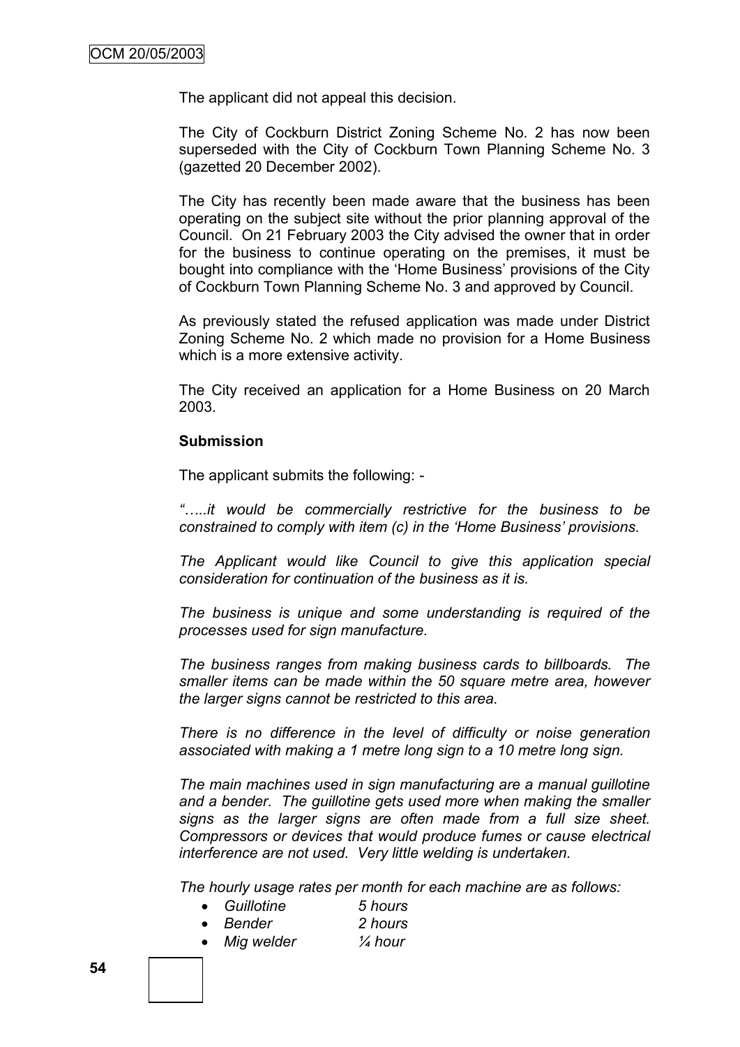The applicant did not appeal this decision.

The City of Cockburn District Zoning Scheme No. 2 has now been superseded with the City of Cockburn Town Planning Scheme No. 3 (gazetted 20 December 2002).

The City has recently been made aware that the business has been operating on the subject site without the prior planning approval of the Council. On 21 February 2003 the City advised the owner that in order for the business to continue operating on the premises, it must be bought into compliance with the 'Home Business' provisions of the City of Cockburn Town Planning Scheme No. 3 and approved by Council.

As previously stated the refused application was made under District Zoning Scheme No. 2 which made no provision for a Home Business which is a more extensive activity.

The City received an application for a Home Business on 20 March 2003.

**Submission**

The applicant submits the following: -

*"…..it would be commercially restrictive for the business to be constrained to comply with item (c) in the 'Home Business' provisions.*

*The Applicant would like Council to give this application special consideration for continuation of the business as it is.*

*The business is unique and some understanding is required of the processes used for sign manufacture.*

*The business ranges from making business cards to billboards. The smaller items can be made within the 50 square metre area, however the larger signs cannot be restricted to this area.*

*There is no difference in the level of difficulty or noise generation associated with making a 1 metre long sign to a 10 metre long sign.*

*The main machines used in sign manufacturing are a manual guillotine and a bender. The guillotine gets used more when making the smaller signs as the larger signs are often made from a full size sheet. Compressors or devices that would produce fumes or cause electrical interference are not used. Very little welding is undertaken.*

*The hourly usage rates per month for each machine are as follows:*

- *Guillotine 5 hours*
- *Bender 2 hours*
- *Mig welder ¼ hour*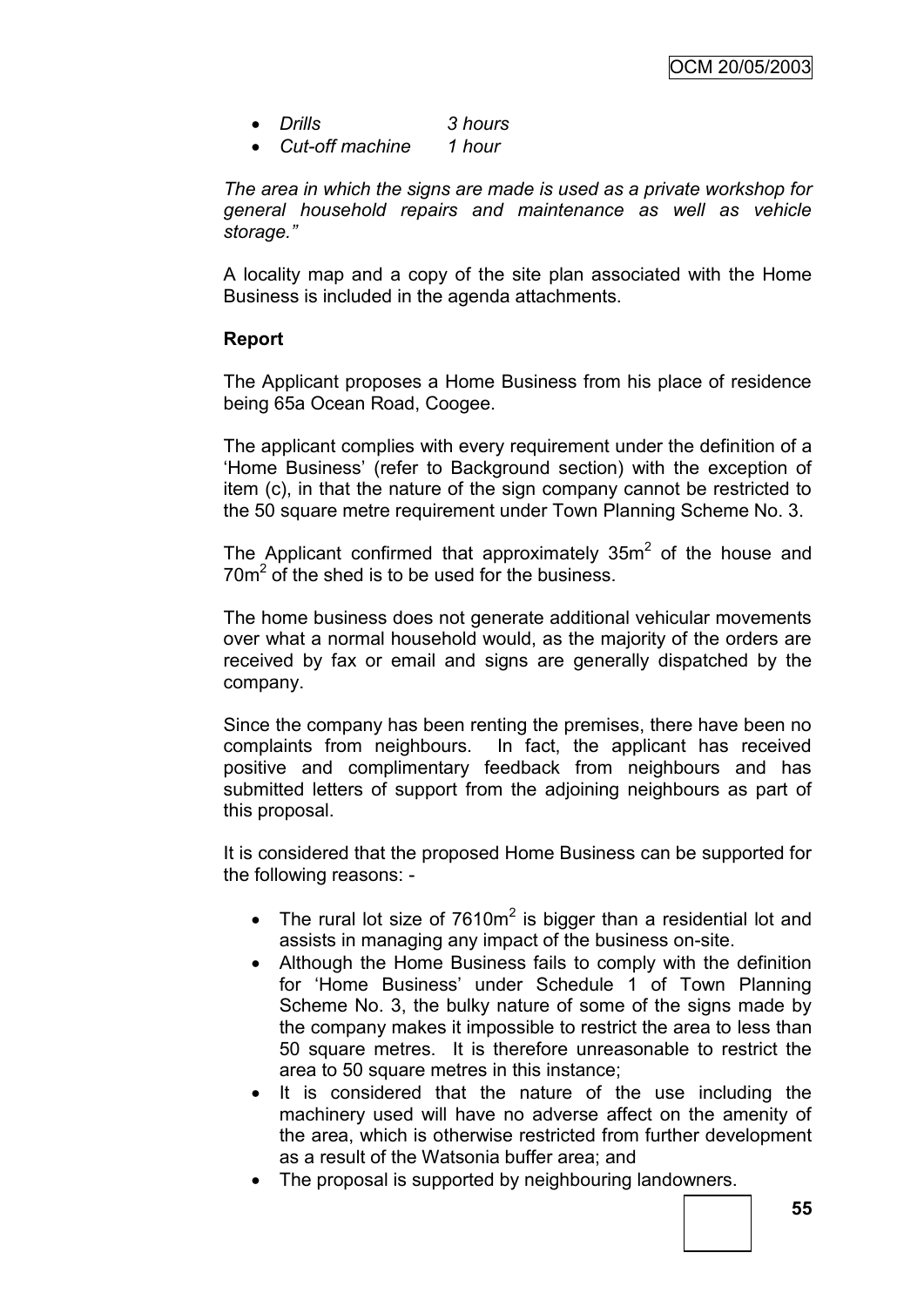- *Drills 3 hours*
- *Cut-off machine 1 hour*

*The area in which the signs are made is used as a private workshop for general household repairs and maintenance as well as vehicle storage."*

A locality map and a copy of the site plan associated with the Home Business is included in the agenda attachments.

**Report**

The Applicant proposes a Home Business from his place of residence being 65a Ocean Road, Coogee.

The applicant complies with every requirement under the definition of a 'Home Business' (refer to Background section) with the exception of item (c), in that the nature of the sign company cannot be restricted to the 50 square metre requirement under Town Planning Scheme No. 3.

The Applicant confirmed that approximately $35m^2$ of the house and $70m^2$ of the shed is to be used for the business.

The home business does not generate additional vehicular movements over what a normal household would, as the majority of the orders are received by fax or email and signs are generally dispatched by the company.

Since the company has been renting the premises, there have been no complaints from neighbours. In fact, the applicant has received positive and complimentary feedback from neighbours and has submitted letters of support from the adjoining neighbours as part of this proposal.

It is considered that the proposed Home Business can be supported for the following reasons: -

- The rural lot size of $7610m^2$ is bigger than a residential lot and assists in managing any impact of the business on-site.
- Although the Home Business fails to comply with the definition for 'Home Business' under Schedule 1 of Town Planning Scheme No. 3, the bulky nature of some of the signs made by the company makes it impossible to restrict the area to less than 50 square metres. It is therefore unreasonable to restrict the area to 50 square metres in this instance;
- It is considered that the nature of the use including the machinery used will have no adverse affect on the amenity of the area, which is otherwise restricted from further development as a result of the Watsonia buffer area; and
- The proposal is supported by neighbouring landowners.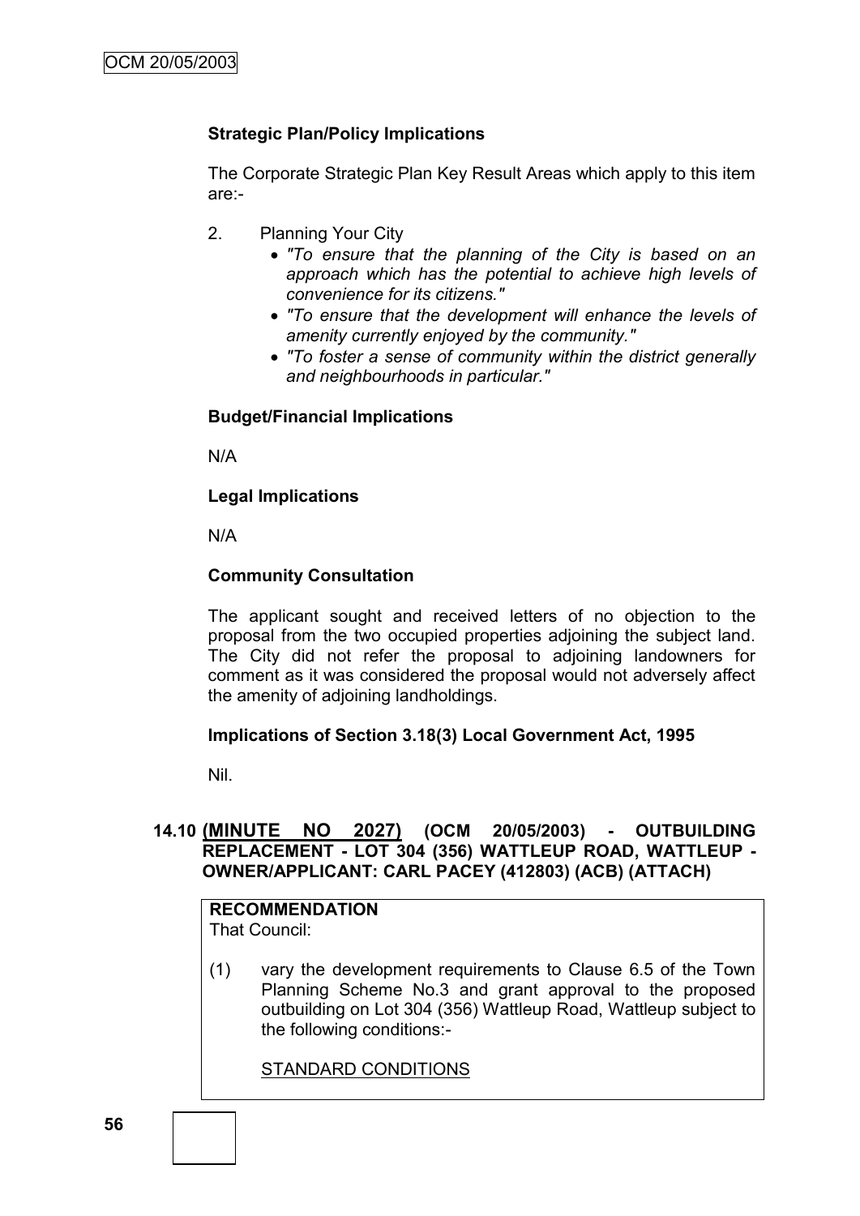**Strategic Plan/Policy Implications**

The Corporate Strategic Plan Key Result Areas which apply to this item are:-

2. Planning Your City
   - *"To ensure that the planning of the City is based on an approach which has the potential to achieve high levels of convenience for its citizens."*
   - *"To ensure that the development will enhance the levels of amenity currently enjoyed by the community."*
   - *"To foster a sense of community within the district generally and neighbourhoods in particular."*

**Budget/Financial Implications**

N/A

**Legal Implications**

N/A

**Community Consultation**

The applicant sought and received letters of no objection to the proposal from the two occupied properties adjoining the subject land. The City did not refer the proposal to adjoining landowners for comment as it was considered the proposal would not adversely affect the amenity of adjoining landholdings.

**Implications of Section 3.18(3) Local Government Act, 1995**

Nil.

## 14.10 (MINUTE NO 2027) (OCM 20/05/2003) - OUTBUILDING REPLACEMENT - LOT 304 (356) WATTLEUP ROAD, WATTLEUP - OWNER/APPLICANT: CARL PACEY (412803) (ACB) (ATTACH)

**RECOMMENDATION**
That Council:

(1) vary the development requirements to Clause 6.5 of the Town Planning Scheme No.3 and grant approval to the proposed outbuilding on Lot 304 (356) Wattleup Road, Wattleup subject to the following conditions:-

STANDARD CONDITIONS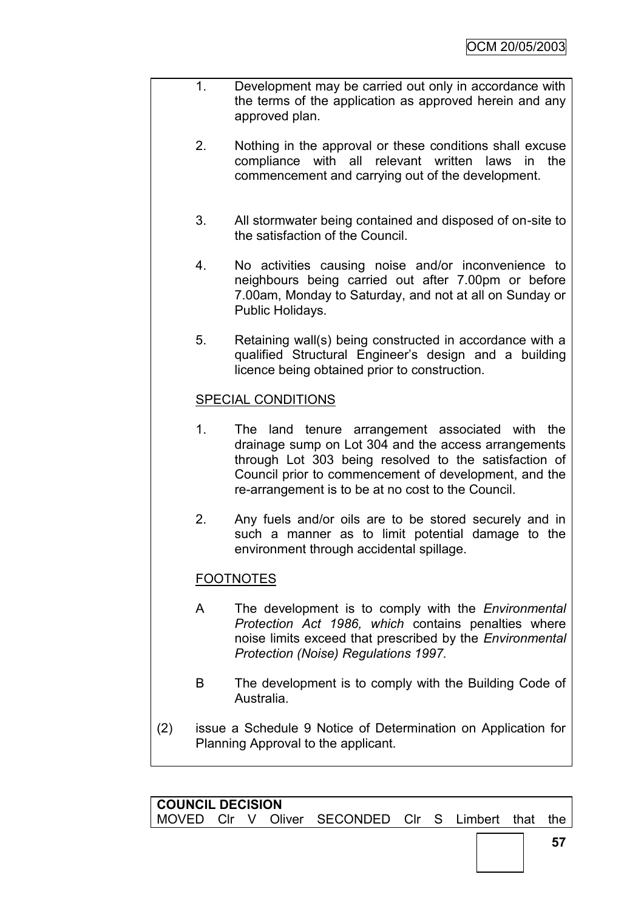1. Development may be carried out only in accordance with the terms of the application as approved herein and any approved plan.

2. Nothing in the approval or these conditions shall excuse compliance with all relevant written laws in the commencement and carrying out of the development.

3. All stormwater being contained and disposed of on-site to the satisfaction of the Council.

4. No activities causing noise and/or inconvenience to neighbours being carried out after 7.00pm or before 7.00am, Monday to Saturday, and not at all on Sunday or Public Holidays.

5. Retaining wall(s) being constructed in accordance with a qualified Structural Engineer's design and a building licence being obtained prior to construction.

SPECIAL CONDITIONS

1. The land tenure arrangement associated with the drainage sump on Lot 304 and the access arrangements through Lot 303 being resolved to the satisfaction of Council prior to commencement of development, and the re-arrangement is to be at no cost to the Council.

2. Any fuels and/or oils are to be stored securely and in such a manner as to limit potential damage to the environment through accidental spillage.

FOOTNOTES

A The development is to comply with the *Environmental Protection Act 1986, which* contains penalties where noise limits exceed that prescribed by the *Environmental Protection (Noise) Regulations 1997*.

B The development is to comply with the Building Code of Australia.

(2) issue a Schedule 9 Notice of Determination on Application for Planning Approval to the applicant.

**COUNCIL DECISION**

MOVED Clr V Oliver SECONDED Clr S Limbert that the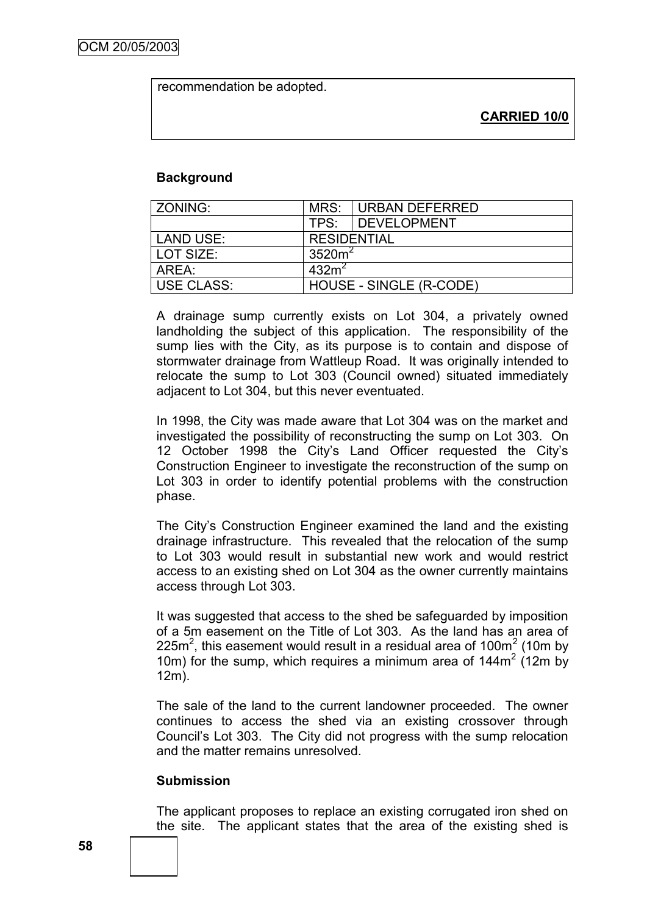recommendation be adopted.

**CARRIED 10/0**

**Background**

| ZONING: | MRS: | URBAN DEFERRED |
| --- | --- | --- |
| | TPS: | DEVELOPMENT |
| LAND USE: | RESIDENTIAL | |
| LOT SIZE: | $3520m^2$ | |
| AREA: | $432m^2$ | |
| USE CLASS: | HOUSE - SINGLE (R-CODE) | |

A drainage sump currently exists on Lot 304, a privately owned landholding the subject of this application. The responsibility of the sump lies with the City, as its purpose is to contain and dispose of stormwater drainage from Wattleup Road. It was originally intended to relocate the sump to Lot 303 (Council owned) situated immediately adjacent to Lot 304, but this never eventuated.

In 1998, the City was made aware that Lot 304 was on the market and investigated the possibility of reconstructing the sump on Lot 303. On 12 October 1998 the City's Land Officer requested the City's Construction Engineer to investigate the reconstruction of the sump on Lot 303 in order to identify potential problems with the construction phase.

The City's Construction Engineer examined the land and the existing drainage infrastructure. This revealed that the relocation of the sump to Lot 303 would result in substantial new work and would restrict access to an existing shed on Lot 304 as the owner currently maintains access through Lot 303.

It was suggested that access to the shed be safeguarded by imposition of a 5m easement on the Title of Lot 303. As the land has an area of $225m^2$, this easement would result in a residual area of $100m^2$ (10m by 10m) for the sump, which requires a minimum area of $144m^2$ (12m by 12m).

The sale of the land to the current landowner proceeded. The owner continues to access the shed via an existing crossover through Council's Lot 303. The City did not progress with the sump relocation and the matter remains unresolved.

**Submission**

The applicant proposes to replace an existing corrugated iron shed on the site. The applicant states that the area of the existing shed is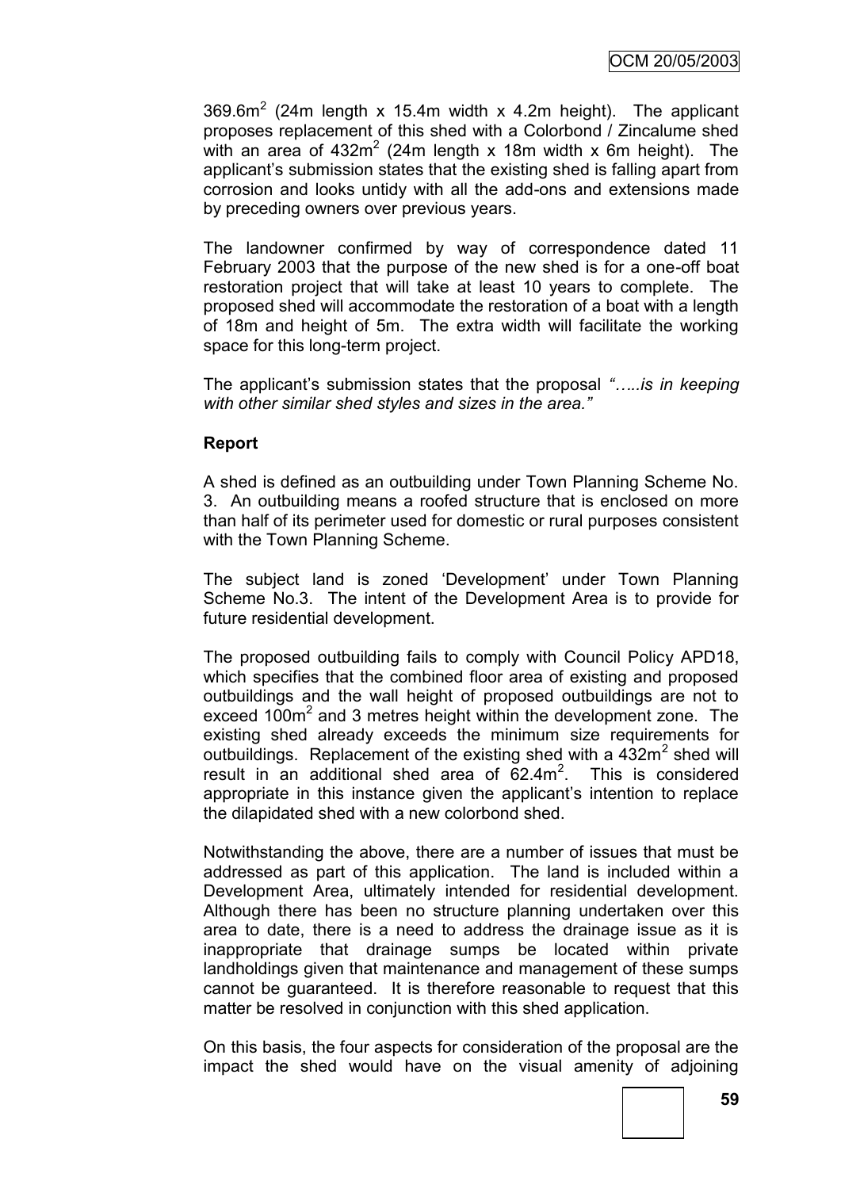369.6m$^2$ (24m length x 15.4m width x 4.2m height). The applicant proposes replacement of this shed with a Colorbond / Zincalume shed with an area of 432m$^2$ (24m length x 18m width x 6m height). The applicant's submission states that the existing shed is falling apart from corrosion and looks untidy with all the add-ons and extensions made by preceding owners over previous years.

The landowner confirmed by way of correspondence dated 11 February 2003 that the purpose of the new shed is for a one-off boat restoration project that will take at least 10 years to complete. The proposed shed will accommodate the restoration of a boat with a length of 18m and height of 5m. The extra width will facilitate the working space for this long-term project.

The applicant's submission states that the proposal *"…..is in keeping with other similar shed styles and sizes in the area."*

**Report**

A shed is defined as an outbuilding under Town Planning Scheme No. 3. An outbuilding means a roofed structure that is enclosed on more than half of its perimeter used for domestic or rural purposes consistent with the Town Planning Scheme.

The subject land is zoned 'Development' under Town Planning Scheme No.3. The intent of the Development Area is to provide for future residential development.

The proposed outbuilding fails to comply with Council Policy APD18, which specifies that the combined floor area of existing and proposed outbuildings and the wall height of proposed outbuildings are not to exceed 100m$^2$ and 3 metres height within the development zone. The existing shed already exceeds the minimum size requirements for outbuildings. Replacement of the existing shed with a 432m$^2$ shed will result in an additional shed area of 62.4m$^2$. This is considered appropriate in this instance given the applicant's intention to replace the dilapidated shed with a new colorbond shed.

Notwithstanding the above, there are a number of issues that must be addressed as part of this application. The land is included within a Development Area, ultimately intended for residential development. Although there has been no structure planning undertaken over this area to date, there is a need to address the drainage issue as it is inappropriate that drainage sumps be located within private landholdings given that maintenance and management of these sumps cannot be guaranteed. It is therefore reasonable to request that this matter be resolved in conjunction with this shed application.

On this basis, the four aspects for consideration of the proposal are the impact the shed would have on the visual amenity of adjoining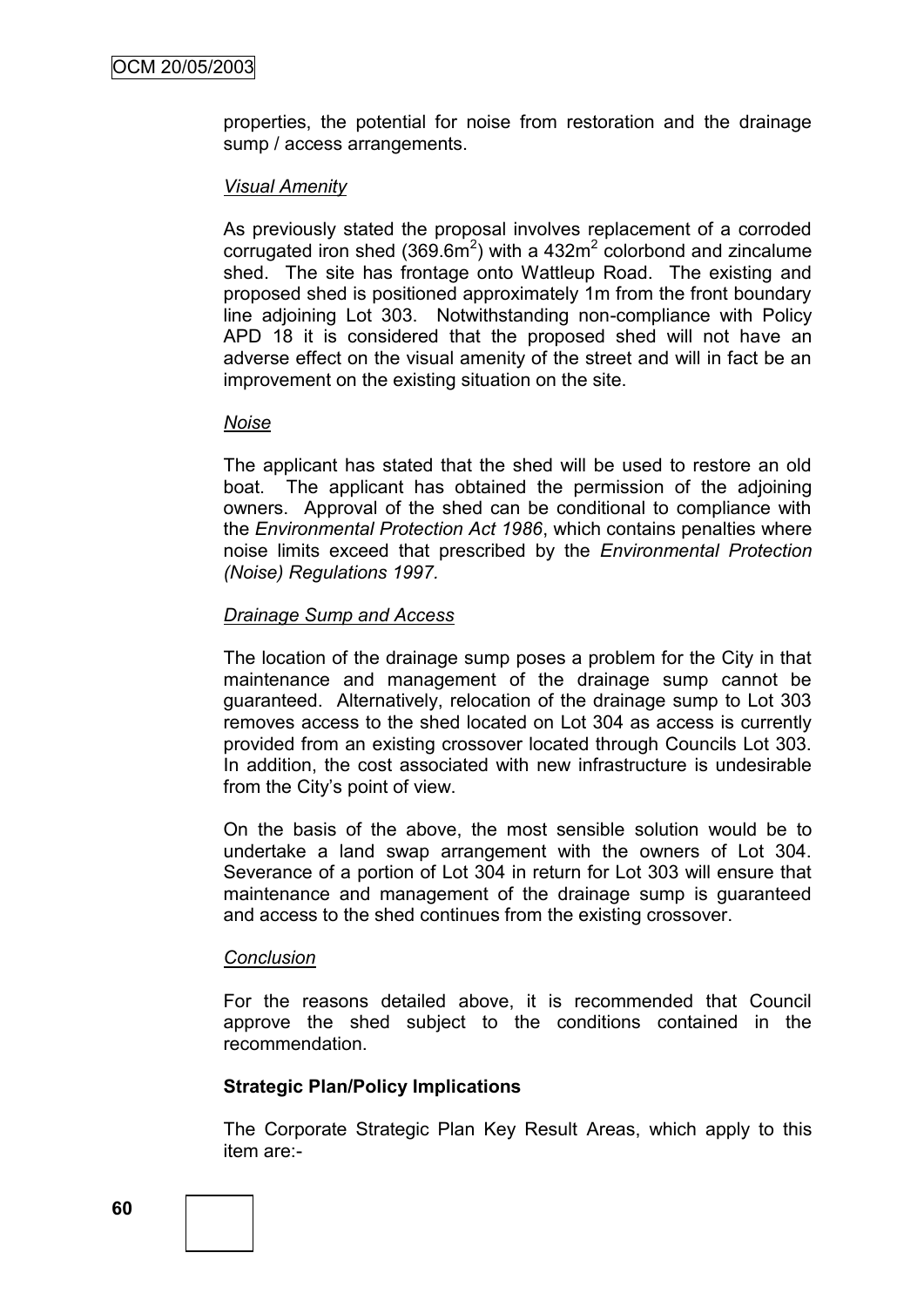properties, the potential for noise from restoration and the drainage sump / access arrangements.

*Visual Amenity*

As previously stated the proposal involves replacement of a corroded corrugated iron shed ($369.6m^2$) with a $432m^2$ colorbond and zincalume shed. The site has frontage onto Wattleup Road. The existing and proposed shed is positioned approximately 1m from the front boundary line adjoining Lot 303. Notwithstanding non-compliance with Policy APD 18 it is considered that the proposed shed will not have an adverse effect on the visual amenity of the street and will in fact be an improvement on the existing situation on the site.

*Noise*

The applicant has stated that the shed will be used to restore an old boat. The applicant has obtained the permission of the adjoining owners. Approval of the shed can be conditional to compliance with the *Environmental Protection Act 1986*, which contains penalties where noise limits exceed that prescribed by the *Environmental Protection (Noise) Regulations 1997.*

*Drainage Sump and Access*

The location of the drainage sump poses a problem for the City in that maintenance and management of the drainage sump cannot be guaranteed. Alternatively, relocation of the drainage sump to Lot 303 removes access to the shed located on Lot 304 as access is currently provided from an existing crossover located through Councils Lot 303. In addition, the cost associated with new infrastructure is undesirable from the City's point of view.

On the basis of the above, the most sensible solution would be to undertake a land swap arrangement with the owners of Lot 304. Severance of a portion of Lot 304 in return for Lot 303 will ensure that maintenance and management of the drainage sump is guaranteed and access to the shed continues from the existing crossover.

*Conclusion*

For the reasons detailed above, it is recommended that Council approve the shed subject to the conditions contained in the recommendation.

**Strategic Plan/Policy Implications**

The Corporate Strategic Plan Key Result Areas, which apply to this item are:-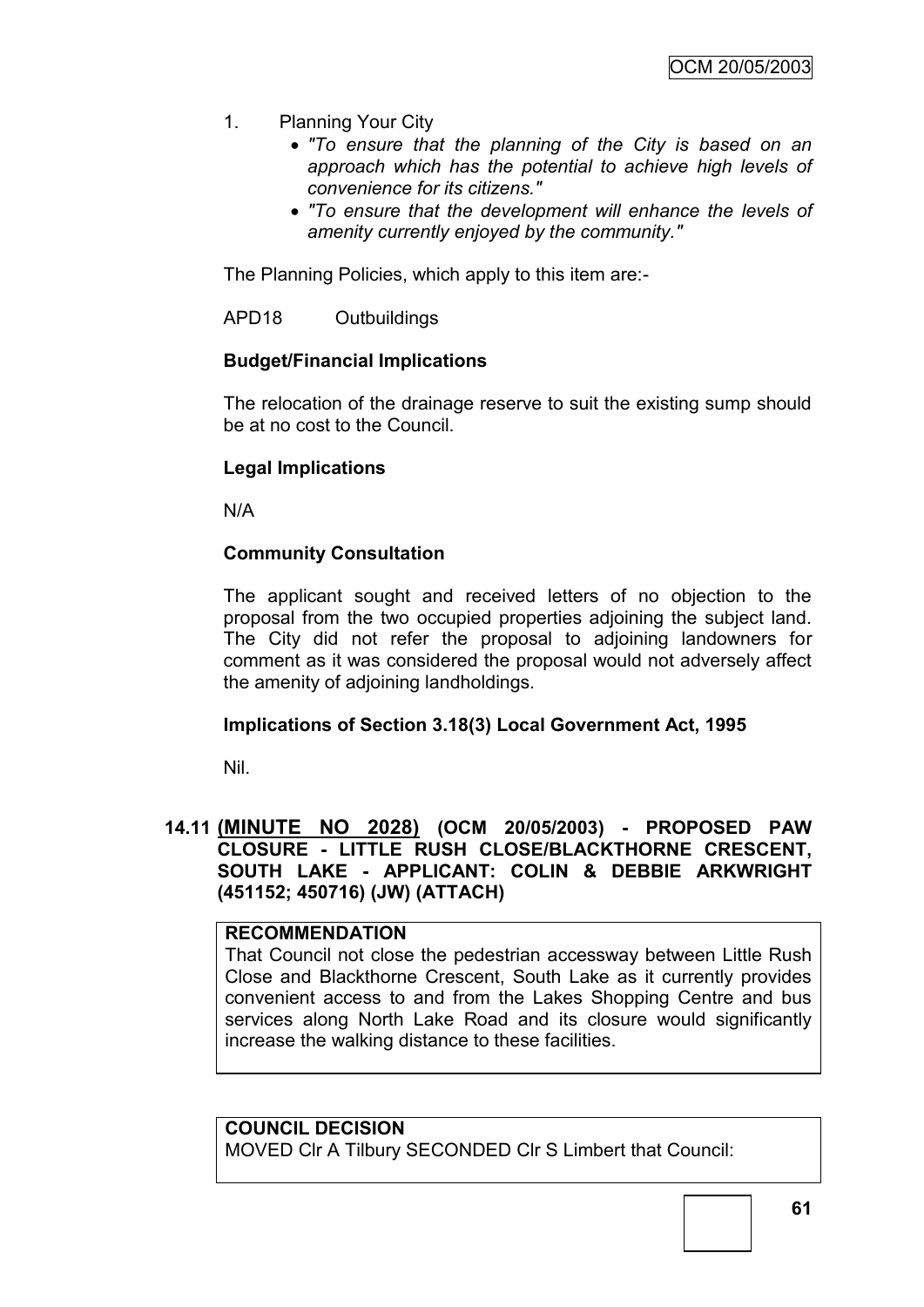1. Planning Your City
   - *"To ensure that the planning of the City is based on an approach which has the potential to achieve high levels of convenience for its citizens."*
   - *"To ensure that the development will enhance the levels of amenity currently enjoyed by the community."*

The Planning Policies, which apply to this item are:-

APD18 Outbuildings

**Budget/Financial Implications**

The relocation of the drainage reserve to suit the existing sump should be at no cost to the Council.

**Legal Implications**

N/A

**Community Consultation**

The applicant sought and received letters of no objection to the proposal from the two occupied properties adjoining the subject land. The City did not refer the proposal to adjoining landowners for comment as it was considered the proposal would not adversely affect the amenity of adjoining landholdings.

**Implications of Section 3.18(3) Local Government Act, 1995**

Nil.

## 14.11 (MINUTE NO 2028) (OCM 20/05/2003) - PROPOSED PAW CLOSURE - LITTLE RUSH CLOSE/BLACKTHORNE CRESCENT, SOUTH LAKE - APPLICANT: COLIN & DEBBIE ARKWRIGHT (451152; 450716) (JW) (ATTACH)

**RECOMMENDATION**

That Council not close the pedestrian accessway between Little Rush Close and Blackthorne Crescent, South Lake as it currently provides convenient access to and from the Lakes Shopping Centre and bus services along North Lake Road and its closure would significantly increase the walking distance to these facilities.

**COUNCIL DECISION**

MOVED Clr A Tilbury SECONDED Clr S Limbert that Council: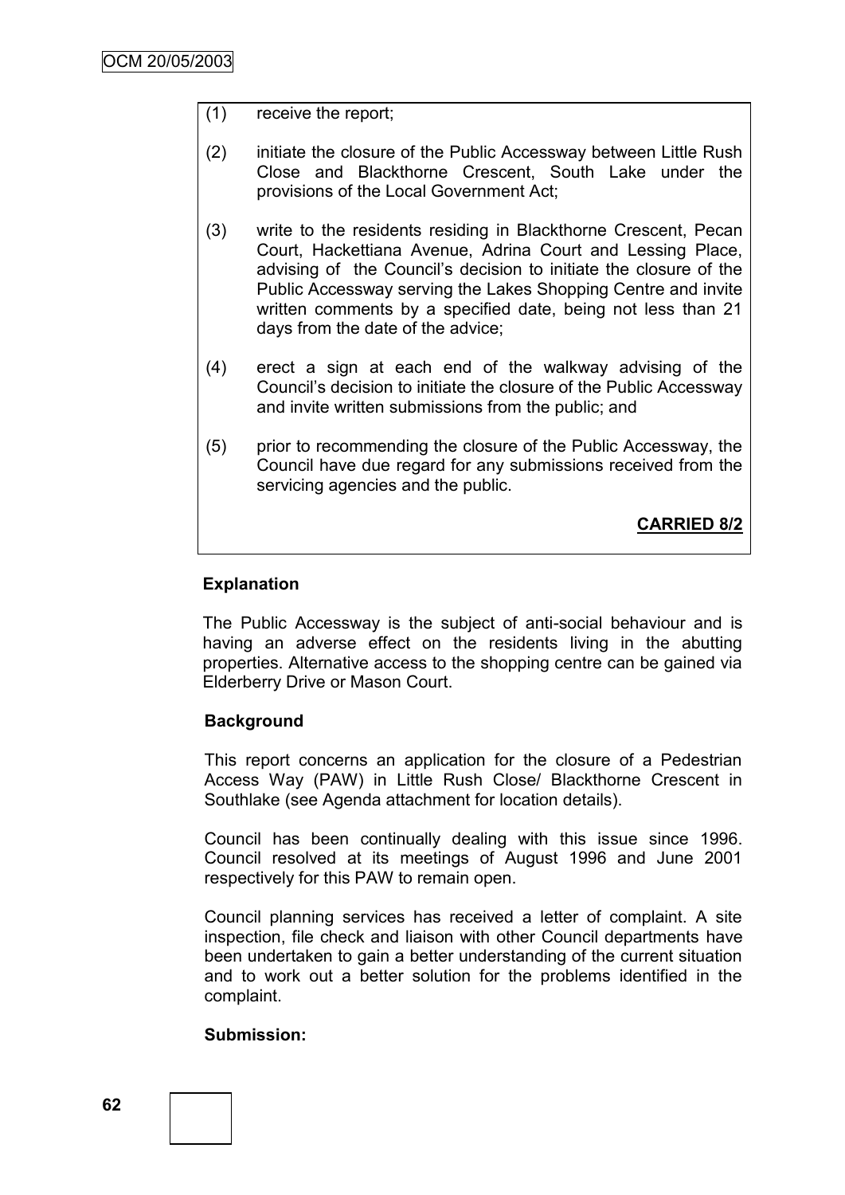(1) receive the report;

(2) initiate the closure of the Public Accessway between Little Rush Close and Blackthorne Crescent, South Lake under the provisions of the Local Government Act;

(3) write to the residents residing in Blackthorne Crescent, Pecan Court, Hackettiana Avenue, Adrina Court and Lessing Place, advising of the Council's decision to initiate the closure of the Public Accessway serving the Lakes Shopping Centre and invite written comments by a specified date, being not less than 21 days from the date of the advice;

(4) erect a sign at each end of the walkway advising of the Council's decision to initiate the closure of the Public Accessway and invite written submissions from the public; and

(5) prior to recommending the closure of the Public Accessway, the Council have due regard for any submissions received from the servicing agencies and the public.

**CARRIED 8/2**

**Explanation**

The Public Accessway is the subject of anti-social behaviour and is having an adverse effect on the residents living in the abutting properties. Alternative access to the shopping centre can be gained via Elderberry Drive or Mason Court.

**Background**

This report concerns an application for the closure of a Pedestrian Access Way (PAW) in Little Rush Close/ Blackthorne Crescent in Southlake (see Agenda attachment for location details).

Council has been continually dealing with this issue since 1996. Council resolved at its meetings of August 1996 and June 2001 respectively for this PAW to remain open.

Council planning services has received a letter of complaint. A site inspection, file check and liaison with other Council departments have been undertaken to gain a better understanding of the current situation and to work out a better solution for the problems identified in the complaint.

**Submission:**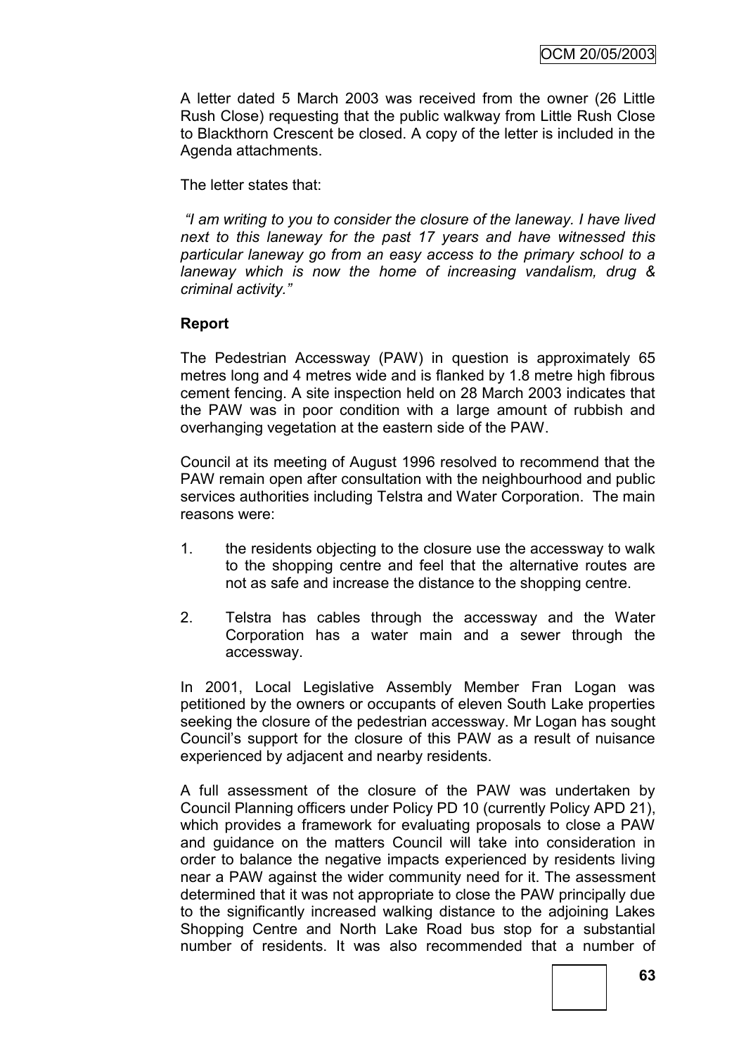A letter dated 5 March 2003 was received from the owner (26 Little Rush Close) requesting that the public walkway from Little Rush Close to Blackthorn Crescent be closed. A copy of the letter is included in the Agenda attachments.

The letter states that:

*"I am writing to you to consider the closure of the laneway. I have lived next to this laneway for the past 17 years and have witnessed this particular laneway go from an easy access to the primary school to a laneway which is now the home of increasing vandalism, drug & criminal activity."*

**Report**

The Pedestrian Accessway (PAW) in question is approximately 65 metres long and 4 metres wide and is flanked by 1.8 metre high fibrous cement fencing. A site inspection held on 28 March 2003 indicates that the PAW was in poor condition with a large amount of rubbish and overhanging vegetation at the eastern side of the PAW.

Council at its meeting of August 1996 resolved to recommend that the PAW remain open after consultation with the neighbourhood and public services authorities including Telstra and Water Corporation. The main reasons were:

1. the residents objecting to the closure use the accessway to walk to the shopping centre and feel that the alternative routes are not as safe and increase the distance to the shopping centre.
2. Telstra has cables through the accessway and the Water Corporation has a water main and a sewer through the accessway.

In 2001, Local Legislative Assembly Member Fran Logan was petitioned by the owners or occupants of eleven South Lake properties seeking the closure of the pedestrian accessway. Mr Logan has sought Council's support for the closure of this PAW as a result of nuisance experienced by adjacent and nearby residents.

A full assessment of the closure of the PAW was undertaken by Council Planning officers under Policy PD 10 (currently Policy APD 21), which provides a framework for evaluating proposals to close a PAW and guidance on the matters Council will take into consideration in order to balance the negative impacts experienced by residents living near a PAW against the wider community need for it. The assessment determined that it was not appropriate to close the PAW principally due to the significantly increased walking distance to the adjoining Lakes Shopping Centre and North Lake Road bus stop for a substantial number of residents. It was also recommended that a number of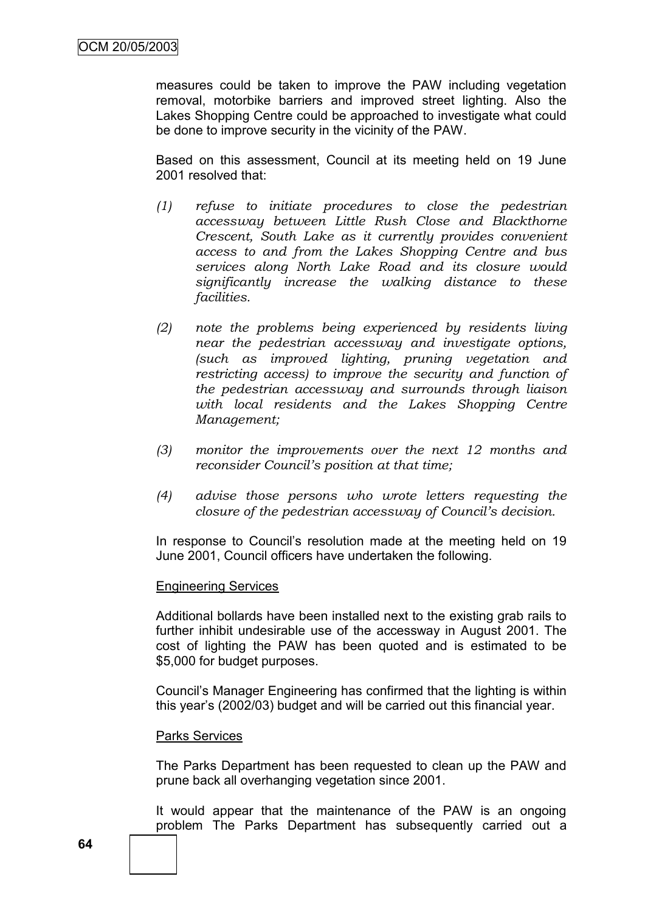measures could be taken to improve the PAW including vegetation removal, motorbike barriers and improved street lighting. Also the Lakes Shopping Centre could be approached to investigate what could be done to improve security in the vicinity of the PAW.

Based on this assessment, Council at its meeting held on 19 June 2001 resolved that:

*(1) refuse to initiate procedures to close the pedestrian accessway between Little Rush Close and Blackthorne Crescent, South Lake as it currently provides convenient access to and from the Lakes Shopping Centre and bus services along North Lake Road and its closure would significantly increase the walking distance to these facilities.*

*(2) note the problems being experienced by residents living near the pedestrian accessway and investigate options, (such as improved lighting, pruning vegetation and restricting access) to improve the security and function of the pedestrian accessway and surrounds through liaison with local residents and the Lakes Shopping Centre Management;*

*(3) monitor the improvements over the next 12 months and reconsider Council's position at that time;*

*(4) advise those persons who wrote letters requesting the closure of the pedestrian accessway of Council's decision.*

In response to Council's resolution made at the meeting held on 19 June 2001, Council officers have undertaken the following.

Engineering Services

Additional bollards have been installed next to the existing grab rails to further inhibit undesirable use of the accessway in August 2001. The cost of lighting the PAW has been quoted and is estimated to be $5,000 for budget purposes.

Council's Manager Engineering has confirmed that the lighting is within this year's (2002/03) budget and will be carried out this financial year.

Parks Services

The Parks Department has been requested to clean up the PAW and prune back all overhanging vegetation since 2001.

It would appear that the maintenance of the PAW is an ongoing problem The Parks Department has subsequently carried out a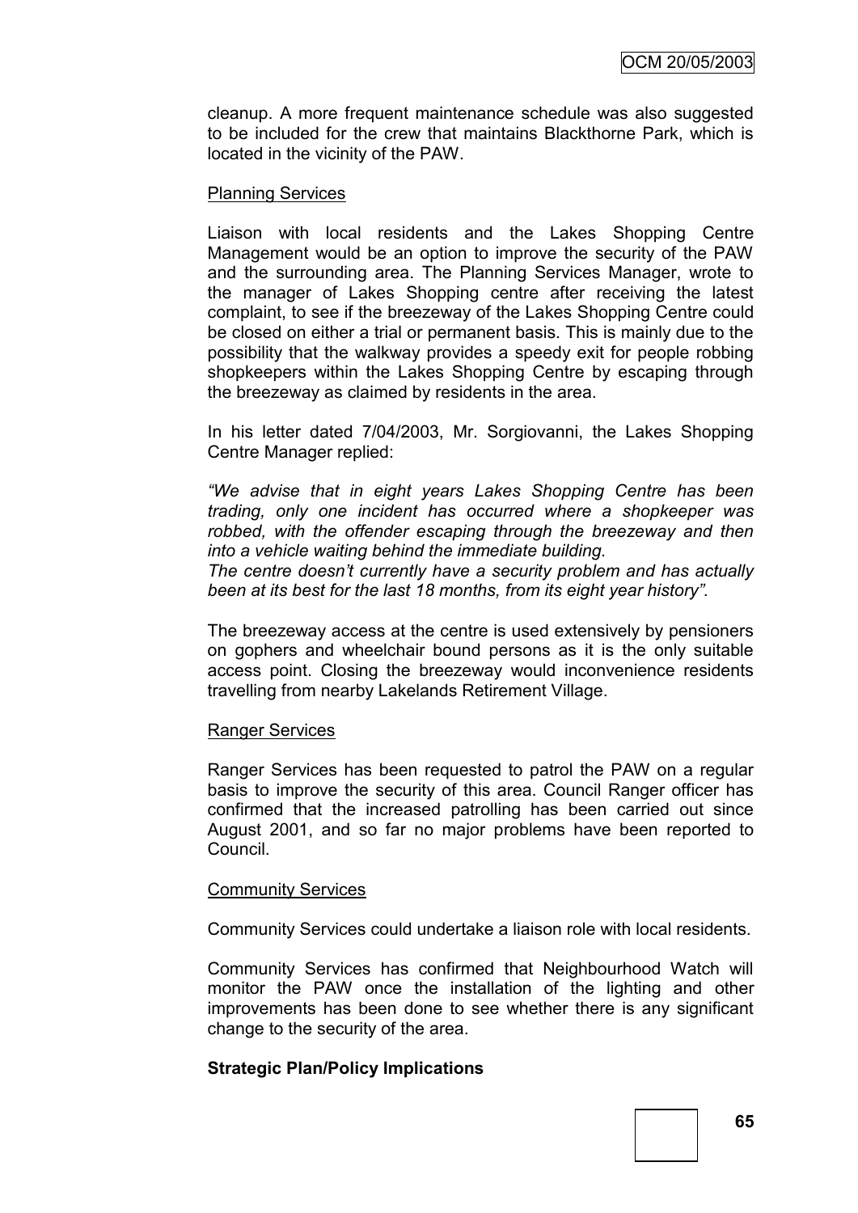cleanup. A more frequent maintenance schedule was also suggested to be included for the crew that maintains Blackthorne Park, which is located in the vicinity of the PAW.

Planning Services

Liaison with local residents and the Lakes Shopping Centre Management would be an option to improve the security of the PAW and the surrounding area. The Planning Services Manager, wrote to the manager of Lakes Shopping centre after receiving the latest complaint, to see if the breezeway of the Lakes Shopping Centre could be closed on either a trial or permanent basis. This is mainly due to the possibility that the walkway provides a speedy exit for people robbing shopkeepers within the Lakes Shopping Centre by escaping through the breezeway as claimed by residents in the area.

In his letter dated 7/04/2003, Mr. Sorgiovanni, the Lakes Shopping Centre Manager replied:

*"We advise that in eight years Lakes Shopping Centre has been trading, only one incident has occurred where a shopkeeper was robbed, with the offender escaping through the breezeway and then into a vehicle waiting behind the immediate building.*
*The centre doesn't currently have a security problem and has actually been at its best for the last 18 months, from its eight year history".*

The breezeway access at the centre is used extensively by pensioners on gophers and wheelchair bound persons as it is the only suitable access point. Closing the breezeway would inconvenience residents travelling from nearby Lakelands Retirement Village.

Ranger Services

Ranger Services has been requested to patrol the PAW on a regular basis to improve the security of this area. Council Ranger officer has confirmed that the increased patrolling has been carried out since August 2001, and so far no major problems have been reported to Council.

Community Services

Community Services could undertake a liaison role with local residents.

Community Services has confirmed that Neighbourhood Watch will monitor the PAW once the installation of the lighting and other improvements has been done to see whether there is any significant change to the security of the area.

**Strategic Plan/Policy Implications**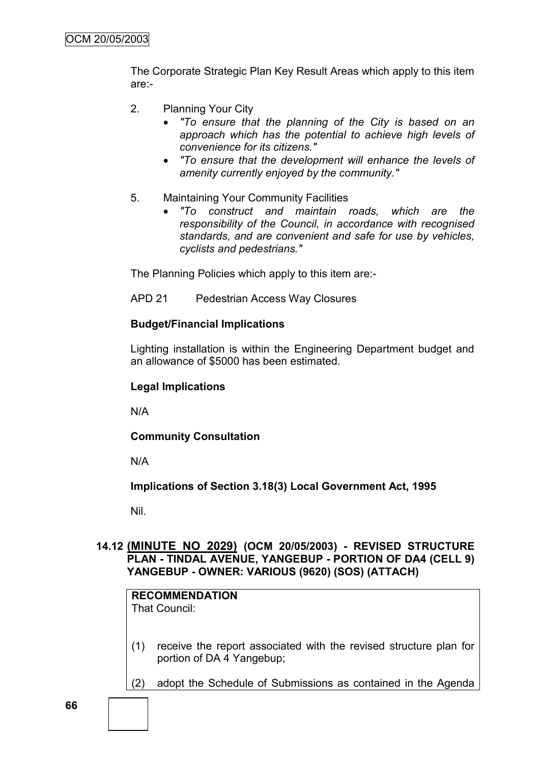The Corporate Strategic Plan Key Result Areas which apply to this item are:-

2. Planning Your City
   - *"To ensure that the planning of the City is based on an approach which has the potential to achieve high levels of convenience for its citizens."*
   - *"To ensure that the development will enhance the levels of amenity currently enjoyed by the community."*

5. Maintaining Your Community Facilities
   - *"To construct and maintain roads, which are the responsibility of the Council, in accordance with recognised standards, and are convenient and safe for use by vehicles, cyclists and pedestrians."*

The Planning Policies which apply to this item are:-

APD 21 Pedestrian Access Way Closures

**Budget/Financial Implications**

Lighting installation is within the Engineering Department budget and an allowance of $5000 has been estimated.

**Legal Implications**

N/A

**Community Consultation**

N/A

**Implications of Section 3.18(3) Local Government Act, 1995**

Nil.

## 14.12 (MINUTE NO 2029) (OCM 20/05/2003) - REVISED STRUCTURE PLAN - TINDAL AVENUE, YANGEBUP - PORTION OF DA4 (CELL 9) YANGEBUP - OWNER: VARIOUS (9620) (SOS) (ATTACH)

**RECOMMENDATION**
That Council:

(1) receive the report associated with the revised structure plan for portion of DA 4 Yangebup;

(2) adopt the Schedule of Submissions as contained in the Agenda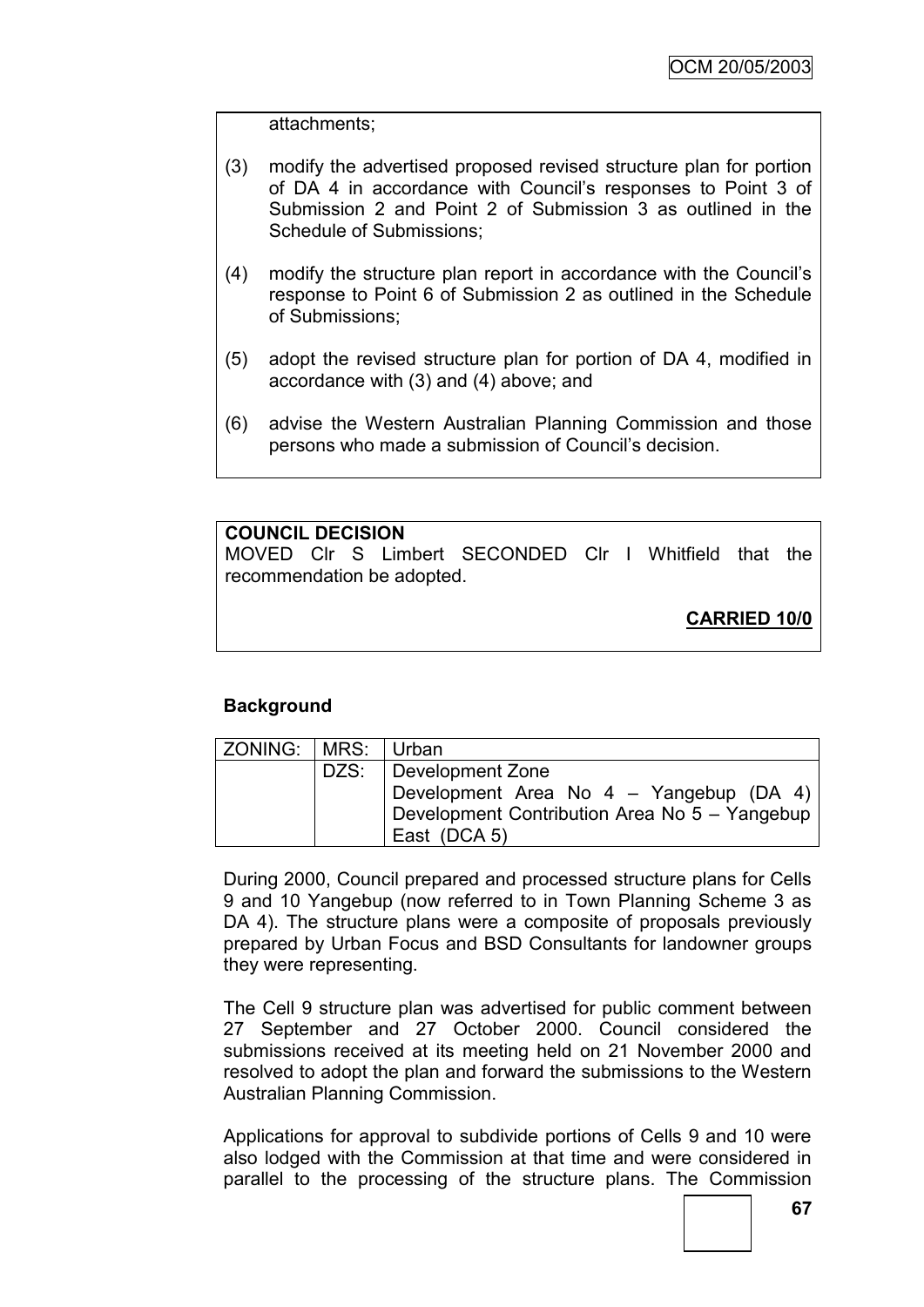attachments;

(3) modify the advertised proposed revised structure plan for portion of DA 4 in accordance with Council's responses to Point 3 of Submission 2 and Point 2 of Submission 3 as outlined in the Schedule of Submissions;

(4) modify the structure plan report in accordance with the Council's response to Point 6 of Submission 2 as outlined in the Schedule of Submissions;

(5) adopt the revised structure plan for portion of DA 4, modified in accordance with (3) and (4) above; and

(6) advise the Western Australian Planning Commission and those persons who made a submission of Council's decision.

**COUNCIL DECISION**

MOVED Clr S Limbert SECONDED Clr I Whitfield that the recommendation be adopted.

**CARRIED 10/0**

## Background

| ZONING: | MRS: | Urban |
|---|---|---|
| | DZS: | Development Zone<br>Development Area No 4 – Yangebup (DA 4)<br>Development Contribution Area No 5 – Yangebup East (DCA 5) |

During 2000, Council prepared and processed structure plans for Cells 9 and 10 Yangebup (now referred to in Town Planning Scheme 3 as DA 4). The structure plans were a composite of proposals previously prepared by Urban Focus and BSD Consultants for landowner groups they were representing.

The Cell 9 structure plan was advertised for public comment between 27 September and 27 October 2000. Council considered the submissions received at its meeting held on 21 November 2000 and resolved to adopt the plan and forward the submissions to the Western Australian Planning Commission.

Applications for approval to subdivide portions of Cells 9 and 10 were also lodged with the Commission at that time and were considered in parallel to the processing of the structure plans. The Commission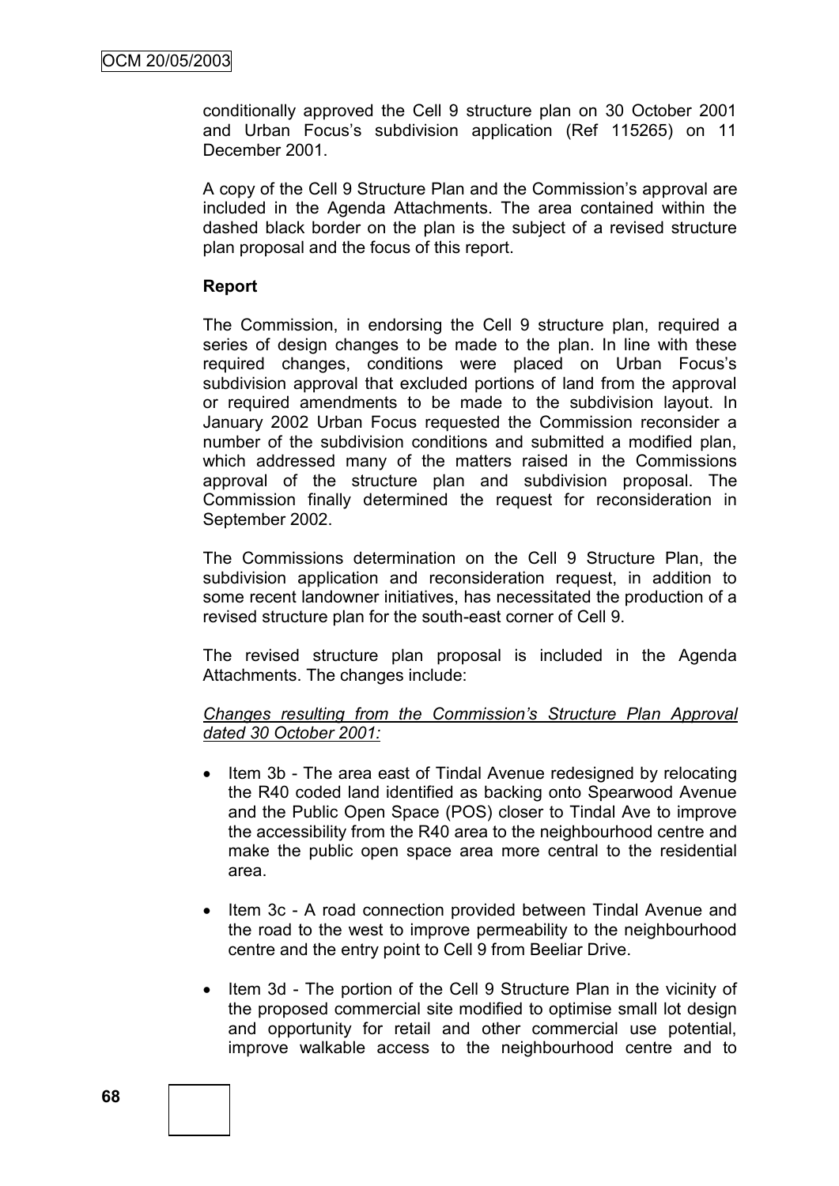conditionally approved the Cell 9 structure plan on 30 October 2001 and Urban Focus's subdivision application (Ref 115265) on 11 December 2001.

A copy of the Cell 9 Structure Plan and the Commission's approval are included in the Agenda Attachments. The area contained within the dashed black border on the plan is the subject of a revised structure plan proposal and the focus of this report.

**Report**

The Commission, in endorsing the Cell 9 structure plan, required a series of design changes to be made to the plan. In line with these required changes, conditions were placed on Urban Focus's subdivision approval that excluded portions of land from the approval or required amendments to be made to the subdivision layout. In January 2002 Urban Focus requested the Commission reconsider a number of the subdivision conditions and submitted a modified plan, which addressed many of the matters raised in the Commissions approval of the structure plan and subdivision proposal. The Commission finally determined the request for reconsideration in September 2002.

The Commissions determination on the Cell 9 Structure Plan, the subdivision application and reconsideration request, in addition to some recent landowner initiatives, has necessitated the production of a revised structure plan for the south-east corner of Cell 9.

The revised structure plan proposal is included in the Agenda Attachments. The changes include:

*Changes resulting from the Commission's Structure Plan Approval dated 30 October 2001:*

- Item 3b - The area east of Tindal Avenue redesigned by relocating the R40 coded land identified as backing onto Spearwood Avenue and the Public Open Space (POS) closer to Tindal Ave to improve the accessibility from the R40 area to the neighbourhood centre and make the public open space area more central to the residential area.
- Item 3c - A road connection provided between Tindal Avenue and the road to the west to improve permeability to the neighbourhood centre and the entry point to Cell 9 from Beeliar Drive.
- Item 3d - The portion of the Cell 9 Structure Plan in the vicinity of the proposed commercial site modified to optimise small lot design and opportunity for retail and other commercial use potential, improve walkable access to the neighbourhood centre and to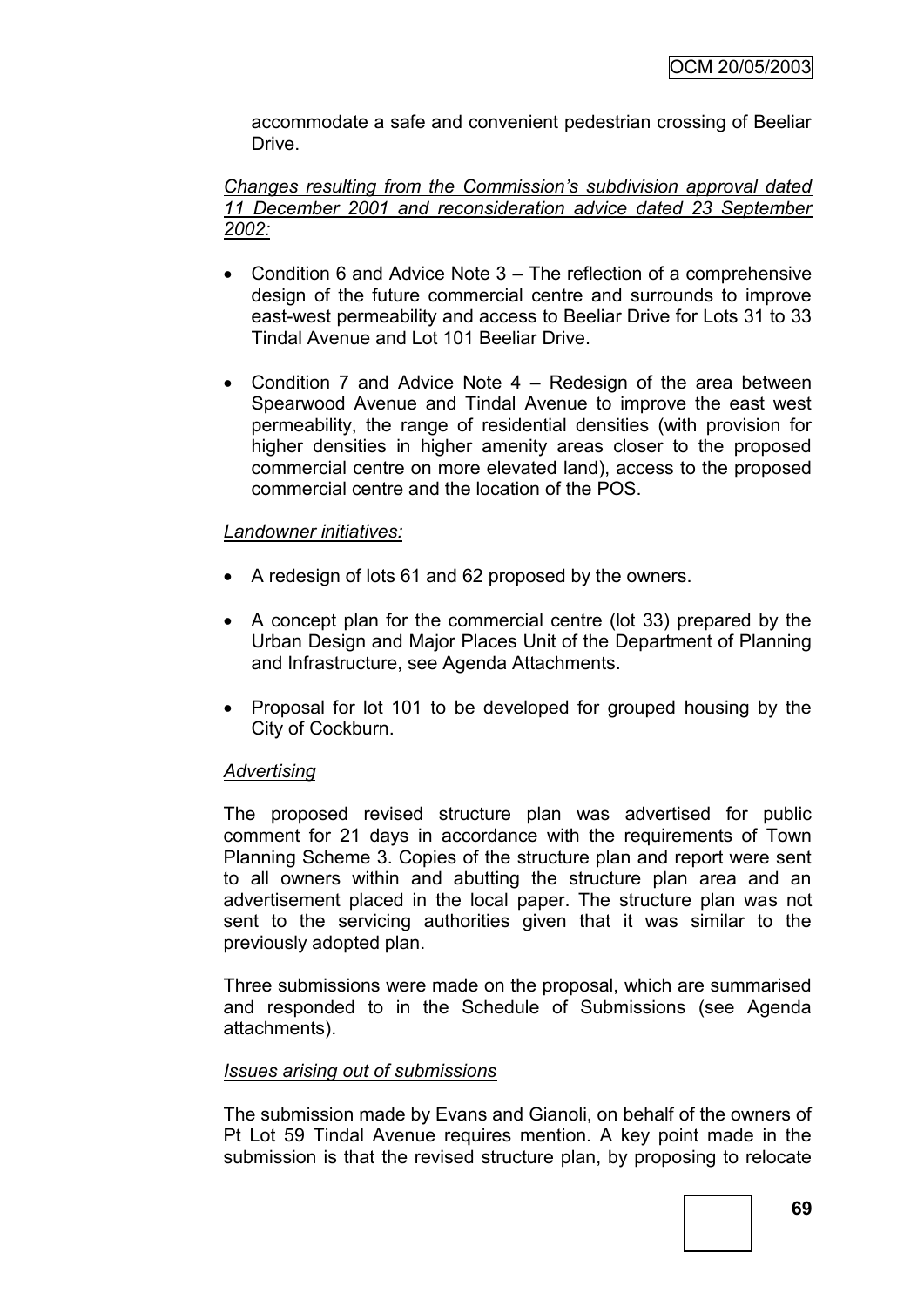accommodate a safe and convenient pedestrian crossing of Beeliar Drive.

*<u>Changes resulting from the Commission's subdivision approval dated 11 December 2001 and reconsideration advice dated 23 September 2002:</u>*

- Condition 6 and Advice Note 3 – The reflection of a comprehensive design of the future commercial centre and surrounds to improve east-west permeability and access to Beeliar Drive for Lots 31 to 33 Tindal Avenue and Lot 101 Beeliar Drive.

- Condition 7 and Advice Note 4 – Redesign of the area between Spearwood Avenue and Tindal Avenue to improve the east west permeability, the range of residential densities (with provision for higher densities in higher amenity areas closer to the proposed commercial centre on more elevated land), access to the proposed commercial centre and the location of the POS.

*<u>Landowner initiatives:</u>*

- A redesign of lots 61 and 62 proposed by the owners.

- A concept plan for the commercial centre (lot 33) prepared by the Urban Design and Major Places Unit of the Department of Planning and Infrastructure, see Agenda Attachments.

- Proposal for lot 101 to be developed for grouped housing by the City of Cockburn.

*<u>Advertising</u>*

The proposed revised structure plan was advertised for public comment for 21 days in accordance with the requirements of Town Planning Scheme 3. Copies of the structure plan and report were sent to all owners within and abutting the structure plan area and an advertisement placed in the local paper. The structure plan was not sent to the servicing authorities given that it was similar to the previously adopted plan.

Three submissions were made on the proposal, which are summarised and responded to in the Schedule of Submissions (see Agenda attachments).

*<u>Issues arising out of submissions</u>*

The submission made by Evans and Gianoli, on behalf of the owners of Pt Lot 59 Tindal Avenue requires mention. A key point made in the submission is that the revised structure plan, by proposing to relocate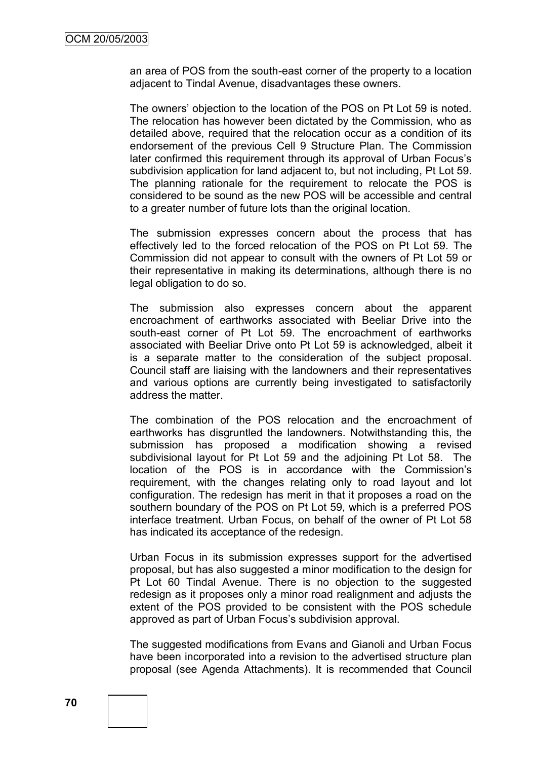an area of POS from the south-east corner of the property to a location adjacent to Tindal Avenue, disadvantages these owners.

The owners' objection to the location of the POS on Pt Lot 59 is noted. The relocation has however been dictated by the Commission, who as detailed above, required that the relocation occur as a condition of its endorsement of the previous Cell 9 Structure Plan. The Commission later confirmed this requirement through its approval of Urban Focus's subdivision application for land adjacent to, but not including, Pt Lot 59. The planning rationale for the requirement to relocate the POS is considered to be sound as the new POS will be accessible and central to a greater number of future lots than the original location.

The submission expresses concern about the process that has effectively led to the forced relocation of the POS on Pt Lot 59. The Commission did not appear to consult with the owners of Pt Lot 59 or their representative in making its determinations, although there is no legal obligation to do so.

The submission also expresses concern about the apparent encroachment of earthworks associated with Beeliar Drive into the south-east corner of Pt Lot 59. The encroachment of earthworks associated with Beeliar Drive onto Pt Lot 59 is acknowledged, albeit it is a separate matter to the consideration of the subject proposal. Council staff are liaising with the landowners and their representatives and various options are currently being investigated to satisfactorily address the matter.

The combination of the POS relocation and the encroachment of earthworks has disgruntled the landowners. Notwithstanding this, the submission has proposed a modification showing a revised subdivisional layout for Pt Lot 59 and the adjoining Pt Lot 58. The location of the POS is in accordance with the Commission's requirement, with the changes relating only to road layout and lot configuration. The redesign has merit in that it proposes a road on the southern boundary of the POS on Pt Lot 59, which is a preferred POS interface treatment. Urban Focus, on behalf of the owner of Pt Lot 58 has indicated its acceptance of the redesign.

Urban Focus in its submission expresses support for the advertised proposal, but has also suggested a minor modification to the design for Pt Lot 60 Tindal Avenue. There is no objection to the suggested redesign as it proposes only a minor road realignment and adjusts the extent of the POS provided to be consistent with the POS schedule approved as part of Urban Focus's subdivision approval.

The suggested modifications from Evans and Gianoli and Urban Focus have been incorporated into a revision to the advertised structure plan proposal (see Agenda Attachments). It is recommended that Council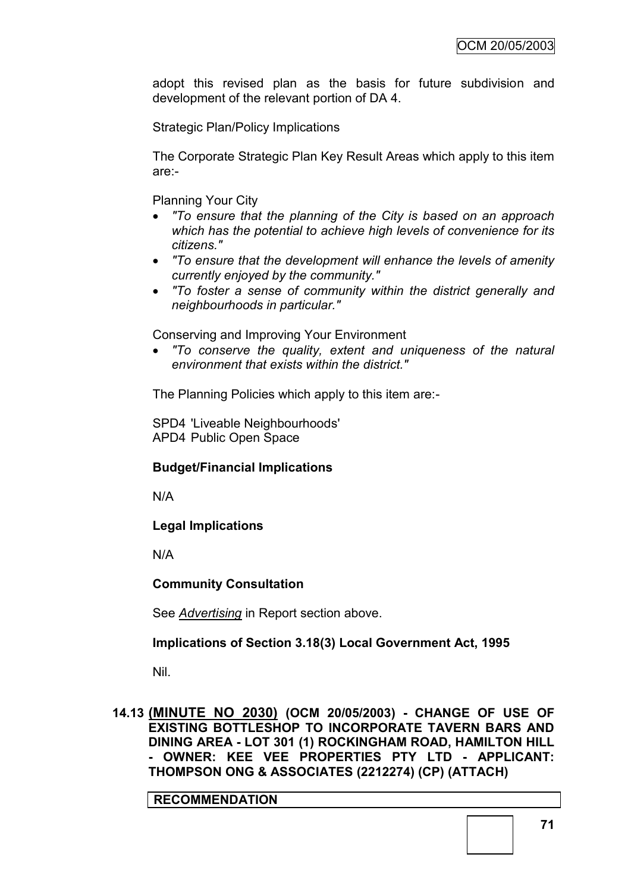adopt this revised plan as the basis for future subdivision and development of the relevant portion of DA 4.

Strategic Plan/Policy Implications

The Corporate Strategic Plan Key Result Areas which apply to this item are:-

Planning Your City

- *"To ensure that the planning of the City is based on an approach which has the potential to achieve high levels of convenience for its citizens."*
- *"To ensure that the development will enhance the levels of amenity currently enjoyed by the community."*
- *"To foster a sense of community within the district generally and neighbourhoods in particular."*

Conserving and Improving Your Environment

- *"To conserve the quality, extent and uniqueness of the natural environment that exists within the district."*

The Planning Policies which apply to this item are:-

SPD4 'Liveable Neighbourhoods'
APD4 Public Open Space

**Budget/Financial Implications**

N/A

**Legal Implications**

N/A

**Community Consultation**

See *Advertising* in Report section above.

**Implications of Section 3.18(3) Local Government Act, 1995**

Nil.

## 14.13 (MINUTE NO 2030) (OCM 20/05/2003) - CHANGE OF USE OF EXISTING BOTTLESHOP TO INCORPORATE TAVERN BARS AND DINING AREA - LOT 301 (1) ROCKINGHAM ROAD, HAMILTON HILL - OWNER: KEE VEE PROPERTIES PTY LTD - APPLICANT: THOMPSON ONG & ASSOCIATES (2212274) (CP) (ATTACH)

**RECOMMENDATION**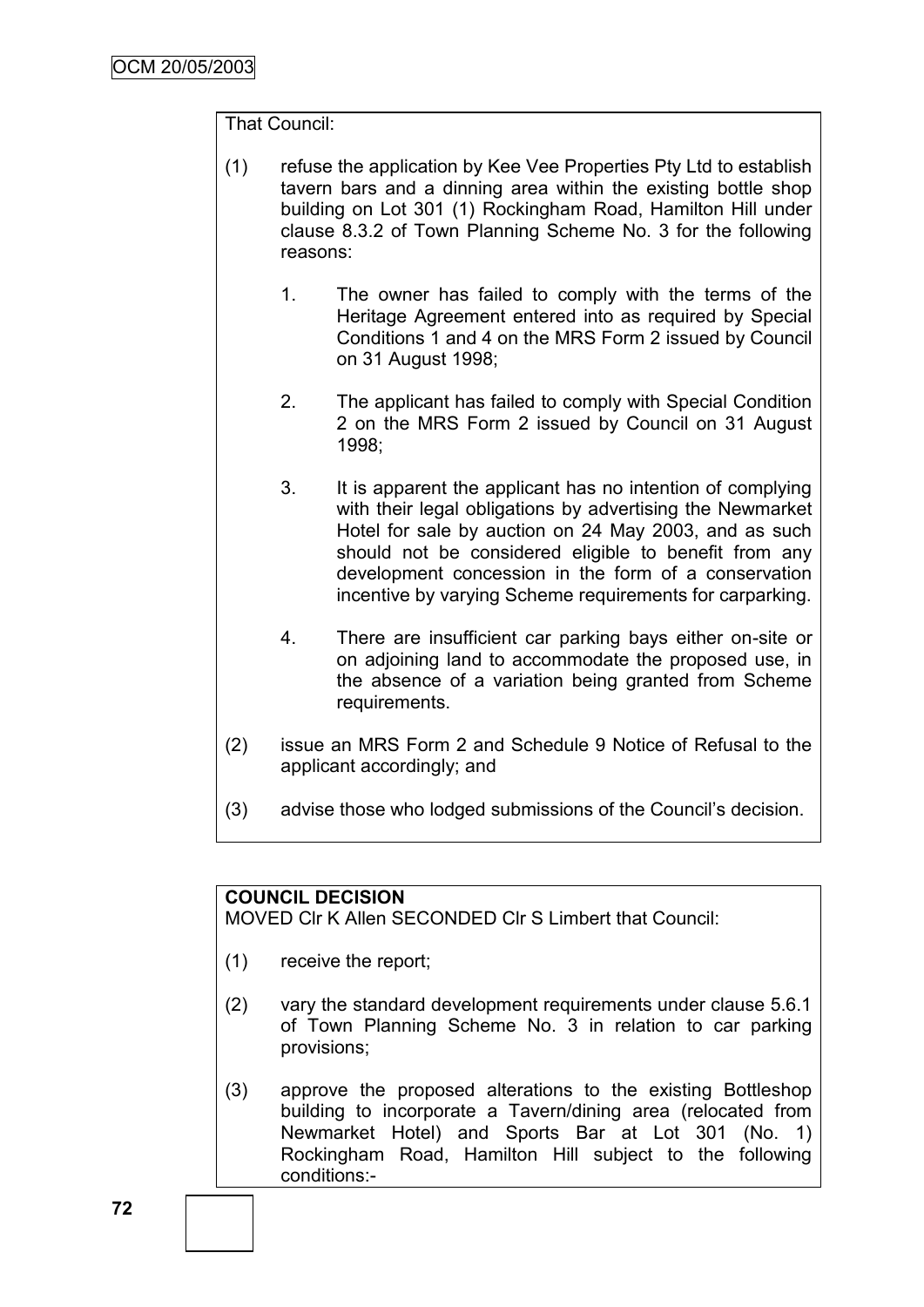That Council:

(1) refuse the application by Kee Vee Properties Pty Ltd to establish tavern bars and a dinning area within the existing bottle shop building on Lot 301 (1) Rockingham Road, Hamilton Hill under clause 8.3.2 of Town Planning Scheme No. 3 for the following reasons:

   1. The owner has failed to comply with the terms of the Heritage Agreement entered into as required by Special Conditions 1 and 4 on the MRS Form 2 issued by Council on 31 August 1998;

   2. The applicant has failed to comply with Special Condition 2 on the MRS Form 2 issued by Council on 31 August 1998;

   3. It is apparent the applicant has no intention of complying with their legal obligations by advertising the Newmarket Hotel for sale by auction on 24 May 2003, and as such should not be considered eligible to benefit from any development concession in the form of a conservation incentive by varying Scheme requirements for carparking.

   4. There are insufficient car parking bays either on-site or on adjoining land to accommodate the proposed use, in the absence of a variation being granted from Scheme requirements.

(2) issue an MRS Form 2 and Schedule 9 Notice of Refusal to the applicant accordingly; and

(3) advise those who lodged submissions of the Council's decision.

**COUNCIL DECISION**
MOVED Clr K Allen SECONDED Clr S Limbert that Council:

(1) receive the report;

(2) vary the standard development requirements under clause 5.6.1 of Town Planning Scheme No. 3 in relation to car parking provisions;

(3) approve the proposed alterations to the existing Bottleshop building to incorporate a Tavern/dining area (relocated from Newmarket Hotel) and Sports Bar at Lot 301 (No. 1) Rockingham Road, Hamilton Hill subject to the following conditions:-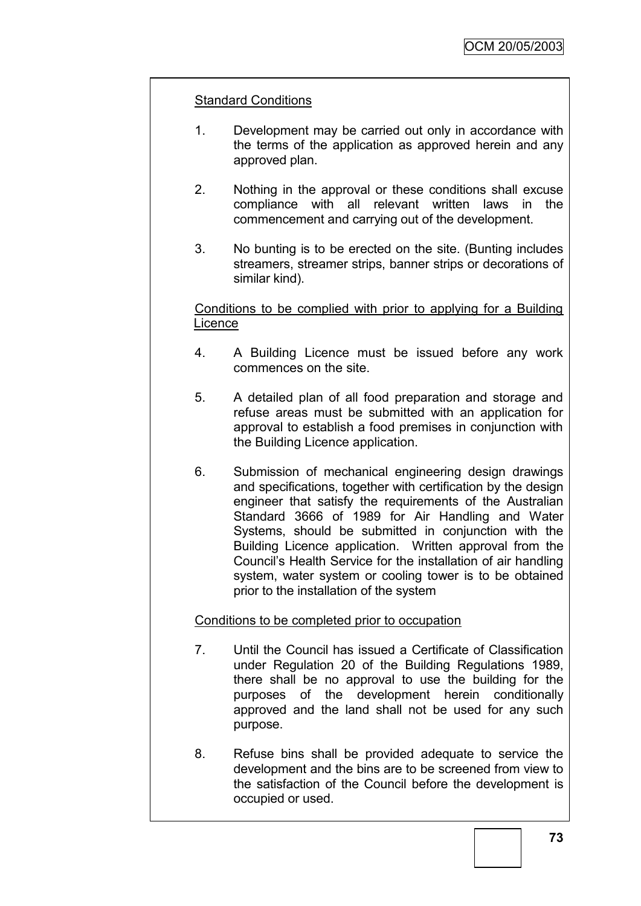Standard Conditions

1. Development may be carried out only in accordance with the terms of the application as approved herein and any approved plan.

2. Nothing in the approval or these conditions shall excuse compliance with all relevant written laws in the commencement and carrying out of the development.

3. No bunting is to be erected on the site. (Bunting includes streamers, streamer strips, banner strips or decorations of similar kind).

Conditions to be complied with prior to applying for a Building Licence

4. A Building Licence must be issued before any work commences on the site.

5. A detailed plan of all food preparation and storage and refuse areas must be submitted with an application for approval to establish a food premises in conjunction with the Building Licence application.

6. Submission of mechanical engineering design drawings and specifications, together with certification by the design engineer that satisfy the requirements of the Australian Standard 3666 of 1989 for Air Handling and Water Systems, should be submitted in conjunction with the Building Licence application. Written approval from the Council's Health Service for the installation of air handling system, water system or cooling tower is to be obtained prior to the installation of the system

Conditions to be completed prior to occupation

7. Until the Council has issued a Certificate of Classification under Regulation 20 of the Building Regulations 1989, there shall be no approval to use the building for the purposes of the development herein conditionally approved and the land shall not be used for any such purpose.

8. Refuse bins shall be provided adequate to service the development and the bins are to be screened from view to the satisfaction of the Council before the development is occupied or used.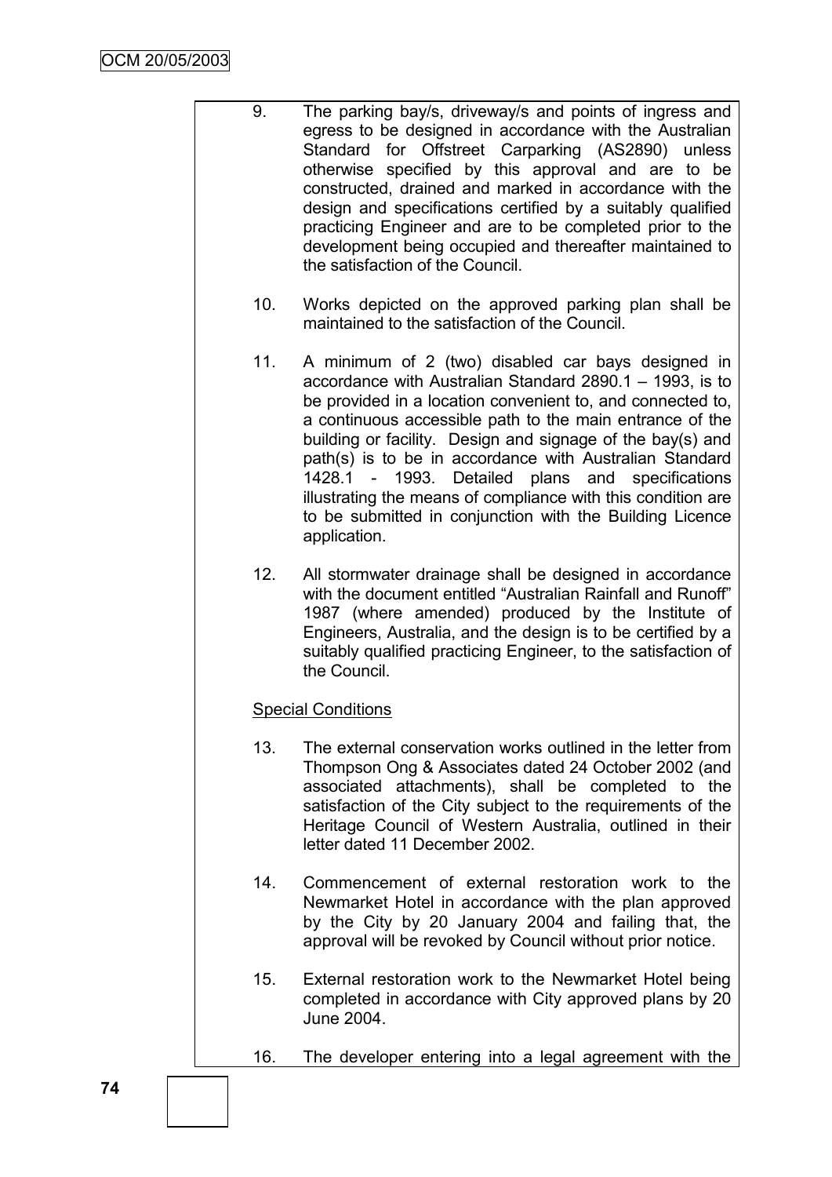9. The parking bay/s, driveway/s and points of ingress and egress to be designed in accordance with the Australian Standard for Offstreet Carparking (AS2890) unless otherwise specified by this approval and are to be constructed, drained and marked in accordance with the design and specifications certified by a suitably qualified practicing Engineer and are to be completed prior to the development being occupied and thereafter maintained to the satisfaction of the Council.

10. Works depicted on the approved parking plan shall be maintained to the satisfaction of the Council.

11. A minimum of 2 (two) disabled car bays designed in accordance with Australian Standard 2890.1 – 1993, is to be provided in a location convenient to, and connected to, a continuous accessible path to the main entrance of the building or facility. Design and signage of the bay(s) and path(s) is to be in accordance with Australian Standard 1428.1 - 1993. Detailed plans and specifications illustrating the means of compliance with this condition are to be submitted in conjunction with the Building Licence application.

12. All stormwater drainage shall be designed in accordance with the document entitled "Australian Rainfall and Runoff" 1987 (where amended) produced by the Institute of Engineers, Australia, and the design is to be certified by a suitably qualified practicing Engineer, to the satisfaction of the Council.

<u>Special Conditions</u>

13. The external conservation works outlined in the letter from Thompson Ong & Associates dated 24 October 2002 (and associated attachments), shall be completed to the satisfaction of the City subject to the requirements of the Heritage Council of Western Australia, outlined in their letter dated 11 December 2002.

14. Commencement of external restoration work to the Newmarket Hotel in accordance with the plan approved by the City by 20 January 2004 and failing that, the approval will be revoked by Council without prior notice.

15. External restoration work to the Newmarket Hotel being completed in accordance with City approved plans by 20 June 2004.

16. The developer entering into a legal agreement with the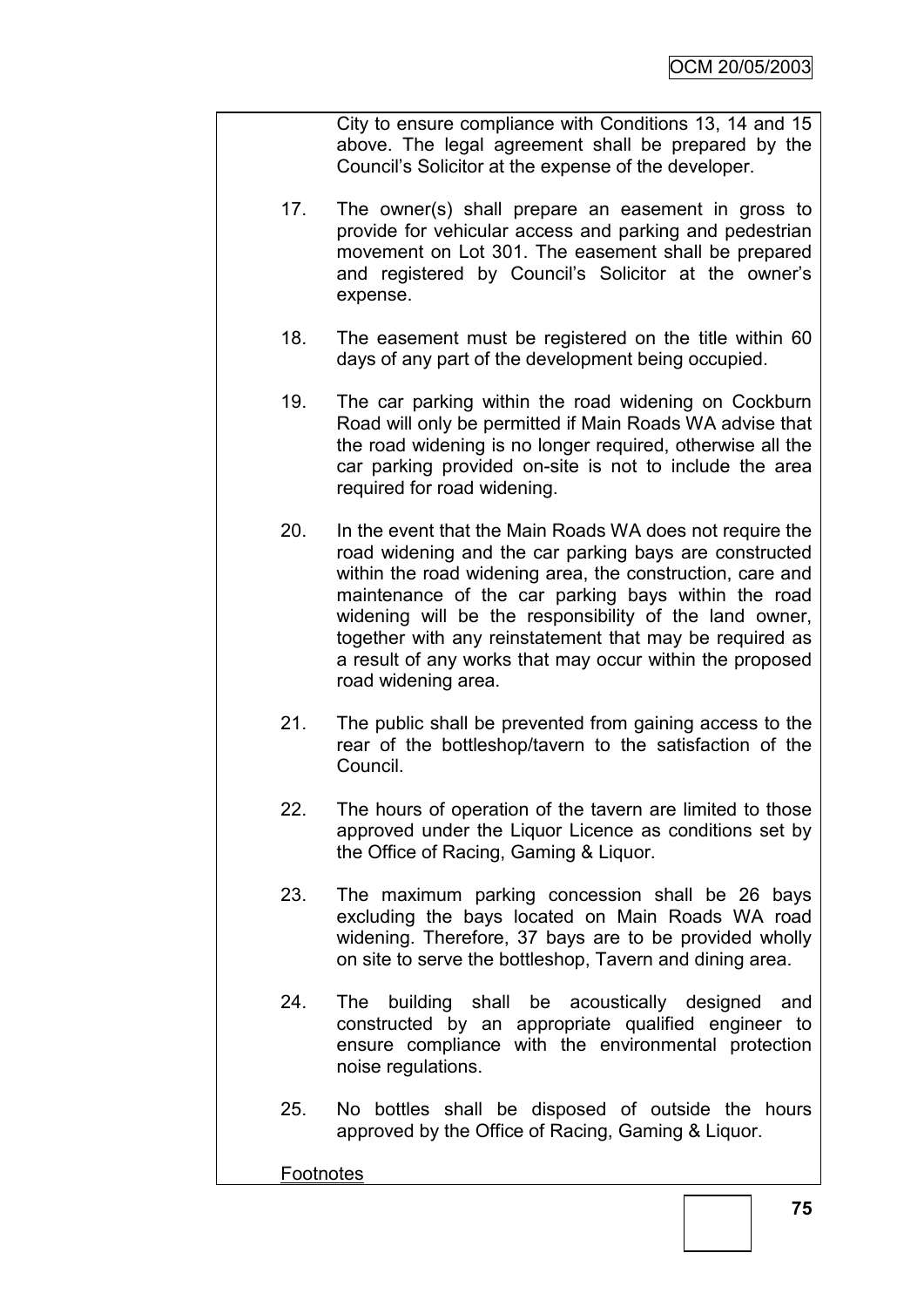City to ensure compliance with Conditions 13, 14 and 15 above. The legal agreement shall be prepared by the Council's Solicitor at the expense of the developer.

17. The owner(s) shall prepare an easement in gross to provide for vehicular access and parking and pedestrian movement on Lot 301. The easement shall be prepared and registered by Council's Solicitor at the owner's expense.

18. The easement must be registered on the title within 60 days of any part of the development being occupied.

19. The car parking within the road widening on Cockburn Road will only be permitted if Main Roads WA advise that the road widening is no longer required, otherwise all the car parking provided on-site is not to include the area required for road widening.

20. In the event that the Main Roads WA does not require the road widening and the car parking bays are constructed within the road widening area, the construction, care and maintenance of the car parking bays within the road widening will be the responsibility of the land owner, together with any reinstatement that may be required as a result of any works that may occur within the proposed road widening area.

21. The public shall be prevented from gaining access to the rear of the bottleshop/tavern to the satisfaction of the Council.

22. The hours of operation of the tavern are limited to those approved under the Liquor Licence as conditions set by the Office of Racing, Gaming & Liquor.

23. The maximum parking concession shall be 26 bays excluding the bays located on Main Roads WA road widening. Therefore, 37 bays are to be provided wholly on site to serve the bottleshop, Tavern and dining area.

24. The building shall be acoustically designed and constructed by an appropriate qualified engineer to ensure compliance with the environmental protection noise regulations.

25. No bottles shall be disposed of outside the hours approved by the Office of Racing, Gaming & Liquor.

Footnotes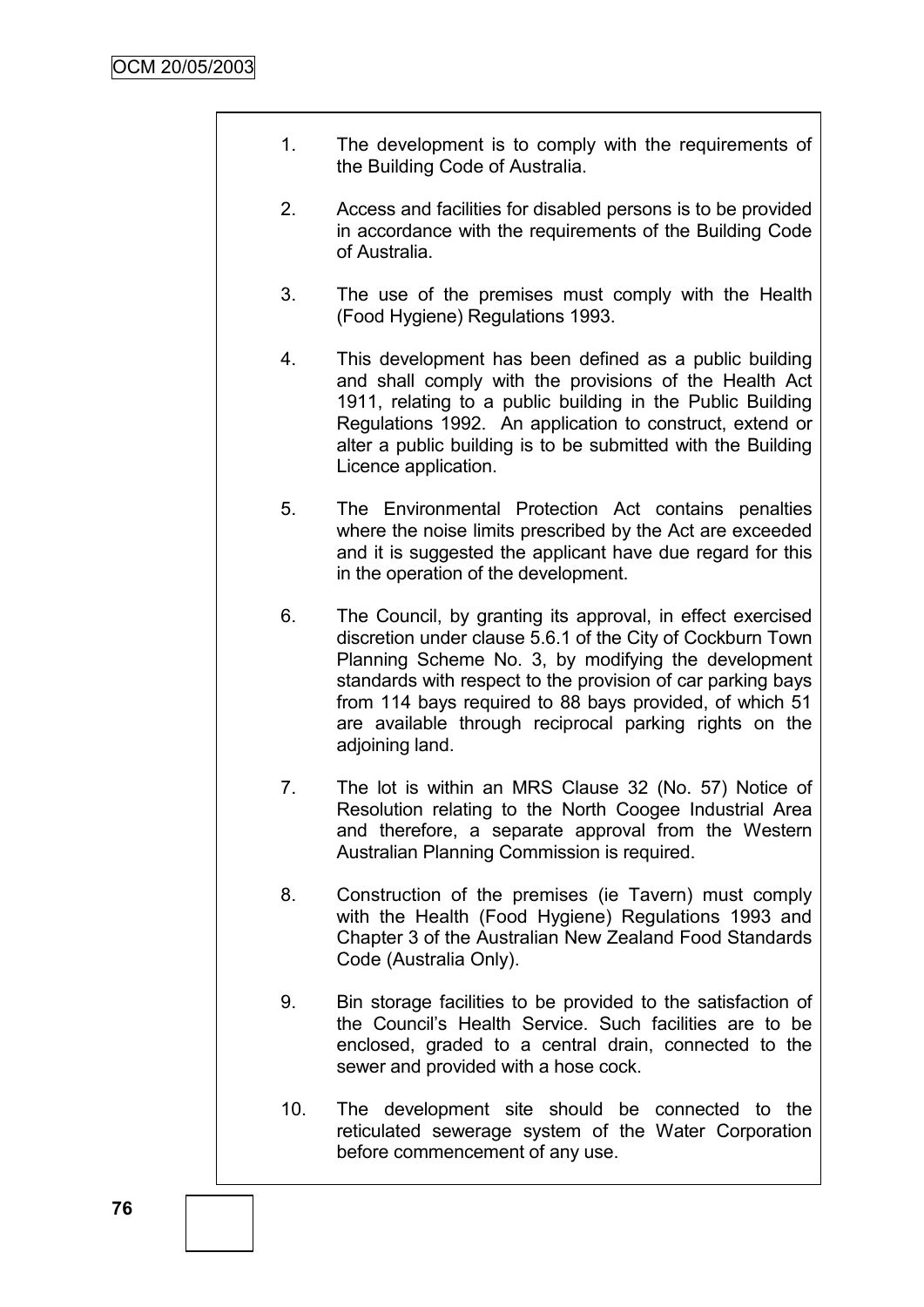1. The development is to comply with the requirements of the Building Code of Australia.

2. Access and facilities for disabled persons is to be provided in accordance with the requirements of the Building Code of Australia.

3. The use of the premises must comply with the Health (Food Hygiene) Regulations 1993.

4. This development has been defined as a public building and shall comply with the provisions of the Health Act 1911, relating to a public building in the Public Building Regulations 1992. An application to construct, extend or alter a public building is to be submitted with the Building Licence application.

5. The Environmental Protection Act contains penalties where the noise limits prescribed by the Act are exceeded and it is suggested the applicant have due regard for this in the operation of the development.

6. The Council, by granting its approval, in effect exercised discretion under clause 5.6.1 of the City of Cockburn Town Planning Scheme No. 3, by modifying the development standards with respect to the provision of car parking bays from 114 bays required to 88 bays provided, of which 51 are available through reciprocal parking rights on the adjoining land.

7. The lot is within an MRS Clause 32 (No. 57) Notice of Resolution relating to the North Coogee Industrial Area and therefore, a separate approval from the Western Australian Planning Commission is required.

8. Construction of the premises (ie Tavern) must comply with the Health (Food Hygiene) Regulations 1993 and Chapter 3 of the Australian New Zealand Food Standards Code (Australia Only).

9. Bin storage facilities to be provided to the satisfaction of the Council's Health Service. Such facilities are to be enclosed, graded to a central drain, connected to the sewer and provided with a hose cock.

10. The development site should be connected to the reticulated sewerage system of the Water Corporation before commencement of any use.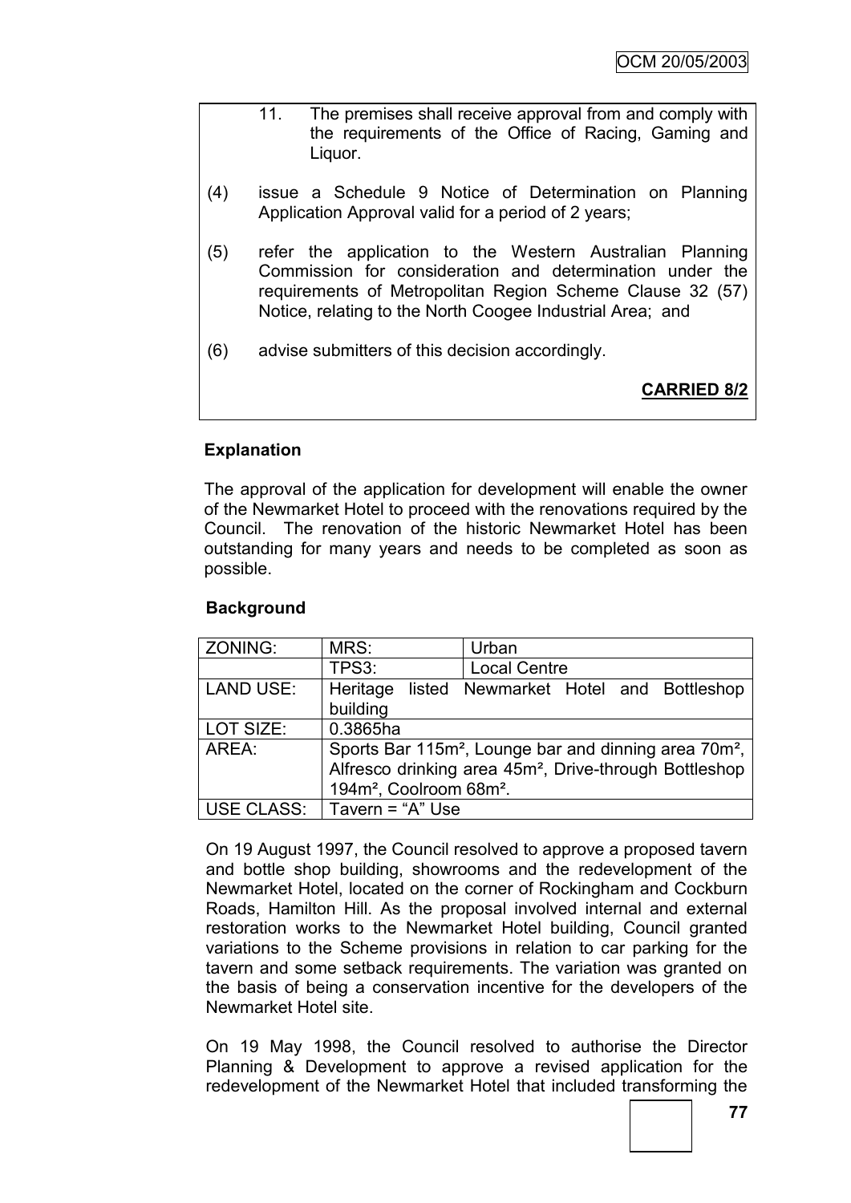11. The premises shall receive approval from and comply with the requirements of the Office of Racing, Gaming and Liquor.

(4) issue a Schedule 9 Notice of Determination on Planning Application Approval valid for a period of 2 years;

(5) refer the application to the Western Australian Planning Commission for consideration and determination under the requirements of Metropolitan Region Scheme Clause 32 (57) Notice, relating to the North Coogee Industrial Area; and

(6) advise submitters of this decision accordingly.

**CARRIED 8/2**

**Explanation**

The approval of the application for development will enable the owner of the Newmarket Hotel to proceed with the renovations required by the Council. The renovation of the historic Newmarket Hotel has been outstanding for many years and needs to be completed as soon as possible.

**Background**

| ZONING: | MRS: | Urban |
|---|---|---|
| | TPS3: | Local Centre |
| LAND USE: | Heritage listed Newmarket Hotel and Bottleshop building | |
| LOT SIZE: | 0.3865ha | |
| AREA: | Sports Bar 115m², Lounge bar and dinning area 70m², Alfresco drinking area 45m², Drive-through Bottleshop 194m², Coolroom 68m². | |
| USE CLASS: | Tavern = "A" Use | |

On 19 August 1997, the Council resolved to approve a proposed tavern and bottle shop building, showrooms and the redevelopment of the Newmarket Hotel, located on the corner of Rockingham and Cockburn Roads, Hamilton Hill. As the proposal involved internal and external restoration works to the Newmarket Hotel building, Council granted variations to the Scheme provisions in relation to car parking for the tavern and some setback requirements. The variation was granted on the basis of being a conservation incentive for the developers of the Newmarket Hotel site.

On 19 May 1998, the Council resolved to authorise the Director Planning & Development to approve a revised application for the redevelopment of the Newmarket Hotel that included transforming the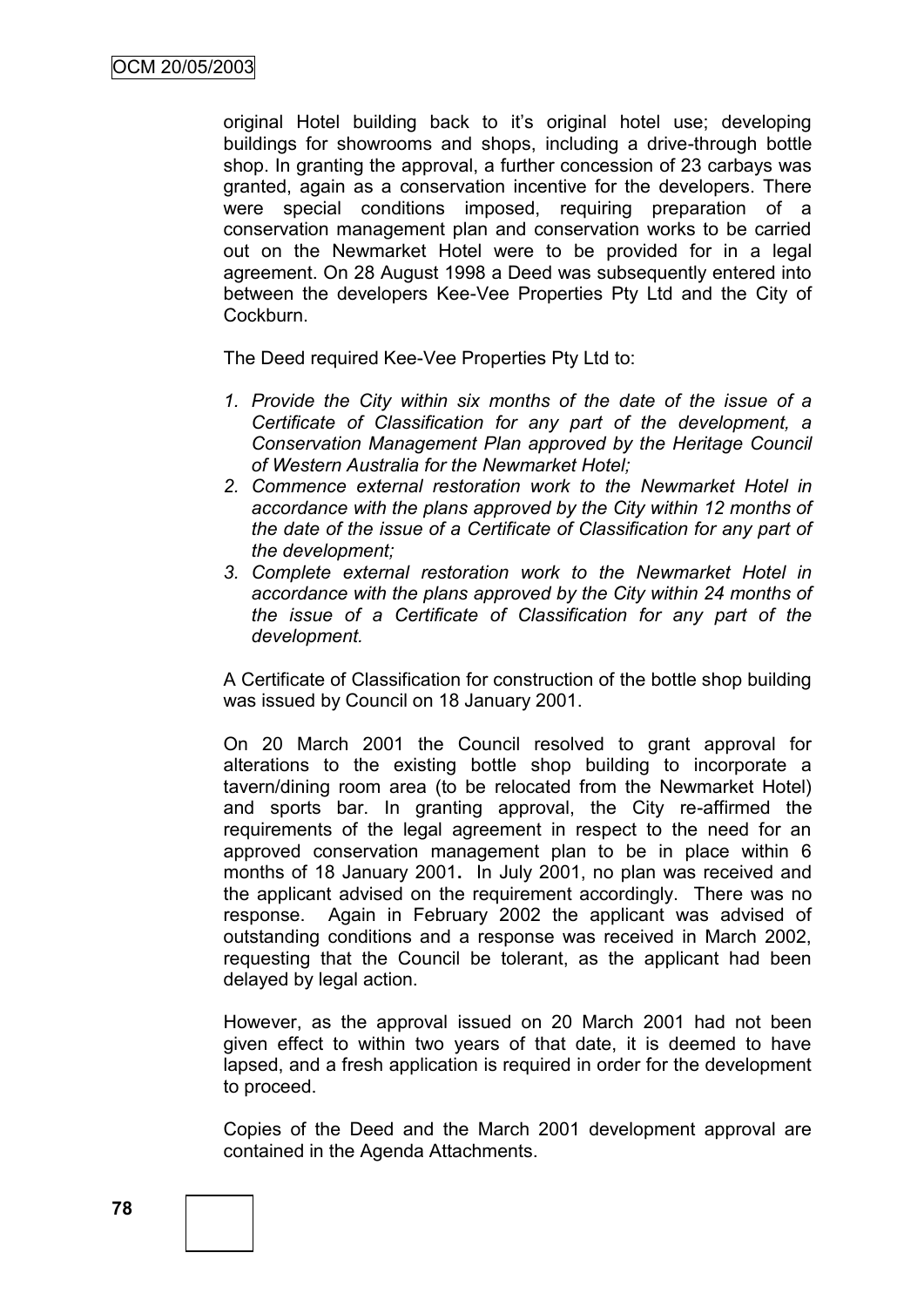original Hotel building back to it's original hotel use; developing buildings for showrooms and shops, including a drive-through bottle shop. In granting the approval, a further concession of 23 carbays was granted, again as a conservation incentive for the developers. There were special conditions imposed, requiring preparation of a conservation management plan and conservation works to be carried out on the Newmarket Hotel were to be provided for in a legal agreement. On 28 August 1998 a Deed was subsequently entered into between the developers Kee-Vee Properties Pty Ltd and the City of Cockburn.

The Deed required Kee-Vee Properties Pty Ltd to:

1. *Provide the City within six months of the date of the issue of a Certificate of Classification for any part of the development, a Conservation Management Plan approved by the Heritage Council of Western Australia for the Newmarket Hotel;*
2. *Commence external restoration work to the Newmarket Hotel in accordance with the plans approved by the City within 12 months of the date of the issue of a Certificate of Classification for any part of the development;*
3. *Complete external restoration work to the Newmarket Hotel in accordance with the plans approved by the City within 24 months of the issue of a Certificate of Classification for any part of the development.*

A Certificate of Classification for construction of the bottle shop building was issued by Council on 18 January 2001.

On 20 March 2001 the Council resolved to grant approval for alterations to the existing bottle shop building to incorporate a tavern/dining room area (to be relocated from the Newmarket Hotel) and sports bar. In granting approval, the City re-affirmed the requirements of the legal agreement in respect to the need for an approved conservation management plan to be in place within 6 months of 18 January 2001**.** In July 2001, no plan was received and the applicant advised on the requirement accordingly. There was no response. Again in February 2002 the applicant was advised of outstanding conditions and a response was received in March 2002, requesting that the Council be tolerant, as the applicant had been delayed by legal action.

However, as the approval issued on 20 March 2001 had not been given effect to within two years of that date, it is deemed to have lapsed, and a fresh application is required in order for the development to proceed.

Copies of the Deed and the March 2001 development approval are contained in the Agenda Attachments.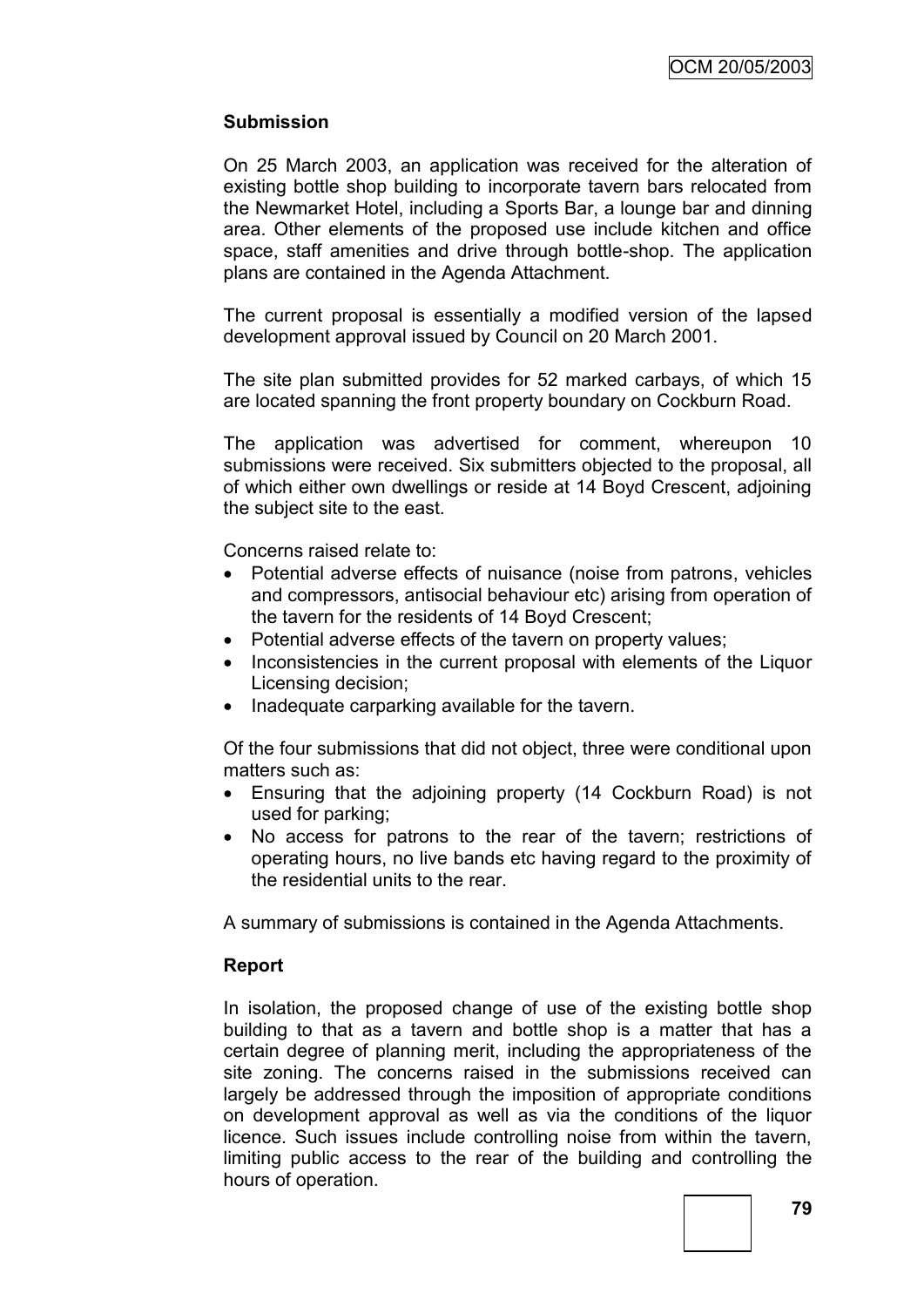**Submission**

On 25 March 2003, an application was received for the alteration of existing bottle shop building to incorporate tavern bars relocated from the Newmarket Hotel, including a Sports Bar, a lounge bar and dinning area. Other elements of the proposed use include kitchen and office space, staff amenities and drive through bottle-shop. The application plans are contained in the Agenda Attachment.

The current proposal is essentially a modified version of the lapsed development approval issued by Council on 20 March 2001.

The site plan submitted provides for 52 marked carbays, of which 15 are located spanning the front property boundary on Cockburn Road.

The application was advertised for comment, whereupon 10 submissions were received. Six submitters objected to the proposal, all of which either own dwellings or reside at 14 Boyd Crescent, adjoining the subject site to the east.

Concerns raised relate to:

- Potential adverse effects of nuisance (noise from patrons, vehicles and compressors, antisocial behaviour etc) arising from operation of the tavern for the residents of 14 Boyd Crescent;
- Potential adverse effects of the tavern on property values;
- Inconsistencies in the current proposal with elements of the Liquor Licensing decision;
- Inadequate carparking available for the tavern.

Of the four submissions that did not object, three were conditional upon matters such as:

- Ensuring that the adjoining property (14 Cockburn Road) is not used for parking;
- No access for patrons to the rear of the tavern; restrictions of operating hours, no live bands etc having regard to the proximity of the residential units to the rear.

A summary of submissions is contained in the Agenda Attachments.

**Report**

In isolation, the proposed change of use of the existing bottle shop building to that as a tavern and bottle shop is a matter that has a certain degree of planning merit, including the appropriateness of the site zoning. The concerns raised in the submissions received can largely be addressed through the imposition of appropriate conditions on development approval as well as via the conditions of the liquor licence. Such issues include controlling noise from within the tavern, limiting public access to the rear of the building and controlling the hours of operation.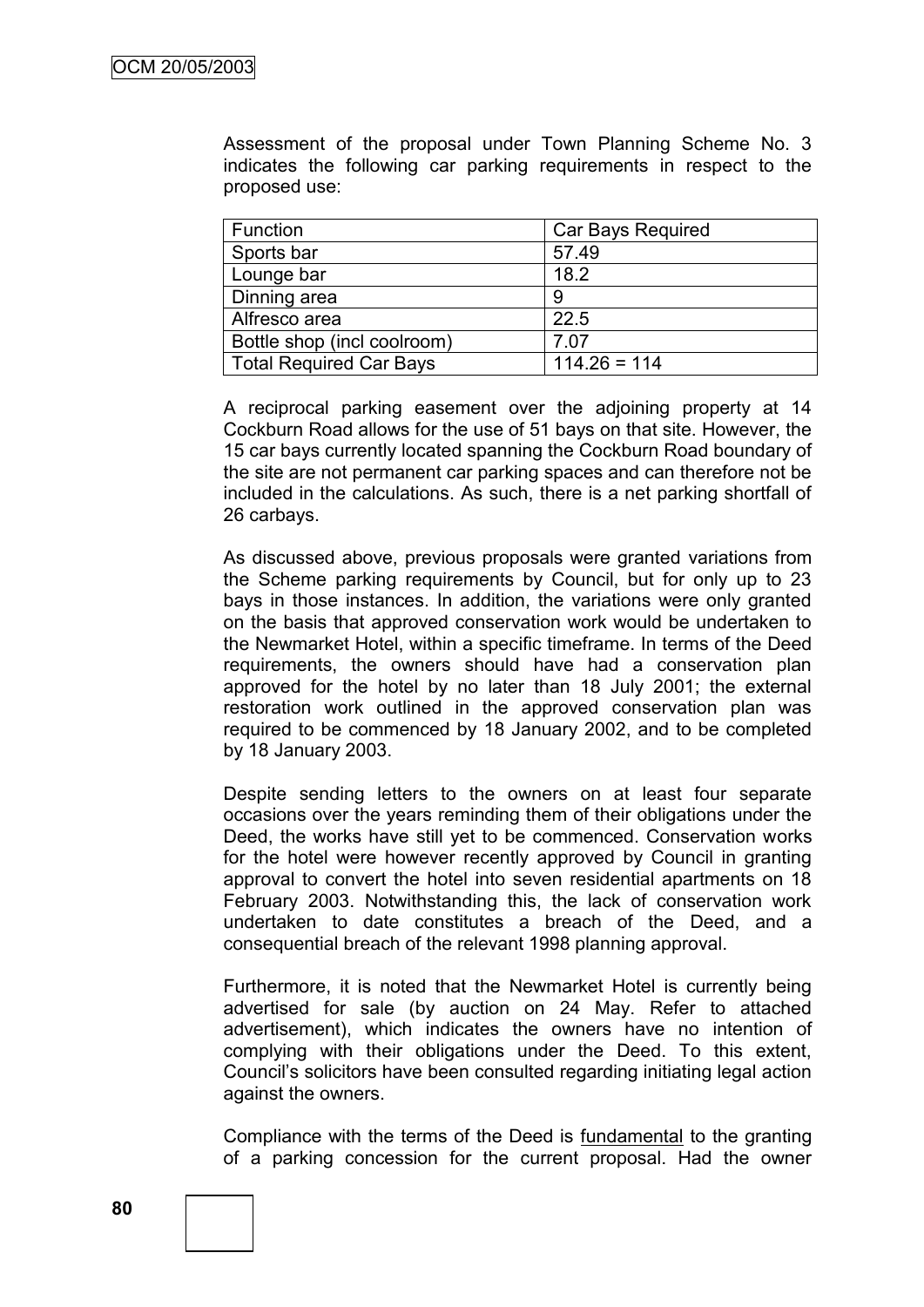Assessment of the proposal under Town Planning Scheme No. 3 indicates the following car parking requirements in respect to the proposed use:

| Function | Car Bays Required |
| --- | --- |
| Sports bar | 57.49 |
| Lounge bar | 18.2 |
| Dinning area | 9 |
| Alfresco area | 22.5 |
| Bottle shop (incl coolroom) | 7.07 |
| Total Required Car Bays | 114.26 = 114 |

A reciprocal parking easement over the adjoining property at 14 Cockburn Road allows for the use of 51 bays on that site. However, the 15 car bays currently located spanning the Cockburn Road boundary of the site are not permanent car parking spaces and can therefore not be included in the calculations. As such, there is a net parking shortfall of 26 carbays.

As discussed above, previous proposals were granted variations from the Scheme parking requirements by Council, but for only up to 23 bays in those instances. In addition, the variations were only granted on the basis that approved conservation work would be undertaken to the Newmarket Hotel, within a specific timeframe. In terms of the Deed requirements, the owners should have had a conservation plan approved for the hotel by no later than 18 July 2001; the external restoration work outlined in the approved conservation plan was required to be commenced by 18 January 2002, and to be completed by 18 January 2003.

Despite sending letters to the owners on at least four separate occasions over the years reminding them of their obligations under the Deed, the works have still yet to be commenced. Conservation works for the hotel were however recently approved by Council in granting approval to convert the hotel into seven residential apartments on 18 February 2003. Notwithstanding this, the lack of conservation work undertaken to date constitutes a breach of the Deed, and a consequential breach of the relevant 1998 planning approval.

Furthermore, it is noted that the Newmarket Hotel is currently being advertised for sale (by auction on 24 May. Refer to attached advertisement), which indicates the owners have no intention of complying with their obligations under the Deed. To this extent, Council's solicitors have been consulted regarding initiating legal action against the owners.

Compliance with the terms of the Deed is <u>fundamental</u> to the granting of a parking concession for the current proposal. Had the owner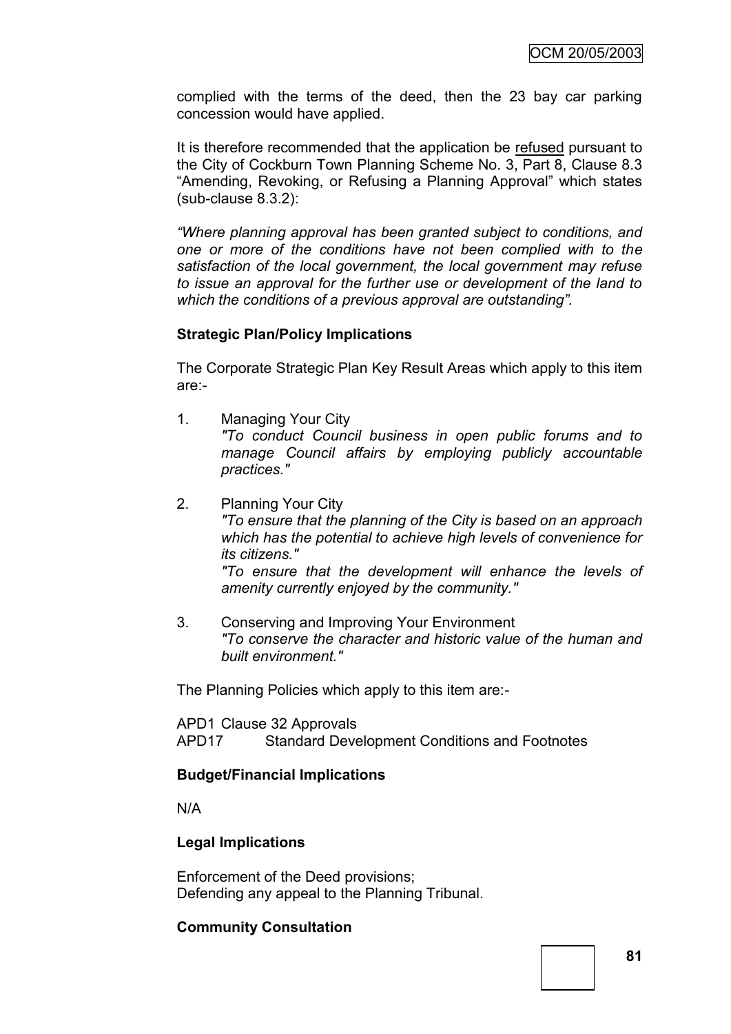complied with the terms of the deed, then the 23 bay car parking concession would have applied.

It is therefore recommended that the application be refused pursuant to the City of Cockburn Town Planning Scheme No. 3, Part 8, Clause 8.3 "Amending, Revoking, or Refusing a Planning Approval" which states (sub-clause 8.3.2):

*"Where planning approval has been granted subject to conditions, and one or more of the conditions have not been complied with to the satisfaction of the local government, the local government may refuse to issue an approval for the further use or development of the land to which the conditions of a previous approval are outstanding".*

**Strategic Plan/Policy Implications**

The Corporate Strategic Plan Key Result Areas which apply to this item are:-

1. Managing Your City
   *"To conduct Council business in open public forums and to manage Council affairs by employing publicly accountable practices."*

2. Planning Your City
   *"To ensure that the planning of the City is based on an approach which has the potential to achieve high levels of convenience for its citizens."*
   *"To ensure that the development will enhance the levels of amenity currently enjoyed by the community."*

3. Conserving and Improving Your Environment
   *"To conserve the character and historic value of the human and built environment."*

The Planning Policies which apply to this item are:-

APD1 Clause 32 Approvals
APD17 Standard Development Conditions and Footnotes

**Budget/Financial Implications**

N/A

**Legal Implications**

Enforcement of the Deed provisions;
Defending any appeal to the Planning Tribunal.

**Community Consultation**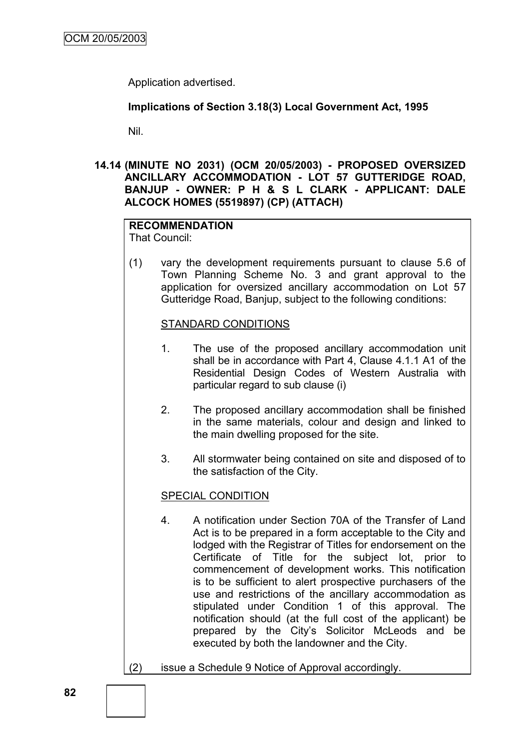Application advertised.

**Implications of Section 3.18(3) Local Government Act, 1995**

Nil.

**14.14 (MINUTE NO 2031) (OCM 20/05/2003) - PROPOSED OVERSIZED ANCILLARY ACCOMMODATION - LOT 57 GUTTERIDGE ROAD, BANJUP - OWNER: P H & S L CLARK - APPLICANT: DALE ALCOCK HOMES (5519897) (CP) (ATTACH)**

**RECOMMENDATION**
That Council:

(1) vary the development requirements pursuant to clause 5.6 of Town Planning Scheme No. 3 and grant approval to the application for oversized ancillary accommodation on Lot 57 Gutteridge Road, Banjup, subject to the following conditions:

STANDARD CONDITIONS

1. The use of the proposed ancillary accommodation unit shall be in accordance with Part 4, Clause 4.1.1 A1 of the Residential Design Codes of Western Australia with particular regard to sub clause (i)

2. The proposed ancillary accommodation shall be finished in the same materials, colour and design and linked to the main dwelling proposed for the site.

3. All stormwater being contained on site and disposed of to the satisfaction of the City.

SPECIAL CONDITION

4. A notification under Section 70A of the Transfer of Land Act is to be prepared in a form acceptable to the City and lodged with the Registrar of Titles for endorsement on the Certificate of Title for the subject lot, prior to commencement of development works. This notification is to be sufficient to alert prospective purchasers of the use and restrictions of the ancillary accommodation as stipulated under Condition 1 of this approval. The notification should (at the full cost of the applicant) be prepared by the City's Solicitor McLeods and be executed by both the landowner and the City.

(2) issue a Schedule 9 Notice of Approval accordingly.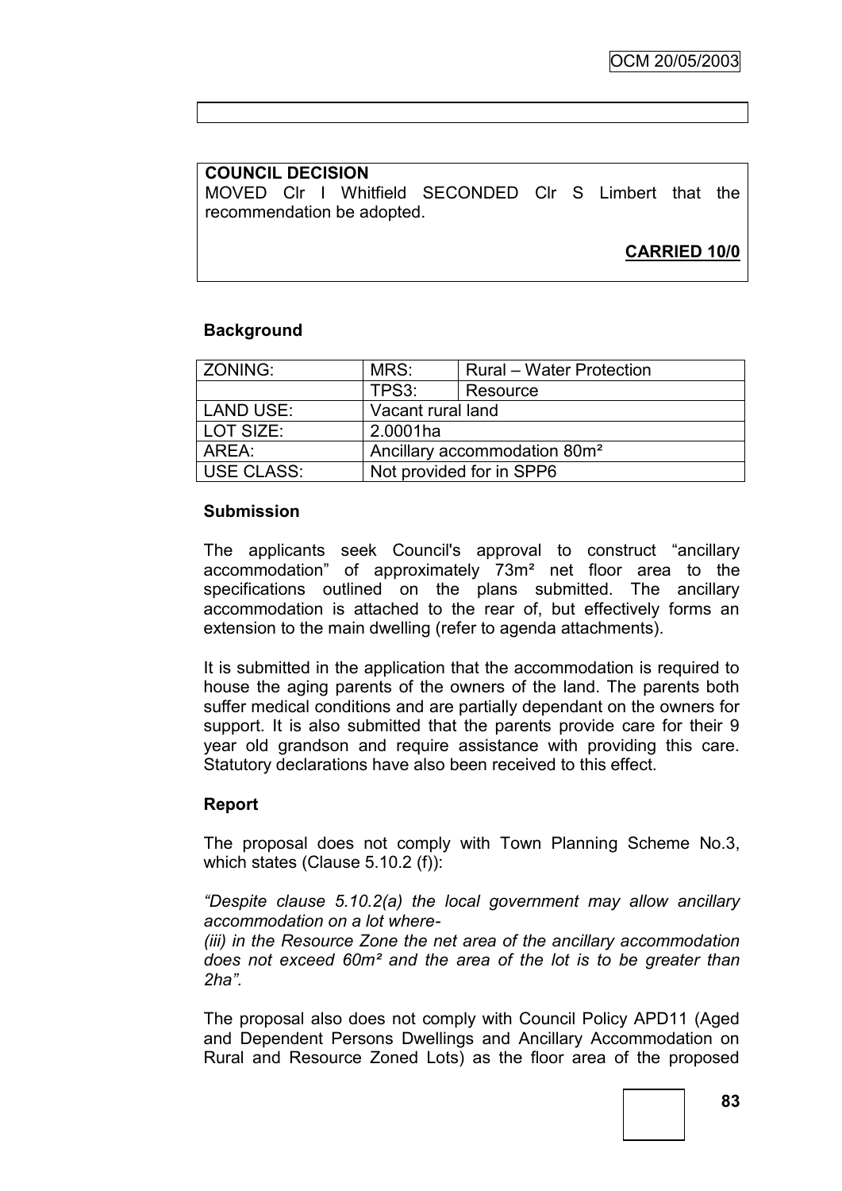**COUNCIL DECISION**

MOVED Clr I Whitfield SECONDED Clr S Limbert that the recommendation be adopted.

**CARRIED 10/0**

**Background**

| ZONING: | MRS: | Rural – Water Protection |
|---|---|---|
| | TPS3: | Resource |
| LAND USE: | Vacant rural land | |
| LOT SIZE: | 2.0001ha | |
| AREA: | Ancillary accommodation 80m² | |
| USE CLASS: | Not provided for in SPP6 | |

**Submission**

The applicants seek Council's approval to construct "ancillary accommodation" of approximately 73m² net floor area to the specifications outlined on the plans submitted. The ancillary accommodation is attached to the rear of, but effectively forms an extension to the main dwelling (refer to agenda attachments).

It is submitted in the application that the accommodation is required to house the aging parents of the owners of the land. The parents both suffer medical conditions and are partially dependant on the owners for support. It is also submitted that the parents provide care for their 9 year old grandson and require assistance with providing this care. Statutory declarations have also been received to this effect.

**Report**

The proposal does not comply with Town Planning Scheme No.3, which states (Clause 5.10.2 (f)):

*"Despite clause 5.10.2(a) the local government may allow ancillary accommodation on a lot where-*
*(iii) in the Resource Zone the net area of the ancillary accommodation does not exceed 60m² and the area of the lot is to be greater than 2ha".*

The proposal also does not comply with Council Policy APD11 (Aged and Dependent Persons Dwellings and Ancillary Accommodation on Rural and Resource Zoned Lots) as the floor area of the proposed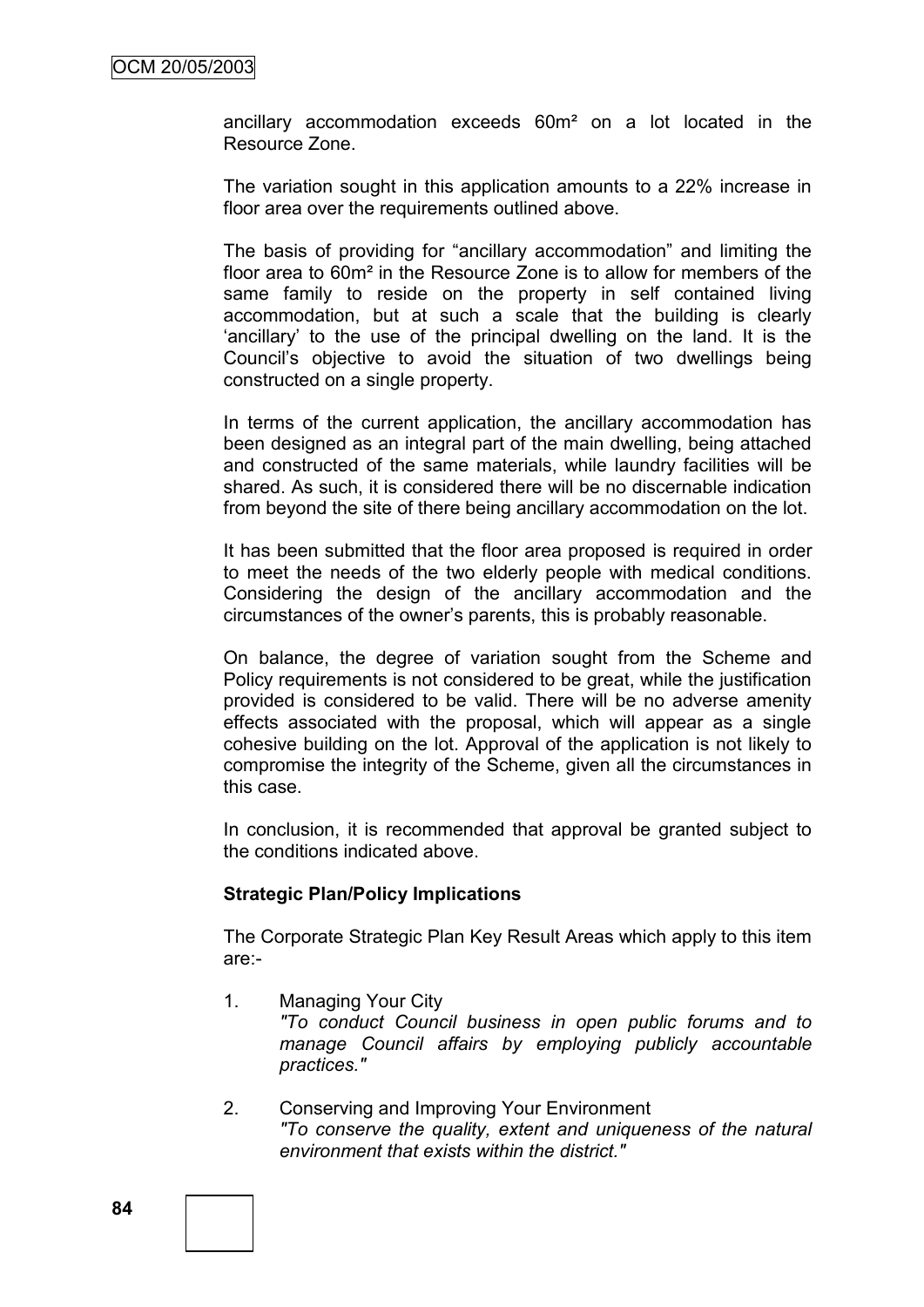ancillary accommodation exceeds 60m² on a lot located in the Resource Zone.

The variation sought in this application amounts to a 22% increase in floor area over the requirements outlined above.

The basis of providing for "ancillary accommodation" and limiting the floor area to 60m² in the Resource Zone is to allow for members of the same family to reside on the property in self contained living accommodation, but at such a scale that the building is clearly 'ancillary' to the use of the principal dwelling on the land. It is the Council's objective to avoid the situation of two dwellings being constructed on a single property.

In terms of the current application, the ancillary accommodation has been designed as an integral part of the main dwelling, being attached and constructed of the same materials, while laundry facilities will be shared. As such, it is considered there will be no discernable indication from beyond the site of there being ancillary accommodation on the lot.

It has been submitted that the floor area proposed is required in order to meet the needs of the two elderly people with medical conditions. Considering the design of the ancillary accommodation and the circumstances of the owner's parents, this is probably reasonable.

On balance, the degree of variation sought from the Scheme and Policy requirements is not considered to be great, while the justification provided is considered to be valid. There will be no adverse amenity effects associated with the proposal, which will appear as a single cohesive building on the lot. Approval of the application is not likely to compromise the integrity of the Scheme, given all the circumstances in this case.

In conclusion, it is recommended that approval be granted subject to the conditions indicated above.

**Strategic Plan/Policy Implications**

The Corporate Strategic Plan Key Result Areas which apply to this item are:-

1. Managing Your City
   *"To conduct Council business in open public forums and to manage Council affairs by employing publicly accountable practices."*

2. Conserving and Improving Your Environment
   *"To conserve the quality, extent and uniqueness of the natural environment that exists within the district."*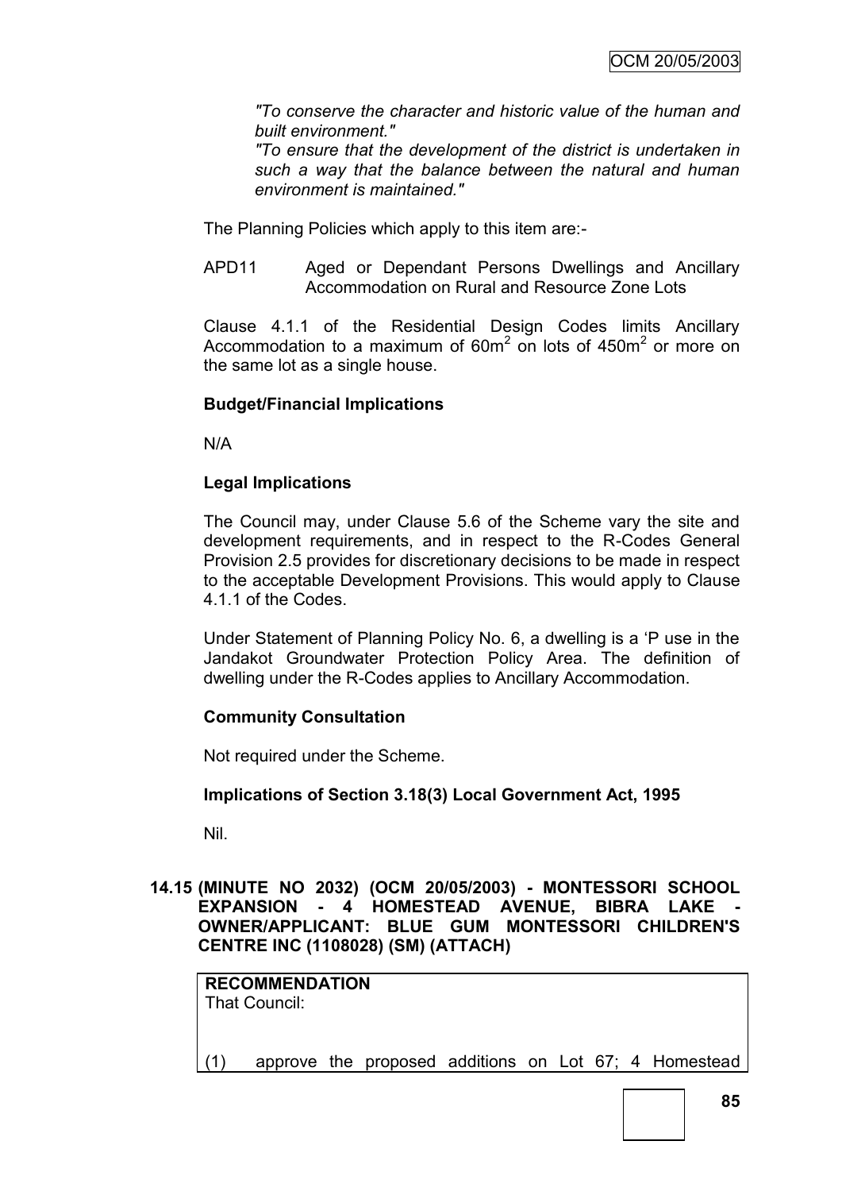*"To conserve the character and historic value of the human and built environment."*

*"To ensure that the development of the district is undertaken in such a way that the balance between the natural and human environment is maintained."*

The Planning Policies which apply to this item are:-

APD11 Aged or Dependant Persons Dwellings and Ancillary Accommodation on Rural and Resource Zone Lots

Clause 4.1.1 of the Residential Design Codes limits Ancillary Accommodation to a maximum of $60m^2$ on lots of $450m^2$ or more on the same lot as a single house.

**Budget/Financial Implications**

N/A

**Legal Implications**

The Council may, under Clause 5.6 of the Scheme vary the site and development requirements, and in respect to the R-Codes General Provision 2.5 provides for discretionary decisions to be made in respect to the acceptable Development Provisions. This would apply to Clause 4.1.1 of the Codes.

Under Statement of Planning Policy No. 6, a dwelling is a 'P use in the Jandakot Groundwater Protection Policy Area. The definition of dwelling under the R-Codes applies to Ancillary Accommodation.

**Community Consultation**

Not required under the Scheme.

**Implications of Section 3.18(3) Local Government Act, 1995**

Nil.

## 14.15 (MINUTE NO 2032) (OCM 20/05/2003) - MONTESSORI SCHOOL EXPANSION - 4 HOMESTEAD AVENUE, BIBRA LAKE - OWNER/APPLICANT: BLUE GUM MONTESSORI CHILDREN'S CENTRE INC (1108028) (SM) (ATTACH)

**RECOMMENDATION**
That Council:

(1) approve the proposed additions on Lot 67; 4 Homestead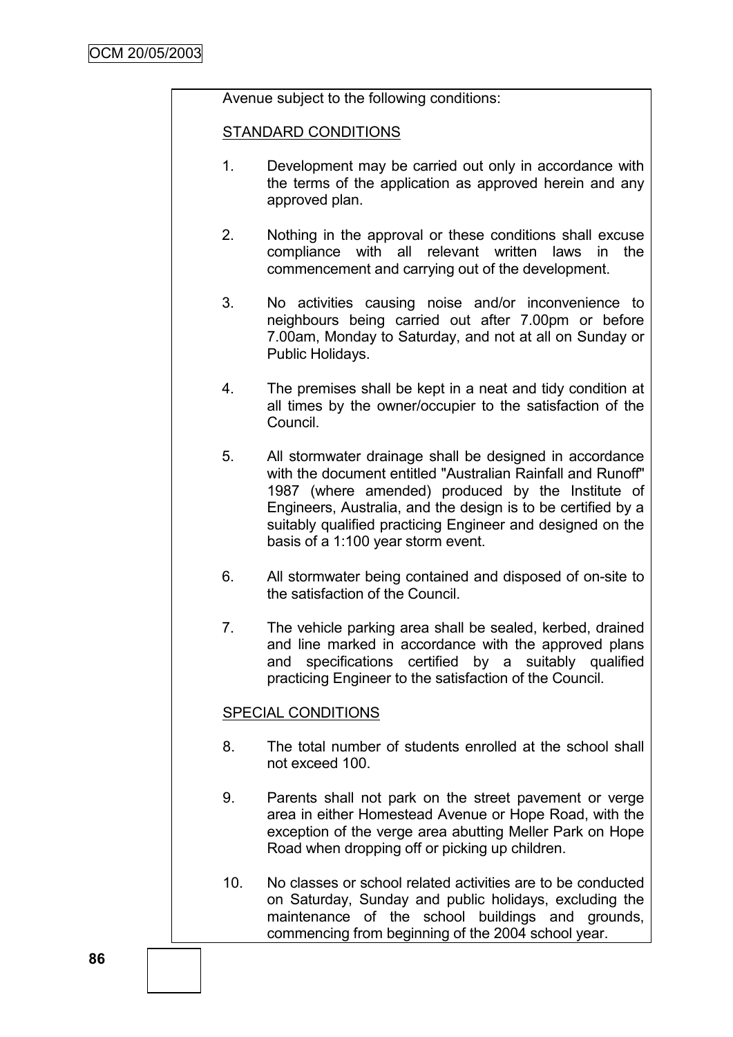Avenue subject to the following conditions:

STANDARD CONDITIONS

1. Development may be carried out only in accordance with the terms of the application as approved herein and any approved plan.

2. Nothing in the approval or these conditions shall excuse compliance with all relevant written laws in the commencement and carrying out of the development.

3. No activities causing noise and/or inconvenience to neighbours being carried out after 7.00pm or before 7.00am, Monday to Saturday, and not at all on Sunday or Public Holidays.

4. The premises shall be kept in a neat and tidy condition at all times by the owner/occupier to the satisfaction of the Council.

5. All stormwater drainage shall be designed in accordance with the document entitled "Australian Rainfall and Runoff" 1987 (where amended) produced by the Institute of Engineers, Australia, and the design is to be certified by a suitably qualified practicing Engineer and designed on the basis of a 1:100 year storm event.

6. All stormwater being contained and disposed of on-site to the satisfaction of the Council.

7. The vehicle parking area shall be sealed, kerbed, drained and line marked in accordance with the approved plans and specifications certified by a suitably qualified practicing Engineer to the satisfaction of the Council.

SPECIAL CONDITIONS

8. The total number of students enrolled at the school shall not exceed 100.

9. Parents shall not park on the street pavement or verge area in either Homestead Avenue or Hope Road, with the exception of the verge area abutting Meller Park on Hope Road when dropping off or picking up children.

10. No classes or school related activities are to be conducted on Saturday, Sunday and public holidays, excluding the maintenance of the school buildings and grounds, commencing from beginning of the 2004 school year.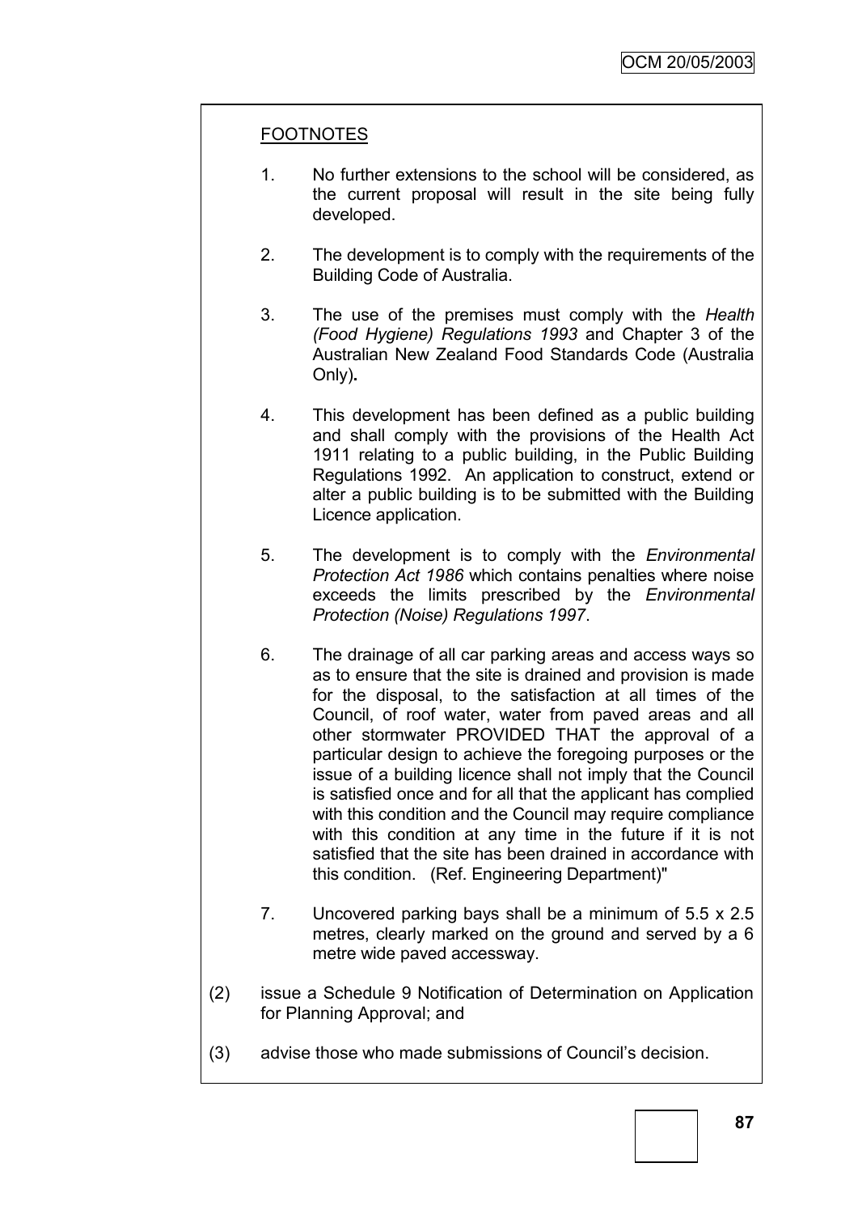FOOTNOTES

1. No further extensions to the school will be considered, as the current proposal will result in the site being fully developed.

2. The development is to comply with the requirements of the Building Code of Australia.

3. The use of the premises must comply with the *Health (Food Hygiene) Regulations 1993* and Chapter 3 of the Australian New Zealand Food Standards Code (Australia Only)**.**

4. This development has been defined as a public building and shall comply with the provisions of the Health Act 1911 relating to a public building, in the Public Building Regulations 1992. An application to construct, extend or alter a public building is to be submitted with the Building Licence application.

5. The development is to comply with the *Environmental Protection Act 1986* which contains penalties where noise exceeds the limits prescribed by the *Environmental Protection (Noise) Regulations 1997*.

6. The drainage of all car parking areas and access ways so as to ensure that the site is drained and provision is made for the disposal, to the satisfaction at all times of the Council, of roof water, water from paved areas and all other stormwater PROVIDED THAT the approval of a particular design to achieve the foregoing purposes or the issue of a building licence shall not imply that the Council is satisfied once and for all that the applicant has complied with this condition and the Council may require compliance with this condition at any time in the future if it is not satisfied that the site has been drained in accordance with this condition. (Ref. Engineering Department)"

7. Uncovered parking bays shall be a minimum of 5.5 x 2.5 metres, clearly marked on the ground and served by a 6 metre wide paved accessway.

(2) issue a Schedule 9 Notification of Determination on Application for Planning Approval; and

(3) advise those who made submissions of Council's decision.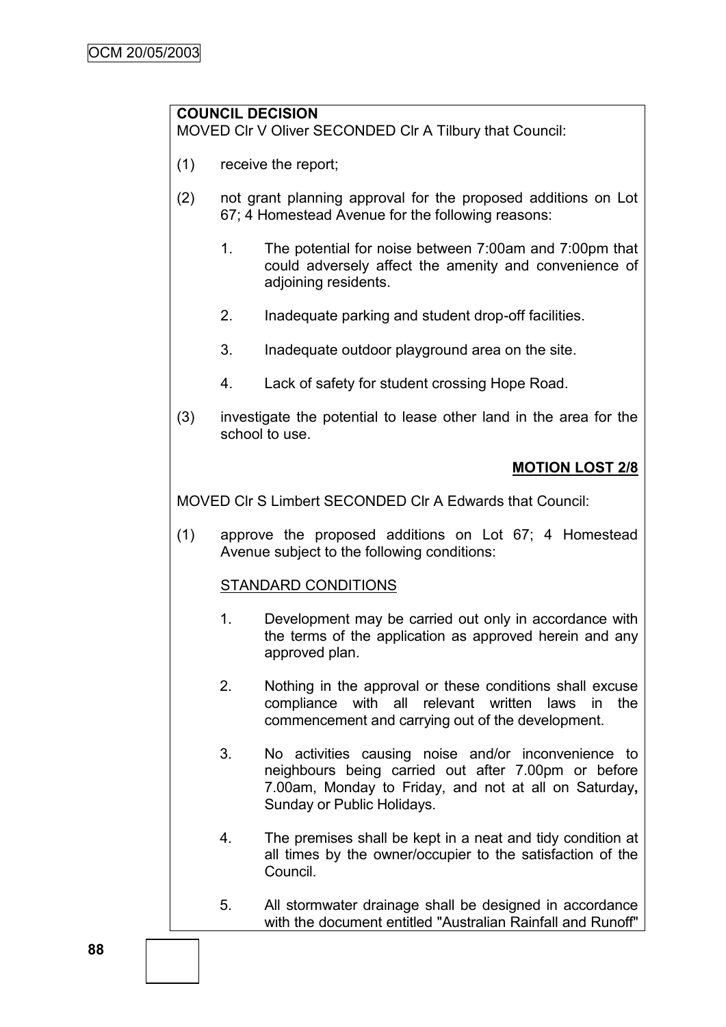**COUNCIL DECISION**

MOVED Clr V Oliver SECONDED Clr A Tilbury that Council:

(1) receive the report;

(2) not grant planning approval for the proposed additions on Lot 67; 4 Homestead Avenue for the following reasons:

   1. The potential for noise between 7:00am and 7:00pm that could adversely affect the amenity and convenience of adjoining residents.

   2. Inadequate parking and student drop-off facilities.

   3. Inadequate outdoor playground area on the site.

   4. Lack of safety for student crossing Hope Road.

(3) investigate the potential to lease other land in the area for the school to use.

**MOTION LOST 2/8**

MOVED Clr S Limbert SECONDED Clr A Edwards that Council:

(1) approve the proposed additions on Lot 67; 4 Homestead Avenue subject to the following conditions:

   STANDARD CONDITIONS

   1. Development may be carried out only in accordance with the terms of the application as approved herein and any approved plan.

   2. Nothing in the approval or these conditions shall excuse compliance with all relevant written laws in the commencement and carrying out of the development.

   3. No activities causing noise and/or inconvenience to neighbours being carried out after 7.00pm or before 7.00am, Monday to Friday, and not at all on Saturday**,** Sunday or Public Holidays.

   4. The premises shall be kept in a neat and tidy condition at all times by the owner/occupier to the satisfaction of the Council.

   5. All stormwater drainage shall be designed in accordance with the document entitled "Australian Rainfall and Runoff"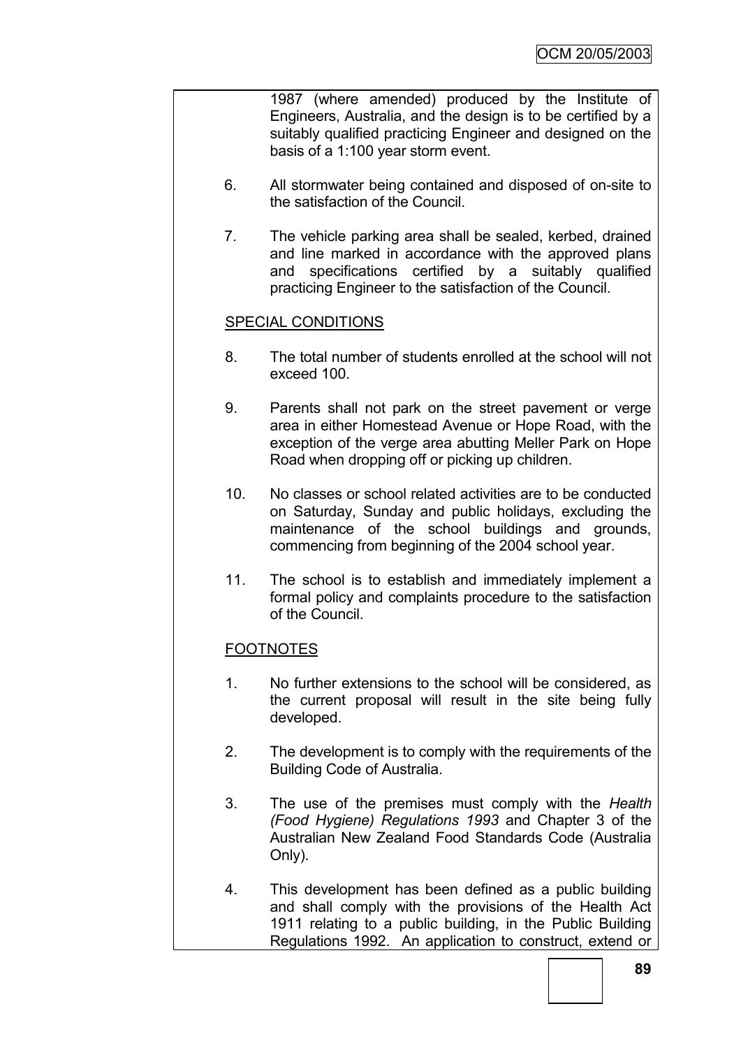1987 (where amended) produced by the Institute of Engineers, Australia, and the design is to be certified by a suitably qualified practicing Engineer and designed on the basis of a 1:100 year storm event.

6. All stormwater being contained and disposed of on-site to the satisfaction of the Council.

7. The vehicle parking area shall be sealed, kerbed, drained and line marked in accordance with the approved plans and specifications certified by a suitably qualified practicing Engineer to the satisfaction of the Council.

SPECIAL CONDITIONS

8. The total number of students enrolled at the school will not exceed 100.

9. Parents shall not park on the street pavement or verge area in either Homestead Avenue or Hope Road, with the exception of the verge area abutting Meller Park on Hope Road when dropping off or picking up children.

10. No classes or school related activities are to be conducted on Saturday, Sunday and public holidays, excluding the maintenance of the school buildings and grounds, commencing from beginning of the 2004 school year.

11. The school is to establish and immediately implement a formal policy and complaints procedure to the satisfaction of the Council.

FOOTNOTES

1. No further extensions to the school will be considered, as the current proposal will result in the site being fully developed.

2. The development is to comply with the requirements of the Building Code of Australia.

3. The use of the premises must comply with the *Health (Food Hygiene) Regulations 1993* and Chapter 3 of the Australian New Zealand Food Standards Code (Australia Only).

4. This development has been defined as a public building and shall comply with the provisions of the Health Act 1911 relating to a public building, in the Public Building Regulations 1992. An application to construct, extend or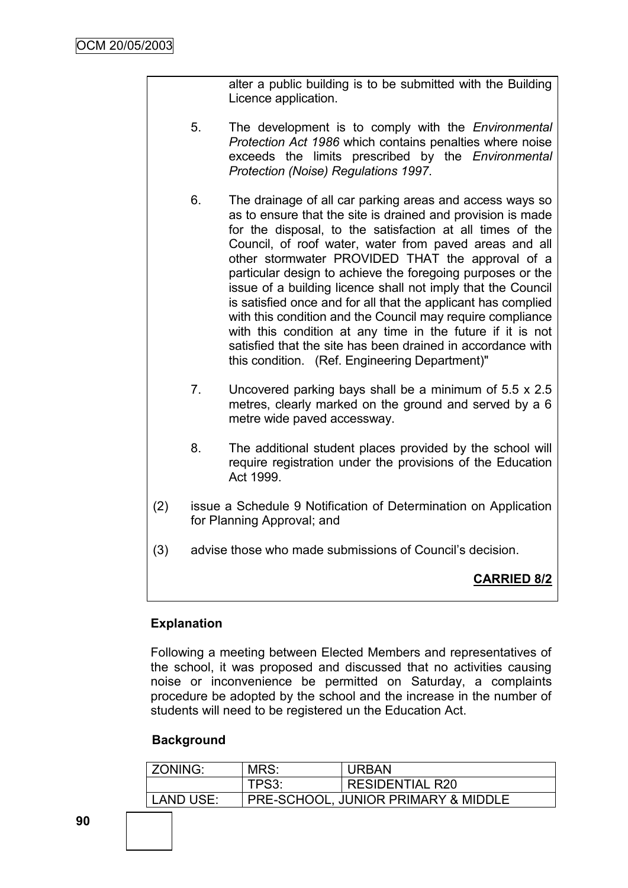alter a public building is to be submitted with the Building Licence application.

5. The development is to comply with the *Environmental Protection Act 1986* which contains penalties where noise exceeds the limits prescribed by the *Environmental Protection (Noise) Regulations 1997*.

6. The drainage of all car parking areas and access ways so as to ensure that the site is drained and provision is made for the disposal, to the satisfaction at all times of the Council, of roof water, water from paved areas and all other stormwater PROVIDED THAT the approval of a particular design to achieve the foregoing purposes or the issue of a building licence shall not imply that the Council is satisfied once and for all that the applicant has complied with this condition and the Council may require compliance with this condition at any time in the future if it is not satisfied that the site has been drained in accordance with this condition. (Ref. Engineering Department)"

7. Uncovered parking bays shall be a minimum of 5.5 x 2.5 metres, clearly marked on the ground and served by a 6 metre wide paved accessway.

8. The additional student places provided by the school will require registration under the provisions of the Education Act 1999.

(2) issue a Schedule 9 Notification of Determination on Application for Planning Approval; and

(3) advise those who made submissions of Council's decision.

**CARRIED 8/2**

**Explanation**

Following a meeting between Elected Members and representatives of the school, it was proposed and discussed that no activities causing noise or inconvenience be permitted on Saturday, a complaints procedure be adopted by the school and the increase in the number of students will need to be registered un the Education Act.

**Background**

| ZONING: | MRS: | URBAN |
|---|---|---|
| | TPS3: | RESIDENTIAL R20 |
| LAND USE: | PRE-SCHOOL, JUNIOR PRIMARY & MIDDLE | |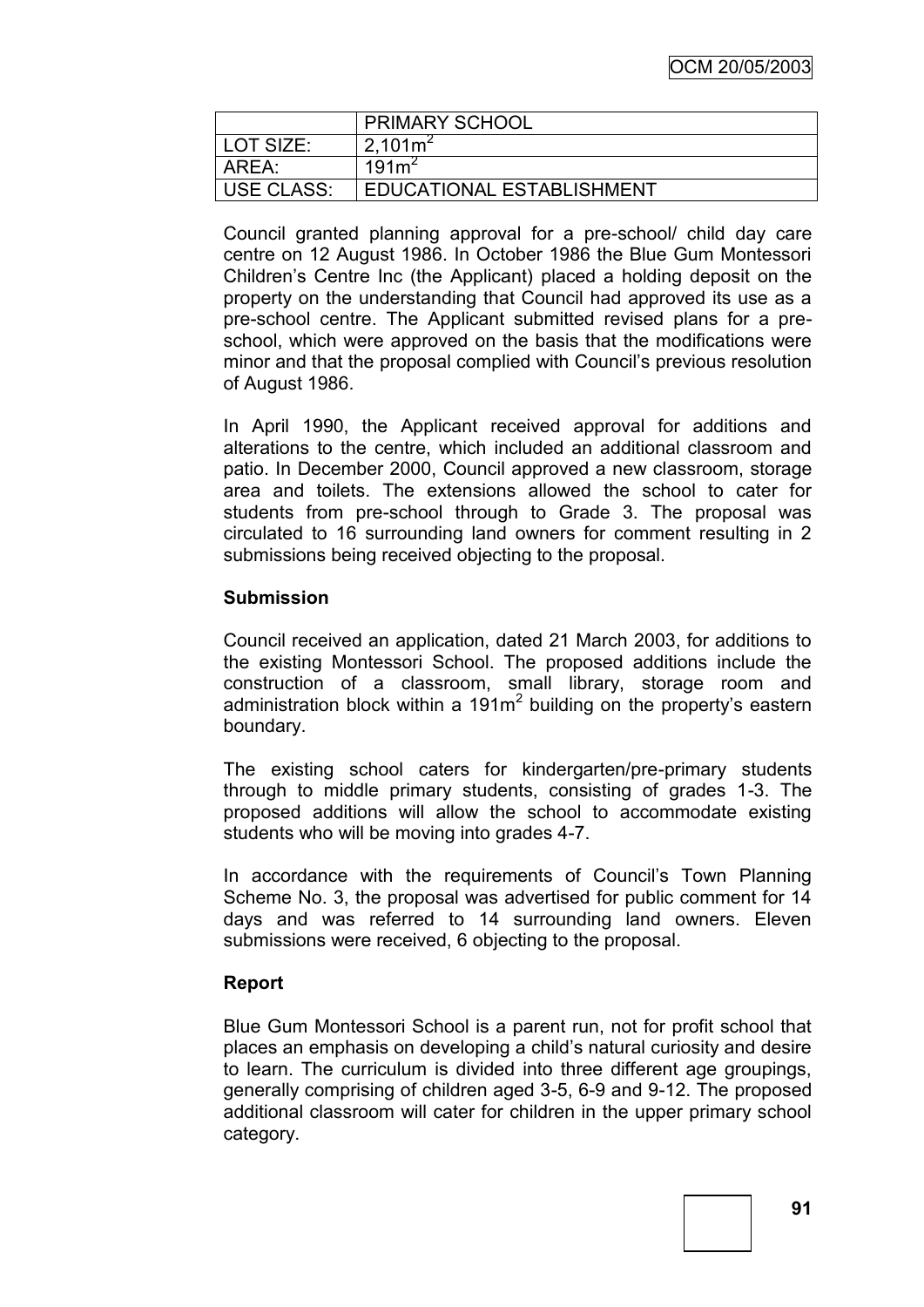| | PRIMARY SCHOOL |
|---|---|
| LOT SIZE: | 2,101m$^2$ |
| AREA: | 191m$^2$ |
| USE CLASS: | EDUCATIONAL ESTABLISHMENT |

Council granted planning approval for a pre-school/ child day care centre on 12 August 1986. In October 1986 the Blue Gum Montessori Children's Centre Inc (the Applicant) placed a holding deposit on the property on the understanding that Council had approved its use as a pre-school centre. The Applicant submitted revised plans for a pre-school, which were approved on the basis that the modifications were minor and that the proposal complied with Council's previous resolution of August 1986.

In April 1990, the Applicant received approval for additions and alterations to the centre, which included an additional classroom and patio. In December 2000, Council approved a new classroom, storage area and toilets. The extensions allowed the school to cater for students from pre-school through to Grade 3. The proposal was circulated to 16 surrounding land owners for comment resulting in 2 submissions being received objecting to the proposal.

**Submission**

Council received an application, dated 21 March 2003, for additions to the existing Montessori School. The proposed additions include the construction of a classroom, small library, storage room and administration block within a 191m$^2$ building on the property's eastern boundary.

The existing school caters for kindergarten/pre-primary students through to middle primary students, consisting of grades 1-3. The proposed additions will allow the school to accommodate existing students who will be moving into grades 4-7.

In accordance with the requirements of Council's Town Planning Scheme No. 3, the proposal was advertised for public comment for 14 days and was referred to 14 surrounding land owners. Eleven submissions were received, 6 objecting to the proposal.

**Report**

Blue Gum Montessori School is a parent run, not for profit school that places an emphasis on developing a child's natural curiosity and desire to learn. The curriculum is divided into three different age groupings, generally comprising of children aged 3-5, 6-9 and 9-12. The proposed additional classroom will cater for children in the upper primary school category.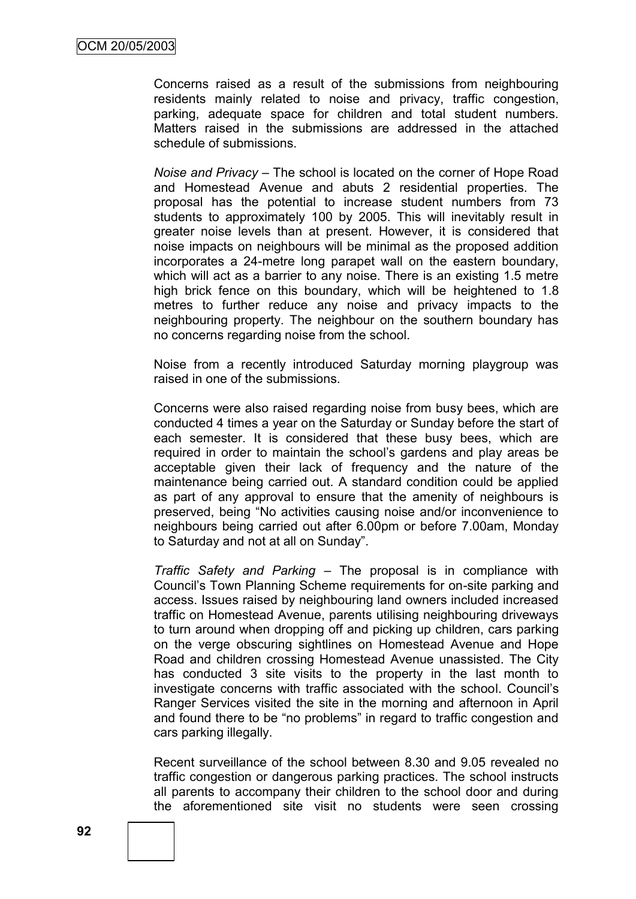Concerns raised as a result of the submissions from neighbouring residents mainly related to noise and privacy, traffic congestion, parking, adequate space for children and total student numbers. Matters raised in the submissions are addressed in the attached schedule of submissions.

*Noise and Privacy* – The school is located on the corner of Hope Road and Homestead Avenue and abuts 2 residential properties. The proposal has the potential to increase student numbers from 73 students to approximately 100 by 2005. This will inevitably result in greater noise levels than at present. However, it is considered that noise impacts on neighbours will be minimal as the proposed addition incorporates a 24-metre long parapet wall on the eastern boundary, which will act as a barrier to any noise. There is an existing 1.5 metre high brick fence on this boundary, which will be heightened to 1.8 metres to further reduce any noise and privacy impacts to the neighbouring property. The neighbour on the southern boundary has no concerns regarding noise from the school.

Noise from a recently introduced Saturday morning playgroup was raised in one of the submissions.

Concerns were also raised regarding noise from busy bees, which are conducted 4 times a year on the Saturday or Sunday before the start of each semester. It is considered that these busy bees, which are required in order to maintain the school's gardens and play areas be acceptable given their lack of frequency and the nature of the maintenance being carried out. A standard condition could be applied as part of any approval to ensure that the amenity of neighbours is preserved, being "No activities causing noise and/or inconvenience to neighbours being carried out after 6.00pm or before 7.00am, Monday to Saturday and not at all on Sunday".

*Traffic Safety and Parking* – The proposal is in compliance with Council's Town Planning Scheme requirements for on-site parking and access. Issues raised by neighbouring land owners included increased traffic on Homestead Avenue, parents utilising neighbouring driveways to turn around when dropping off and picking up children, cars parking on the verge obscuring sightlines on Homestead Avenue and Hope Road and children crossing Homestead Avenue unassisted. The City has conducted 3 site visits to the property in the last month to investigate concerns with traffic associated with the school. Council's Ranger Services visited the site in the morning and afternoon in April and found there to be "no problems" in regard to traffic congestion and cars parking illegally.

Recent surveillance of the school between 8.30 and 9.05 revealed no traffic congestion or dangerous parking practices. The school instructs all parents to accompany their children to the school door and during the aforementioned site visit no students were seen crossing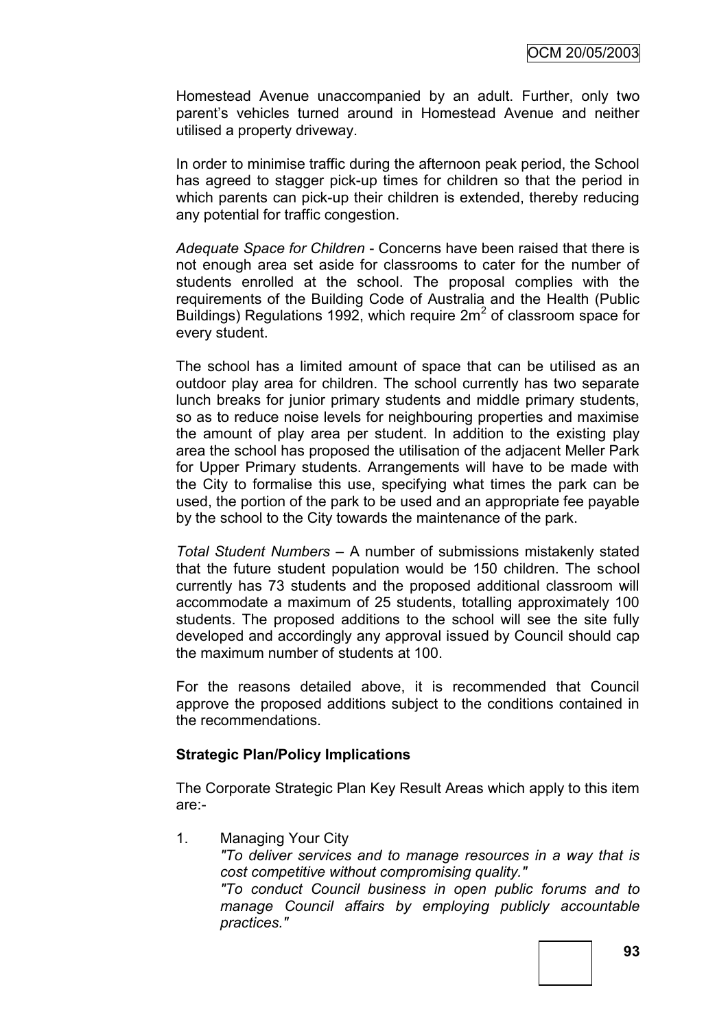Homestead Avenue unaccompanied by an adult. Further, only two parent's vehicles turned around in Homestead Avenue and neither utilised a property driveway.

In order to minimise traffic during the afternoon peak period, the School has agreed to stagger pick-up times for children so that the period in which parents can pick-up their children is extended, thereby reducing any potential for traffic congestion.

*Adequate Space for Children* - Concerns have been raised that there is not enough area set aside for classrooms to cater for the number of students enrolled at the school. The proposal complies with the requirements of the Building Code of Australia and the Health (Public Buildings) Regulations 1992, which require $2m^2$ of classroom space for every student.

The school has a limited amount of space that can be utilised as an outdoor play area for children. The school currently has two separate lunch breaks for junior primary students and middle primary students, so as to reduce noise levels for neighbouring properties and maximise the amount of play area per student. In addition to the existing play area the school has proposed the utilisation of the adjacent Meller Park for Upper Primary students. Arrangements will have to be made with the City to formalise this use, specifying what times the park can be used, the portion of the park to be used and an appropriate fee payable by the school to the City towards the maintenance of the park.

*Total Student Numbers* – A number of submissions mistakenly stated that the future student population would be 150 children. The school currently has 73 students and the proposed additional classroom will accommodate a maximum of 25 students, totalling approximately 100 students. The proposed additions to the school will see the site fully developed and accordingly any approval issued by Council should cap the maximum number of students at 100.

For the reasons detailed above, it is recommended that Council approve the proposed additions subject to the conditions contained in the recommendations.

**Strategic Plan/Policy Implications**

The Corporate Strategic Plan Key Result Areas which apply to this item are:-

1. Managing Your City
   *"To deliver services and to manage resources in a way that is cost competitive without compromising quality."*
   *"To conduct Council business in open public forums and to manage Council affairs by employing publicly accountable practices."*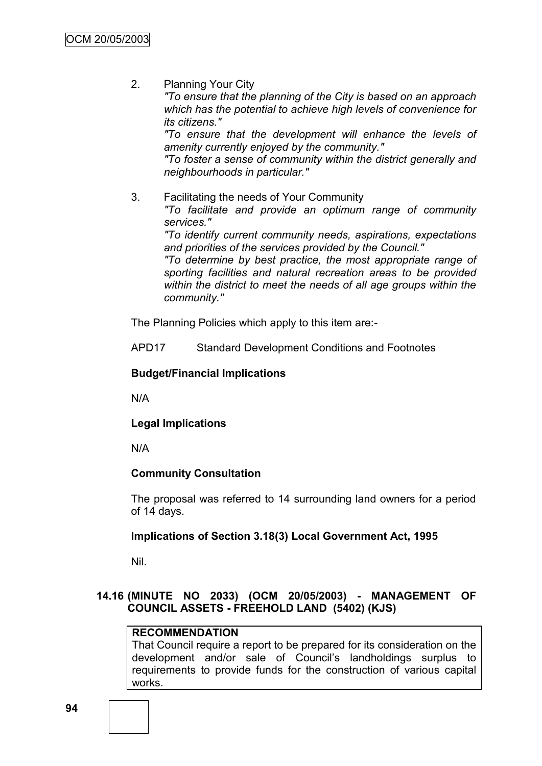2. Planning Your City

   *"To ensure that the planning of the City is based on an approach which has the potential to achieve high levels of convenience for its citizens."*

   *"To ensure that the development will enhance the levels of amenity currently enjoyed by the community."*

   *"To foster a sense of community within the district generally and neighbourhoods in particular."*

3. Facilitating the needs of Your Community

   *"To facilitate and provide an optimum range of community services."*

   *"To identify current community needs, aspirations, expectations and priorities of the services provided by the Council."*

   *"To determine by best practice, the most appropriate range of sporting facilities and natural recreation areas to be provided within the district to meet the needs of all age groups within the community."*

The Planning Policies which apply to this item are:-

APD17 Standard Development Conditions and Footnotes

**Budget/Financial Implications**

N/A

**Legal Implications**

N/A

**Community Consultation**

The proposal was referred to 14 surrounding land owners for a period of 14 days.

**Implications of Section 3.18(3) Local Government Act, 1995**

Nil.

### 14.16 (MINUTE NO 2033) (OCM 20/05/2003) - MANAGEMENT OF COUNCIL ASSETS - FREEHOLD LAND (5402) (KJS)

**RECOMMENDATION**

That Council require a report to be prepared for its consideration on the development and/or sale of Council's landholdings surplus to requirements to provide funds for the construction of various capital works.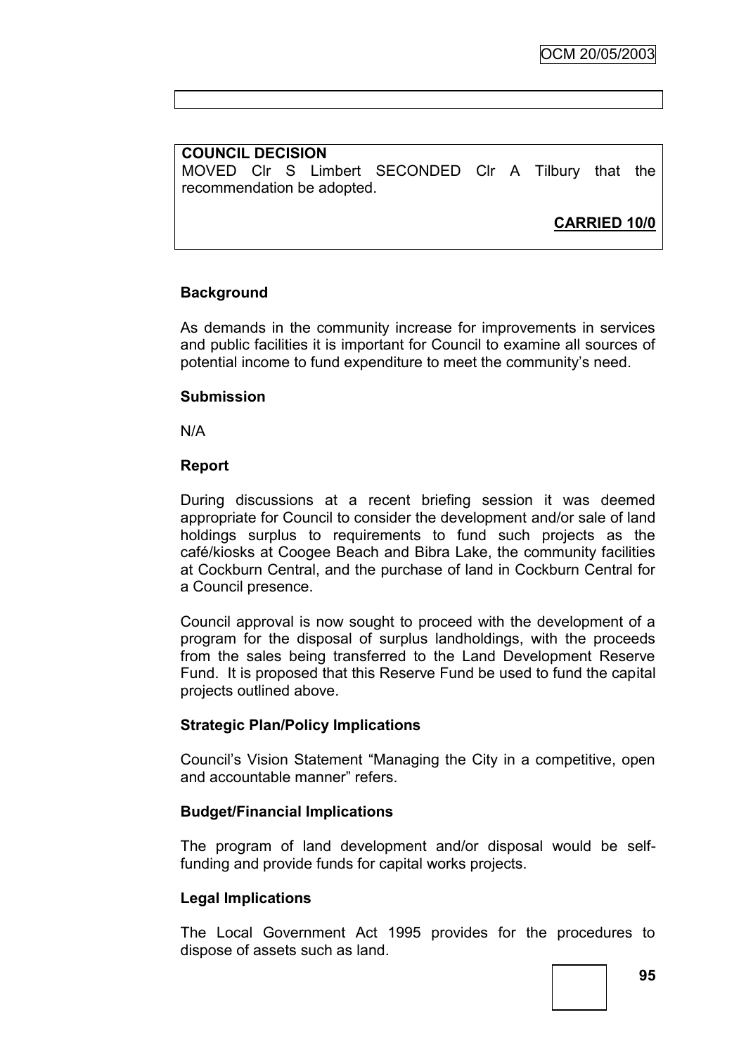**COUNCIL DECISION**
MOVED Clr S Limbert SECONDED Clr A Tilbury that the recommendation be adopted.

**CARRIED 10/0**

**Background**

As demands in the community increase for improvements in services and public facilities it is important for Council to examine all sources of potential income to fund expenditure to meet the community's need.

**Submission**

N/A

**Report**

During discussions at a recent briefing session it was deemed appropriate for Council to consider the development and/or sale of land holdings surplus to requirements to fund such projects as the café/kiosks at Coogee Beach and Bibra Lake, the community facilities at Cockburn Central, and the purchase of land in Cockburn Central for a Council presence.

Council approval is now sought to proceed with the development of a program for the disposal of surplus landholdings, with the proceeds from the sales being transferred to the Land Development Reserve Fund. It is proposed that this Reserve Fund be used to fund the capital projects outlined above.

**Strategic Plan/Policy Implications**

Council's Vision Statement "Managing the City in a competitive, open and accountable manner" refers.

**Budget/Financial Implications**

The program of land development and/or disposal would be self-funding and provide funds for capital works projects.

**Legal Implications**

The Local Government Act 1995 provides for the procedures to dispose of assets such as land.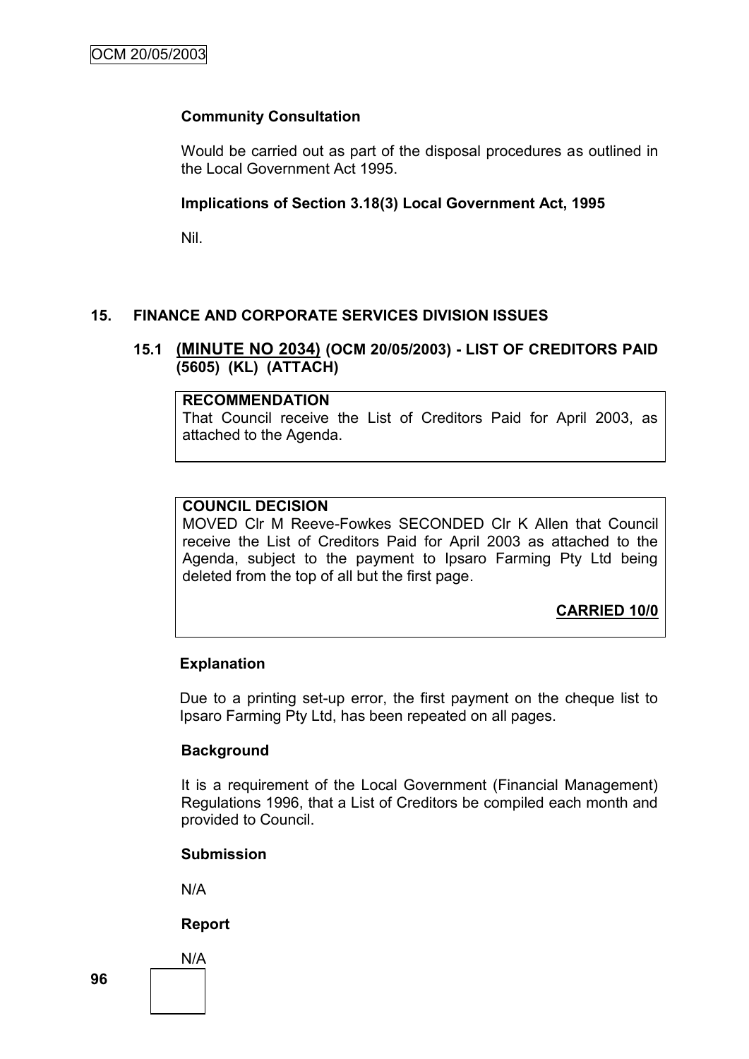**Community Consultation**

Would be carried out as part of the disposal procedures as outlined in the Local Government Act 1995.

**Implications of Section 3.18(3) Local Government Act, 1995**

Nil.

## 15. FINANCE AND CORPORATE SERVICES DIVISION ISSUES

### 15.1 (MINUTE NO 2034) (OCM 20/05/2003) - LIST OF CREDITORS PAID (5605) (KL) (ATTACH)

**RECOMMENDATION**
That Council receive the List of Creditors Paid for April 2003, as attached to the Agenda.

**COUNCIL DECISION**
MOVED Clr M Reeve-Fowkes SECONDED Clr K Allen that Council receive the List of Creditors Paid for April 2003 as attached to the Agenda, subject to the payment to Ipsaro Farming Pty Ltd being deleted from the top of all but the first page.

**CARRIED 10/0**

**Explanation**

Due to a printing set-up error, the first payment on the cheque list to Ipsaro Farming Pty Ltd, has been repeated on all pages.

**Background**

It is a requirement of the Local Government (Financial Management) Regulations 1996, that a List of Creditors be compiled each month and provided to Council.

**Submission**

N/A

**Report**

N/A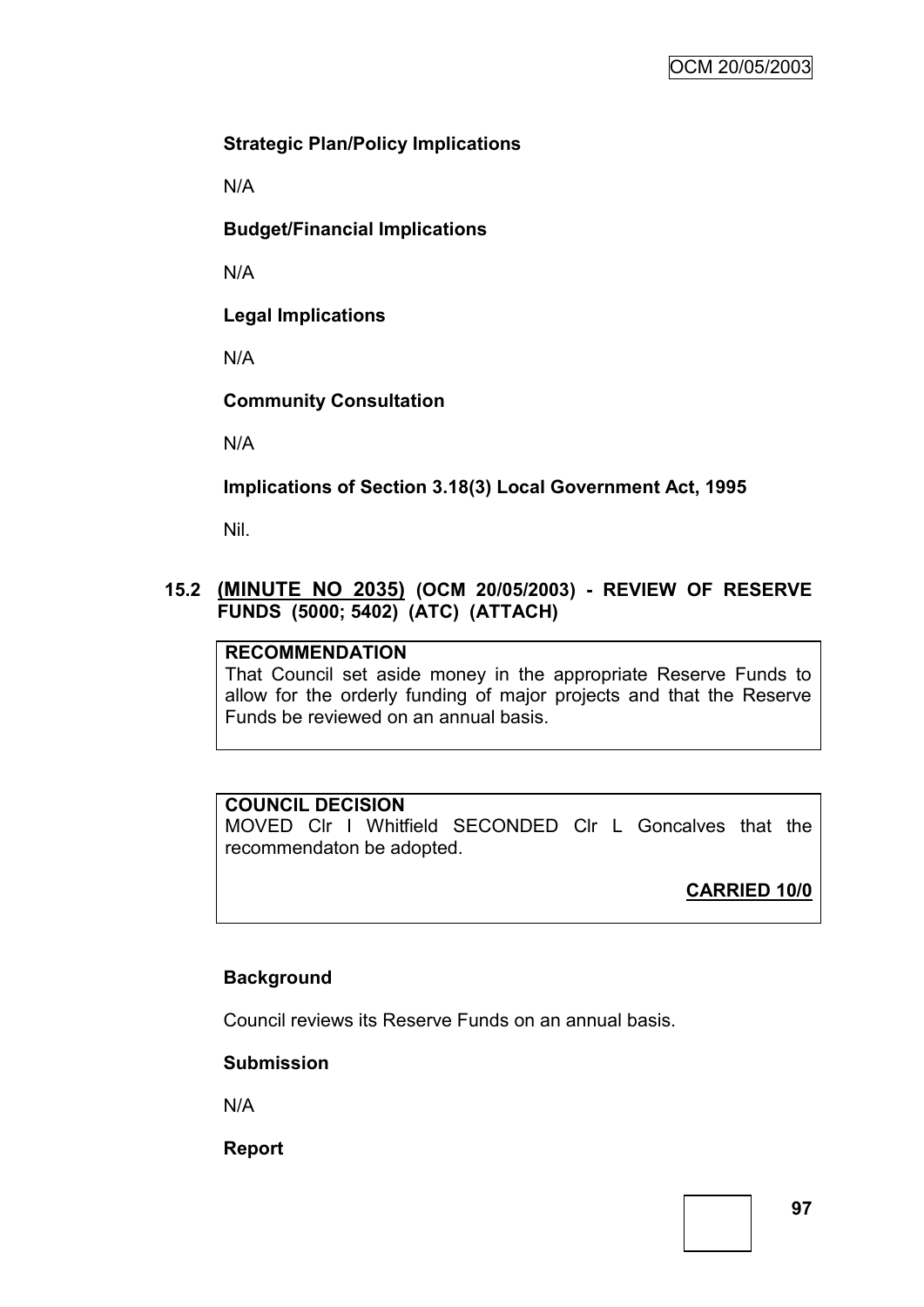**Strategic Plan/Policy Implications**

N/A

**Budget/Financial Implications**

N/A

**Legal Implications**

N/A

**Community Consultation**

N/A

**Implications of Section 3.18(3) Local Government Act, 1995**

Nil.

## 15.2 (MINUTE NO 2035) (OCM 20/05/2003) - REVIEW OF RESERVE FUNDS (5000; 5402) (ATC) (ATTACH)

**RECOMMENDATION**

That Council set aside money in the appropriate Reserve Funds to allow for the orderly funding of major projects and that the Reserve Funds be reviewed on an annual basis.

**COUNCIL DECISION**

MOVED Clr I Whitfield SECONDED Clr L Goncalves that the recommendaton be adopted.

**CARRIED 10/0**

**Background**

Council reviews its Reserve Funds on an annual basis.

**Submission**

N/A

**Report**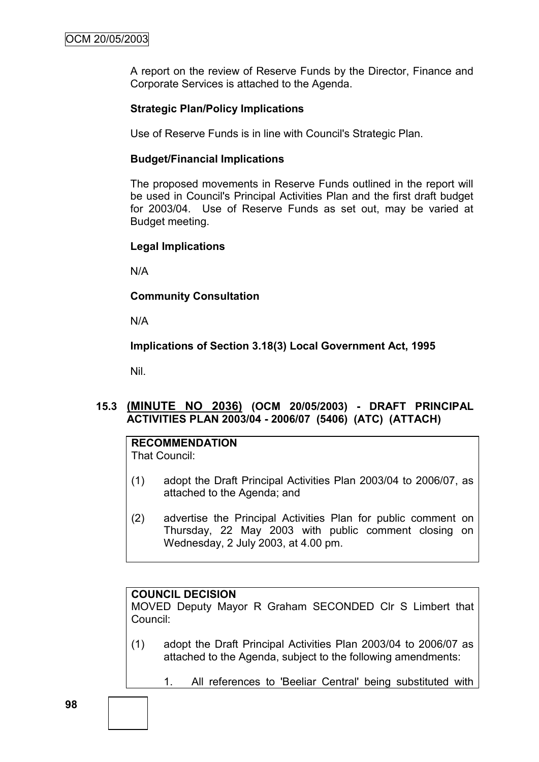A report on the review of Reserve Funds by the Director, Finance and Corporate Services is attached to the Agenda.

**Strategic Plan/Policy Implications**

Use of Reserve Funds is in line with Council's Strategic Plan.

**Budget/Financial Implications**

The proposed movements in Reserve Funds outlined in the report will be used in Council's Principal Activities Plan and the first draft budget for 2003/04. Use of Reserve Funds as set out, may be varied at Budget meeting.

**Legal Implications**

N/A

**Community Consultation**

N/A

**Implications of Section 3.18(3) Local Government Act, 1995**

Nil.

## 15.3 (MINUTE NO 2036) (OCM 20/05/2003) - DRAFT PRINCIPAL ACTIVITIES PLAN 2003/04 - 2006/07 (5406) (ATC) (ATTACH)

**RECOMMENDATION**

That Council:

(1) adopt the Draft Principal Activities Plan 2003/04 to 2006/07, as attached to the Agenda; and

(2) advertise the Principal Activities Plan for public comment on Thursday, 22 May 2003 with public comment closing on Wednesday, 2 July 2003, at 4.00 pm.

**COUNCIL DECISION**

MOVED Deputy Mayor R Graham SECONDED Clr S Limbert that Council:

(1) adopt the Draft Principal Activities Plan 2003/04 to 2006/07 as attached to the Agenda, subject to the following amendments:

1. All references to 'Beeliar Central' being substituted with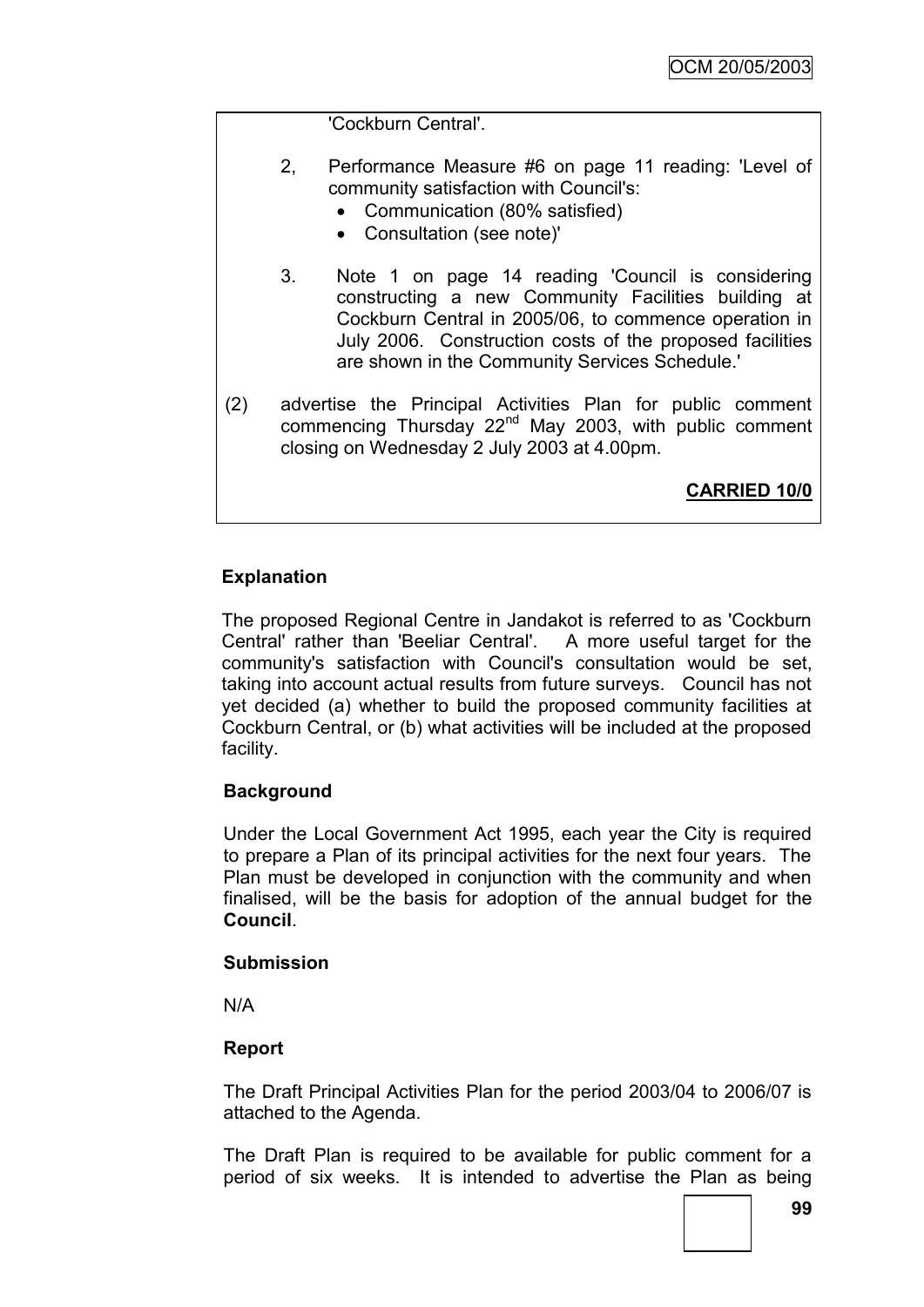'Cockburn Central'.

2, Performance Measure #6 on page 11 reading: 'Level of community satisfaction with Council's:
   - Communication (80% satisfied)
   - Consultation (see note)'

3. Note 1 on page 14 reading 'Council is considering constructing a new Community Facilities building at Cockburn Central in 2005/06, to commence operation in July 2006. Construction costs of the proposed facilities are shown in the Community Services Schedule.'

(2) advertise the Principal Activities Plan for public comment commencing Thursday 22nd May 2003, with public comment closing on Wednesday 2 July 2003 at 4.00pm.

**CARRIED 10/0**

**Explanation**

The proposed Regional Centre in Jandakot is referred to as 'Cockburn Central' rather than 'Beeliar Central'. A more useful target for the community's satisfaction with Council's consultation would be set, taking into account actual results from future surveys. Council has not yet decided (a) whether to build the proposed community facilities at Cockburn Central, or (b) what activities will be included at the proposed facility.

**Background**

Under the Local Government Act 1995, each year the City is required to prepare a Plan of its principal activities for the next four years. The Plan must be developed in conjunction with the community and when finalised, will be the basis for adoption of the annual budget for the **Council**.

**Submission**

N/A

**Report**

The Draft Principal Activities Plan for the period 2003/04 to 2006/07 is attached to the Agenda.

The Draft Plan is required to be available for public comment for a period of six weeks. It is intended to advertise the Plan as being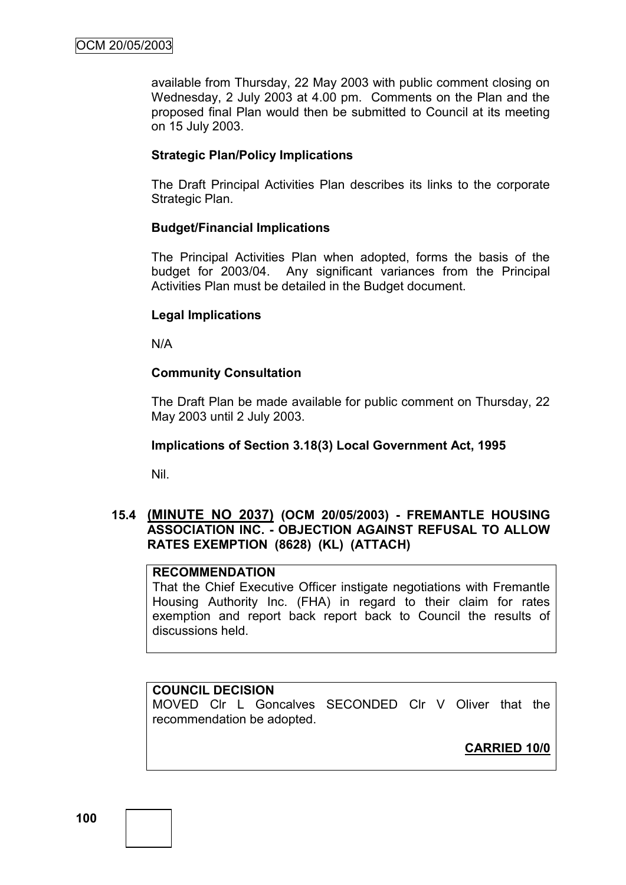available from Thursday, 22 May 2003 with public comment closing on Wednesday, 2 July 2003 at 4.00 pm. Comments on the Plan and the proposed final Plan would then be submitted to Council at its meeting on 15 July 2003.

**Strategic Plan/Policy Implications**

The Draft Principal Activities Plan describes its links to the corporate Strategic Plan.

**Budget/Financial Implications**

The Principal Activities Plan when adopted, forms the basis of the budget for 2003/04. Any significant variances from the Principal Activities Plan must be detailed in the Budget document.

**Legal Implications**

N/A

**Community Consultation**

The Draft Plan be made available for public comment on Thursday, 22 May 2003 until 2 July 2003.

**Implications of Section 3.18(3) Local Government Act, 1995**

Nil.

### 15.4 (MINUTE NO 2037) (OCM 20/05/2003) - FREMANTLE HOUSING ASSOCIATION INC. - OBJECTION AGAINST REFUSAL TO ALLOW RATES EXEMPTION (8628) (KL) (ATTACH)

**RECOMMENDATION**

That the Chief Executive Officer instigate negotiations with Fremantle Housing Authority Inc. (FHA) in regard to their claim for rates exemption and report back report back to Council the results of discussions held.

**COUNCIL DECISION**

MOVED Clr L Goncalves SECONDED Clr V Oliver that the recommendation be adopted.

**CARRIED 10/0**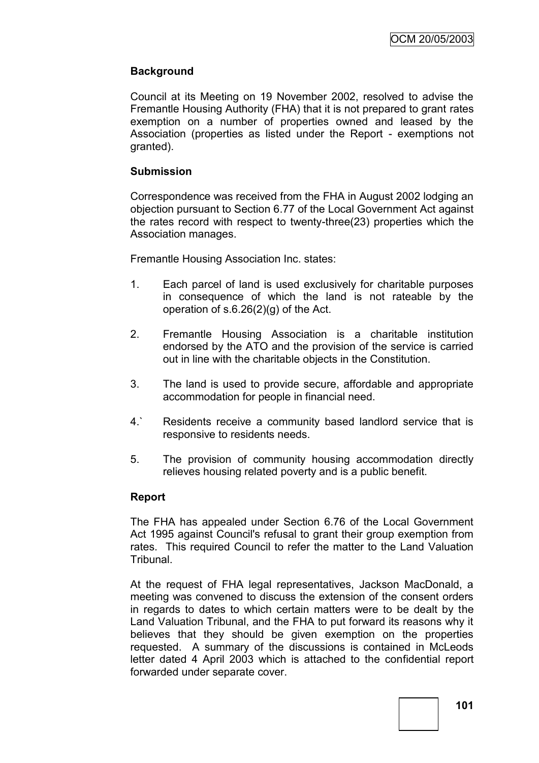**Background**

Council at its Meeting on 19 November 2002, resolved to advise the Fremantle Housing Authority (FHA) that it is not prepared to grant rates exemption on a number of properties owned and leased by the Association (properties as listed under the Report - exemptions not granted).

**Submission**

Correspondence was received from the FHA in August 2002 lodging an objection pursuant to Section 6.77 of the Local Government Act against the rates record with respect to twenty-three(23) properties which the Association manages.

Fremantle Housing Association Inc. states:

1. Each parcel of land is used exclusively for charitable purposes in consequence of which the land is not rateable by the operation of s.6.26(2)(g) of the Act.

2. Fremantle Housing Association is a charitable institution endorsed by the ATO and the provision of the service is carried out in line with the charitable objects in the Constitution.

3. The land is used to provide secure, affordable and appropriate accommodation for people in financial need.

4.` Residents receive a community based landlord service that is responsive to residents needs.

5. The provision of community housing accommodation directly relieves housing related poverty and is a public benefit.

**Report**

The FHA has appealed under Section 6.76 of the Local Government Act 1995 against Council's refusal to grant their group exemption from rates. This required Council to refer the matter to the Land Valuation Tribunal.

At the request of FHA legal representatives, Jackson MacDonald, a meeting was convened to discuss the extension of the consent orders in regards to dates to which certain matters were to be dealt by the Land Valuation Tribunal, and the FHA to put forward its reasons why it believes that they should be given exemption on the properties requested. A summary of the discussions is contained in McLeods letter dated 4 April 2003 which is attached to the confidential report forwarded under separate cover.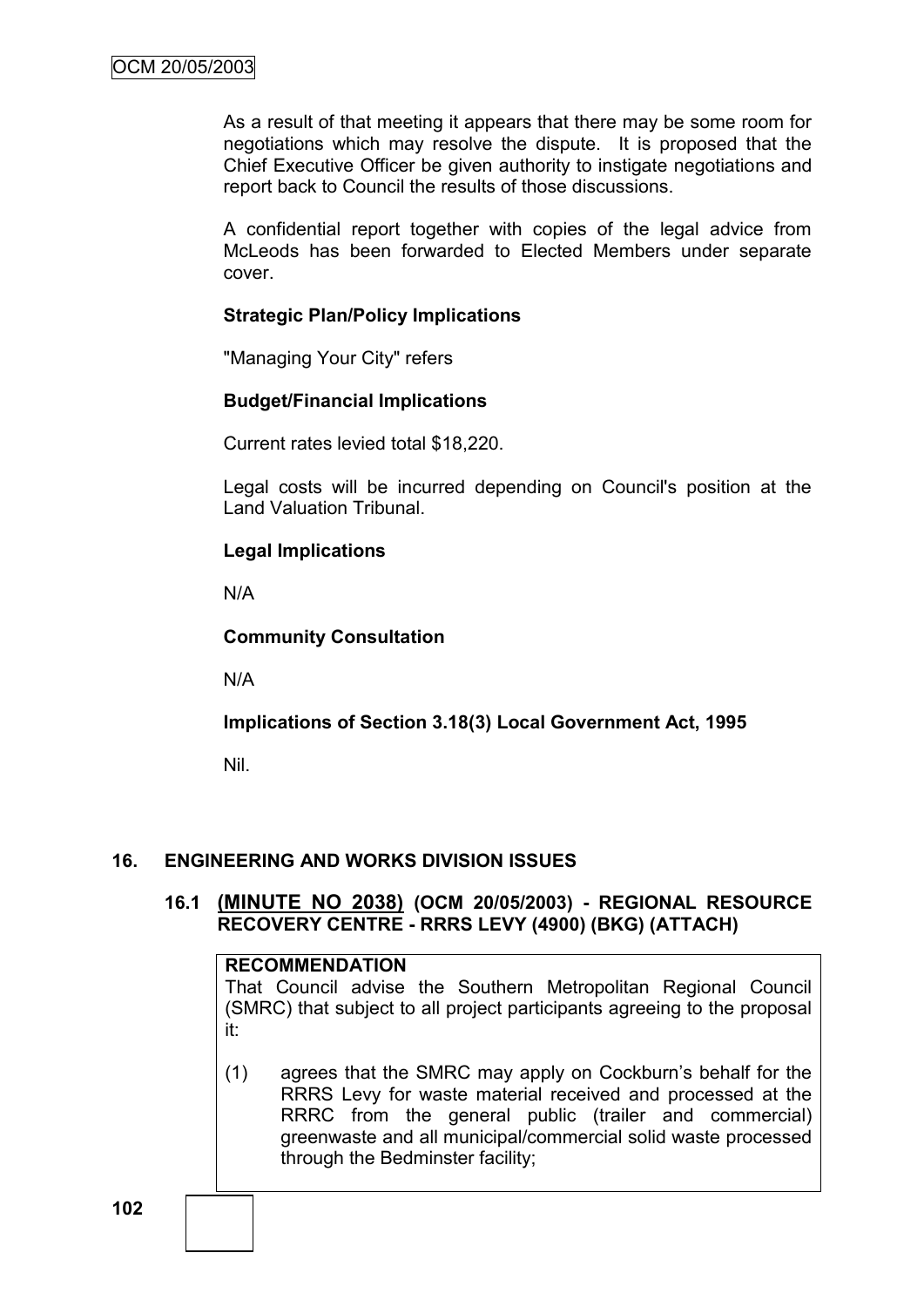As a result of that meeting it appears that there may be some room for negotiations which may resolve the dispute. It is proposed that the Chief Executive Officer be given authority to instigate negotiations and report back to Council the results of those discussions.

A confidential report together with copies of the legal advice from McLeods has been forwarded to Elected Members under separate cover.

**Strategic Plan/Policy Implications**

"Managing Your City" refers

**Budget/Financial Implications**

Current rates levied total $18,220.

Legal costs will be incurred depending on Council's position at the Land Valuation Tribunal.

**Legal Implications**

N/A

**Community Consultation**

N/A

**Implications of Section 3.18(3) Local Government Act, 1995**

Nil.

## 16. ENGINEERING AND WORKS DIVISION ISSUES

### 16.1 (MINUTE NO 2038) (OCM 20/05/2003) - REGIONAL RESOURCE RECOVERY CENTRE - RRRS LEVY (4900) (BKG) (ATTACH)

**RECOMMENDATION**

That Council advise the Southern Metropolitan Regional Council (SMRC) that subject to all project participants agreeing to the proposal it:

(1) agrees that the SMRC may apply on Cockburn's behalf for the RRRS Levy for waste material received and processed at the RRRC from the general public (trailer and commercial) greenwaste and all municipal/commercial solid waste processed through the Bedminster facility;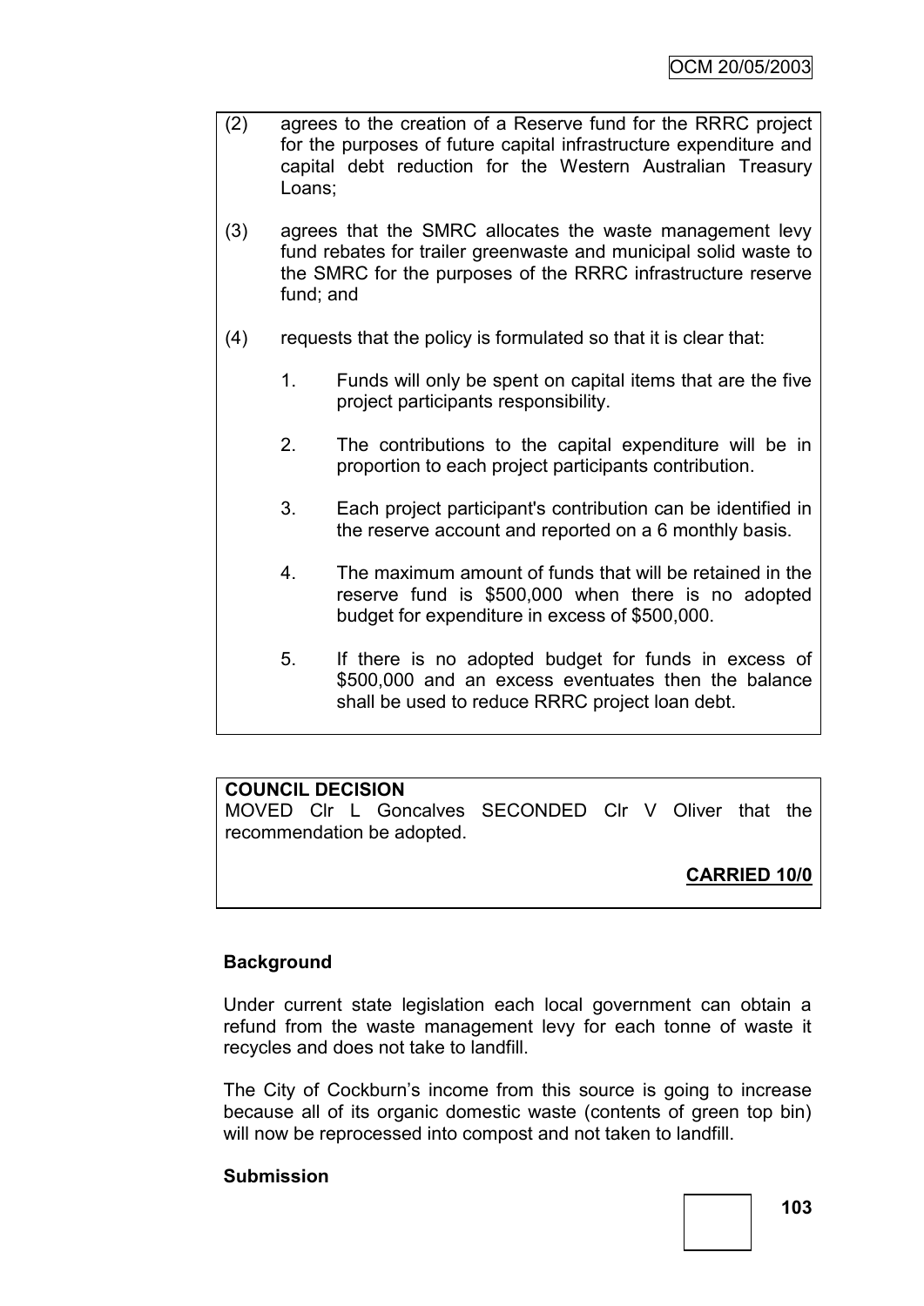(2) agrees to the creation of a Reserve fund for the RRRC project for the purposes of future capital infrastructure expenditure and capital debt reduction for the Western Australian Treasury Loans;

(3) agrees that the SMRC allocates the waste management levy fund rebates for trailer greenwaste and municipal solid waste to the SMRC for the purposes of the RRRC infrastructure reserve fund; and

(4) requests that the policy is formulated so that it is clear that:

   1. Funds will only be spent on capital items that are the five project participants responsibility.

   2. The contributions to the capital expenditure will be in proportion to each project participants contribution.

   3. Each project participant's contribution can be identified in the reserve account and reported on a 6 monthly basis.

   4. The maximum amount of funds that will be retained in the reserve fund is $500,000 when there is no adopted budget for expenditure in excess of $500,000.

   5. If there is no adopted budget for funds in excess of $500,000 and an excess eventuates then the balance shall be used to reduce RRRC project loan debt.

**COUNCIL DECISION**
MOVED Clr L Goncalves SECONDED Clr V Oliver that the recommendation be adopted.

**CARRIED 10/0**

**Background**

Under current state legislation each local government can obtain a refund from the waste management levy for each tonne of waste it recycles and does not take to landfill.

The City of Cockburn's income from this source is going to increase because all of its organic domestic waste (contents of green top bin) will now be reprocessed into compost and not taken to landfill.

**Submission**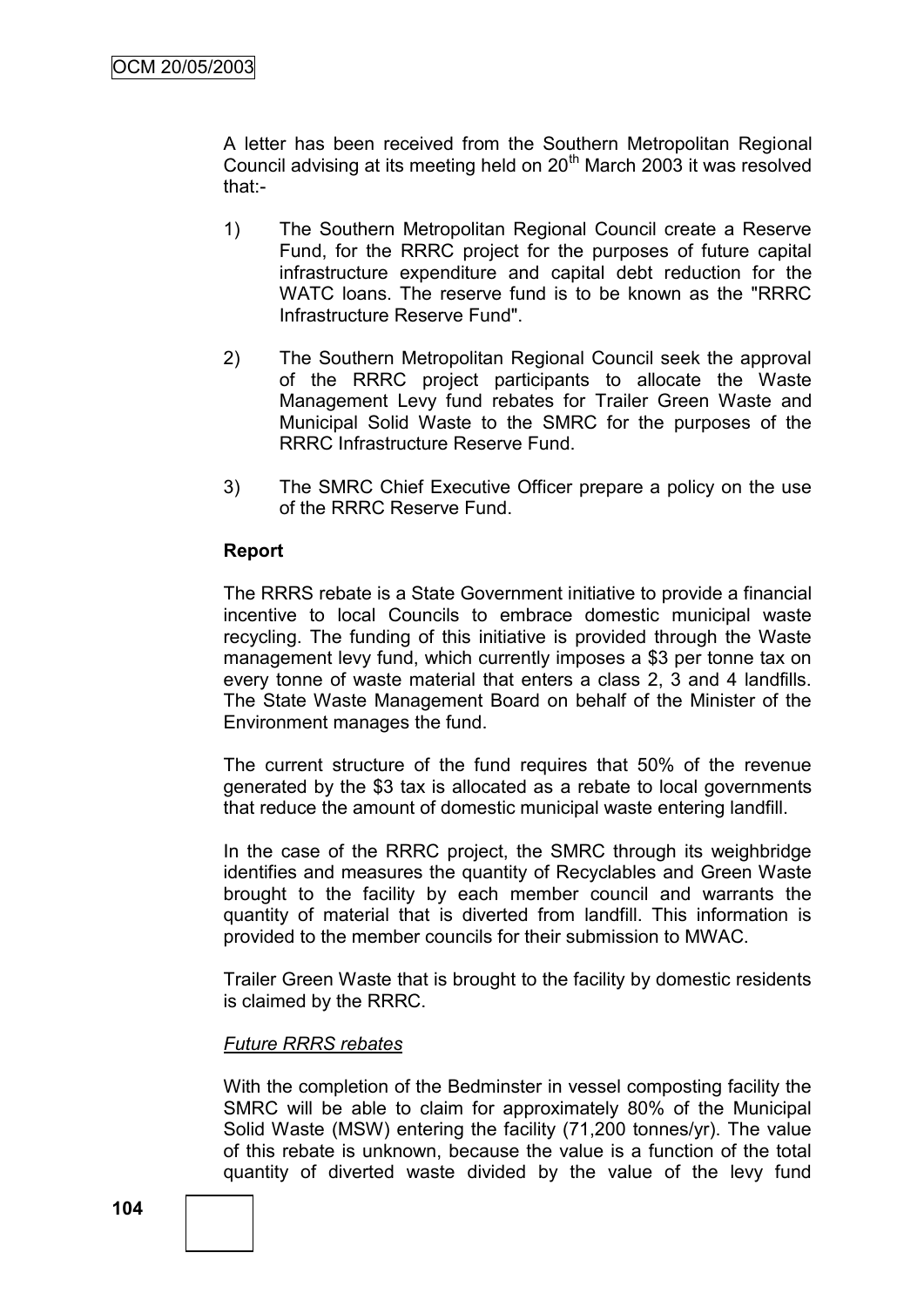A letter has been received from the Southern Metropolitan Regional Council advising at its meeting held on 20th March 2003 it was resolved that:-

1) The Southern Metropolitan Regional Council create a Reserve Fund, for the RRRC project for the purposes of future capital infrastructure expenditure and capital debt reduction for the WATC loans. The reserve fund is to be known as the "RRRC Infrastructure Reserve Fund".

2) The Southern Metropolitan Regional Council seek the approval of the RRRC project participants to allocate the Waste Management Levy fund rebates for Trailer Green Waste and Municipal Solid Waste to the SMRC for the purposes of the RRRC Infrastructure Reserve Fund.

3) The SMRC Chief Executive Officer prepare a policy on the use of the RRRC Reserve Fund.

**Report**

The RRRS rebate is a State Government initiative to provide a financial incentive to local Councils to embrace domestic municipal waste recycling. The funding of this initiative is provided through the Waste management levy fund, which currently imposes a $3 per tonne tax on every tonne of waste material that enters a class 2, 3 and 4 landfills. The State Waste Management Board on behalf of the Minister of the Environment manages the fund.

The current structure of the fund requires that 50% of the revenue generated by the $3 tax is allocated as a rebate to local governments that reduce the amount of domestic municipal waste entering landfill.

In the case of the RRRC project, the SMRC through its weighbridge identifies and measures the quantity of Recyclables and Green Waste brought to the facility by each member council and warrants the quantity of material that is diverted from landfill. This information is provided to the member councils for their submission to MWAC.

Trailer Green Waste that is brought to the facility by domestic residents is claimed by the RRRC.

*Future RRRS rebates*

With the completion of the Bedminster in vessel composting facility the SMRC will be able to claim for approximately 80% of the Municipal Solid Waste (MSW) entering the facility (71,200 tonnes/yr). The value of this rebate is unknown, because the value is a function of the total quantity of diverted waste divided by the value of the levy fund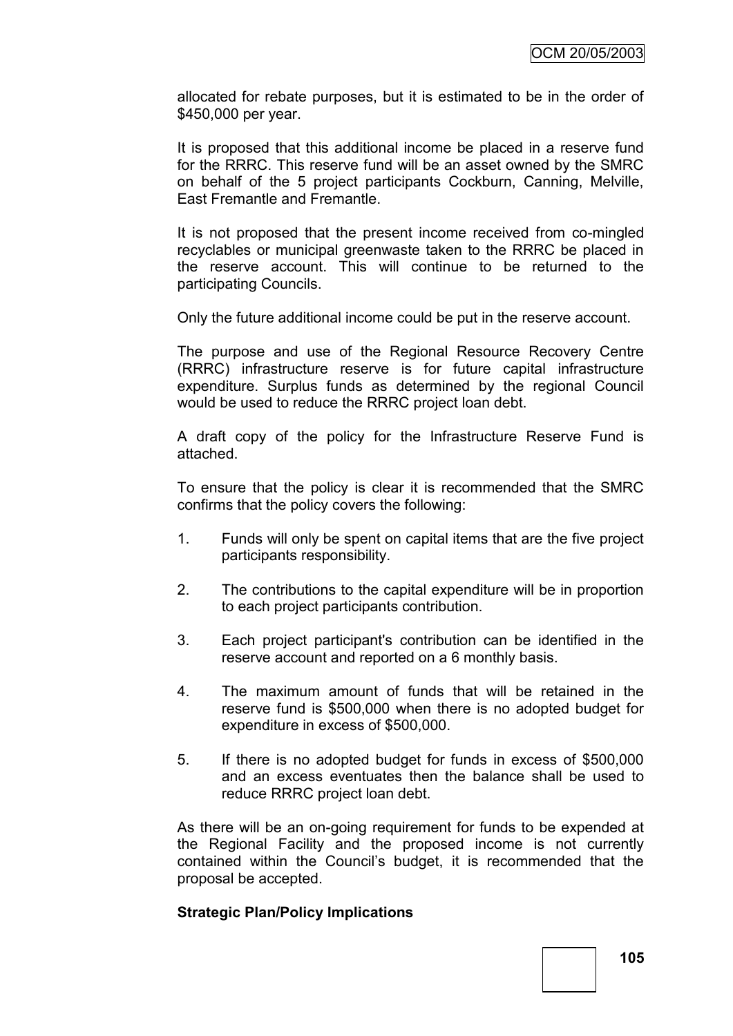allocated for rebate purposes, but it is estimated to be in the order of $450,000 per year.

It is proposed that this additional income be placed in a reserve fund for the RRRC. This reserve fund will be an asset owned by the SMRC on behalf of the 5 project participants Cockburn, Canning, Melville, East Fremantle and Fremantle.

It is not proposed that the present income received from co-mingled recyclables or municipal greenwaste taken to the RRRC be placed in the reserve account. This will continue to be returned to the participating Councils.

Only the future additional income could be put in the reserve account.

The purpose and use of the Regional Resource Recovery Centre (RRRC) infrastructure reserve is for future capital infrastructure expenditure. Surplus funds as determined by the regional Council would be used to reduce the RRRC project loan debt.

A draft copy of the policy for the Infrastructure Reserve Fund is attached.

To ensure that the policy is clear it is recommended that the SMRC confirms that the policy covers the following:

1. Funds will only be spent on capital items that are the five project participants responsibility.
2. The contributions to the capital expenditure will be in proportion to each project participants contribution.
3. Each project participant's contribution can be identified in the reserve account and reported on a 6 monthly basis.
4. The maximum amount of funds that will be retained in the reserve fund is $500,000 when there is no adopted budget for expenditure in excess of $500,000.
5. If there is no adopted budget for funds in excess of $500,000 and an excess eventuates then the balance shall be used to reduce RRRC project loan debt.

As there will be an on-going requirement for funds to be expended at the Regional Facility and the proposed income is not currently contained within the Council's budget, it is recommended that the proposal be accepted.

**Strategic Plan/Policy Implications**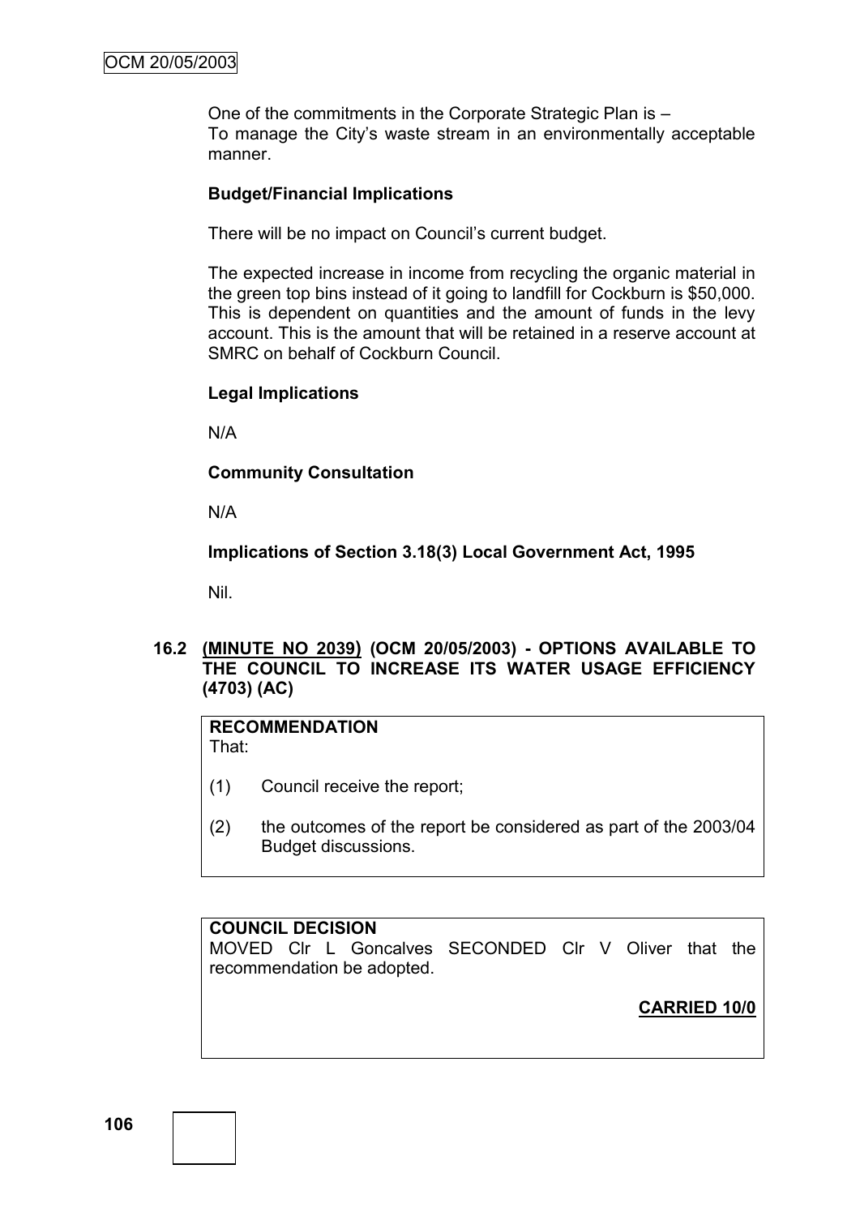One of the commitments in the Corporate Strategic Plan is –
To manage the City's waste stream in an environmentally acceptable manner.

**Budget/Financial Implications**

There will be no impact on Council's current budget.

The expected increase in income from recycling the organic material in the green top bins instead of it going to landfill for Cockburn is $50,000. This is dependent on quantities and the amount of funds in the levy account. This is the amount that will be retained in a reserve account at SMRC on behalf of Cockburn Council.

**Legal Implications**

N/A

**Community Consultation**

N/A

**Implications of Section 3.18(3) Local Government Act, 1995**

Nil.

### 16.2 (MINUTE NO 2039) (OCM 20/05/2003) - OPTIONS AVAILABLE TO THE COUNCIL TO INCREASE ITS WATER USAGE EFFICIENCY (4703) (AC)

**RECOMMENDATION**
That:

(1) Council receive the report;

(2) the outcomes of the report be considered as part of the 2003/04 Budget discussions.

**COUNCIL DECISION**
MOVED Clr L Goncalves SECONDED Clr V Oliver that the recommendation be adopted.

**CARRIED 10/0**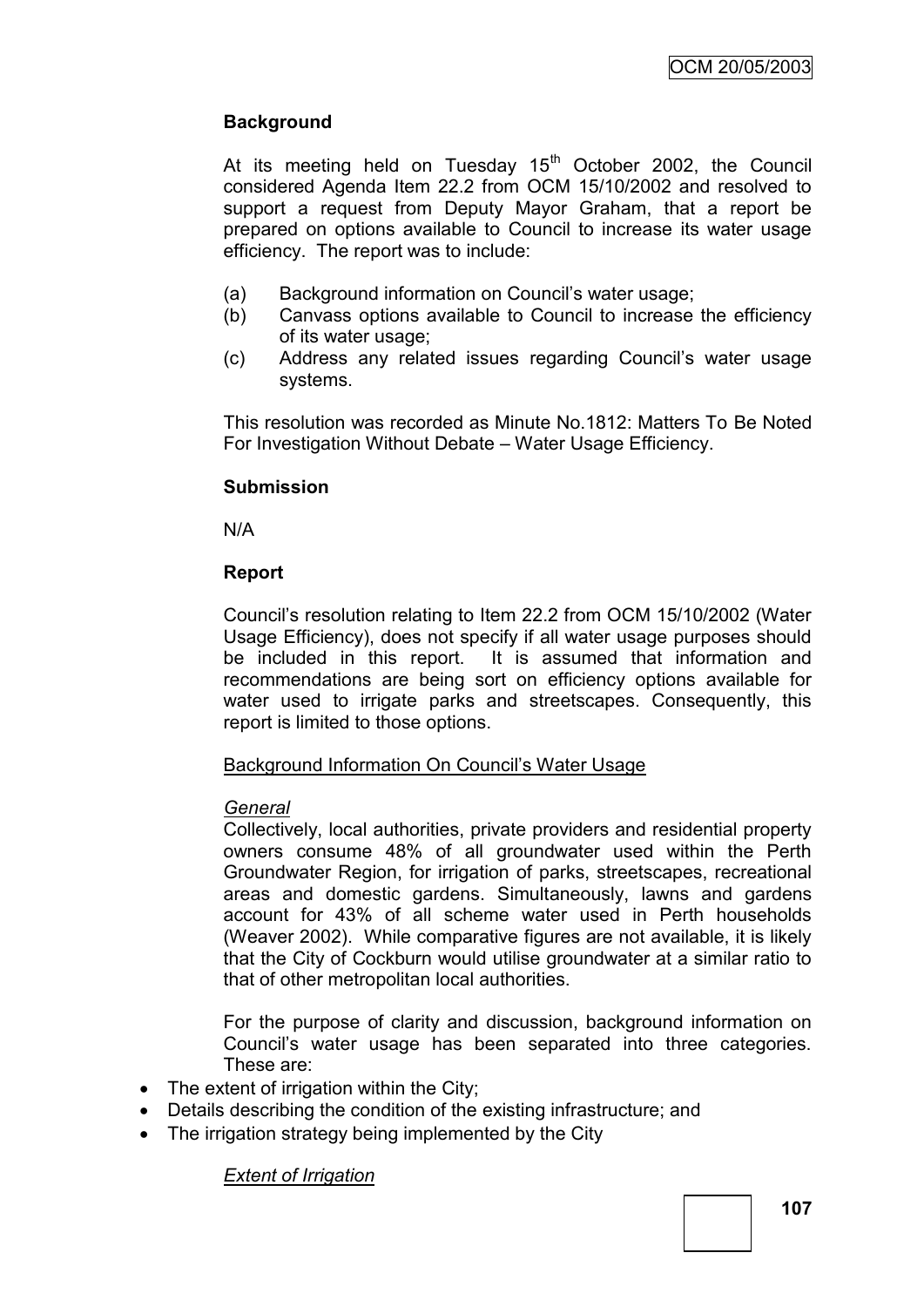**Background**

At its meeting held on Tuesday 15th October 2002, the Council considered Agenda Item 22.2 from OCM 15/10/2002 and resolved to support a request from Deputy Mayor Graham, that a report be prepared on options available to Council to increase its water usage efficiency. The report was to include:

(a) Background information on Council's water usage;
(b) Canvass options available to Council to increase the efficiency of its water usage;
(c) Address any related issues regarding Council's water usage systems.

This resolution was recorded as Minute No.1812: Matters To Be Noted For Investigation Without Debate – Water Usage Efficiency.

**Submission**

N/A

**Report**

Council's resolution relating to Item 22.2 from OCM 15/10/2002 (Water Usage Efficiency), does not specify if all water usage purposes should be included in this report. It is assumed that information and recommendations are being sort on efficiency options available for water used to irrigate parks and streetscapes. Consequently, this report is limited to those options.

Background Information On Council's Water Usage

*General*
Collectively, local authorities, private providers and residential property owners consume 48% of all groundwater used within the Perth Groundwater Region, for irrigation of parks, streetscapes, recreational areas and domestic gardens. Simultaneously, lawns and gardens account for 43% of all scheme water used in Perth households (Weaver 2002). While comparative figures are not available, it is likely that the City of Cockburn would utilise groundwater at a similar ratio to that of other metropolitan local authorities.

For the purpose of clarity and discussion, background information on Council's water usage has been separated into three categories. These are:

- The extent of irrigation within the City;
- Details describing the condition of the existing infrastructure; and
- The irrigation strategy being implemented by the City

*Extent of Irrigation*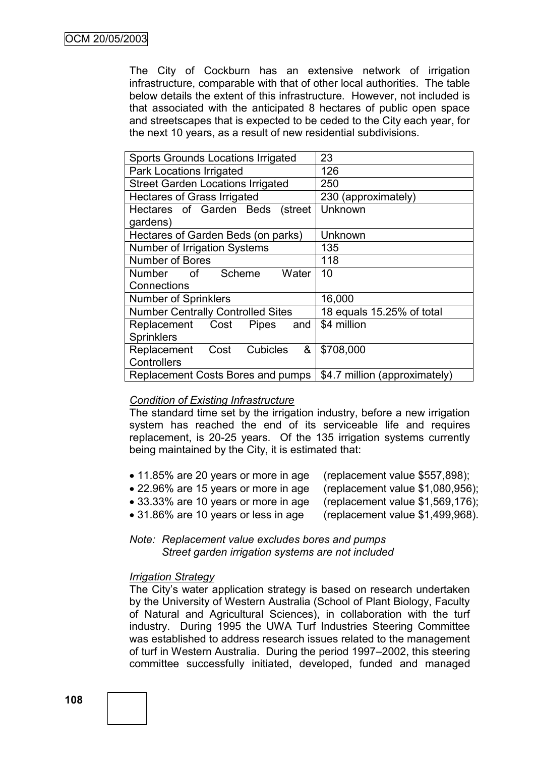The City of Cockburn has an extensive network of irrigation infrastructure, comparable with that of other local authorities. The table below details the extent of this infrastructure. However, not included is that associated with the anticipated 8 hectares of public open space and streetscapes that is expected to be ceded to the City each year, for the next 10 years, as a result of new residential subdivisions.

| | |
|---|---|
| Sports Grounds Locations Irrigated | 23 |
| Park Locations Irrigated | 126 |
| Street Garden Locations Irrigated | 250 |
| Hectares of Grass Irrigated | 230 (approximately) |
| Hectares of Garden Beds (street gardens) | Unknown |
| Hectares of Garden Beds (on parks) | Unknown |
| Number of Irrigation Systems | 135 |
| Number of Bores | 118 |
| Number of Scheme Water Connections | 10 |
| Number of Sprinklers | 16,000 |
| Number Centrally Controlled Sites | 18 equals 15.25% of total |
| Replacement Cost Pipes and Sprinklers | $4 million |
| Replacement Cost Cubicles & Controllers | $708,000 |
| Replacement Costs Bores and pumps | $4.7 million (approximately) |

*Condition of Existing Infrastructure*

The standard time set by the irrigation industry, before a new irrigation system has reached the end of its serviceable life and requires replacement, is 20-25 years. Of the 135 irrigation systems currently being maintained by the City, it is estimated that:

- 11.85% are 20 years or more in age (replacement value $557,898);
- 22.96% are 15 years or more in age (replacement value $1,080,956);
- 33.33% are 10 years or more in age (replacement value $1,569,176);
- 31.86% are 10 years or less in age (replacement value $1,499,968).

*Note: Replacement value excludes bores and pumps*
*Street garden irrigation systems are not included*

*Irrigation Strategy*

The City's water application strategy is based on research undertaken by the University of Western Australia (School of Plant Biology, Faculty of Natural and Agricultural Sciences), in collaboration with the turf industry. During 1995 the UWA Turf Industries Steering Committee was established to address research issues related to the management of turf in Western Australia. During the period 1997–2002, this steering committee successfully initiated, developed, funded and managed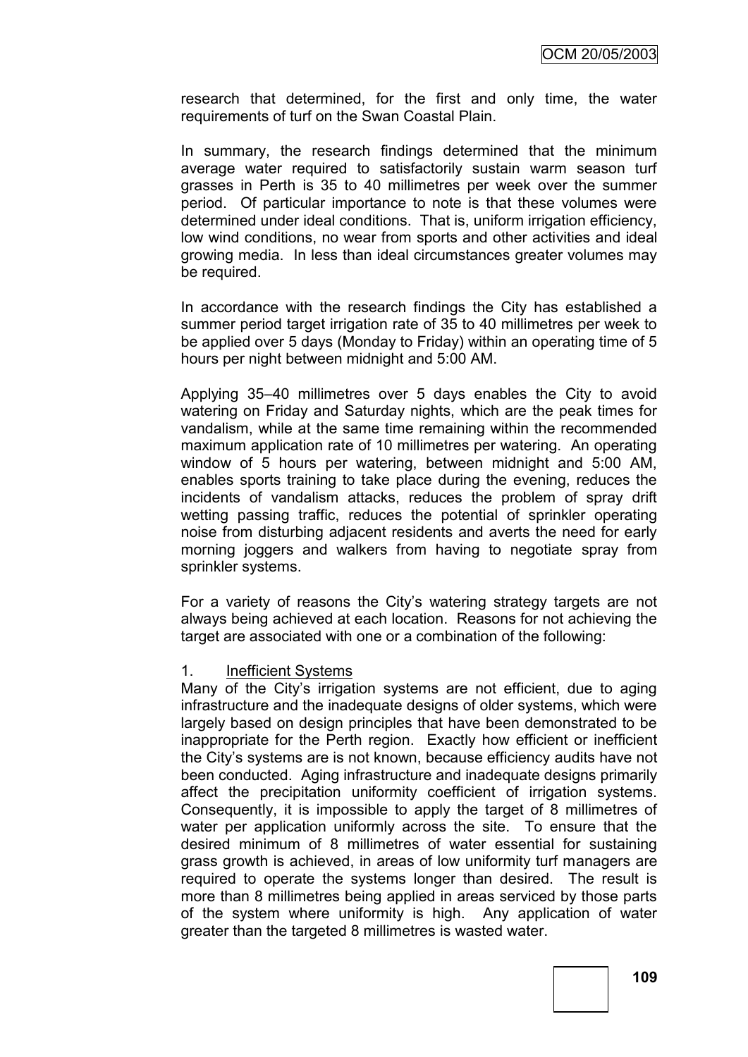research that determined, for the first and only time, the water requirements of turf on the Swan Coastal Plain.

In summary, the research findings determined that the minimum average water required to satisfactorily sustain warm season turf grasses in Perth is 35 to 40 millimetres per week over the summer period. Of particular importance to note is that these volumes were determined under ideal conditions. That is, uniform irrigation efficiency, low wind conditions, no wear from sports and other activities and ideal growing media. In less than ideal circumstances greater volumes may be required.

In accordance with the research findings the City has established a summer period target irrigation rate of 35 to 40 millimetres per week to be applied over 5 days (Monday to Friday) within an operating time of 5 hours per night between midnight and 5:00 AM.

Applying 35–40 millimetres over 5 days enables the City to avoid watering on Friday and Saturday nights, which are the peak times for vandalism, while at the same time remaining within the recommended maximum application rate of 10 millimetres per watering. An operating window of 5 hours per watering, between midnight and 5:00 AM, enables sports training to take place during the evening, reduces the incidents of vandalism attacks, reduces the problem of spray drift wetting passing traffic, reduces the potential of sprinkler operating noise from disturbing adjacent residents and averts the need for early morning joggers and walkers from having to negotiate spray from sprinkler systems.

For a variety of reasons the City's watering strategy targets are not always being achieved at each location. Reasons for not achieving the target are associated with one or a combination of the following:

1. <u>Inefficient Systems</u>

Many of the City's irrigation systems are not efficient, due to aging infrastructure and the inadequate designs of older systems, which were largely based on design principles that have been demonstrated to be inappropriate for the Perth region. Exactly how efficient or inefficient the City's systems are is not known, because efficiency audits have not been conducted. Aging infrastructure and inadequate designs primarily affect the precipitation uniformity coefficient of irrigation systems. Consequently, it is impossible to apply the target of 8 millimetres of water per application uniformly across the site. To ensure that the desired minimum of 8 millimetres of water essential for sustaining grass growth is achieved, in areas of low uniformity turf managers are required to operate the systems longer than desired. The result is more than 8 millimetres being applied in areas serviced by those parts of the system where uniformity is high. Any application of water greater than the targeted 8 millimetres is wasted water.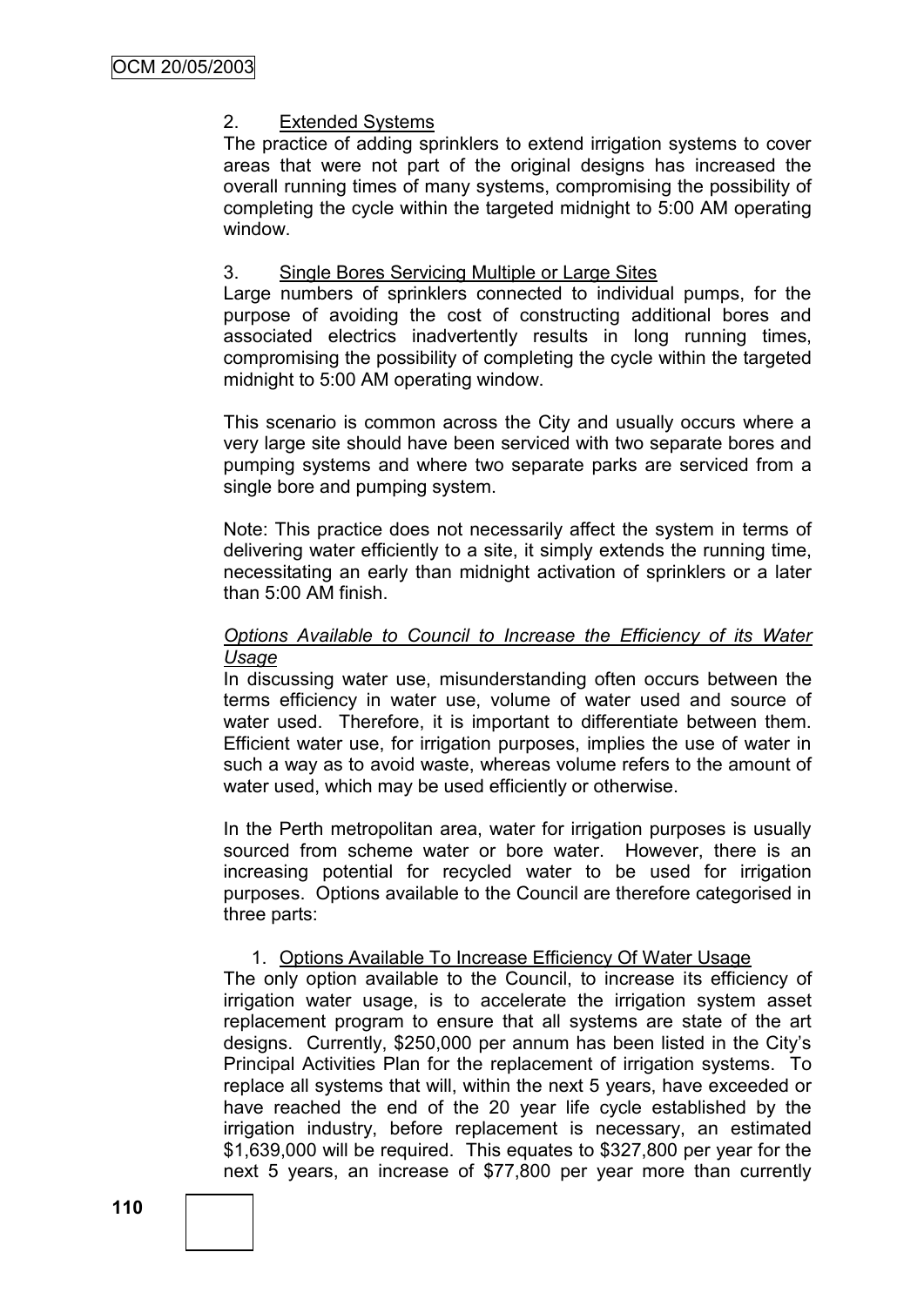2. <u>Extended Systems</u>

The practice of adding sprinklers to extend irrigation systems to cover areas that were not part of the original designs has increased the overall running times of many systems, compromising the possibility of completing the cycle within the targeted midnight to 5:00 AM operating window.

3. <u>Single Bores Servicing Multiple or Large Sites</u>

Large numbers of sprinklers connected to individual pumps, for the purpose of avoiding the cost of constructing additional bores and associated electrics inadvertently results in long running times, compromising the possibility of completing the cycle within the targeted midnight to 5:00 AM operating window.

This scenario is common across the City and usually occurs where a very large site should have been serviced with two separate bores and pumping systems and where two separate parks are serviced from a single bore and pumping system.

Note: This practice does not necessarily affect the system in terms of delivering water efficiently to a site, it simply extends the running time, necessitating an early than midnight activation of sprinklers or a later than 5:00 AM finish.

*<u>Options Available to Council to Increase the Efficiency of its Water Usage</u>*

In discussing water use, misunderstanding often occurs between the terms efficiency in water use, volume of water used and source of water used. Therefore, it is important to differentiate between them. Efficient water use, for irrigation purposes, implies the use of water in such a way as to avoid waste, whereas volume refers to the amount of water used, which may be used efficiently or otherwise.

In the Perth metropolitan area, water for irrigation purposes is usually sourced from scheme water or bore water. However, there is an increasing potential for recycled water to be used for irrigation purposes. Options available to the Council are therefore categorised in three parts:

1. <u>Options Available To Increase Efficiency Of Water Usage</u>

The only option available to the Council, to increase its efficiency of irrigation water usage, is to accelerate the irrigation system asset replacement program to ensure that all systems are state of the art designs. Currently, $250,000 per annum has been listed in the City's Principal Activities Plan for the replacement of irrigation systems. To replace all systems that will, within the next 5 years, have exceeded or have reached the end of the 20 year life cycle established by the irrigation industry, before replacement is necessary, an estimated $1,639,000 will be required. This equates to $327,800 per year for the next 5 years, an increase of $77,800 per year more than currently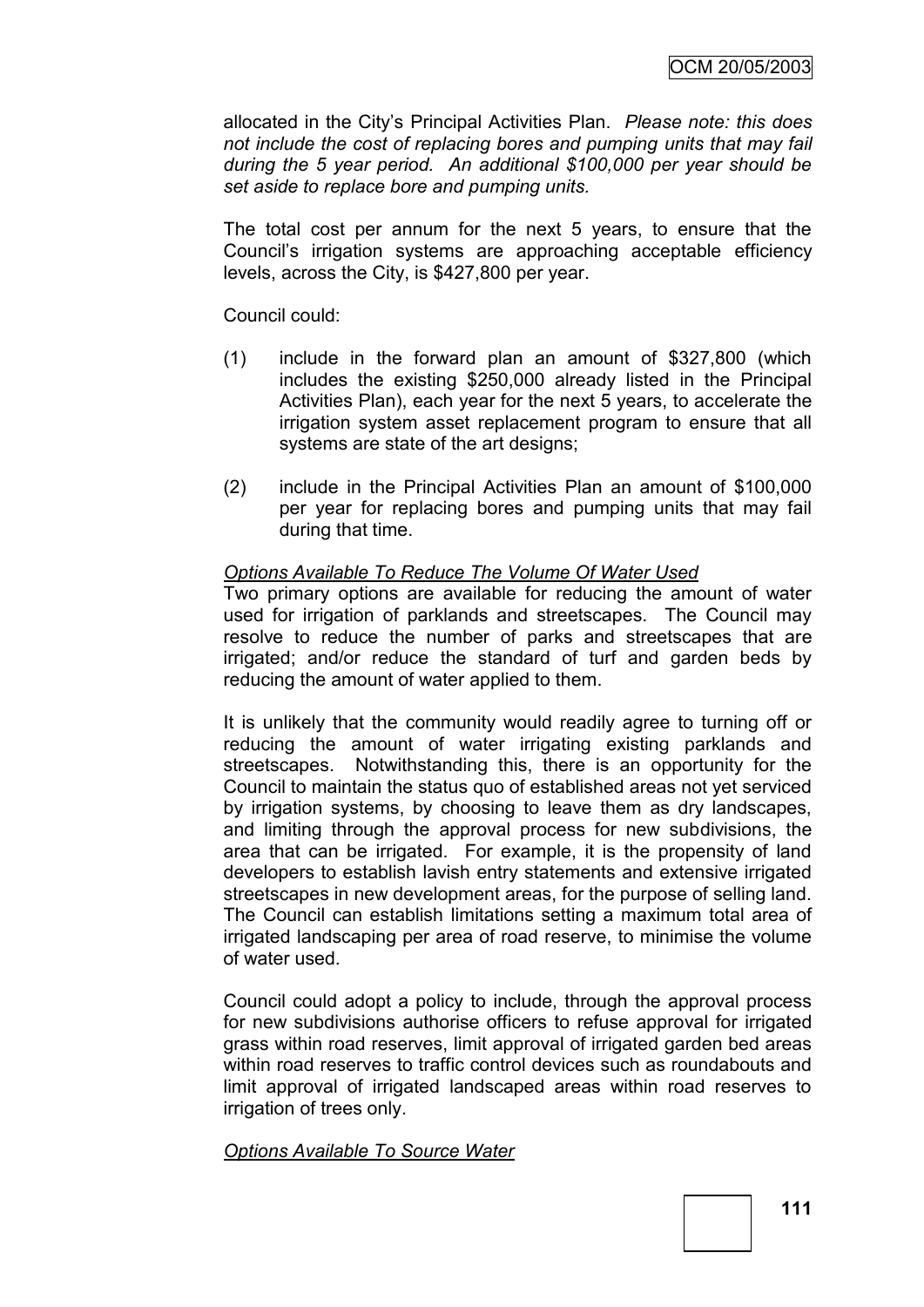allocated in the City's Principal Activities Plan. *Please note: this does not include the cost of replacing bores and pumping units that may fail during the 5 year period. An additional $100,000 per year should be set aside to replace bore and pumping units.*

The total cost per annum for the next 5 years, to ensure that the Council's irrigation systems are approaching acceptable efficiency levels, across the City, is $427,800 per year.

Council could:

(1) include in the forward plan an amount of $327,800 (which includes the existing $250,000 already listed in the Principal Activities Plan), each year for the next 5 years, to accelerate the irrigation system asset replacement program to ensure that all systems are state of the art designs;

(2) include in the Principal Activities Plan an amount of $100,000 per year for replacing bores and pumping units that may fail during that time.

<u>*Options Available To Reduce The Volume Of Water Used*</u>

Two primary options are available for reducing the amount of water used for irrigation of parklands and streetscapes. The Council may resolve to reduce the number of parks and streetscapes that are irrigated; and/or reduce the standard of turf and garden beds by reducing the amount of water applied to them.

It is unlikely that the community would readily agree to turning off or reducing the amount of water irrigating existing parklands and streetscapes. Notwithstanding this, there is an opportunity for the Council to maintain the status quo of established areas not yet serviced by irrigation systems, by choosing to leave them as dry landscapes, and limiting through the approval process for new subdivisions, the area that can be irrigated. For example, it is the propensity of land developers to establish lavish entry statements and extensive irrigated streetscapes in new development areas, for the purpose of selling land. The Council can establish limitations setting a maximum total area of irrigated landscaping per area of road reserve, to minimise the volume of water used.

Council could adopt a policy to include, through the approval process for new subdivisions authorise officers to refuse approval for irrigated grass within road reserves, limit approval of irrigated garden bed areas within road reserves to traffic control devices such as roundabouts and limit approval of irrigated landscaped areas within road reserves to irrigation of trees only.

<u>*Options Available To Source Water*</u>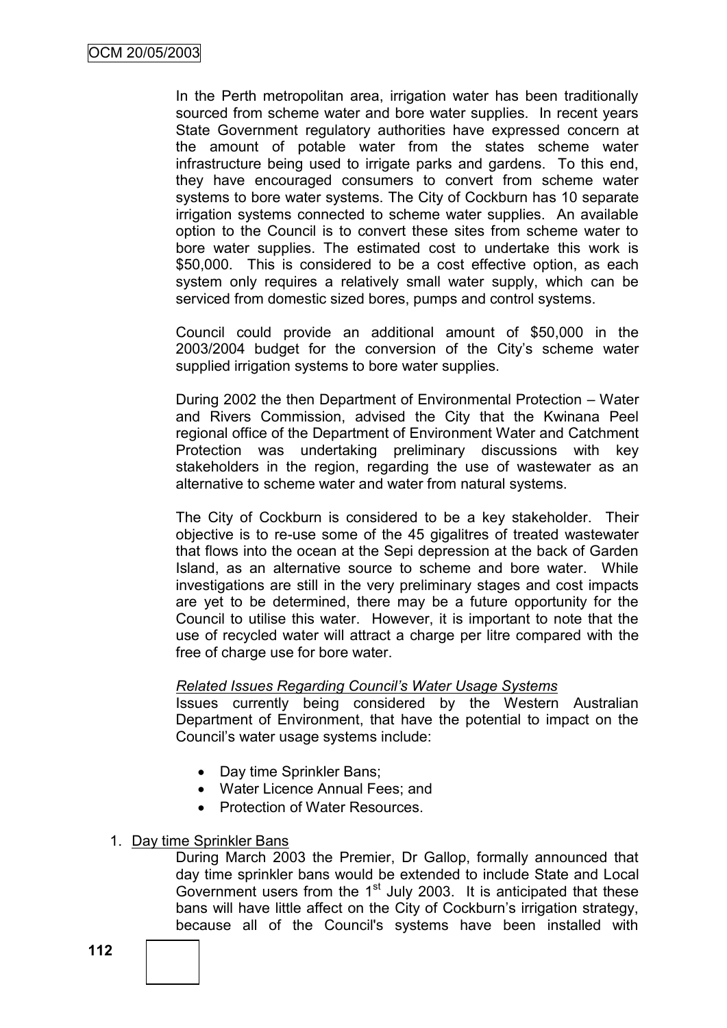In the Perth metropolitan area, irrigation water has been traditionally sourced from scheme water and bore water supplies. In recent years State Government regulatory authorities have expressed concern at the amount of potable water from the states scheme water infrastructure being used to irrigate parks and gardens. To this end, they have encouraged consumers to convert from scheme water systems to bore water systems. The City of Cockburn has 10 separate irrigation systems connected to scheme water supplies. An available option to the Council is to convert these sites from scheme water to bore water supplies. The estimated cost to undertake this work is \$50,000. This is considered to be a cost effective option, as each system only requires a relatively small water supply, which can be serviced from domestic sized bores, pumps and control systems.

Council could provide an additional amount of \$50,000 in the 2003/2004 budget for the conversion of the City's scheme water supplied irrigation systems to bore water supplies.

During 2002 the then Department of Environmental Protection – Water and Rivers Commission, advised the City that the Kwinana Peel regional office of the Department of Environment Water and Catchment Protection was undertaking preliminary discussions with key stakeholders in the region, regarding the use of wastewater as an alternative to scheme water and water from natural systems.

The City of Cockburn is considered to be a key stakeholder. Their objective is to re-use some of the 45 gigalitres of treated wastewater that flows into the ocean at the Sepi depression at the back of Garden Island, as an alternative source to scheme and bore water. While investigations are still in the very preliminary stages and cost impacts are yet to be determined, there may be a future opportunity for the Council to utilise this water. However, it is important to note that the use of recycled water will attract a charge per litre compared with the free of charge use for bore water.

*<u>Related Issues Regarding Council's Water Usage Systems</u>*

Issues currently being considered by the Western Australian Department of Environment, that have the potential to impact on the Council's water usage systems include:

- Day time Sprinkler Bans;
- Water Licence Annual Fees; and
- Protection of Water Resources.

1. <u>Day time Sprinkler Bans</u>

   During March 2003 the Premier, Dr Gallop, formally announced that day time sprinkler bans would be extended to include State and Local Government users from the 1st July 2003. It is anticipated that these bans will have little affect on the City of Cockburn's irrigation strategy, because all of the Council's systems have been installed with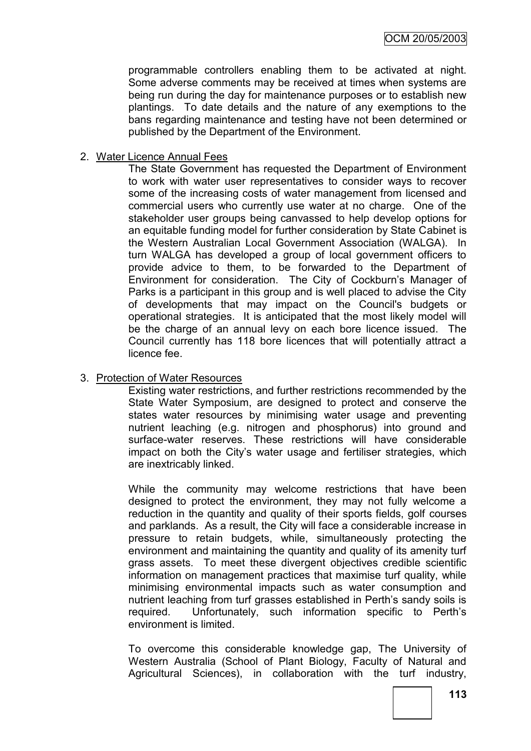programmable controllers enabling them to be activated at night. Some adverse comments may be received at times when systems are being run during the day for maintenance purposes or to establish new plantings. To date details and the nature of any exemptions to the bans regarding maintenance and testing have not been determined or published by the Department of the Environment.

2. Water Licence Annual Fees

   The State Government has requested the Department of Environment to work with water user representatives to consider ways to recover some of the increasing costs of water management from licensed and commercial users who currently use water at no charge. One of the stakeholder user groups being canvassed to help develop options for an equitable funding model for further consideration by State Cabinet is the Western Australian Local Government Association (WALGA). In turn WALGA has developed a group of local government officers to provide advice to them, to be forwarded to the Department of Environment for consideration. The City of Cockburn's Manager of Parks is a participant in this group and is well placed to advise the City of developments that may impact on the Council's budgets or operational strategies. It is anticipated that the most likely model will be the charge of an annual levy on each bore licence issued. The Council currently has 118 bore licences that will potentially attract a licence fee.

3. Protection of Water Resources

   Existing water restrictions, and further restrictions recommended by the State Water Symposium, are designed to protect and conserve the states water resources by minimising water usage and preventing nutrient leaching (e.g. nitrogen and phosphorus) into ground and surface-water reserves. These restrictions will have considerable impact on both the City's water usage and fertiliser strategies, which are inextricably linked.

   While the community may welcome restrictions that have been designed to protect the environment, they may not fully welcome a reduction in the quantity and quality of their sports fields, golf courses and parklands. As a result, the City will face a considerable increase in pressure to retain budgets, while, simultaneously protecting the environment and maintaining the quantity and quality of its amenity turf grass assets. To meet these divergent objectives credible scientific information on management practices that maximise turf quality, while minimising environmental impacts such as water consumption and nutrient leaching from turf grasses established in Perth's sandy soils is required. Unfortunately, such information specific to Perth's environment is limited.

   To overcome this considerable knowledge gap, The University of Western Australia (School of Plant Biology, Faculty of Natural and Agricultural Sciences), in collaboration with the turf industry,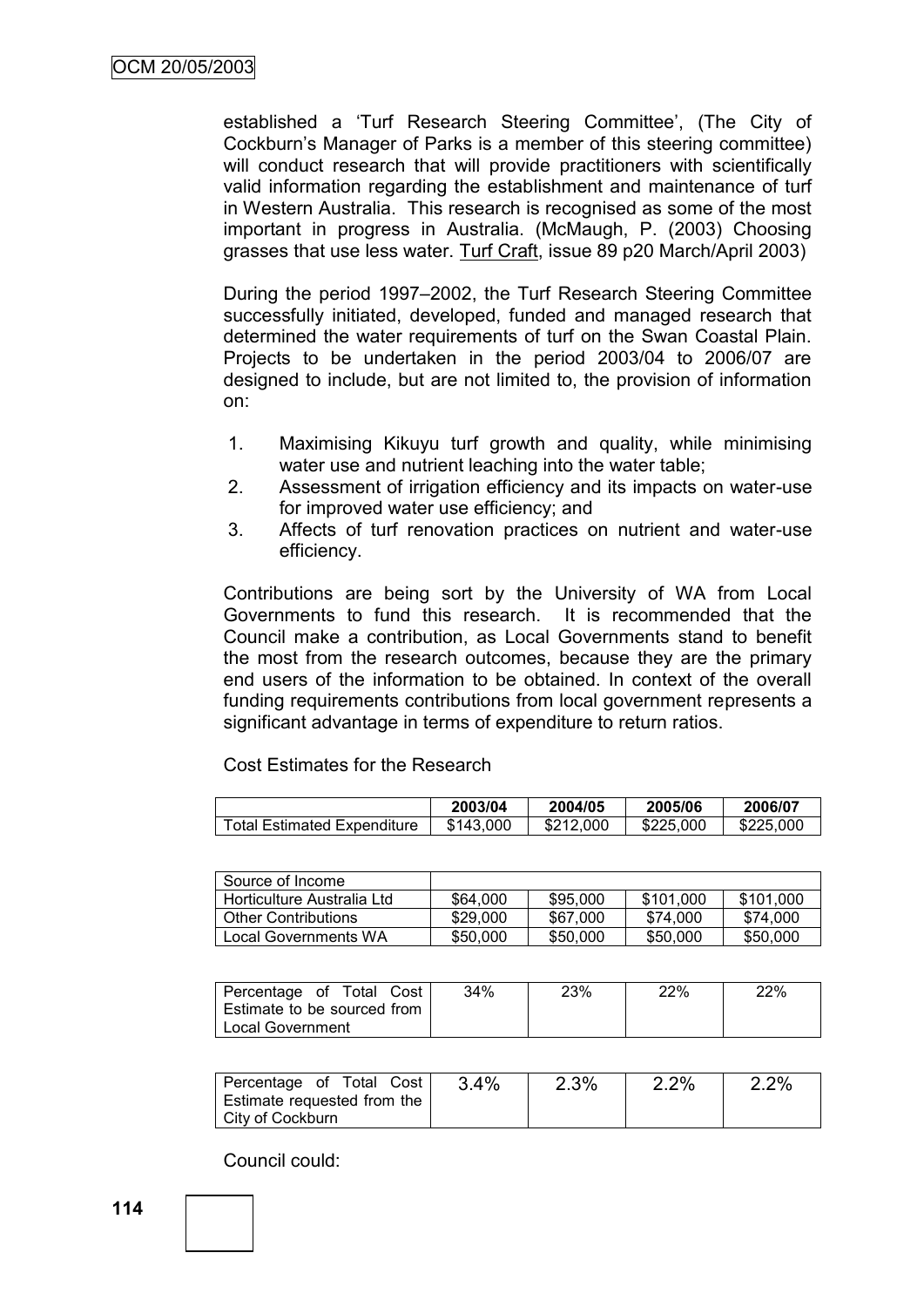established a 'Turf Research Steering Committee', (The City of Cockburn's Manager of Parks is a member of this steering committee) will conduct research that will provide practitioners with scientifically valid information regarding the establishment and maintenance of turf in Western Australia. This research is recognised as some of the most important in progress in Australia. (McMaugh, P. (2003) Choosing grasses that use less water. Turf Craft, issue 89 p20 March/April 2003)

During the period 1997–2002, the Turf Research Steering Committee successfully initiated, developed, funded and managed research that determined the water requirements of turf on the Swan Coastal Plain. Projects to be undertaken in the period 2003/04 to 2006/07 are designed to include, but are not limited to, the provision of information on:

1. Maximising Kikuyu turf growth and quality, while minimising water use and nutrient leaching into the water table;
2. Assessment of irrigation efficiency and its impacts on water-use for improved water use efficiency; and
3. Affects of turf renovation practices on nutrient and water-use efficiency.

Contributions are being sort by the University of WA from Local Governments to fund this research. It is recommended that the Council make a contribution, as Local Governments stand to benefit the most from the research outcomes, because they are the primary end users of the information to be obtained. In context of the overall funding requirements contributions from local government represents a significant advantage in terms of expenditure to return ratios.

Cost Estimates for the Research

| | 2003/04 | 2004/05 | 2005/06 | 2006/07 |
|---|---|---|---|---|
| Total Estimated Expenditure | $143,000 | $212,000 | $225,000 | $225,000 |

| Source of Income | | | | |
|---|---|---|---|---|
| Horticulture Australia Ltd | $64,000 | $95,000 | $101,000 | $101,000 |
| Other Contributions | $29,000 | $67,000 | $74,000 | $74,000 |
| Local Governments WA | $50,000 | $50,000 | $50,000 | $50,000 |

| Percentage of Total Cost Estimate to be sourced from Local Government | 34% | 23% | 22% | 22% |
|---|---|---|---|---|

| Percentage of Total Cost Estimate requested from the City of Cockburn | 3.4% | 2.3% | 2.2% | 2.2% |
|---|---|---|---|---|

Council could: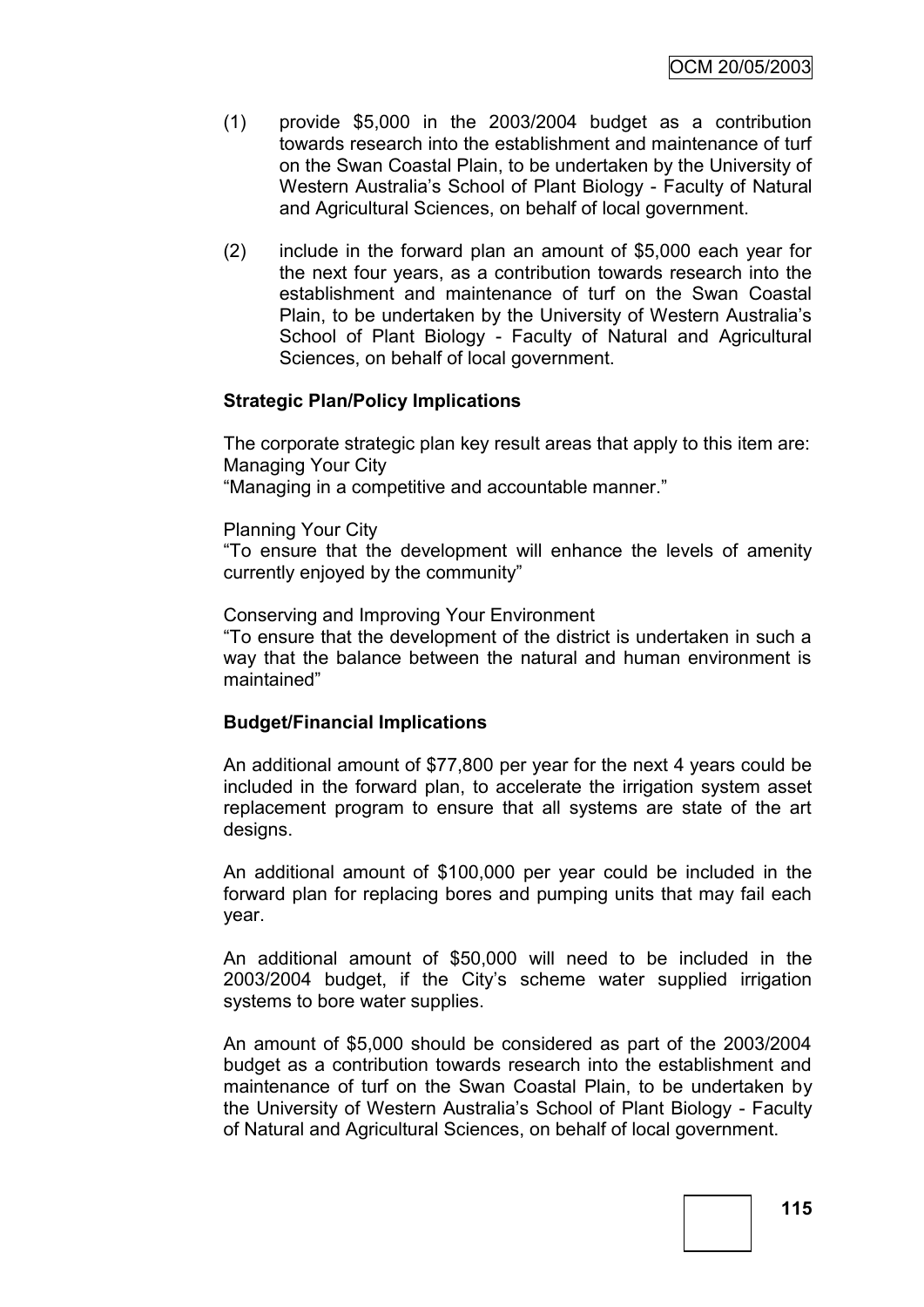(1) provide $5,000 in the 2003/2004 budget as a contribution towards research into the establishment and maintenance of turf on the Swan Coastal Plain, to be undertaken by the University of Western Australia's School of Plant Biology - Faculty of Natural and Agricultural Sciences, on behalf of local government.

(2) include in the forward plan an amount of $5,000 each year for the next four years, as a contribution towards research into the establishment and maintenance of turf on the Swan Coastal Plain, to be undertaken by the University of Western Australia's School of Plant Biology - Faculty of Natural and Agricultural Sciences, on behalf of local government.

**Strategic Plan/Policy Implications**

The corporate strategic plan key result areas that apply to this item are:
Managing Your City
"Managing in a competitive and accountable manner."

Planning Your City
"To ensure that the development will enhance the levels of amenity currently enjoyed by the community"

Conserving and Improving Your Environment
"To ensure that the development of the district is undertaken in such a way that the balance between the natural and human environment is maintained"

**Budget/Financial Implications**

An additional amount of $77,800 per year for the next 4 years could be included in the forward plan, to accelerate the irrigation system asset replacement program to ensure that all systems are state of the art designs.

An additional amount of $100,000 per year could be included in the forward plan for replacing bores and pumping units that may fail each year.

An additional amount of $50,000 will need to be included in the 2003/2004 budget, if the City's scheme water supplied irrigation systems to bore water supplies.

An amount of $5,000 should be considered as part of the 2003/2004 budget as a contribution towards research into the establishment and maintenance of turf on the Swan Coastal Plain, to be undertaken by the University of Western Australia's School of Plant Biology - Faculty of Natural and Agricultural Sciences, on behalf of local government.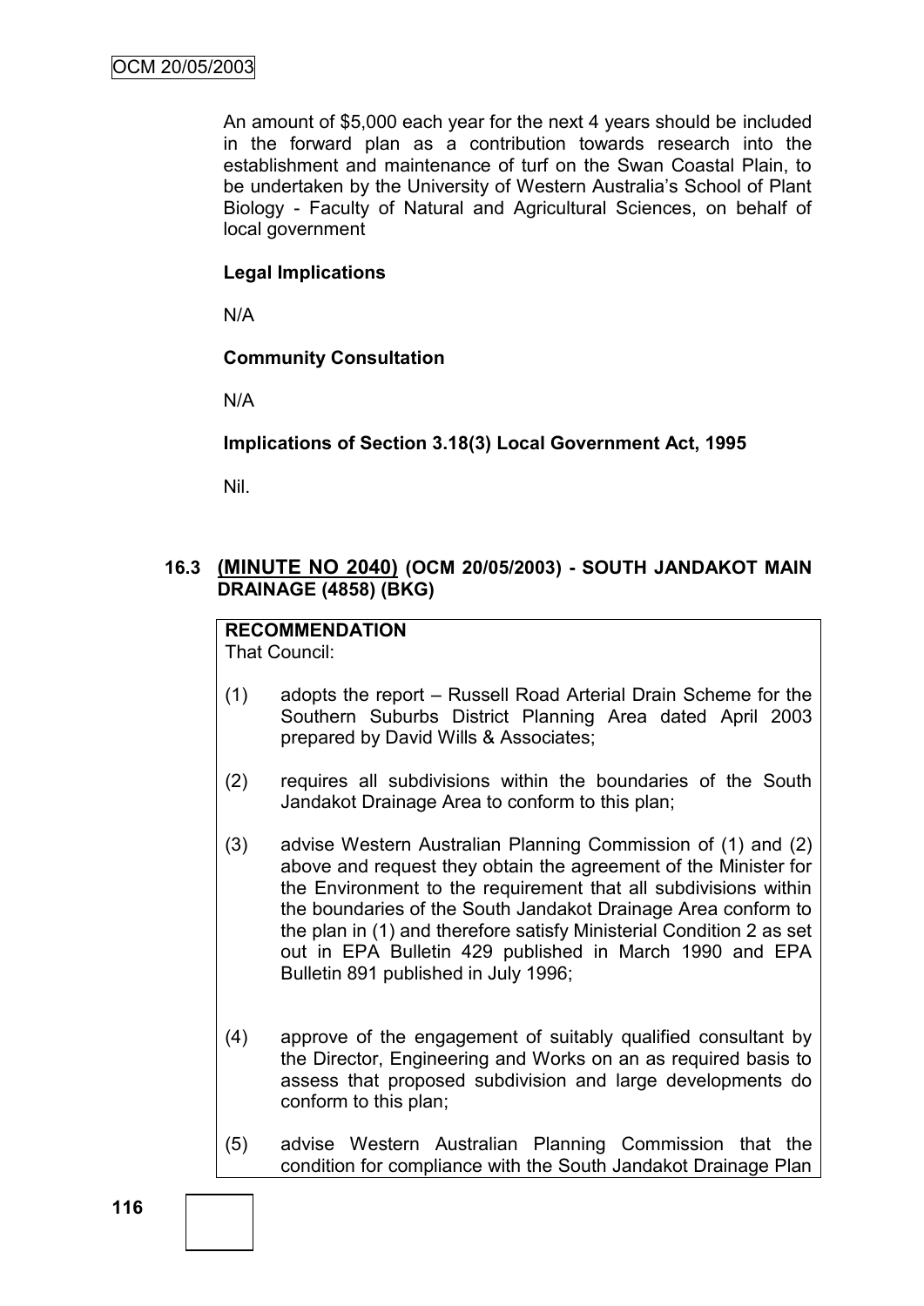An amount of $5,000 each year for the next 4 years should be included in the forward plan as a contribution towards research into the establishment and maintenance of turf on the Swan Coastal Plain, to be undertaken by the University of Western Australia's School of Plant Biology - Faculty of Natural and Agricultural Sciences, on behalf of local government

**Legal Implications**

N/A

**Community Consultation**

N/A

**Implications of Section 3.18(3) Local Government Act, 1995**

Nil.

### 16.3 (MINUTE NO 2040) (OCM 20/05/2003) - SOUTH JANDAKOT MAIN DRAINAGE (4858) (BKG)

**RECOMMENDATION**

That Council:

(1) adopts the report – Russell Road Arterial Drain Scheme for the Southern Suburbs District Planning Area dated April 2003 prepared by David Wills & Associates;

(2) requires all subdivisions within the boundaries of the South Jandakot Drainage Area to conform to this plan;

(3) advise Western Australian Planning Commission of (1) and (2) above and request they obtain the agreement of the Minister for the Environment to the requirement that all subdivisions within the boundaries of the South Jandakot Drainage Area conform to the plan in (1) and therefore satisfy Ministerial Condition 2 as set out in EPA Bulletin 429 published in March 1990 and EPA Bulletin 891 published in July 1996;

(4) approve of the engagement of suitably qualified consultant by the Director, Engineering and Works on an as required basis to assess that proposed subdivision and large developments do conform to this plan;

(5) advise Western Australian Planning Commission that the condition for compliance with the South Jandakot Drainage Plan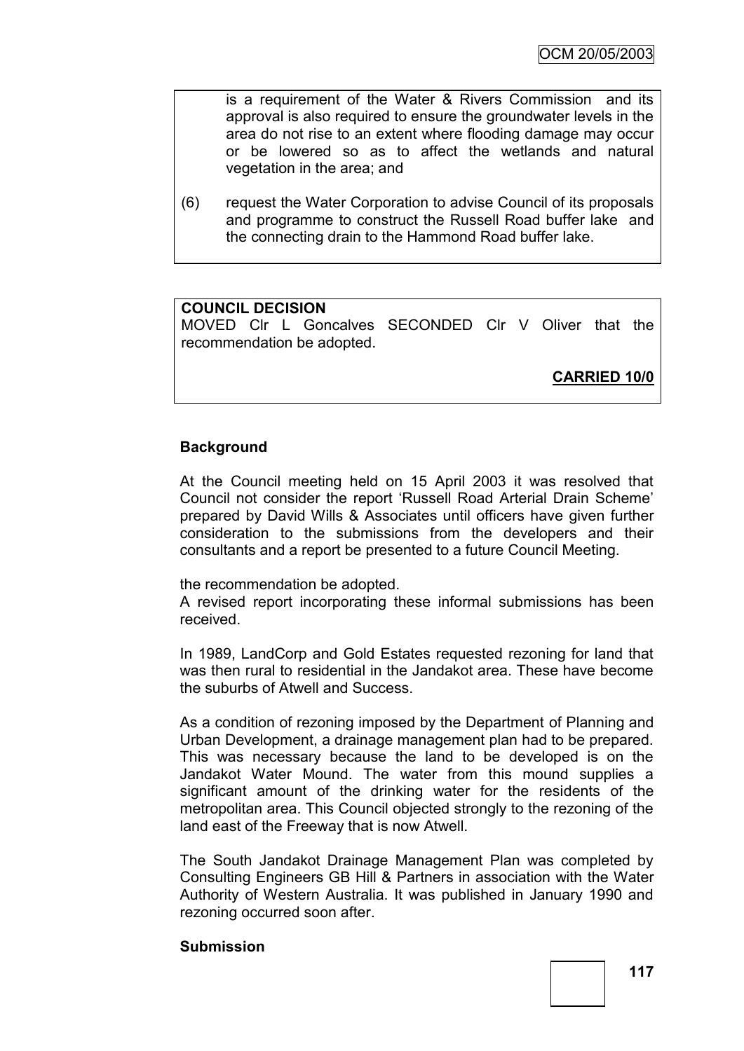is a requirement of the Water & Rivers Commission and its approval is also required to ensure the groundwater levels in the area do not rise to an extent where flooding damage may occur or be lowered so as to affect the wetlands and natural vegetation in the area; and

(6) request the Water Corporation to advise Council of its proposals and programme to construct the Russell Road buffer lake and the connecting drain to the Hammond Road buffer lake.

**COUNCIL DECISION**

MOVED Clr L Goncalves SECONDED Clr V Oliver that the recommendation be adopted.

**CARRIED 10/0**

**Background**

At the Council meeting held on 15 April 2003 it was resolved that Council not consider the report 'Russell Road Arterial Drain Scheme' prepared by David Wills & Associates until officers have given further consideration to the submissions from the developers and their consultants and a report be presented to a future Council Meeting.

the recommendation be adopted.

A revised report incorporating these informal submissions has been received.

In 1989, LandCorp and Gold Estates requested rezoning for land that was then rural to residential in the Jandakot area. These have become the suburbs of Atwell and Success.

As a condition of rezoning imposed by the Department of Planning and Urban Development, a drainage management plan had to be prepared. This was necessary because the land to be developed is on the Jandakot Water Mound. The water from this mound supplies a significant amount of the drinking water for the residents of the metropolitan area. This Council objected strongly to the rezoning of the land east of the Freeway that is now Atwell.

The South Jandakot Drainage Management Plan was completed by Consulting Engineers GB Hill & Partners in association with the Water Authority of Western Australia. It was published in January 1990 and rezoning occurred soon after.

**Submission**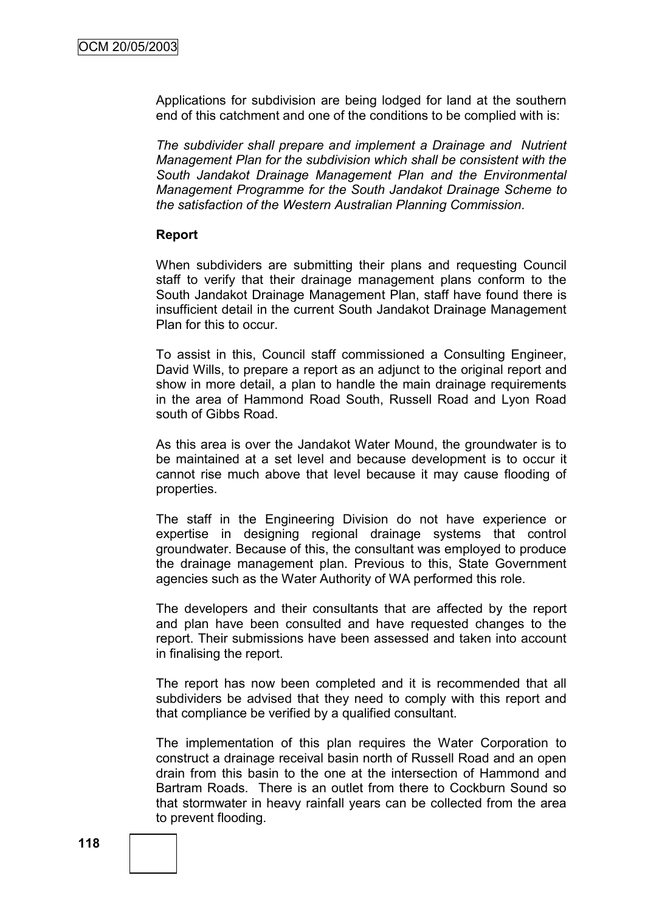Applications for subdivision are being lodged for land at the southern end of this catchment and one of the conditions to be complied with is:

*The subdivider shall prepare and implement a Drainage and Nutrient Management Plan for the subdivision which shall be consistent with the South Jandakot Drainage Management Plan and the Environmental Management Programme for the South Jandakot Drainage Scheme to the satisfaction of the Western Australian Planning Commission.*

**Report**

When subdividers are submitting their plans and requesting Council staff to verify that their drainage management plans conform to the South Jandakot Drainage Management Plan, staff have found there is insufficient detail in the current South Jandakot Drainage Management Plan for this to occur.

To assist in this, Council staff commissioned a Consulting Engineer, David Wills, to prepare a report as an adjunct to the original report and show in more detail, a plan to handle the main drainage requirements in the area of Hammond Road South, Russell Road and Lyon Road south of Gibbs Road.

As this area is over the Jandakot Water Mound, the groundwater is to be maintained at a set level and because development is to occur it cannot rise much above that level because it may cause flooding of properties.

The staff in the Engineering Division do not have experience or expertise in designing regional drainage systems that control groundwater. Because of this, the consultant was employed to produce the drainage management plan. Previous to this, State Government agencies such as the Water Authority of WA performed this role.

The developers and their consultants that are affected by the report and plan have been consulted and have requested changes to the report. Their submissions have been assessed and taken into account in finalising the report.

The report has now been completed and it is recommended that all subdividers be advised that they need to comply with this report and that compliance be verified by a qualified consultant.

The implementation of this plan requires the Water Corporation to construct a drainage receival basin north of Russell Road and an open drain from this basin to the one at the intersection of Hammond and Bartram Roads. There is an outlet from there to Cockburn Sound so that stormwater in heavy rainfall years can be collected from the area to prevent flooding.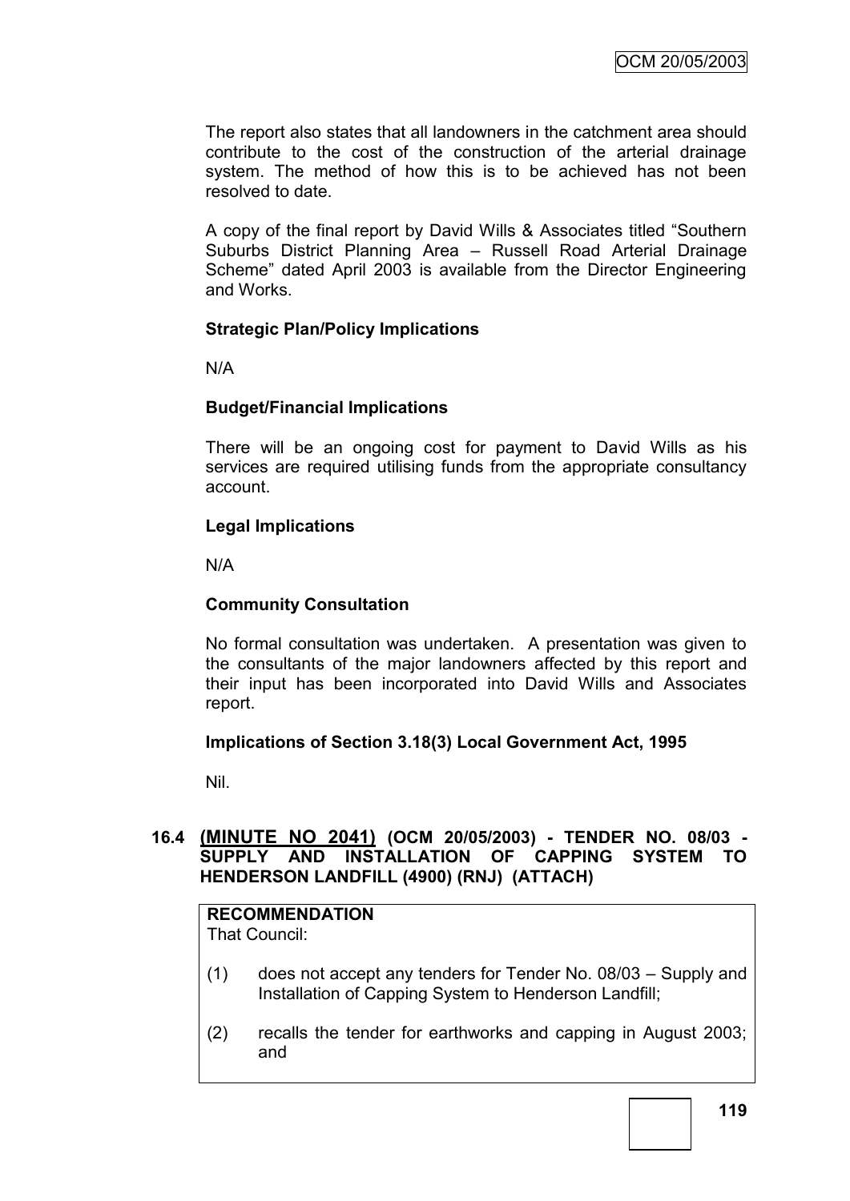The report also states that all landowners in the catchment area should contribute to the cost of the construction of the arterial drainage system. The method of how this is to be achieved has not been resolved to date.

A copy of the final report by David Wills & Associates titled "Southern Suburbs District Planning Area – Russell Road Arterial Drainage Scheme" dated April 2003 is available from the Director Engineering and Works.

**Strategic Plan/Policy Implications**

N/A

**Budget/Financial Implications**

There will be an ongoing cost for payment to David Wills as his services are required utilising funds from the appropriate consultancy account.

**Legal Implications**

N/A

**Community Consultation**

No formal consultation was undertaken. A presentation was given to the consultants of the major landowners affected by this report and their input has been incorporated into David Wills and Associates report.

**Implications of Section 3.18(3) Local Government Act, 1995**

Nil.

### 16.4 (MINUTE NO 2041) (OCM 20/05/2003) - TENDER NO. 08/03 - SUPPLY AND INSTALLATION OF CAPPING SYSTEM TO HENDERSON LANDFILL (4900) (RNJ) (ATTACH)

**RECOMMENDATION**

That Council:

(1) does not accept any tenders for Tender No. 08/03 – Supply and Installation of Capping System to Henderson Landfill;

(2) recalls the tender for earthworks and capping in August 2003; and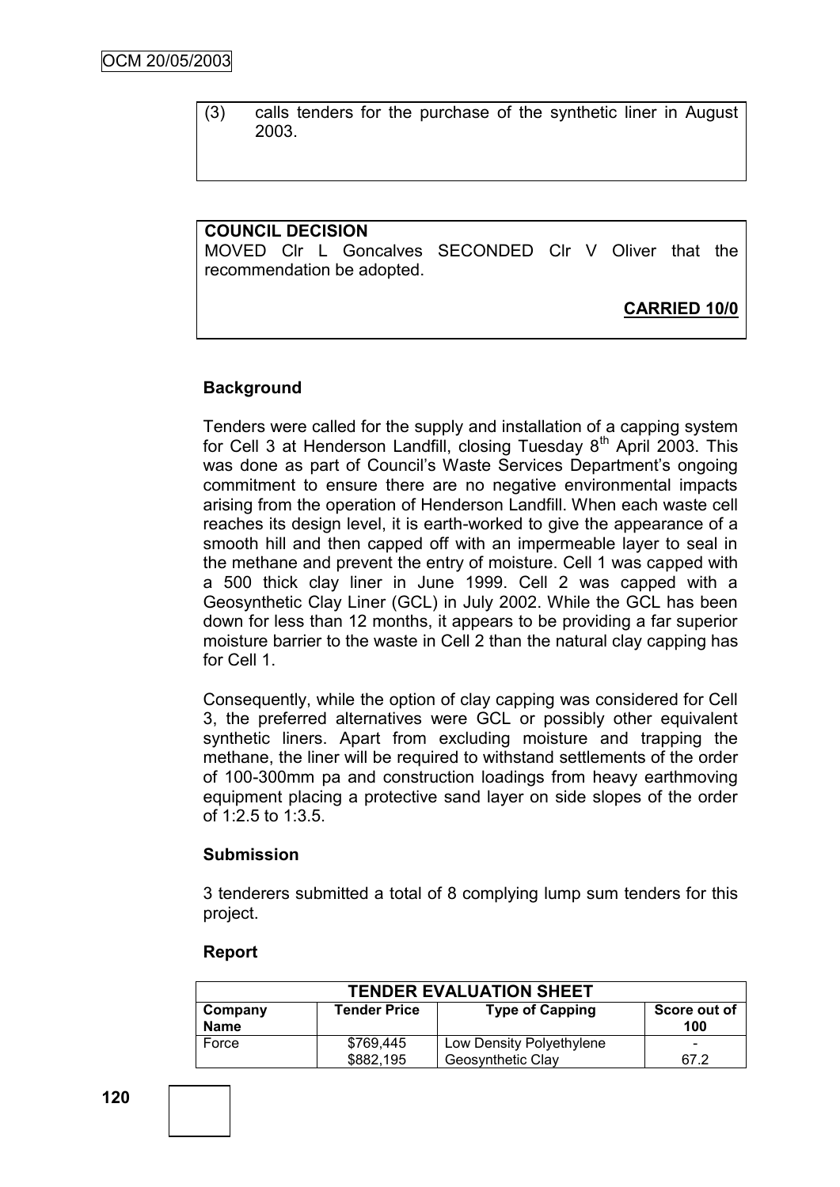(3) calls tenders for the purchase of the synthetic liner in August 2003.

**COUNCIL DECISION**

MOVED Clr L Goncalves SECONDED Clr V Oliver that the recommendation be adopted.

**CARRIED 10/0**

### Background

Tenders were called for the supply and installation of a capping system for Cell 3 at Henderson Landfill, closing Tuesday 8th April 2003. This was done as part of Council's Waste Services Department's ongoing commitment to ensure there are no negative environmental impacts arising from the operation of Henderson Landfill. When each waste cell reaches its design level, it is earth-worked to give the appearance of a smooth hill and then capped off with an impermeable layer to seal in the methane and prevent the entry of moisture. Cell 1 was capped with a 500 thick clay liner in June 1999. Cell 2 was capped with a Geosynthetic Clay Liner (GCL) in July 2002. While the GCL has been down for less than 12 months, it appears to be providing a far superior moisture barrier to the waste in Cell 2 than the natural clay capping has for Cell 1.

Consequently, while the option of clay capping was considered for Cell 3, the preferred alternatives were GCL or possibly other equivalent synthetic liners. Apart from excluding moisture and trapping the methane, the liner will be required to withstand settlements of the order of 100-300mm pa and construction loadings from heavy earthmoving equipment placing a protective sand layer on side slopes of the order of 1:2.5 to 1:3.5.

### Submission

3 tenderers submitted a total of 8 complying lump sum tenders for this project.

### Report

| TENDER EVALUATION SHEET | | | |
|---|---|---|---|
| **Company Name** | **Tender Price** | **Type of Capping** | **Score out of 100** |
| Force | \$769,445<br>\$882,195 | Low Density Polyethylene<br>Geosynthetic Clay | -<br>67.2 |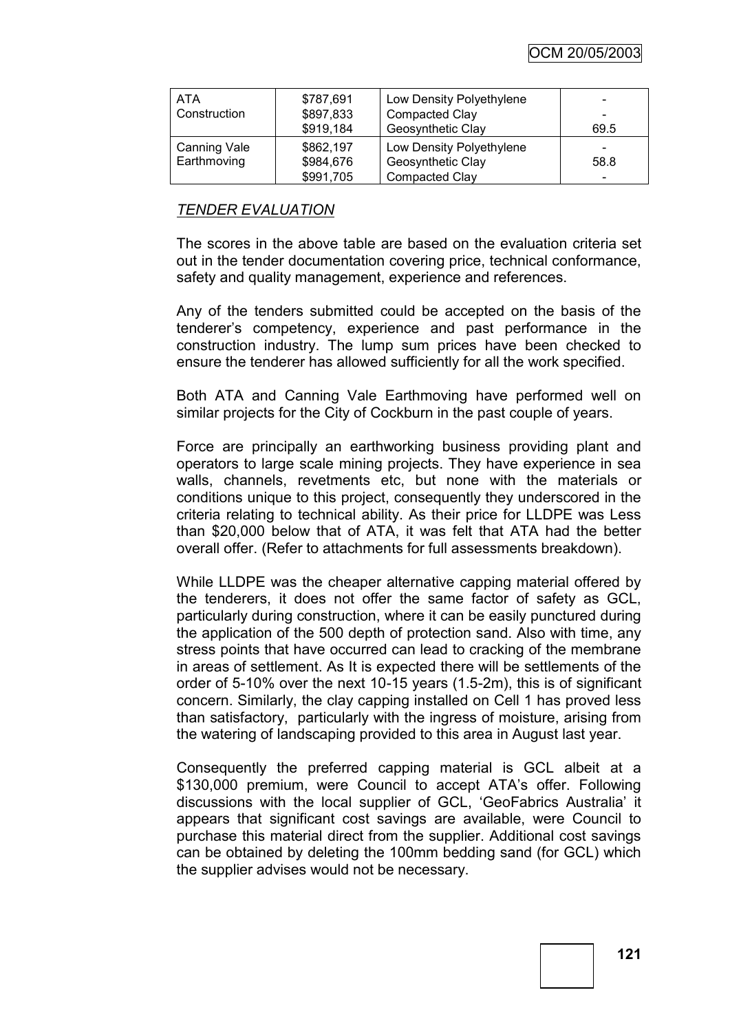| ATA Construction | $787,691<br>$897,833<br>$919,184 | Low Density Polyethylene<br>Compacted Clay<br>Geosynthetic Clay | -<br>-<br>69.5 |
|---|---|---|---|
| Canning Vale Earthmoving | $862,197<br>$984,676<br>$991,705 | Low Density Polyethylene<br>Geosynthetic Clay<br>Compacted Clay | -<br>58.8<br>- |

*TENDER EVALUATION*

The scores in the above table are based on the evaluation criteria set out in the tender documentation covering price, technical conformance, safety and quality management, experience and references.

Any of the tenders submitted could be accepted on the basis of the tenderer's competency, experience and past performance in the construction industry. The lump sum prices have been checked to ensure the tenderer has allowed sufficiently for all the work specified.

Both ATA and Canning Vale Earthmoving have performed well on similar projects for the City of Cockburn in the past couple of years.

Force are principally an earthworking business providing plant and operators to large scale mining projects. They have experience in sea walls, channels, revetments etc, but none with the materials or conditions unique to this project, consequently they underscored in the criteria relating to technical ability. As their price for LLDPE was Less than $20,000 below that of ATA, it was felt that ATA had the better overall offer. (Refer to attachments for full assessments breakdown).

While LLDPE was the cheaper alternative capping material offered by the tenderers, it does not offer the same factor of safety as GCL, particularly during construction, where it can be easily punctured during the application of the 500 depth of protection sand. Also with time, any stress points that have occurred can lead to cracking of the membrane in areas of settlement. As It is expected there will be settlements of the order of 5-10% over the next 10-15 years (1.5-2m), this is of significant concern. Similarly, the clay capping installed on Cell 1 has proved less than satisfactory, particularly with the ingress of moisture, arising from the watering of landscaping provided to this area in August last year.

Consequently the preferred capping material is GCL albeit at a $130,000 premium, were Council to accept ATA's offer. Following discussions with the local supplier of GCL, 'GeoFabrics Australia' it appears that significant cost savings are available, were Council to purchase this material direct from the supplier. Additional cost savings can be obtained by deleting the 100mm bedding sand (for GCL) which the supplier advises would not be necessary.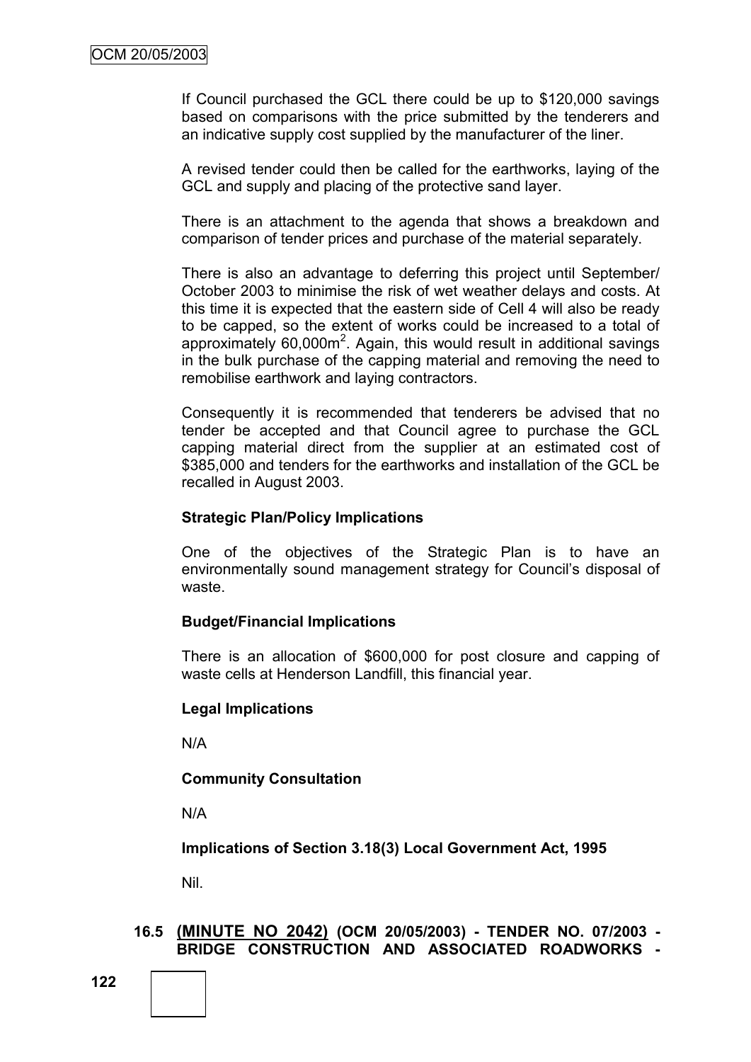If Council purchased the GCL there could be up to $120,000 savings based on comparisons with the price submitted by the tenderers and an indicative supply cost supplied by the manufacturer of the liner.

A revised tender could then be called for the earthworks, laying of the GCL and supply and placing of the protective sand layer.

There is an attachment to the agenda that shows a breakdown and comparison of tender prices and purchase of the material separately.

There is also an advantage to deferring this project until September/ October 2003 to minimise the risk of wet weather delays and costs. At this time it is expected that the eastern side of Cell 4 will also be ready to be capped, so the extent of works could be increased to a total of approximately 60,000m$^2$. Again, this would result in additional savings in the bulk purchase of the capping material and removing the need to remobilise earthwork and laying contractors.

Consequently it is recommended that tenderers be advised that no tender be accepted and that Council agree to purchase the GCL capping material direct from the supplier at an estimated cost of $385,000 and tenders for the earthworks and installation of the GCL be recalled in August 2003.

**Strategic Plan/Policy Implications**

One of the objectives of the Strategic Plan is to have an environmentally sound management strategy for Council's disposal of waste.

**Budget/Financial Implications**

There is an allocation of $600,000 for post closure and capping of waste cells at Henderson Landfill, this financial year.

**Legal Implications**

N/A

**Community Consultation**

N/A

**Implications of Section 3.18(3) Local Government Act, 1995**

Nil.

### 16.5 (MINUTE NO 2042) (OCM 20/05/2003) - TENDER NO. 07/2003 - BRIDGE CONSTRUCTION AND ASSOCIATED ROADWORKS -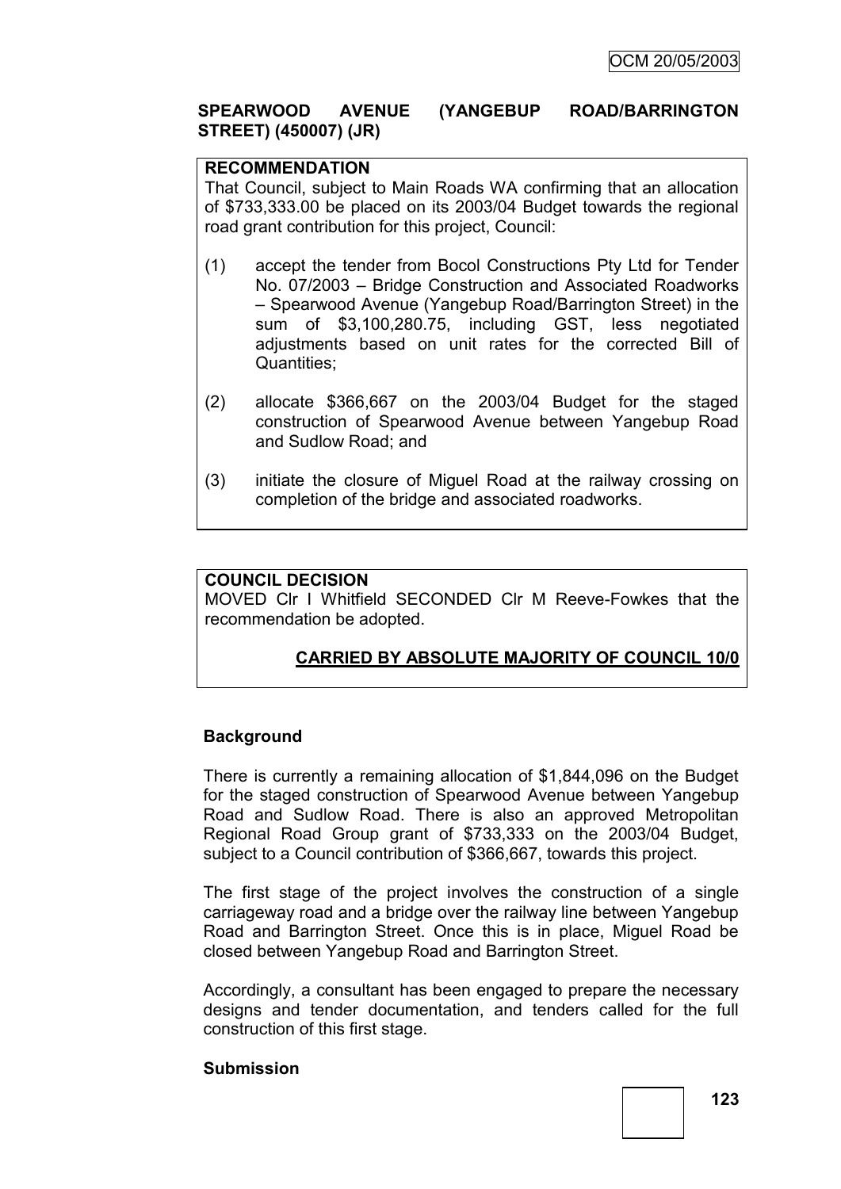## SPEARWOOD AVENUE (YANGEBUP ROAD/BARRINGTON STREET) (450007) (JR)

**RECOMMENDATION**

That Council, subject to Main Roads WA confirming that an allocation of $733,333.00 be placed on its 2003/04 Budget towards the regional road grant contribution for this project, Council:

(1) accept the tender from Bocol Constructions Pty Ltd for Tender No. 07/2003 – Bridge Construction and Associated Roadworks – Spearwood Avenue (Yangebup Road/Barrington Street) in the sum of $3,100,280.75, including GST, less negotiated adjustments based on unit rates for the corrected Bill of Quantities;

(2) allocate $366,667 on the 2003/04 Budget for the staged construction of Spearwood Avenue between Yangebup Road and Sudlow Road; and

(3) initiate the closure of Miguel Road at the railway crossing on completion of the bridge and associated roadworks.

**COUNCIL DECISION**

MOVED Clr I Whitfield SECONDED Clr M Reeve-Fowkes that the recommendation be adopted.

**CARRIED BY ABSOLUTE MAJORITY OF COUNCIL 10/0**

### Background

There is currently a remaining allocation of $1,844,096 on the Budget for the staged construction of Spearwood Avenue between Yangebup Road and Sudlow Road. There is also an approved Metropolitan Regional Road Group grant of $733,333 on the 2003/04 Budget, subject to a Council contribution of $366,667, towards this project.

The first stage of the project involves the construction of a single carriageway road and a bridge over the railway line between Yangebup Road and Barrington Street. Once this is in place, Miguel Road be closed between Yangebup Road and Barrington Street.

Accordingly, a consultant has been engaged to prepare the necessary designs and tender documentation, and tenders called for the full construction of this first stage.

### Submission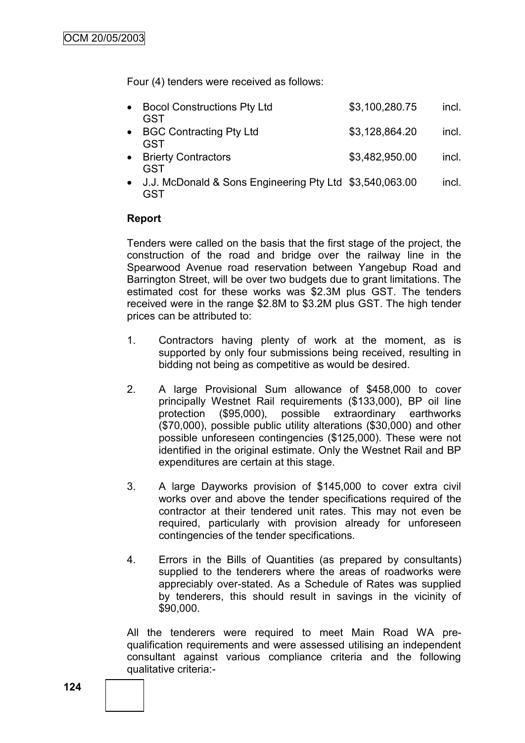Four (4) tenders were received as follows:

- Bocol Constructions Pty Ltd $3,100,280.75 incl. GST
- BGC Contracting Pty Ltd $3,128,864.20 incl. GST
- Brierty Contractors $3,482,950.00 incl. GST
- J.J. McDonald & Sons Engineering Pty Ltd $3,540,063.00 incl. GST

**Report**

Tenders were called on the basis that the first stage of the project, the construction of the road and bridge over the railway line in the Spearwood Avenue road reservation between Yangebup Road and Barrington Street, will be over two budgets due to grant limitations. The estimated cost for these works was $2.3M plus GST. The tenders received were in the range $2.8M to $3.2M plus GST. The high tender prices can be attributed to:

1. Contractors having plenty of work at the moment, as is supported by only four submissions being received, resulting in bidding not being as competitive as would be desired.

2. A large Provisional Sum allowance of $458,000 to cover principally Westnet Rail requirements ($133,000), BP oil line protection ($95,000), possible extraordinary earthworks ($70,000), possible public utility alterations ($30,000) and other possible unforeseen contingencies ($125,000). These were not identified in the original estimate. Only the Westnet Rail and BP expenditures are certain at this stage.

3. A large Dayworks provision of $145,000 to cover extra civil works over and above the tender specifications required of the contractor at their tendered unit rates. This may not even be required, particularly with provision already for unforeseen contingencies of the tender specifications.

4. Errors in the Bills of Quantities (as prepared by consultants) supplied to the tenderers where the areas of roadworks were appreciably over-stated. As a Schedule of Rates was supplied by tenderers, this should result in savings in the vicinity of $90,000.

All the tenderers were required to meet Main Road WA pre-qualification requirements and were assessed utilising an independent consultant against various compliance criteria and the following qualitative criteria:-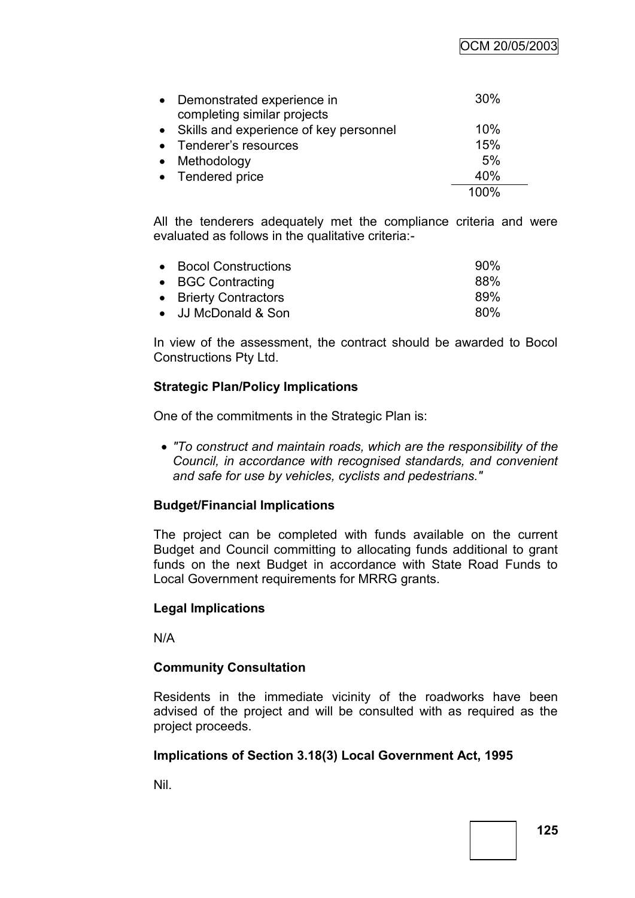| Criteria | Weighting |
|---|---|
| Demonstrated experience in completing similar projects | 30% |
| Skills and experience of key personnel | 10% |
| Tenderer's resources | 15% |
| Methodology | 5% |
| Tendered price | 40% |
| | 100% |

All the tenderers adequately met the compliance criteria and were evaluated as follows in the qualitative criteria:-

| Tenderer | Score |
|---|---|
| Bocol Constructions | 90% |
| BGC Contracting | 88% |
| Brierty Contractors | 89% |
| JJ McDonald & Son | 80% |

In view of the assessment, the contract should be awarded to Bocol Constructions Pty Ltd.

**Strategic Plan/Policy Implications**

One of the commitments in the Strategic Plan is:

- *"To construct and maintain roads, which are the responsibility of the Council, in accordance with recognised standards, and convenient and safe for use by vehicles, cyclists and pedestrians."*

**Budget/Financial Implications**

The project can be completed with funds available on the current Budget and Council committing to allocating funds additional to grant funds on the next Budget in accordance with State Road Funds to Local Government requirements for MRRG grants.

**Legal Implications**

N/A

**Community Consultation**

Residents in the immediate vicinity of the roadworks have been advised of the project and will be consulted with as required as the project proceeds.

**Implications of Section 3.18(3) Local Government Act, 1995**

Nil.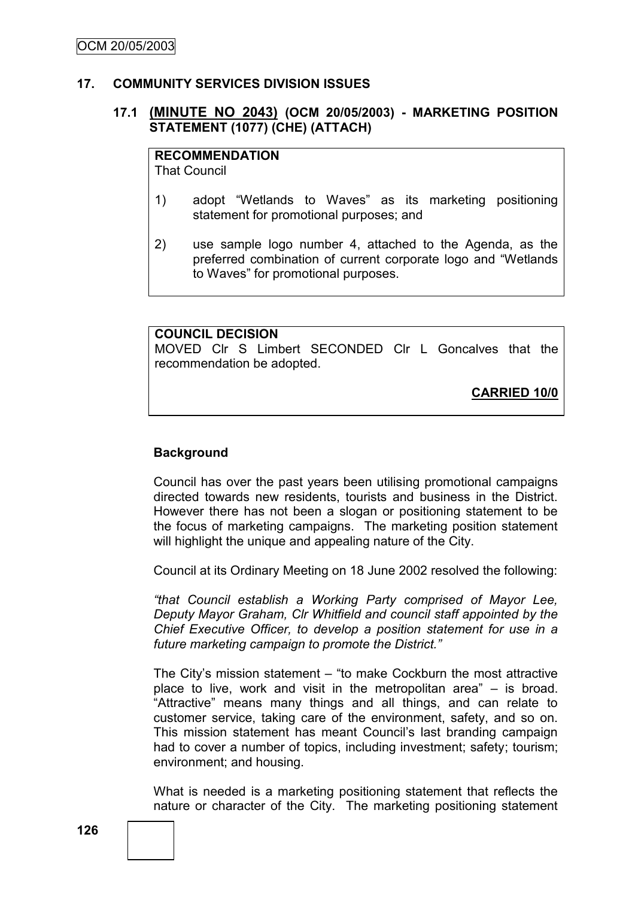## 17. COMMUNITY SERVICES DIVISION ISSUES

### 17.1 (MINUTE NO 2043) (OCM 20/05/2003) - MARKETING POSITION STATEMENT (1077) (CHE) (ATTACH)

**RECOMMENDATION**
That Council

1) adopt "Wetlands to Waves" as its marketing positioning statement for promotional purposes; and

2) use sample logo number 4, attached to the Agenda, as the preferred combination of current corporate logo and "Wetlands to Waves" for promotional purposes.

**COUNCIL DECISION**
MOVED Clr S Limbert SECONDED Clr L Goncalves that the recommendation be adopted.

**CARRIED 10/0**

**Background**

Council has over the past years been utilising promotional campaigns directed towards new residents, tourists and business in the District. However there has not been a slogan or positioning statement to be the focus of marketing campaigns. The marketing position statement will highlight the unique and appealing nature of the City.

Council at its Ordinary Meeting on 18 June 2002 resolved the following:

*"that Council establish a Working Party comprised of Mayor Lee, Deputy Mayor Graham, Clr Whitfield and council staff appointed by the Chief Executive Officer, to develop a position statement for use in a future marketing campaign to promote the District."*

The City's mission statement – "to make Cockburn the most attractive place to live, work and visit in the metropolitan area" – is broad. "Attractive" means many things and all things, and can relate to customer service, taking care of the environment, safety, and so on. This mission statement has meant Council's last branding campaign had to cover a number of topics, including investment; safety; tourism; environment; and housing.

What is needed is a marketing positioning statement that reflects the nature or character of the City. The marketing positioning statement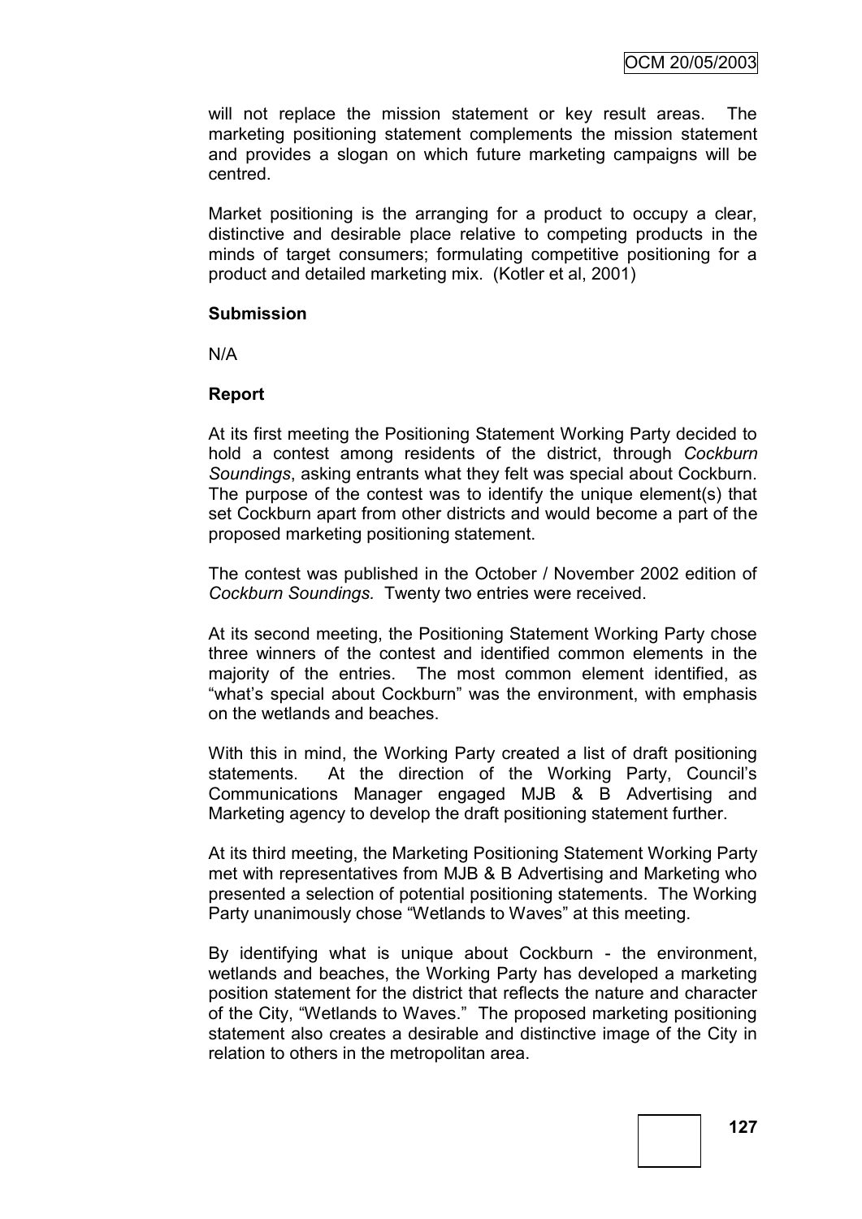will not replace the mission statement or key result areas. The marketing positioning statement complements the mission statement and provides a slogan on which future marketing campaigns will be centred.

Market positioning is the arranging for a product to occupy a clear, distinctive and desirable place relative to competing products in the minds of target consumers; formulating competitive positioning for a product and detailed marketing mix. (Kotler et al, 2001)

**Submission**

N/A

**Report**

At its first meeting the Positioning Statement Working Party decided to hold a contest among residents of the district, through *Cockburn Soundings*, asking entrants what they felt was special about Cockburn. The purpose of the contest was to identify the unique element(s) that set Cockburn apart from other districts and would become a part of the proposed marketing positioning statement.

The contest was published in the October / November 2002 edition of *Cockburn Soundings.* Twenty two entries were received.

At its second meeting, the Positioning Statement Working Party chose three winners of the contest and identified common elements in the majority of the entries. The most common element identified, as "what's special about Cockburn" was the environment, with emphasis on the wetlands and beaches.

With this in mind, the Working Party created a list of draft positioning statements. At the direction of the Working Party, Council's Communications Manager engaged MJB & B Advertising and Marketing agency to develop the draft positioning statement further.

At its third meeting, the Marketing Positioning Statement Working Party met with representatives from MJB & B Advertising and Marketing who presented a selection of potential positioning statements. The Working Party unanimously chose "Wetlands to Waves" at this meeting.

By identifying what is unique about Cockburn - the environment, wetlands and beaches, the Working Party has developed a marketing position statement for the district that reflects the nature and character of the City, "Wetlands to Waves." The proposed marketing positioning statement also creates a desirable and distinctive image of the City in relation to others in the metropolitan area.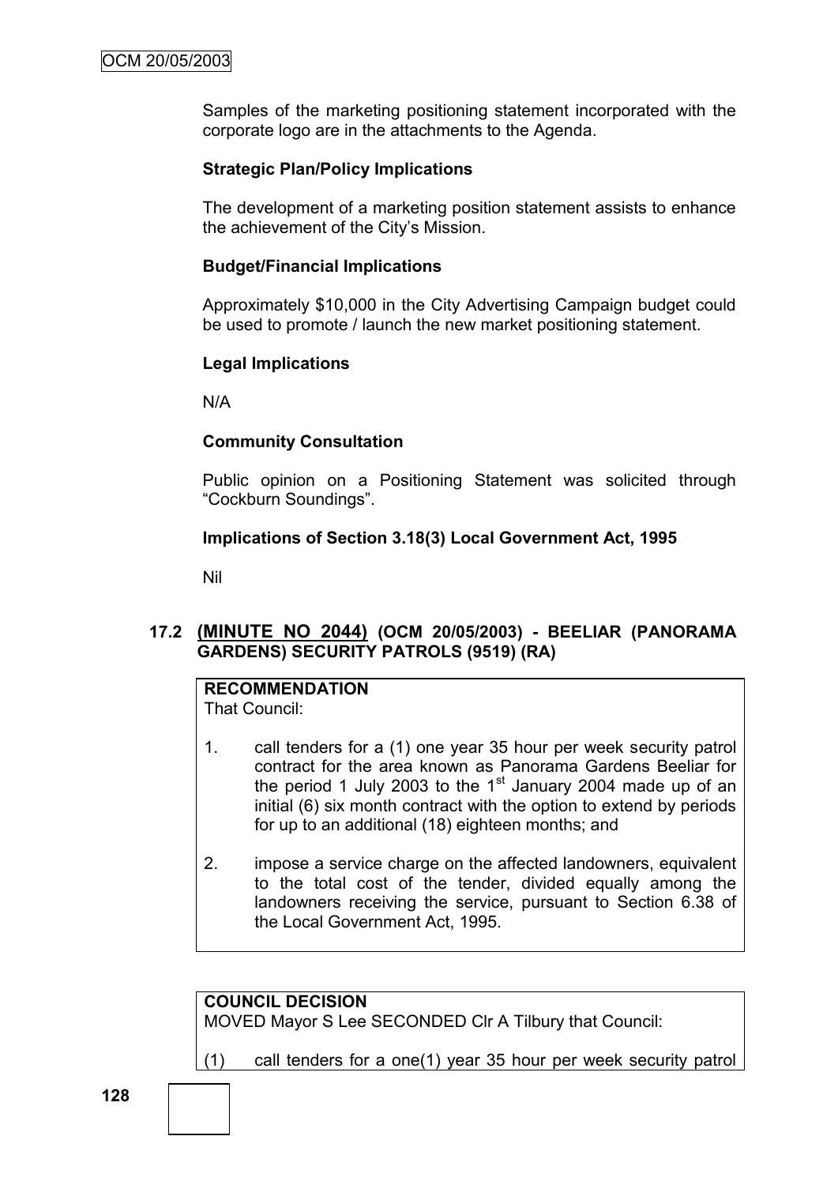Samples of the marketing positioning statement incorporated with the corporate logo are in the attachments to the Agenda.

**Strategic Plan/Policy Implications**

The development of a marketing position statement assists to enhance the achievement of the City's Mission.

**Budget/Financial Implications**

Approximately $10,000 in the City Advertising Campaign budget could be used to promote / launch the new market positioning statement.

**Legal Implications**

N/A

**Community Consultation**

Public opinion on a Positioning Statement was solicited through "Cockburn Soundings".

**Implications of Section 3.18(3) Local Government Act, 1995**

Nil

## 17.2 (MINUTE NO 2044) (OCM 20/05/2003) - BEELIAR (PANORAMA GARDENS) SECURITY PATROLS (9519) (RA)

**RECOMMENDATION**
That Council:

1. call tenders for a (1) one year 35 hour per week security patrol contract for the area known as Panorama Gardens Beeliar for the period 1 July 2003 to the 1st January 2004 made up of an initial (6) six month contract with the option to extend by periods for up to an additional (18) eighteen months; and

2. impose a service charge on the affected landowners, equivalent to the total cost of the tender, divided equally among the landowners receiving the service, pursuant to Section 6.38 of the Local Government Act, 1995.

**COUNCIL DECISION**
MOVED Mayor S Lee SECONDED Clr A Tilbury that Council:

(1) call tenders for a one(1) year 35 hour per week security patrol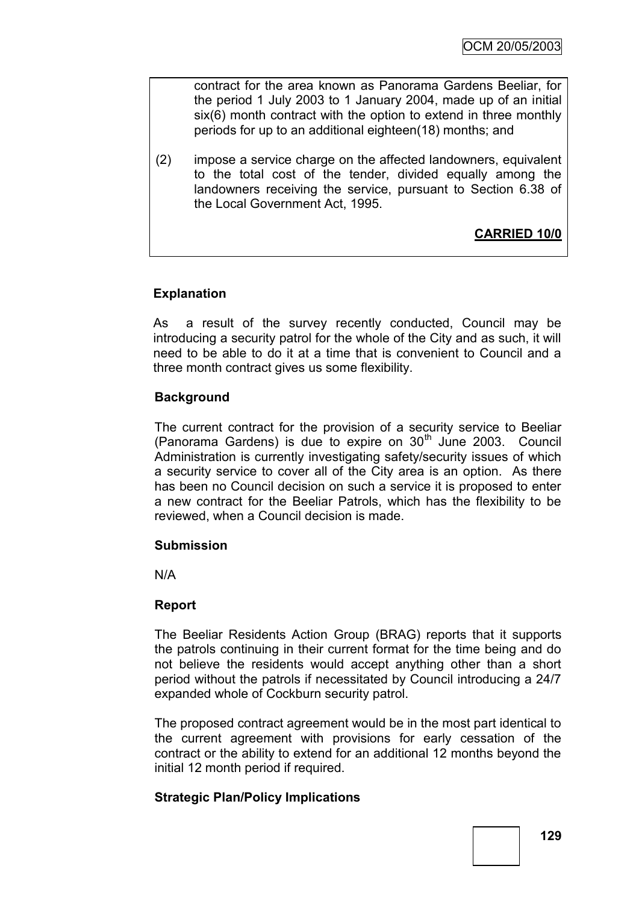contract for the area known as Panorama Gardens Beeliar, for the period 1 July 2003 to 1 January 2004, made up of an initial six(6) month contract with the option to extend in three monthly periods for up to an additional eighteen(18) months; and

(2) impose a service charge on the affected landowners, equivalent to the total cost of the tender, divided equally among the landowners receiving the service, pursuant to Section 6.38 of the Local Government Act, 1995.

**CARRIED 10/0**

**Explanation**

As a result of the survey recently conducted, Council may be introducing a security patrol for the whole of the City and as such, it will need to be able to do it at a time that is convenient to Council and a three month contract gives us some flexibility.

**Background**

The current contract for the provision of a security service to Beeliar (Panorama Gardens) is due to expire on 30th June 2003. Council Administration is currently investigating safety/security issues of which a security service to cover all of the City area is an option. As there has been no Council decision on such a service it is proposed to enter a new contract for the Beeliar Patrols, which has the flexibility to be reviewed, when a Council decision is made.

**Submission**

N/A

**Report**

The Beeliar Residents Action Group (BRAG) reports that it supports the patrols continuing in their current format for the time being and do not believe the residents would accept anything other than a short period without the patrols if necessitated by Council introducing a 24/7 expanded whole of Cockburn security patrol.

The proposed contract agreement would be in the most part identical to the current agreement with provisions for early cessation of the contract or the ability to extend for an additional 12 months beyond the initial 12 month period if required.

**Strategic Plan/Policy Implications**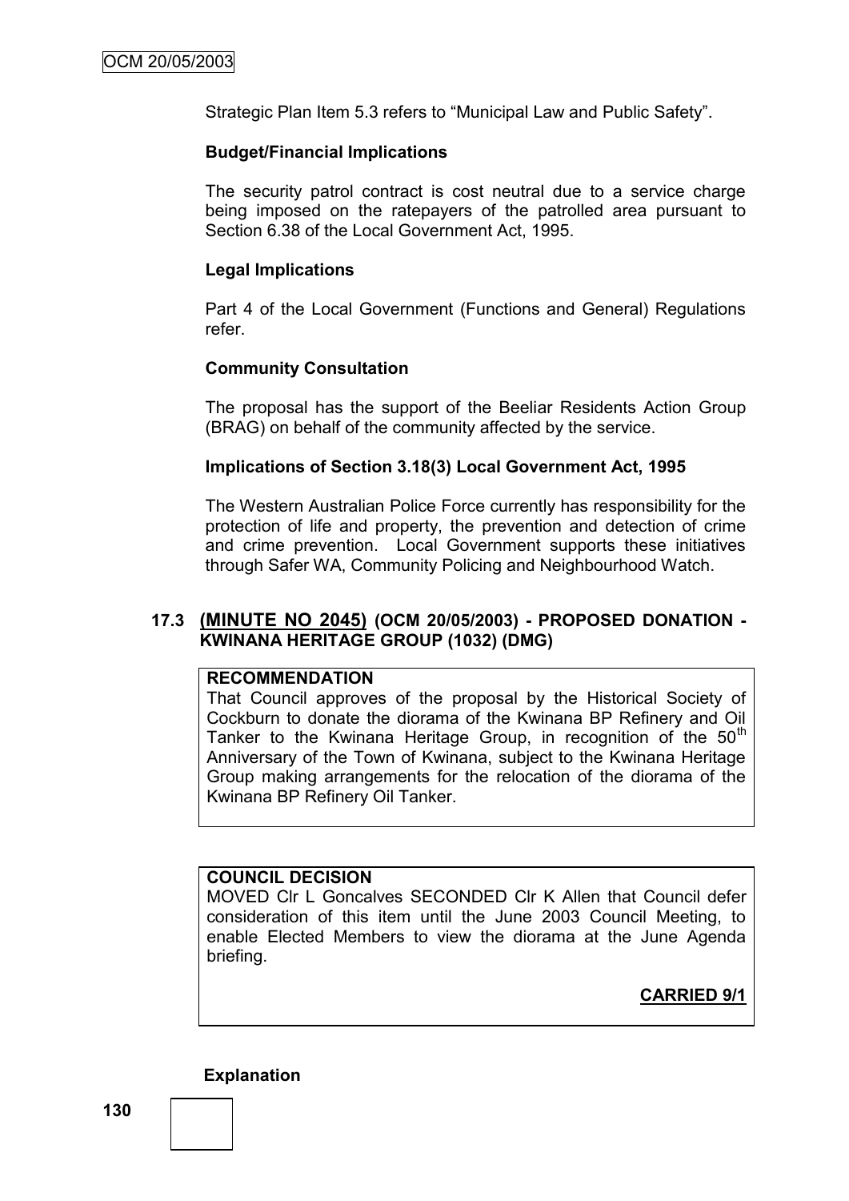Strategic Plan Item 5.3 refers to "Municipal Law and Public Safety".

**Budget/Financial Implications**

The security patrol contract is cost neutral due to a service charge being imposed on the ratepayers of the patrolled area pursuant to Section 6.38 of the Local Government Act, 1995.

**Legal Implications**

Part 4 of the Local Government (Functions and General) Regulations refer.

**Community Consultation**

The proposal has the support of the Beeliar Residents Action Group (BRAG) on behalf of the community affected by the service.

**Implications of Section 3.18(3) Local Government Act, 1995**

The Western Australian Police Force currently has responsibility for the protection of life and property, the prevention and detection of crime and crime prevention. Local Government supports these initiatives through Safer WA, Community Policing and Neighbourhood Watch.

### 17.3 (MINUTE NO 2045) (OCM 20/05/2003) - PROPOSED DONATION - KWINANA HERITAGE GROUP (1032) (DMG)

**RECOMMENDATION**

That Council approves of the proposal by the Historical Society of Cockburn to donate the diorama of the Kwinana BP Refinery and Oil Tanker to the Kwinana Heritage Group, in recognition of the 50th Anniversary of the Town of Kwinana, subject to the Kwinana Heritage Group making arrangements for the relocation of the diorama of the Kwinana BP Refinery Oil Tanker.

**COUNCIL DECISION**

MOVED Clr L Goncalves SECONDED Clr K Allen that Council defer consideration of this item until the June 2003 Council Meeting, to enable Elected Members to view the diorama at the June Agenda briefing.

**CARRIED 9/1**

**Explanation**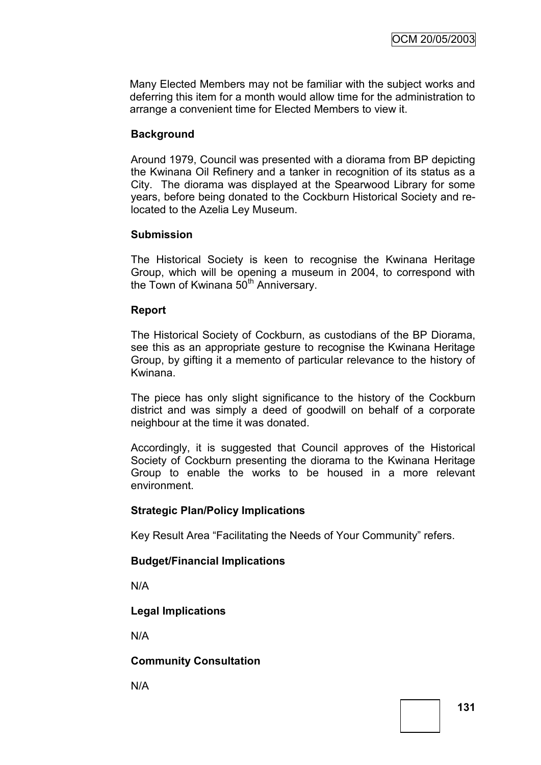Many Elected Members may not be familiar with the subject works and deferring this item for a month would allow time for the administration to arrange a convenient time for Elected Members to view it.

**Background**

Around 1979, Council was presented with a diorama from BP depicting the Kwinana Oil Refinery and a tanker in recognition of its status as a City. The diorama was displayed at the Spearwood Library for some years, before being donated to the Cockburn Historical Society and re-located to the Azelia Ley Museum.

**Submission**

The Historical Society is keen to recognise the Kwinana Heritage Group, which will be opening a museum in 2004, to correspond with the Town of Kwinana 50th Anniversary.

**Report**

The Historical Society of Cockburn, as custodians of the BP Diorama, see this as an appropriate gesture to recognise the Kwinana Heritage Group, by gifting it a memento of particular relevance to the history of Kwinana.

The piece has only slight significance to the history of the Cockburn district and was simply a deed of goodwill on behalf of a corporate neighbour at the time it was donated.

Accordingly, it is suggested that Council approves of the Historical Society of Cockburn presenting the diorama to the Kwinana Heritage Group to enable the works to be housed in a more relevant environment.

**Strategic Plan/Policy Implications**

Key Result Area "Facilitating the Needs of Your Community" refers.

**Budget/Financial Implications**

N/A

**Legal Implications**

N/A

**Community Consultation**

N/A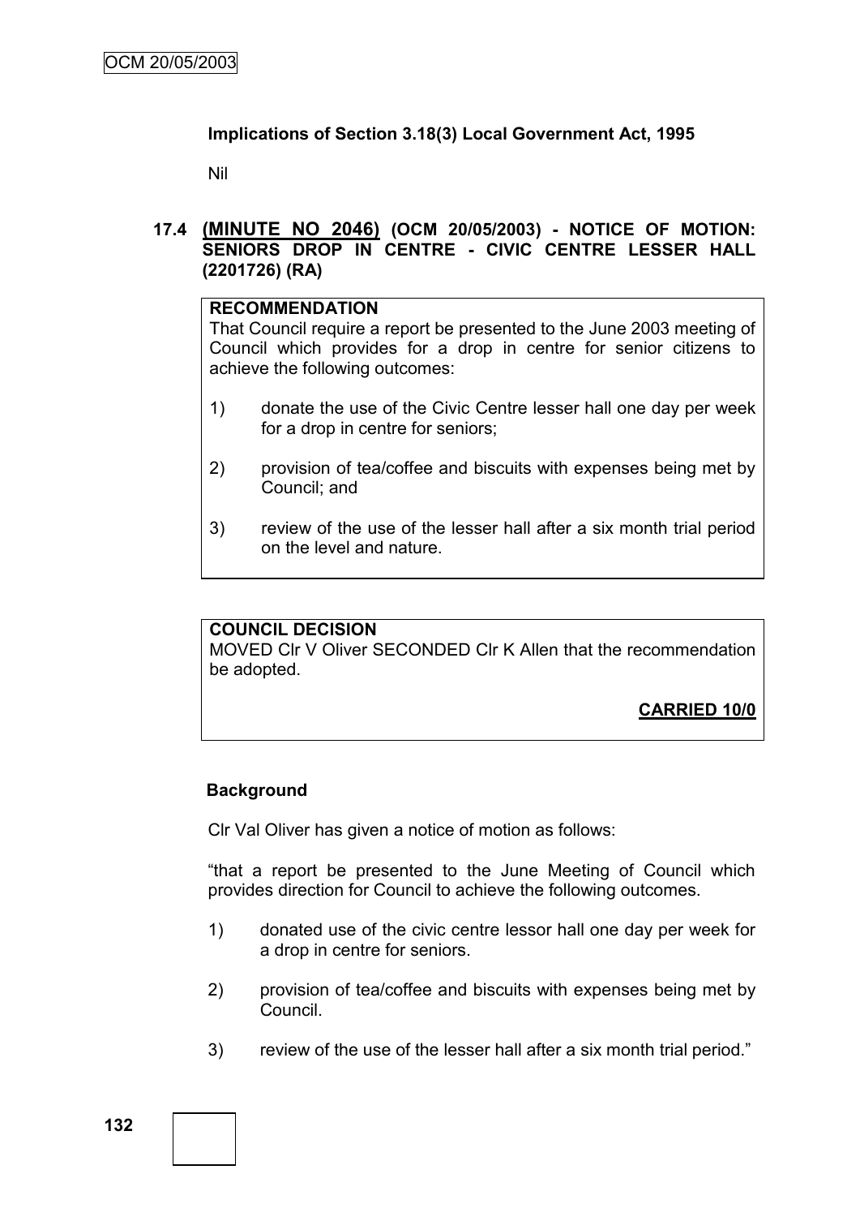**Implications of Section 3.18(3) Local Government Act, 1995**

Nil

### 17.4 (MINUTE NO 2046) (OCM 20/05/2003) - NOTICE OF MOTION: SENIORS DROP IN CENTRE - CIVIC CENTRE LESSER HALL (2201726) (RA)

**RECOMMENDATION**

That Council require a report be presented to the June 2003 meeting of Council which provides for a drop in centre for senior citizens to achieve the following outcomes:

1) donate the use of the Civic Centre lesser hall one day per week for a drop in centre for seniors;

2) provision of tea/coffee and biscuits with expenses being met by Council; and

3) review of the use of the lesser hall after a six month trial period on the level and nature.

**COUNCIL DECISION**

MOVED Clr V Oliver SECONDED Clr K Allen that the recommendation be adopted.

**CARRIED 10/0**

**Background**

Clr Val Oliver has given a notice of motion as follows:

"that a report be presented to the June Meeting of Council which provides direction for Council to achieve the following outcomes.

1) donated use of the civic centre lessor hall one day per week for a drop in centre for seniors.

2) provision of tea/coffee and biscuits with expenses being met by Council.

3) review of the use of the lesser hall after a six month trial period."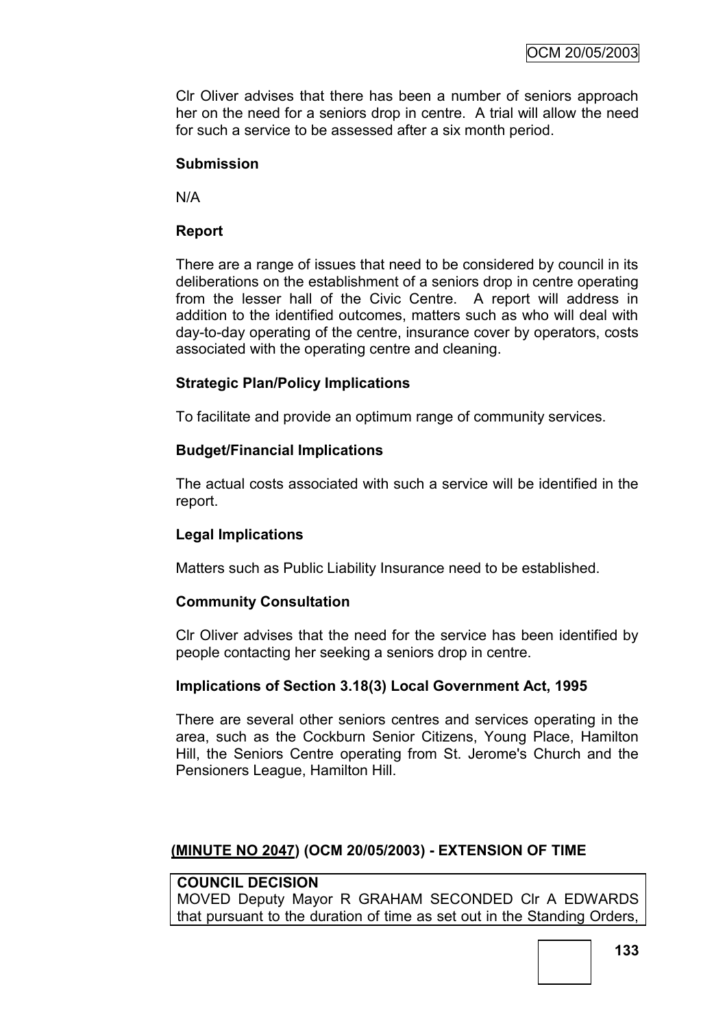Clr Oliver advises that there has been a number of seniors approach her on the need for a seniors drop in centre. A trial will allow the need for such a service to be assessed after a six month period.

**Submission**

N/A

**Report**

There are a range of issues that need to be considered by council in its deliberations on the establishment of a seniors drop in centre operating from the lesser hall of the Civic Centre. A report will address in addition to the identified outcomes, matters such as who will deal with day-to-day operating of the centre, insurance cover by operators, costs associated with the operating centre and cleaning.

**Strategic Plan/Policy Implications**

To facilitate and provide an optimum range of community services.

**Budget/Financial Implications**

The actual costs associated with such a service will be identified in the report.

**Legal Implications**

Matters such as Public Liability Insurance need to be established.

**Community Consultation**

Clr Oliver advises that the need for the service has been identified by people contacting her seeking a seniors drop in centre.

**Implications of Section 3.18(3) Local Government Act, 1995**

There are several other seniors centres and services operating in the area, such as the Cockburn Senior Citizens, Young Place, Hamilton Hill, the Seniors Centre operating from St. Jerome's Church and the Pensioners League, Hamilton Hill.

**(MINUTE NO 2047) (OCM 20/05/2003) - EXTENSION OF TIME**

**COUNCIL DECISION**
MOVED Deputy Mayor R GRAHAM SECONDED Clr A EDWARDS that pursuant to the duration of time as set out in the Standing Orders,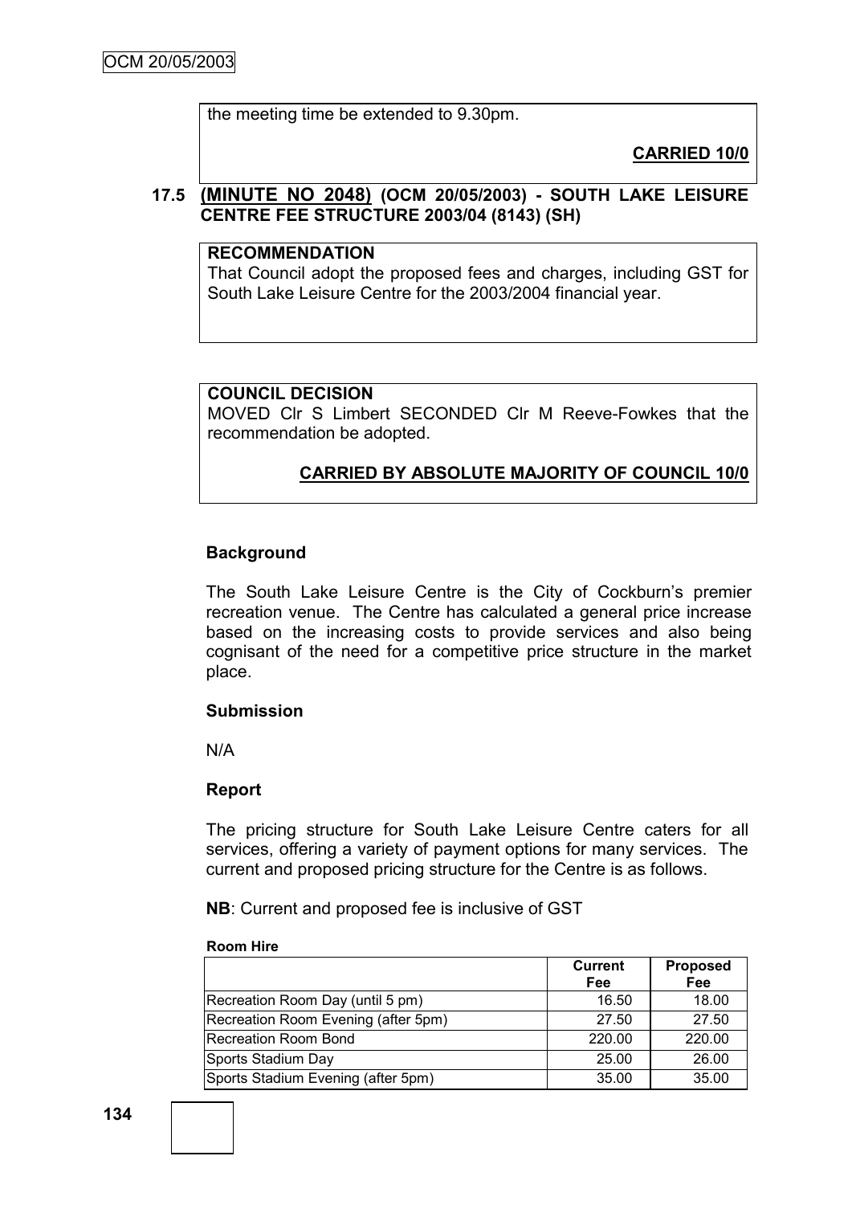the meeting time be extended to 9.30pm.

**CARRIED 10/0**

### 17.5 (MINUTE NO 2048) (OCM 20/05/2003) - SOUTH LAKE LEISURE CENTRE FEE STRUCTURE 2003/04 (8143) (SH)

**RECOMMENDATION**
That Council adopt the proposed fees and charges, including GST for South Lake Leisure Centre for the 2003/2004 financial year.

**COUNCIL DECISION**
MOVED Clr S Limbert SECONDED Clr M Reeve-Fowkes that the recommendation be adopted.

**CARRIED BY ABSOLUTE MAJORITY OF COUNCIL 10/0**

**Background**

The South Lake Leisure Centre is the City of Cockburn's premier recreation venue. The Centre has calculated a general price increase based on the increasing costs to provide services and also being cognisant of the need for a competitive price structure in the market place.

**Submission**

N/A

**Report**

The pricing structure for South Lake Leisure Centre caters for all services, offering a variety of payment options for many services. The current and proposed pricing structure for the Centre is as follows.

**NB**: Current and proposed fee is inclusive of GST

**Room Hire**

| | Current Fee | Proposed Fee |
|---|---|---|
| Recreation Room Day (until 5 pm) | 16.50 | 18.00 |
| Recreation Room Evening (after 5pm) | 27.50 | 27.50 |
| Recreation Room Bond | 220.00 | 220.00 |
| Sports Stadium Day | 25.00 | 26.00 |
| Sports Stadium Evening (after 5pm) | 35.00 | 35.00 |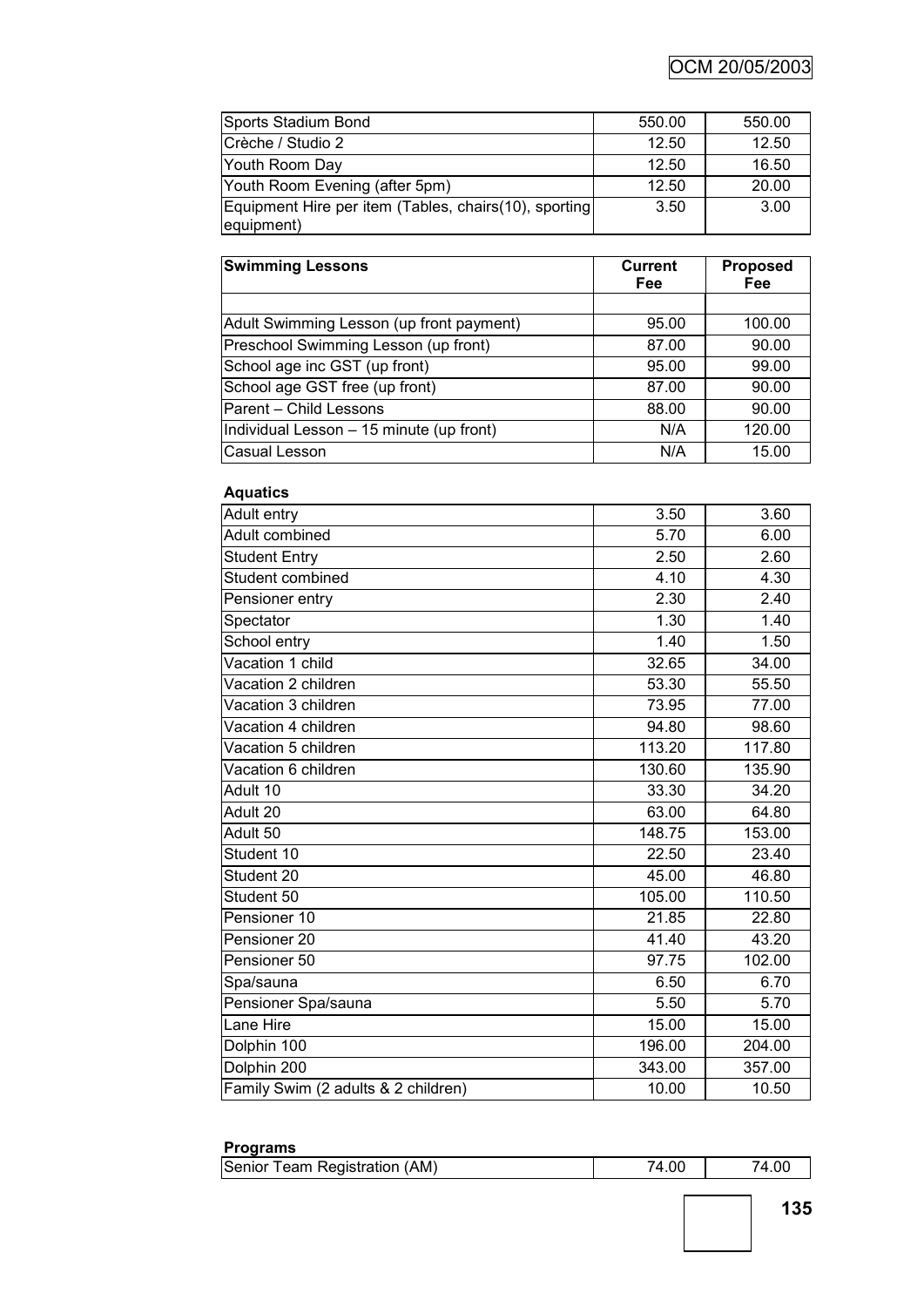| | | |
|---|---|---|
| Sports Stadium Bond | 550.00 | 550.00 |
| Crèche / Studio 2 | 12.50 | 12.50 |
| Youth Room Day | 12.50 | 16.50 |
| Youth Room Evening (after 5pm) | 12.50 | 20.00 |
| Equipment Hire per item (Tables, chairs(10), sporting equipment) | 3.50 | 3.00 |

| **Swimming Lessons** | **Current Fee** | **Proposed Fee** |
|---|---|---|
| | | |
| Adult Swimming Lesson (up front payment) | 95.00 | 100.00 |
| Preschool Swimming Lesson (up front) | 87.00 | 90.00 |
| School age inc GST (up front) | 95.00 | 99.00 |
| School age GST free (up front) | 87.00 | 90.00 |
| Parent – Child Lessons | 88.00 | 90.00 |
| Individual Lesson – 15 minute (up front) | N/A | 120.00 |
| Casual Lesson | N/A | 15.00 |

**Aquatics**

| | | |
|---|---|---|
| Adult entry | 3.50 | 3.60 |
| Adult combined | 5.70 | 6.00 |
| Student Entry | 2.50 | 2.60 |
| Student combined | 4.10 | 4.30 |
| Pensioner entry | 2.30 | 2.40 |
| Spectator | 1.30 | 1.40 |
| School entry | 1.40 | 1.50 |
| Vacation 1 child | 32.65 | 34.00 |
| Vacation 2 children | 53.30 | 55.50 |
| Vacation 3 children | 73.95 | 77.00 |
| Vacation 4 children | 94.80 | 98.60 |
| Vacation 5 children | 113.20 | 117.80 |
| Vacation 6 children | 130.60 | 135.90 |
| Adult 10 | 33.30 | 34.20 |
| Adult 20 | 63.00 | 64.80 |
| Adult 50 | 148.75 | 153.00 |
| Student 10 | 22.50 | 23.40 |
| Student 20 | 45.00 | 46.80 |
| Student 50 | 105.00 | 110.50 |
| Pensioner 10 | 21.85 | 22.80 |
| Pensioner 20 | 41.40 | 43.20 |
| Pensioner 50 | 97.75 | 102.00 |
| Spa/sauna | 6.50 | 6.70 |
| Pensioner Spa/sauna | 5.50 | 5.70 |
| Lane Hire | 15.00 | 15.00 |
| Dolphin 100 | 196.00 | 204.00 |
| Dolphin 200 | 343.00 | 357.00 |
| Family Swim (2 adults & 2 children) | 10.00 | 10.50 |

**Programs**

| | | |
|---|---|---|
| Senior Team Registration (AM) | 74.00 | 74.00 |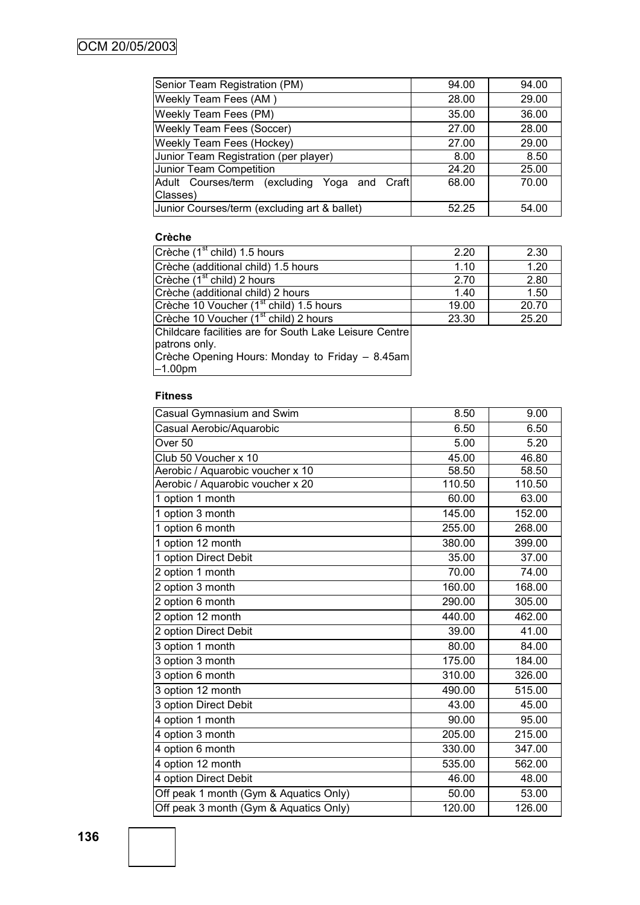| | | |
|---|---|---|
| Senior Team Registration (PM) | 94.00 | 94.00 |
| Weekly Team Fees (AM ) | 28.00 | 29.00 |
| Weekly Team Fees (PM) | 35.00 | 36.00 |
| Weekly Team Fees (Soccer) | 27.00 | 28.00 |
| Weekly Team Fees (Hockey) | 27.00 | 29.00 |
| Junior Team Registration (per player) | 8.00 | 8.50 |
| Junior Team Competition | 24.20 | 25.00 |
| Adult Courses/term (excluding Yoga and Craft Classes) | 68.00 | 70.00 |
| Junior Courses/term (excluding art & ballet) | 52.25 | 54.00 |

**Crèche**

| | | |
|---|---|---|
| Crèche (1st child) 1.5 hours | 2.20 | 2.30 |
| Crèche (additional child) 1.5 hours | 1.10 | 1.20 |
| Crèche (1st child) 2 hours | 2.70 | 2.80 |
| Crèche (additional child) 2 hours | 1.40 | 1.50 |
| Crèche 10 Voucher (1st child) 1.5 hours | 19.00 | 20.70 |
| Crèche 10 Voucher (1st child) 2 hours | 23.30 | 25.20 |
| Childcare facilities are for South Lake Leisure Centre patrons only. Crèche Opening Hours: Monday to Friday – 8.45am –1.00pm | | |

**Fitness**

| | | |
|---|---|---|
| Casual Gymnasium and Swim | 8.50 | 9.00 |
| Casual Aerobic/Aquarobic | 6.50 | 6.50 |
| Over 50 | 5.00 | 5.20 |
| Club 50 Voucher x 10 | 45.00 | 46.80 |
| Aerobic / Aquarobic voucher x 10 | 58.50 | 58.50 |
| Aerobic / Aquarobic voucher x 20 | 110.50 | 110.50 |
| 1 option 1 month | 60.00 | 63.00 |
| 1 option 3 month | 145.00 | 152.00 |
| 1 option 6 month | 255.00 | 268.00 |
| 1 option 12 month | 380.00 | 399.00 |
| 1 option Direct Debit | 35.00 | 37.00 |
| 2 option 1 month | 70.00 | 74.00 |
| 2 option 3 month | 160.00 | 168.00 |
| 2 option 6 month | 290.00 | 305.00 |
| 2 option 12 month | 440.00 | 462.00 |
| 2 option Direct Debit | 39.00 | 41.00 |
| 3 option 1 month | 80.00 | 84.00 |
| 3 option 3 month | 175.00 | 184.00 |
| 3 option 6 month | 310.00 | 326.00 |
| 3 option 12 month | 490.00 | 515.00 |
| 3 option Direct Debit | 43.00 | 45.00 |
| 4 option 1 month | 90.00 | 95.00 |
| 4 option 3 month | 205.00 | 215.00 |
| 4 option 6 month | 330.00 | 347.00 |
| 4 option 12 month | 535.00 | 562.00 |
| 4 option Direct Debit | 46.00 | 48.00 |
| Off peak 1 month (Gym & Aquatics Only) | 50.00 | 53.00 |
| Off peak 3 month (Gym & Aquatics Only) | 120.00 | 126.00 |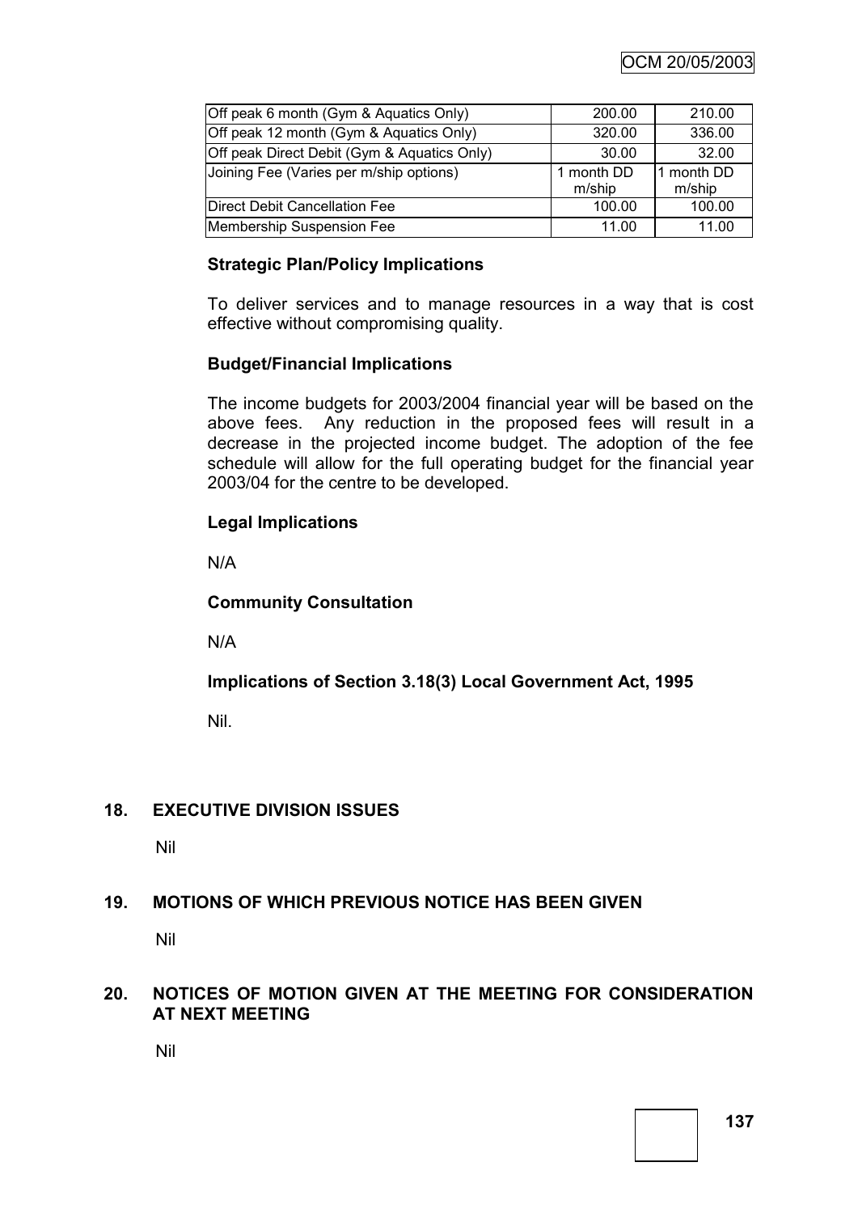| | | |
|---|---|---|
| Off peak 6 month (Gym & Aquatics Only) | 200.00 | 210.00 |
| Off peak 12 month (Gym & Aquatics Only) | 320.00 | 336.00 |
| Off peak Direct Debit (Gym & Aquatics Only) | 30.00 | 32.00 |
| Joining Fee (Varies per m/ship options) | 1 month DD m/ship | 1 month DD m/ship |
| Direct Debit Cancellation Fee | 100.00 | 100.00 |
| Membership Suspension Fee | 11.00 | 11.00 |

**Strategic Plan/Policy Implications**

To deliver services and to manage resources in a way that is cost effective without compromising quality.

**Budget/Financial Implications**

The income budgets for 2003/2004 financial year will be based on the above fees. Any reduction in the proposed fees will result in a decrease in the projected income budget. The adoption of the fee schedule will allow for the full operating budget for the financial year 2003/04 for the centre to be developed.

**Legal Implications**

N/A

**Community Consultation**

N/A

**Implications of Section 3.18(3) Local Government Act, 1995**

Nil.

## 18. EXECUTIVE DIVISION ISSUES

Nil

## 19. MOTIONS OF WHICH PREVIOUS NOTICE HAS BEEN GIVEN

Nil

## 20. NOTICES OF MOTION GIVEN AT THE MEETING FOR CONSIDERATION AT NEXT MEETING

Nil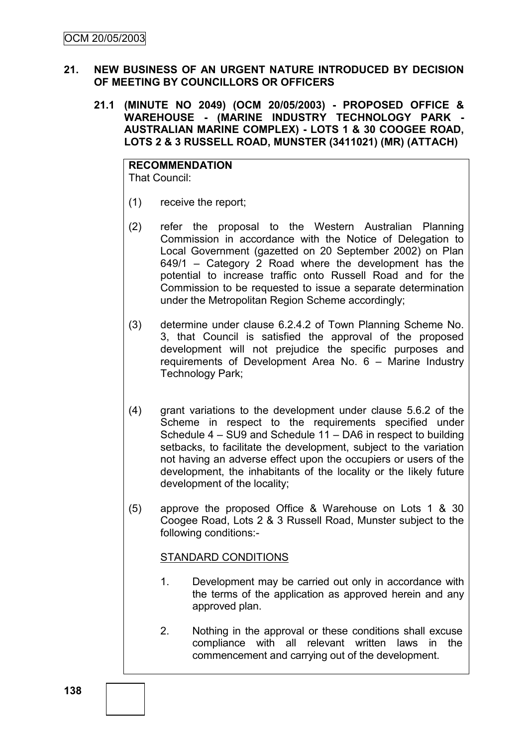## 21. NEW BUSINESS OF AN URGENT NATURE INTRODUCED BY DECISION OF MEETING BY COUNCILLORS OR OFFICERS

### 21.1 (MINUTE NO 2049) (OCM 20/05/2003) - PROPOSED OFFICE & WAREHOUSE - (MARINE INDUSTRY TECHNOLOGY PARK - AUSTRALIAN MARINE COMPLEX) - LOTS 1 & 30 COOGEE ROAD, LOTS 2 & 3 RUSSELL ROAD, MUNSTER (3411021) (MR) (ATTACH)

**RECOMMENDATION**

That Council:

(1) receive the report;

(2) refer the proposal to the Western Australian Planning Commission in accordance with the Notice of Delegation to Local Government (gazetted on 20 September 2002) on Plan 649/1 – Category 2 Road where the development has the potential to increase traffic onto Russell Road and for the Commission to be requested to issue a separate determination under the Metropolitan Region Scheme accordingly;

(3) determine under clause 6.2.4.2 of Town Planning Scheme No. 3, that Council is satisfied the approval of the proposed development will not prejudice the specific purposes and requirements of Development Area No. 6 – Marine Industry Technology Park;

(4) grant variations to the development under clause 5.6.2 of the Scheme in respect to the requirements specified under Schedule 4 – SU9 and Schedule 11 – DA6 in respect to building setbacks, to facilitate the development, subject to the variation not having an adverse effect upon the occupiers or users of the development, the inhabitants of the locality or the likely future development of the locality;

(5) approve the proposed Office & Warehouse on Lots 1 & 30 Coogee Road, Lots 2 & 3 Russell Road, Munster subject to the following conditions:-

STANDARD CONDITIONS

1. Development may be carried out only in accordance with the terms of the application as approved herein and any approved plan.

2. Nothing in the approval or these conditions shall excuse compliance with all relevant written laws in the commencement and carrying out of the development.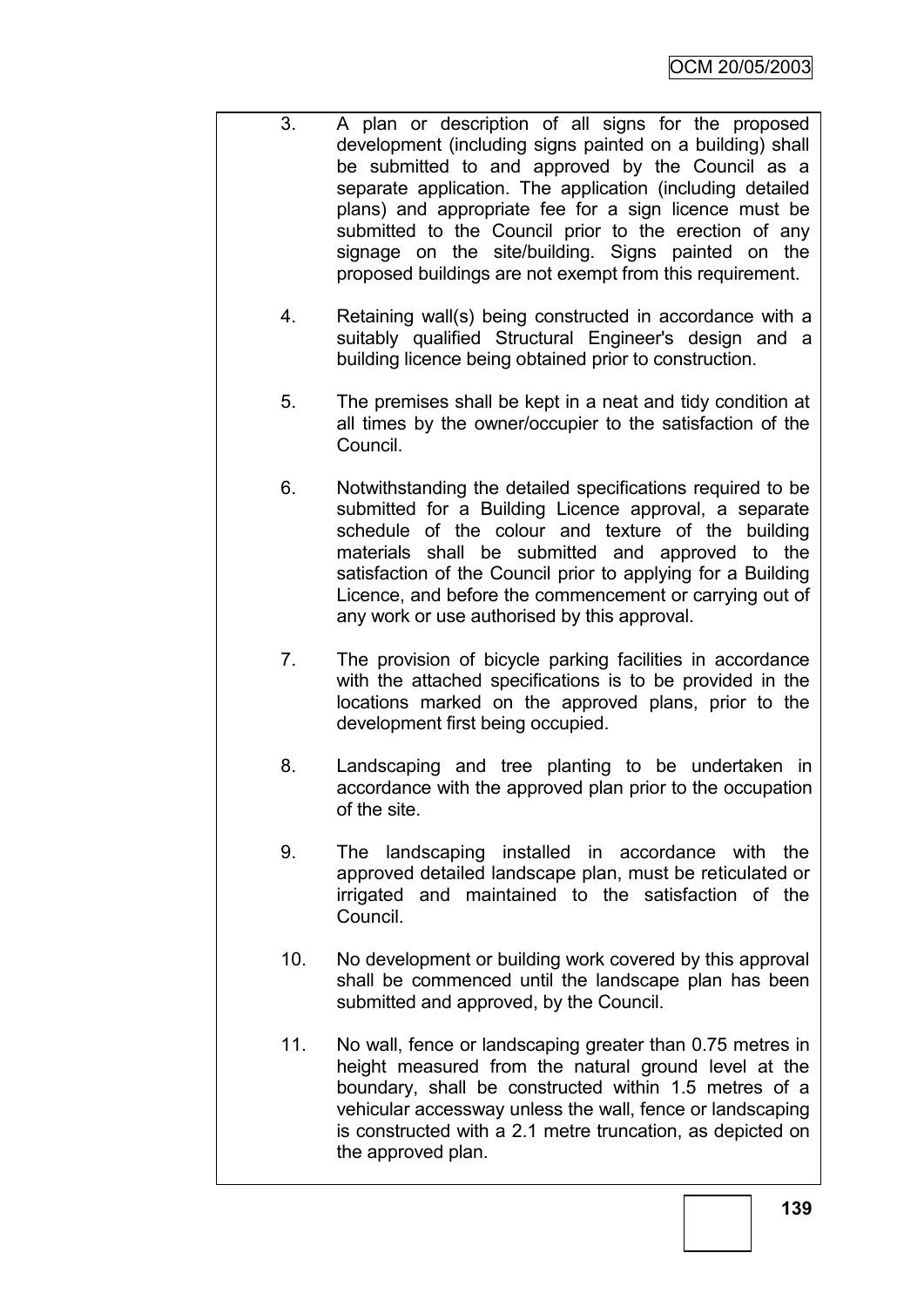3. A plan or description of all signs for the proposed development (including signs painted on a building) shall be submitted to and approved by the Council as a separate application. The application (including detailed plans) and appropriate fee for a sign licence must be submitted to the Council prior to the erection of any signage on the site/building. Signs painted on the proposed buildings are not exempt from this requirement.

4. Retaining wall(s) being constructed in accordance with a suitably qualified Structural Engineer's design and a building licence being obtained prior to construction.

5. The premises shall be kept in a neat and tidy condition at all times by the owner/occupier to the satisfaction of the Council.

6. Notwithstanding the detailed specifications required to be submitted for a Building Licence approval, a separate schedule of the colour and texture of the building materials shall be submitted and approved to the satisfaction of the Council prior to applying for a Building Licence, and before the commencement or carrying out of any work or use authorised by this approval.

7. The provision of bicycle parking facilities in accordance with the attached specifications is to be provided in the locations marked on the approved plans, prior to the development first being occupied.

8. Landscaping and tree planting to be undertaken in accordance with the approved plan prior to the occupation of the site.

9. The landscaping installed in accordance with the approved detailed landscape plan, must be reticulated or irrigated and maintained to the satisfaction of the Council.

10. No development or building work covered by this approval shall be commenced until the landscape plan has been submitted and approved, by the Council.

11. No wall, fence or landscaping greater than 0.75 metres in height measured from the natural ground level at the boundary, shall be constructed within 1.5 metres of a vehicular accessway unless the wall, fence or landscaping is constructed with a 2.1 metre truncation, as depicted on the approved plan.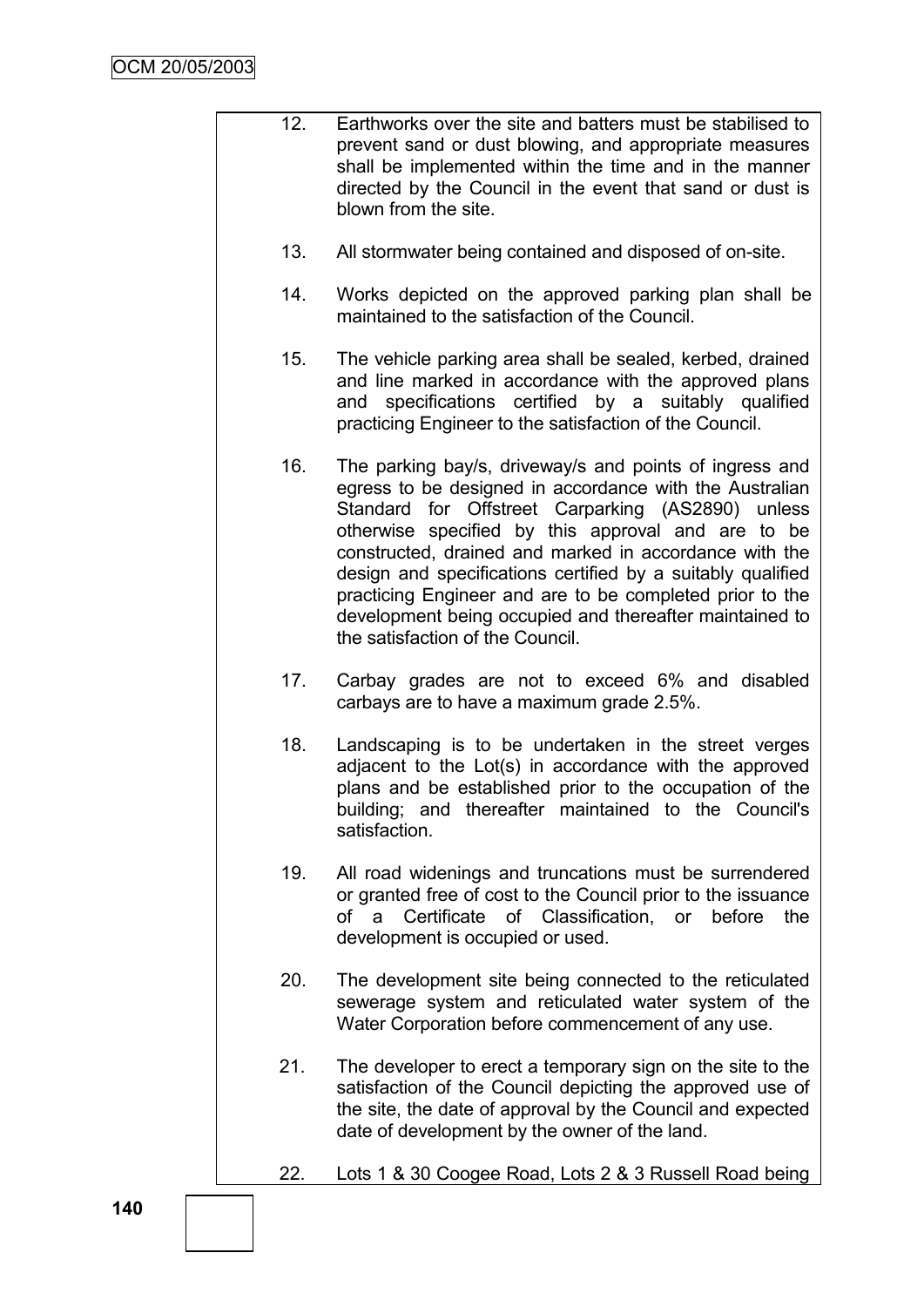12. Earthworks over the site and batters must be stabilised to prevent sand or dust blowing, and appropriate measures shall be implemented within the time and in the manner directed by the Council in the event that sand or dust is blown from the site.

13. All stormwater being contained and disposed of on-site.

14. Works depicted on the approved parking plan shall be maintained to the satisfaction of the Council.

15. The vehicle parking area shall be sealed, kerbed, drained and line marked in accordance with the approved plans and specifications certified by a suitably qualified practicing Engineer to the satisfaction of the Council.

16. The parking bay/s, driveway/s and points of ingress and egress to be designed in accordance with the Australian Standard for Offstreet Carparking (AS2890) unless otherwise specified by this approval and are to be constructed, drained and marked in accordance with the design and specifications certified by a suitably qualified practicing Engineer and are to be completed prior to the development being occupied and thereafter maintained to the satisfaction of the Council.

17. Carbay grades are not to exceed 6% and disabled carbays are to have a maximum grade 2.5%.

18. Landscaping is to be undertaken in the street verges adjacent to the Lot(s) in accordance with the approved plans and be established prior to the occupation of the building; and thereafter maintained to the Council's satisfaction.

19. All road widenings and truncations must be surrendered or granted free of cost to the Council prior to the issuance of a Certificate of Classification, or before the development is occupied or used.

20. The development site being connected to the reticulated sewerage system and reticulated water system of the Water Corporation before commencement of any use.

21. The developer to erect a temporary sign on the site to the satisfaction of the Council depicting the approved use of the site, the date of approval by the Council and expected date of development by the owner of the land.

22. Lots 1 & 30 Coogee Road, Lots 2 & 3 Russell Road being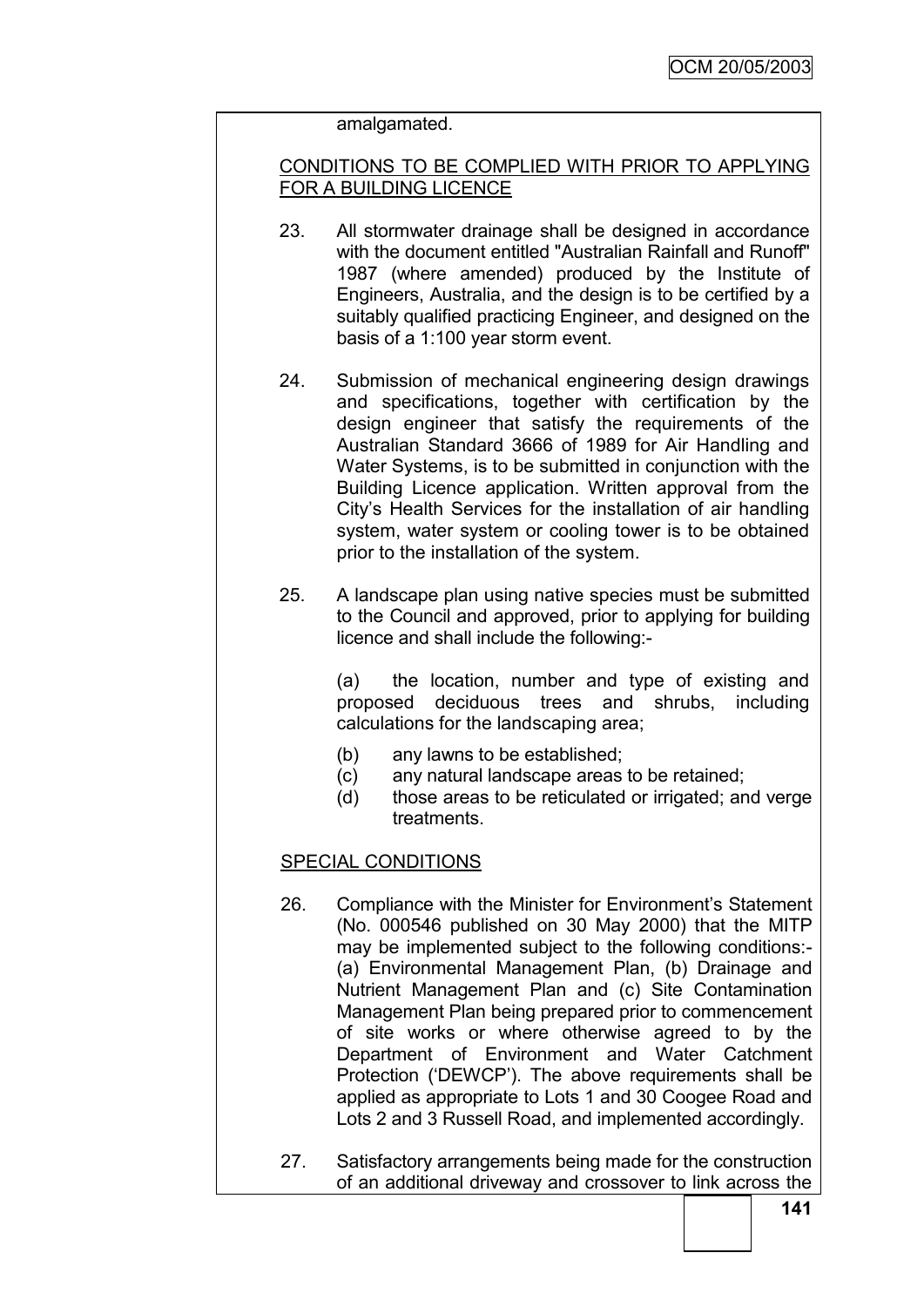amalgamated.

CONDITIONS TO BE COMPLIED WITH PRIOR TO APPLYING FOR A BUILDING LICENCE

23. All stormwater drainage shall be designed in accordance with the document entitled "Australian Rainfall and Runoff" 1987 (where amended) produced by the Institute of Engineers, Australia, and the design is to be certified by a suitably qualified practicing Engineer, and designed on the basis of a 1:100 year storm event.

24. Submission of mechanical engineering design drawings and specifications, together with certification by the design engineer that satisfy the requirements of the Australian Standard 3666 of 1989 for Air Handling and Water Systems, is to be submitted in conjunction with the Building Licence application. Written approval from the City's Health Services for the installation of air handling system, water system or cooling tower is to be obtained prior to the installation of the system.

25. A landscape plan using native species must be submitted to the Council and approved, prior to applying for building licence and shall include the following:-

    (a) the location, number and type of existing and proposed deciduous trees and shrubs, including calculations for the landscaping area;
    (b) any lawns to be established;
    (c) any natural landscape areas to be retained;
    (d) those areas to be reticulated or irrigated; and verge treatments.

SPECIAL CONDITIONS

26. Compliance with the Minister for Environment's Statement (No. 000546 published on 30 May 2000) that the MITP may be implemented subject to the following conditions:- (a) Environmental Management Plan, (b) Drainage and Nutrient Management Plan and (c) Site Contamination Management Plan being prepared prior to commencement of site works or where otherwise agreed to by the Department of Environment and Water Catchment Protection ('DEWCP'). The above requirements shall be applied as appropriate to Lots 1 and 30 Coogee Road and Lots 2 and 3 Russell Road, and implemented accordingly.

27. Satisfactory arrangements being made for the construction of an additional driveway and crossover to link across the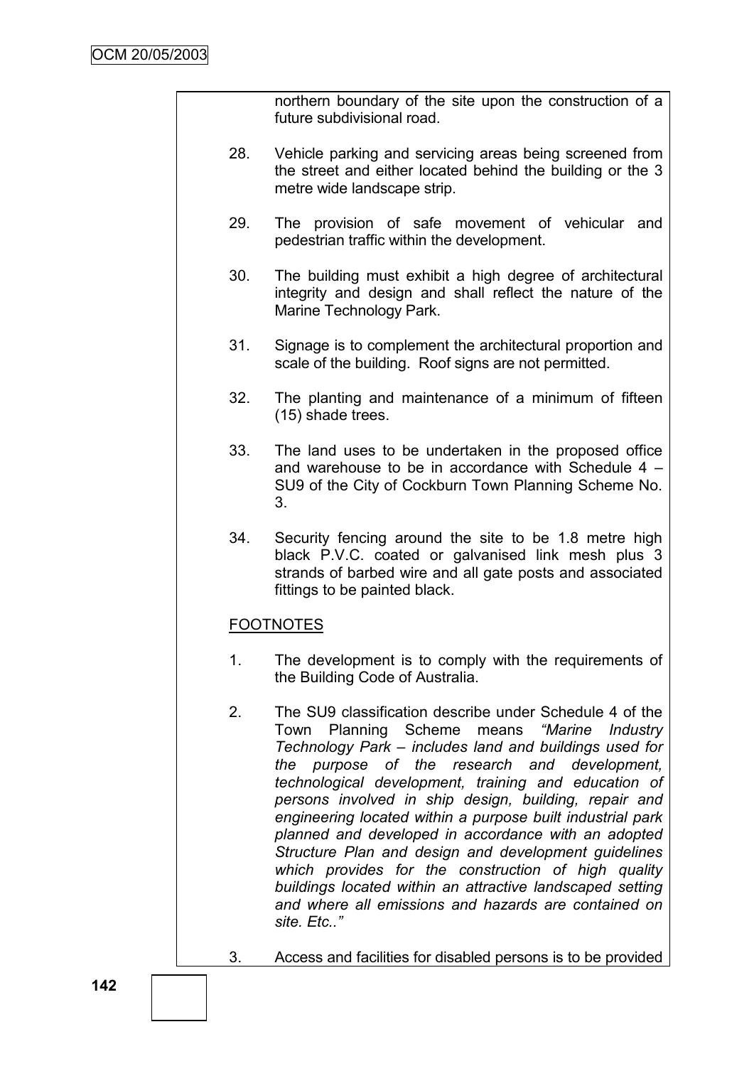northern boundary of the site upon the construction of a future subdivisional road.

28. Vehicle parking and servicing areas being screened from the street and either located behind the building or the 3 metre wide landscape strip.

29. The provision of safe movement of vehicular and pedestrian traffic within the development.

30. The building must exhibit a high degree of architectural integrity and design and shall reflect the nature of the Marine Technology Park.

31. Signage is to complement the architectural proportion and scale of the building. Roof signs are not permitted.

32. The planting and maintenance of a minimum of fifteen (15) shade trees.

33. The land uses to be undertaken in the proposed office and warehouse to be in accordance with Schedule 4 – SU9 of the City of Cockburn Town Planning Scheme No. 3.

34. Security fencing around the site to be 1.8 metre high black P.V.C. coated or galvanised link mesh plus 3 strands of barbed wire and all gate posts and associated fittings to be painted black.

FOOTNOTES

1. The development is to comply with the requirements of the Building Code of Australia.

2. The SU9 classification describe under Schedule 4 of the Town Planning Scheme means *"Marine Industry Technology Park – includes land and buildings used for the purpose of the research and development, technological development, training and education of persons involved in ship design, building, repair and engineering located within a purpose built industrial park planned and developed in accordance with an adopted Structure Plan and design and development guidelines which provides for the construction of high quality buildings located within an attractive landscaped setting and where all emissions and hazards are contained on site. Etc.."*

3. Access and facilities for disabled persons is to be provided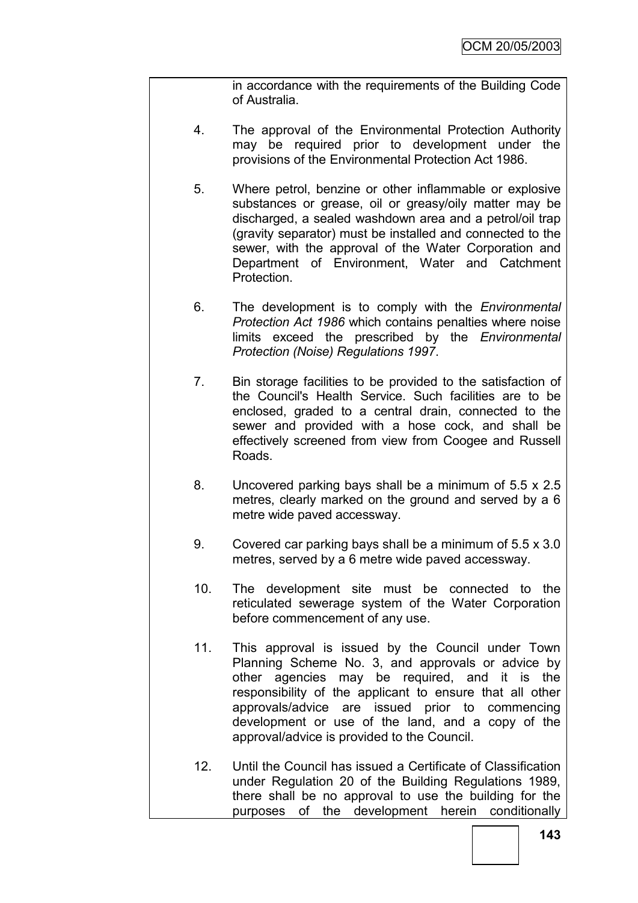in accordance with the requirements of the Building Code of Australia.

4. The approval of the Environmental Protection Authority may be required prior to development under the provisions of the Environmental Protection Act 1986.

5. Where petrol, benzine or other inflammable or explosive substances or grease, oil or greasy/oily matter may be discharged, a sealed washdown area and a petrol/oil trap (gravity separator) must be installed and connected to the sewer, with the approval of the Water Corporation and Department of Environment, Water and Catchment Protection.

6. The development is to comply with the *Environmental Protection Act 1986* which contains penalties where noise limits exceed the prescribed by the *Environmental Protection (Noise) Regulations 1997*.

7. Bin storage facilities to be provided to the satisfaction of the Council's Health Service. Such facilities are to be enclosed, graded to a central drain, connected to the sewer and provided with a hose cock, and shall be effectively screened from view from Coogee and Russell Roads.

8. Uncovered parking bays shall be a minimum of 5.5 x 2.5 metres, clearly marked on the ground and served by a 6 metre wide paved accessway.

9. Covered car parking bays shall be a minimum of 5.5 x 3.0 metres, served by a 6 metre wide paved accessway.

10. The development site must be connected to the reticulated sewerage system of the Water Corporation before commencement of any use.

11. This approval is issued by the Council under Town Planning Scheme No. 3, and approvals or advice by other agencies may be required, and it is the responsibility of the applicant to ensure that all other approvals/advice are issued prior to commencing development or use of the land, and a copy of the approval/advice is provided to the Council.

12. Until the Council has issued a Certificate of Classification under Regulation 20 of the Building Regulations 1989, there shall be no approval to use the building for the purposes of the development herein conditionally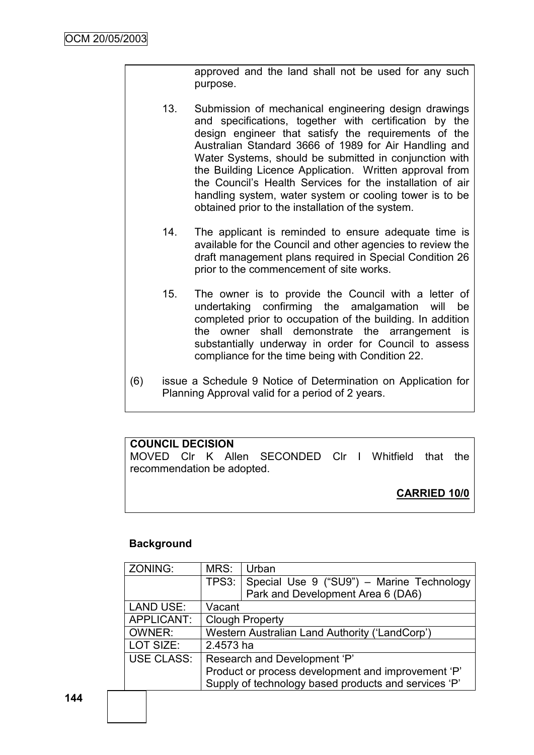approved and the land shall not be used for any such purpose.

13. Submission of mechanical engineering design drawings and specifications, together with certification by the design engineer that satisfy the requirements of the Australian Standard 3666 of 1989 for Air Handling and Water Systems, should be submitted in conjunction with the Building Licence Application. Written approval from the Council's Health Services for the installation of air handling system, water system or cooling tower is to be obtained prior to the installation of the system.

14. The applicant is reminded to ensure adequate time is available for the Council and other agencies to review the draft management plans required in Special Condition 26 prior to the commencement of site works.

15. The owner is to provide the Council with a letter of undertaking confirming the amalgamation will be completed prior to occupation of the building. In addition the owner shall demonstrate the arrangement is substantially underway in order for Council to assess compliance for the time being with Condition 22.

(6) issue a Schedule 9 Notice of Determination on Application for Planning Approval valid for a period of 2 years.

**COUNCIL DECISION**
MOVED Clr K Allen SECONDED Clr I Whitfield that the recommendation be adopted.

**CARRIED 10/0**

**Background**

| ZONING: | MRS: | Urban |
|---|---|---|
| | TPS3: | Special Use 9 ("SU9") – Marine Technology Park and Development Area 6 (DA6) |
| LAND USE: | Vacant | |
| APPLICANT: | Clough Property | |
| OWNER: | Western Australian Land Authority ('LandCorp') | |
| LOT SIZE: | 2.4573 ha | |
| USE CLASS: | Research and Development 'P'<br>Product or process development and improvement 'P'<br>Supply of technology based products and services 'P' | |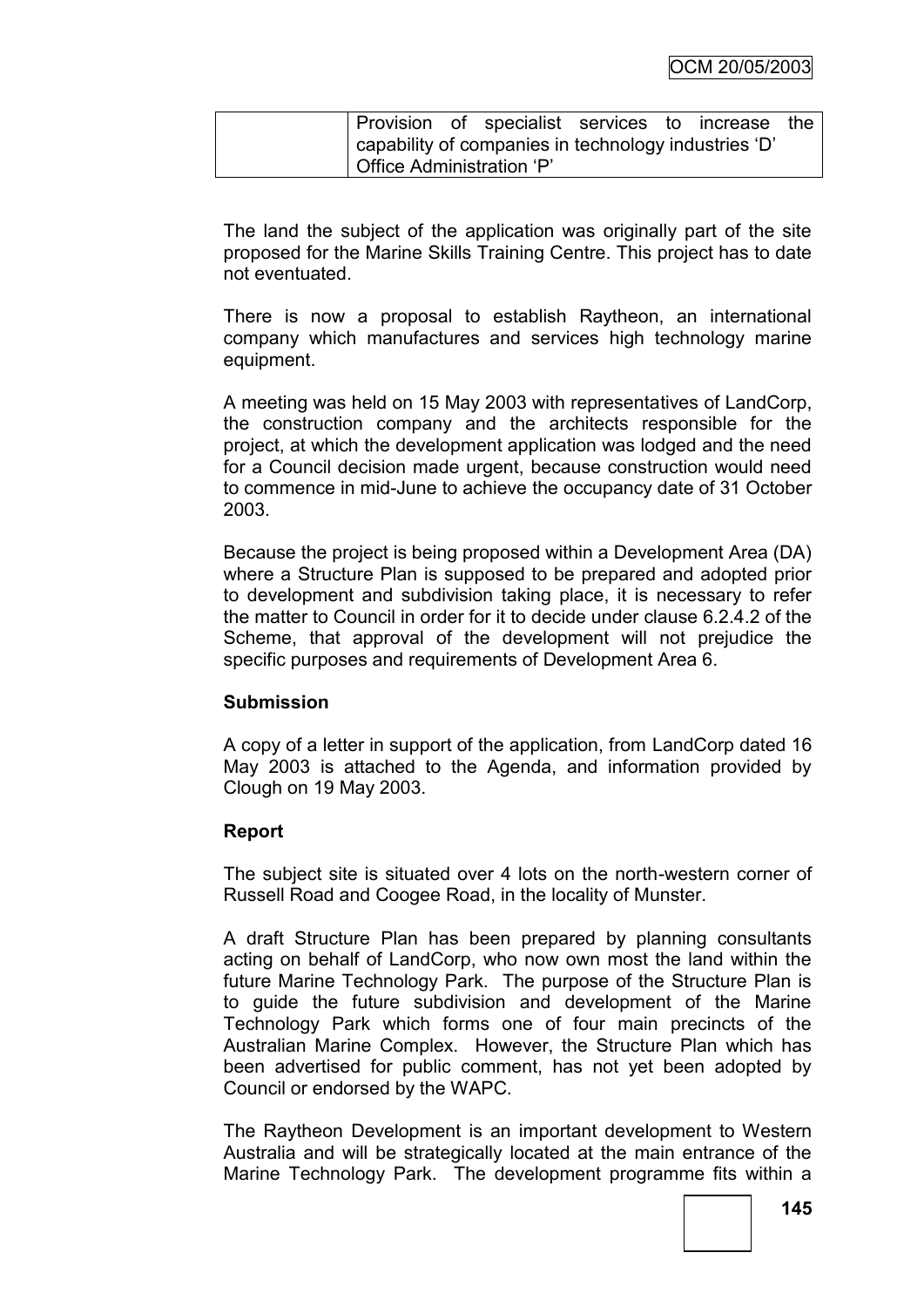| | Provision of specialist services to increase the capability of companies in technology industries 'D'<br>Office Administration 'P' |
|---|---|

The land the subject of the application was originally part of the site proposed for the Marine Skills Training Centre. This project has to date not eventuated.

There is now a proposal to establish Raytheon, an international company which manufactures and services high technology marine equipment.

A meeting was held on 15 May 2003 with representatives of LandCorp, the construction company and the architects responsible for the project, at which the development application was lodged and the need for a Council decision made urgent, because construction would need to commence in mid-June to achieve the occupancy date of 31 October 2003.

Because the project is being proposed within a Development Area (DA) where a Structure Plan is supposed to be prepared and adopted prior to development and subdivision taking place, it is necessary to refer the matter to Council in order for it to decide under clause 6.2.4.2 of the Scheme, that approval of the development will not prejudice the specific purposes and requirements of Development Area 6.

**Submission**

A copy of a letter in support of the application, from LandCorp dated 16 May 2003 is attached to the Agenda, and information provided by Clough on 19 May 2003.

**Report**

The subject site is situated over 4 lots on the north-western corner of Russell Road and Coogee Road, in the locality of Munster.

A draft Structure Plan has been prepared by planning consultants acting on behalf of LandCorp, who now own most the land within the future Marine Technology Park. The purpose of the Structure Plan is to guide the future subdivision and development of the Marine Technology Park which forms one of four main precincts of the Australian Marine Complex. However, the Structure Plan which has been advertised for public comment, has not yet been adopted by Council or endorsed by the WAPC.

The Raytheon Development is an important development to Western Australia and will be strategically located at the main entrance of the Marine Technology Park. The development programme fits within a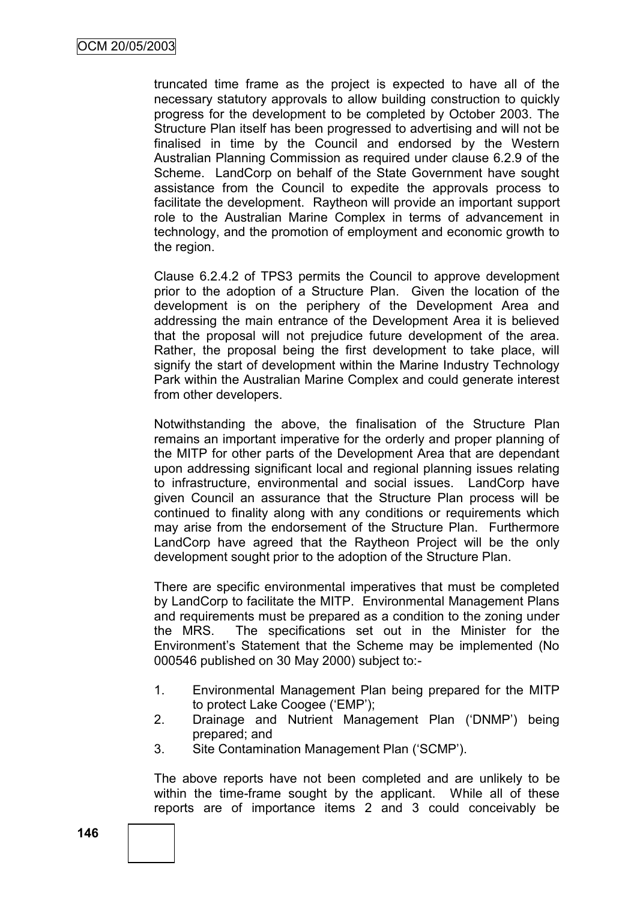truncated time frame as the project is expected to have all of the necessary statutory approvals to allow building construction to quickly progress for the development to be completed by October 2003. The Structure Plan itself has been progressed to advertising and will not be finalised in time by the Council and endorsed by the Western Australian Planning Commission as required under clause 6.2.9 of the Scheme. LandCorp on behalf of the State Government have sought assistance from the Council to expedite the approvals process to facilitate the development. Raytheon will provide an important support role to the Australian Marine Complex in terms of advancement in technology, and the promotion of employment and economic growth to the region.

Clause 6.2.4.2 of TPS3 permits the Council to approve development prior to the adoption of a Structure Plan. Given the location of the development is on the periphery of the Development Area and addressing the main entrance of the Development Area it is believed that the proposal will not prejudice future development of the area. Rather, the proposal being the first development to take place, will signify the start of development within the Marine Industry Technology Park within the Australian Marine Complex and could generate interest from other developers.

Notwithstanding the above, the finalisation of the Structure Plan remains an important imperative for the orderly and proper planning of the MITP for other parts of the Development Area that are dependant upon addressing significant local and regional planning issues relating to infrastructure, environmental and social issues. LandCorp have given Council an assurance that the Structure Plan process will be continued to finality along with any conditions or requirements which may arise from the endorsement of the Structure Plan. Furthermore LandCorp have agreed that the Raytheon Project will be the only development sought prior to the adoption of the Structure Plan.

There are specific environmental imperatives that must be completed by LandCorp to facilitate the MITP. Environmental Management Plans and requirements must be prepared as a condition to the zoning under the MRS. The specifications set out in the Minister for the Environment's Statement that the Scheme may be implemented (No 000546 published on 30 May 2000) subject to:-

1. Environmental Management Plan being prepared for the MITP to protect Lake Coogee ('EMP');
2. Drainage and Nutrient Management Plan ('DNMP') being prepared; and
3. Site Contamination Management Plan ('SCMP').

The above reports have not been completed and are unlikely to be within the time-frame sought by the applicant. While all of these reports are of importance items 2 and 3 could conceivably be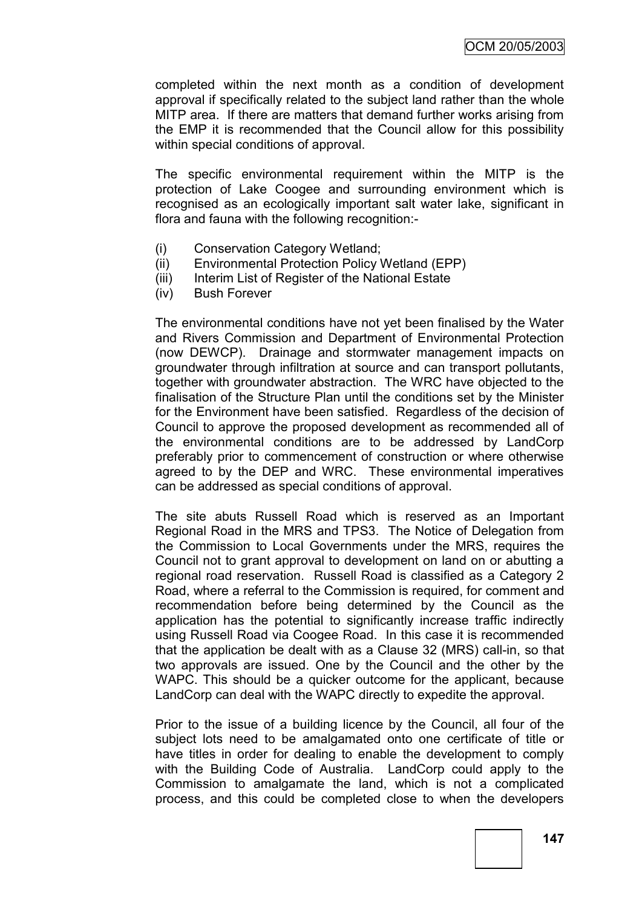completed within the next month as a condition of development approval if specifically related to the subject land rather than the whole MITP area. If there are matters that demand further works arising from the EMP it is recommended that the Council allow for this possibility within special conditions of approval.

The specific environmental requirement within the MITP is the protection of Lake Coogee and surrounding environment which is recognised as an ecologically important salt water lake, significant in flora and fauna with the following recognition:-

(i) Conservation Category Wetland;
(ii) Environmental Protection Policy Wetland (EPP)
(iii) Interim List of Register of the National Estate
(iv) Bush Forever

The environmental conditions have not yet been finalised by the Water and Rivers Commission and Department of Environmental Protection (now DEWCP). Drainage and stormwater management impacts on groundwater through infiltration at source and can transport pollutants, together with groundwater abstraction. The WRC have objected to the finalisation of the Structure Plan until the conditions set by the Minister for the Environment have been satisfied. Regardless of the decision of Council to approve the proposed development as recommended all of the environmental conditions are to be addressed by LandCorp preferably prior to commencement of construction or where otherwise agreed to by the DEP and WRC. These environmental imperatives can be addressed as special conditions of approval.

The site abuts Russell Road which is reserved as an Important Regional Road in the MRS and TPS3. The Notice of Delegation from the Commission to Local Governments under the MRS, requires the Council not to grant approval to development on land on or abutting a regional road reservation. Russell Road is classified as a Category 2 Road, where a referral to the Commission is required, for comment and recommendation before being determined by the Council as the application has the potential to significantly increase traffic indirectly using Russell Road via Coogee Road. In this case it is recommended that the application be dealt with as a Clause 32 (MRS) call-in, so that two approvals are issued. One by the Council and the other by the WAPC. This should be a quicker outcome for the applicant, because LandCorp can deal with the WAPC directly to expedite the approval.

Prior to the issue of a building licence by the Council, all four of the subject lots need to be amalgamated onto one certificate of title or have titles in order for dealing to enable the development to comply with the Building Code of Australia. LandCorp could apply to the Commission to amalgamate the land, which is not a complicated process, and this could be completed close to when the developers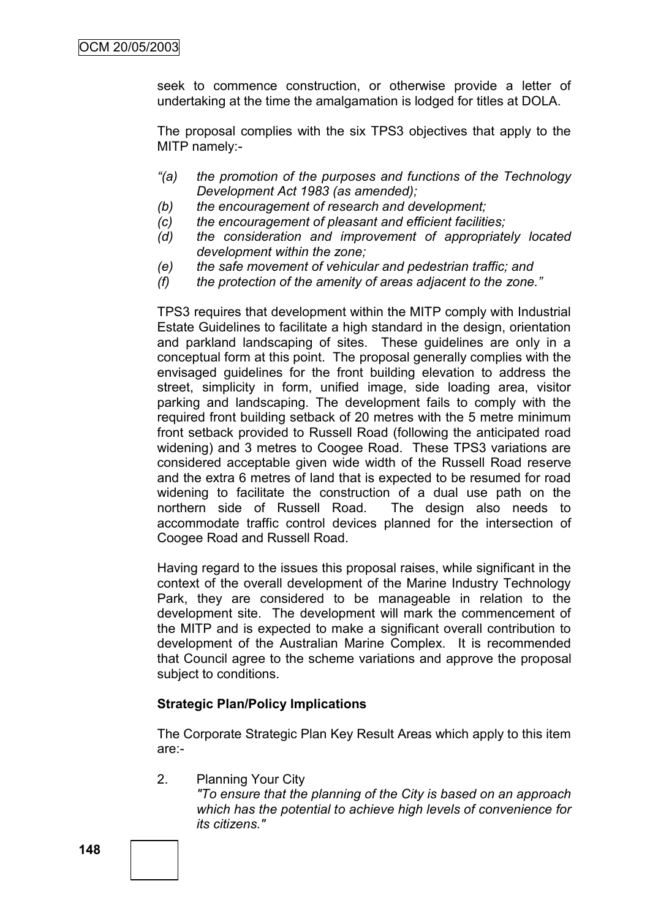seek to commence construction, or otherwise provide a letter of undertaking at the time the amalgamation is lodged for titles at DOLA.

The proposal complies with the six TPS3 objectives that apply to the MITP namely:-

*"(a) the promotion of the purposes and functions of the Technology Development Act 1983 (as amended);*
*(b) the encouragement of research and development;*
*(c) the encouragement of pleasant and efficient facilities;*
*(d) the consideration and improvement of appropriately located development within the zone;*
*(e) the safe movement of vehicular and pedestrian traffic; and*
*(f) the protection of the amenity of areas adjacent to the zone."*

TPS3 requires that development within the MITP comply with Industrial Estate Guidelines to facilitate a high standard in the design, orientation and parkland landscaping of sites. These guidelines are only in a conceptual form at this point. The proposal generally complies with the envisaged guidelines for the front building elevation to address the street, simplicity in form, unified image, side loading area, visitor parking and landscaping. The development fails to comply with the required front building setback of 20 metres with the 5 metre minimum front setback provided to Russell Road (following the anticipated road widening) and 3 metres to Coogee Road. These TPS3 variations are considered acceptable given wide width of the Russell Road reserve and the extra 6 metres of land that is expected to be resumed for road widening to facilitate the construction of a dual use path on the northern side of Russell Road. The design also needs to accommodate traffic control devices planned for the intersection of Coogee Road and Russell Road.

Having regard to the issues this proposal raises, while significant in the context of the overall development of the Marine Industry Technology Park, they are considered to be manageable in relation to the development site. The development will mark the commencement of the MITP and is expected to make a significant overall contribution to development of the Australian Marine Complex. It is recommended that Council agree to the scheme variations and approve the proposal subject to conditions.

**Strategic Plan/Policy Implications**

The Corporate Strategic Plan Key Result Areas which apply to this item are:-

2. Planning Your City
   *"To ensure that the planning of the City is based on an approach which has the potential to achieve high levels of convenience for its citizens."*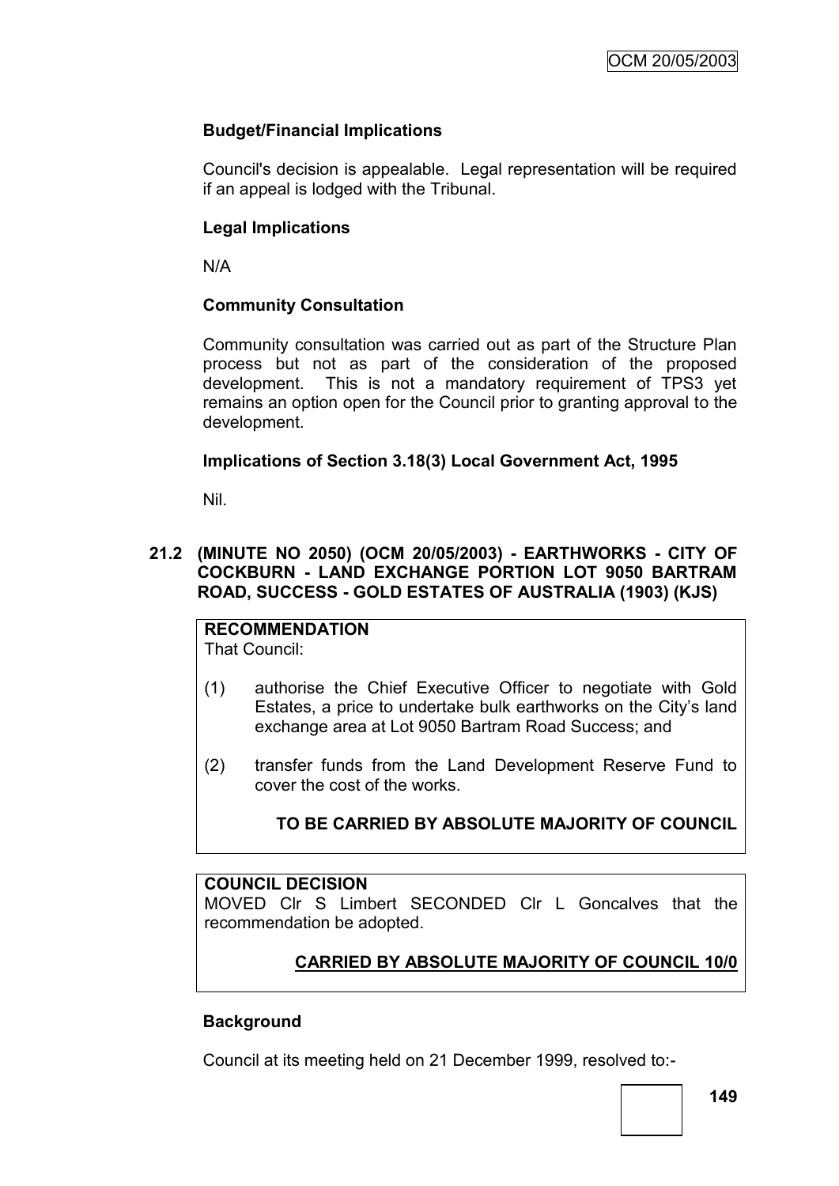**Budget/Financial Implications**

Council's decision is appealable. Legal representation will be required if an appeal is lodged with the Tribunal.

**Legal Implications**

N/A

**Community Consultation**

Community consultation was carried out as part of the Structure Plan process but not as part of the consideration of the proposed development. This is not a mandatory requirement of TPS3 yet remains an option open for the Council prior to granting approval to the development.

**Implications of Section 3.18(3) Local Government Act, 1995**

Nil.

**21.2 (MINUTE NO 2050) (OCM 20/05/2003) - EARTHWORKS - CITY OF COCKBURN - LAND EXCHANGE PORTION LOT 9050 BARTRAM ROAD, SUCCESS - GOLD ESTATES OF AUSTRALIA (1903) (KJS)**

**RECOMMENDATION**
That Council:

(1) authorise the Chief Executive Officer to negotiate with Gold Estates, a price to undertake bulk earthworks on the City's land exchange area at Lot 9050 Bartram Road Success; and

(2) transfer funds from the Land Development Reserve Fund to cover the cost of the works.

**TO BE CARRIED BY ABSOLUTE MAJORITY OF COUNCIL**

**COUNCIL DECISION**
MOVED Clr S Limbert SECONDED Clr L Goncalves that the recommendation be adopted.

**CARRIED BY ABSOLUTE MAJORITY OF COUNCIL 10/0**

**Background**

Council at its meeting held on 21 December 1999, resolved to:-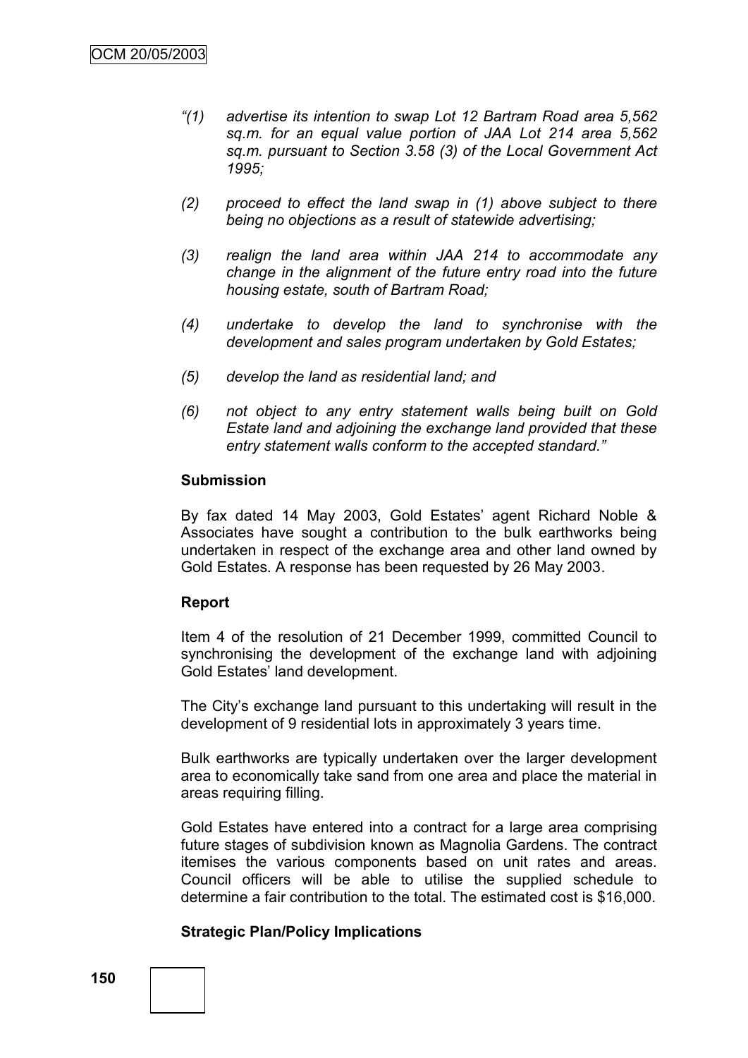*"(1) advertise its intention to swap Lot 12 Bartram Road area 5,562 sq.m. for an equal value portion of JAA Lot 214 area 5,562 sq.m. pursuant to Section 3.58 (3) of the Local Government Act 1995;*

*(2) proceed to effect the land swap in (1) above subject to there being no objections as a result of statewide advertising;*

*(3) realign the land area within JAA 214 to accommodate any change in the alignment of the future entry road into the future housing estate, south of Bartram Road;*

*(4) undertake to develop the land to synchronise with the development and sales program undertaken by Gold Estates;*

*(5) develop the land as residential land; and*

*(6) not object to any entry statement walls being built on Gold Estate land and adjoining the exchange land provided that these entry statement walls conform to the accepted standard."*

**Submission**

By fax dated 14 May 2003, Gold Estates' agent Richard Noble & Associates have sought a contribution to the bulk earthworks being undertaken in respect of the exchange area and other land owned by Gold Estates. A response has been requested by 26 May 2003.

**Report**

Item 4 of the resolution of 21 December 1999, committed Council to synchronising the development of the exchange land with adjoining Gold Estates' land development.

The City's exchange land pursuant to this undertaking will result in the development of 9 residential lots in approximately 3 years time.

Bulk earthworks are typically undertaken over the larger development area to economically take sand from one area and place the material in areas requiring filling.

Gold Estates have entered into a contract for a large area comprising future stages of subdivision known as Magnolia Gardens. The contract itemises the various components based on unit rates and areas. Council officers will be able to utilise the supplied schedule to determine a fair contribution to the total. The estimated cost is $16,000.

**Strategic Plan/Policy Implications**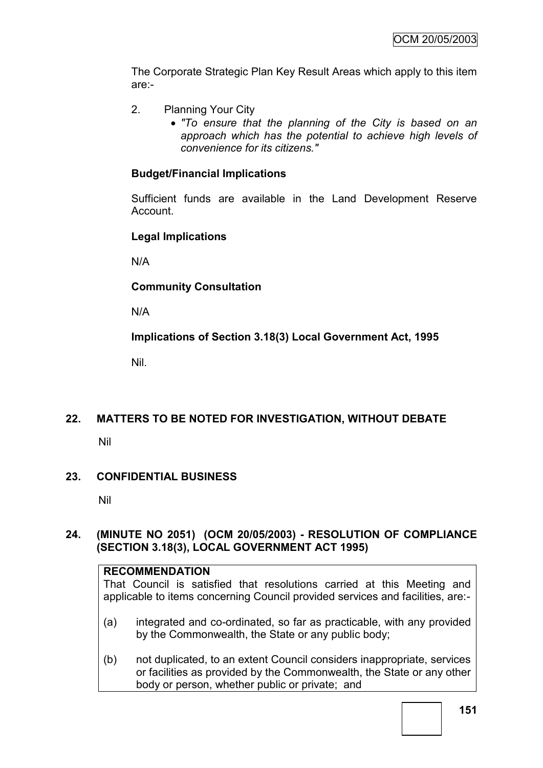The Corporate Strategic Plan Key Result Areas which apply to this item are:-

2. Planning Your City
   - *"To ensure that the planning of the City is based on an approach which has the potential to achieve high levels of convenience for its citizens."*

**Budget/Financial Implications**

Sufficient funds are available in the Land Development Reserve Account.

**Legal Implications**

N/A

**Community Consultation**

N/A

**Implications of Section 3.18(3) Local Government Act, 1995**

Nil.

## 22. MATTERS TO BE NOTED FOR INVESTIGATION, WITHOUT DEBATE

Nil

## 23. CONFIDENTIAL BUSINESS

Nil

## 24. (MINUTE NO 2051) (OCM 20/05/2003) - RESOLUTION OF COMPLIANCE (SECTION 3.18(3), LOCAL GOVERNMENT ACT 1995)

**RECOMMENDATION**

That Council is satisfied that resolutions carried at this Meeting and applicable to items concerning Council provided services and facilities, are:-

(a) integrated and co-ordinated, so far as practicable, with any provided by the Commonwealth, the State or any public body;

(b) not duplicated, to an extent Council considers inappropriate, services or facilities as provided by the Commonwealth, the State or any other body or person, whether public or private; and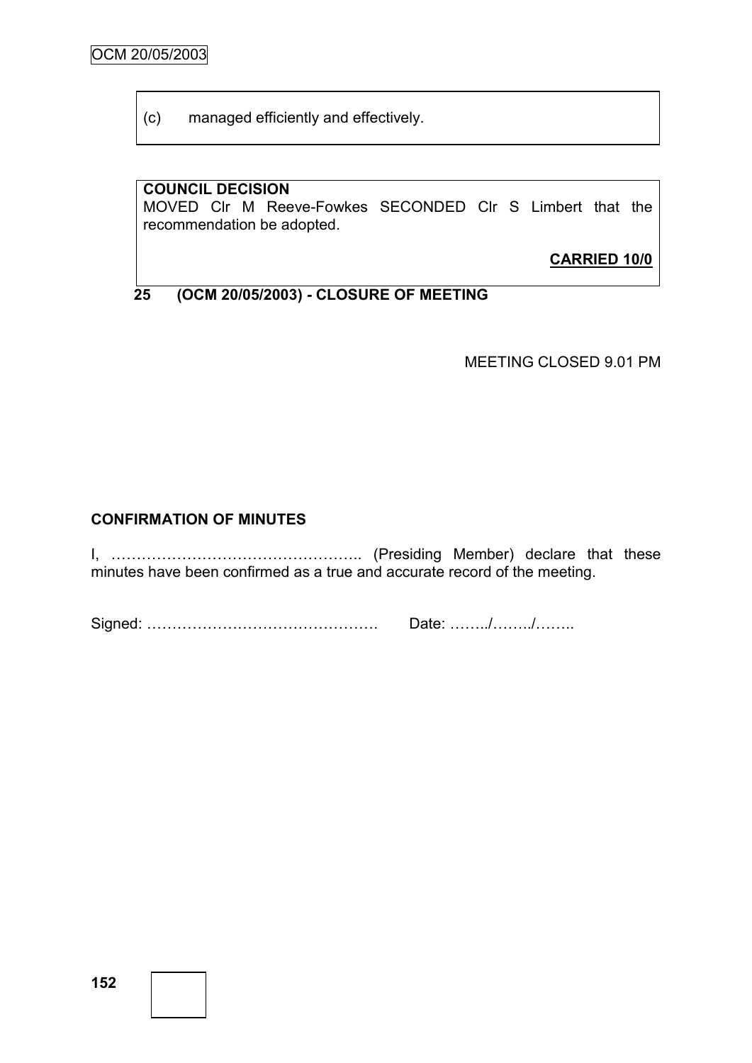(c) managed efficiently and effectively.

**COUNCIL DECISION**

MOVED Clr M Reeve-Fowkes SECONDED Clr S Limbert that the recommendation be adopted.

**CARRIED 10/0**

## 25 (OCM 20/05/2003) - CLOSURE OF MEETING

MEETING CLOSED 9.01 PM

**CONFIRMATION OF MINUTES**

I, ………………………………………….. (Presiding Member) declare that these minutes have been confirmed as a true and accurate record of the meeting.

Signed: ………………………………………. Date: ……../……../……..